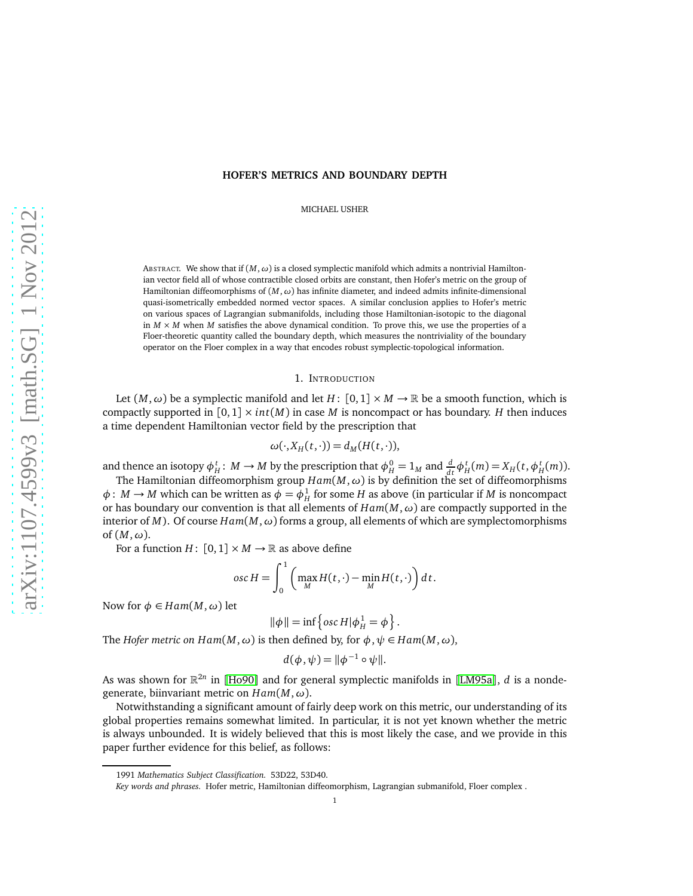# HOFER'S METRICS AND BOUNDARY DEPTH

MICHAEL USHER

ABSTRACT. We show that if $(M,\omega)$ is a closed symplectic manifold which admits a nontrivial Hamiltonian vector field all of whose contractible closed orbits are constant, then Hofer's metric on the group of Hamiltonian diffeomorphisms of $(M,\omega)$ has infinite diameter, and indeed admits infinite-dimensional quasi-isometrically embedded normed vector spaces. A similar conclusion applies to Hofer's metric on various spaces of Lagrangian submanifolds, including those Hamiltonian-isotopic to the diagonal in $M \times M$ when $M$ satisfies the above dynamical condition. To prove this, we use the properties of a Floer-theoretic quantity called the boundary depth, which measures the nontriviality of the boundary operator on the Floer complex in a way that encodes robust symplectic-topological information.

## 1. INTRODUCTION

Let $(M,\omega)$ be a symplectic manifold and let $H\colon [0,1]\times M \to \mathbb{R}$ be a smooth function, which is compactly supported in $[0,1]\times int(M)$ in case $M$ is noncompact or has boundary. $H$ then induces a time dependent Hamiltonian vector field by the prescription that

$$\omega(\cdot, X_H(t,\cdot)) = d_M(H(t,\cdot)),$$

and thence an isotopy $\phi_H^t\colon M \to M$ by the prescription that $\phi_H^0 = 1_M$ and $\frac{d}{dt}\phi_H^t(m) = X_H(t,\phi_H^t(m))$.

The Hamiltonian diffeomorphism group $Ham(M,\omega)$ is by definition the set of diffeomorphisms $\phi\colon M\to M$ which can be written as $\phi = \phi_H^1$ for some $H$ as above (in particular if $M$ is noncompact or has boundary our convention is that all elements of $Ham(M,\omega)$ are compactly supported in the interior of $M$). Of course $Ham(M,\omega)$ forms a group, all elements of which are symplectomorphisms of $(M,\omega)$.

For a function $H\colon [0,1]\times M\to\mathbb{R}$ as above define

$$osc\, H = \int_0^1 \left(\max_M H(t,\cdot) - \min_M H(t,\cdot)\right) dt.$$

Now for $\phi \in Ham(M,\omega)$ let

$$\|\phi\| = \inf\left\{ osc\, H | \phi_H^1 = \phi \right\}.$$

The *Hofer metric on $Ham(M,\omega)$* is then defined by, for $\phi,\psi\in Ham(M,\omega)$,

$$d(\phi,\psi) = \|\phi^{-1}\circ\psi\|.$$

As was shown for $\mathbb{R}^{2n}$ in [Ho90] and for general symplectic manifolds in [LM95a], $d$ is a nondegenerate, biinvariant metric on $Ham(M,\omega)$.

Notwithstanding a significant amount of fairly deep work on this metric, our understanding of its global properties remains somewhat limited. In particular, it is not yet known whether the metric is always unbounded. It is widely believed that this is most likely the case, and we provide in this paper further evidence for this belief, as follows:

1991 *Mathematics Subject Classification.* 53D22, 53D40.

*Key words and phrases.* Hofer metric, Hamiltonian diffeomorphism, Lagrangian submanifold, Floer complex .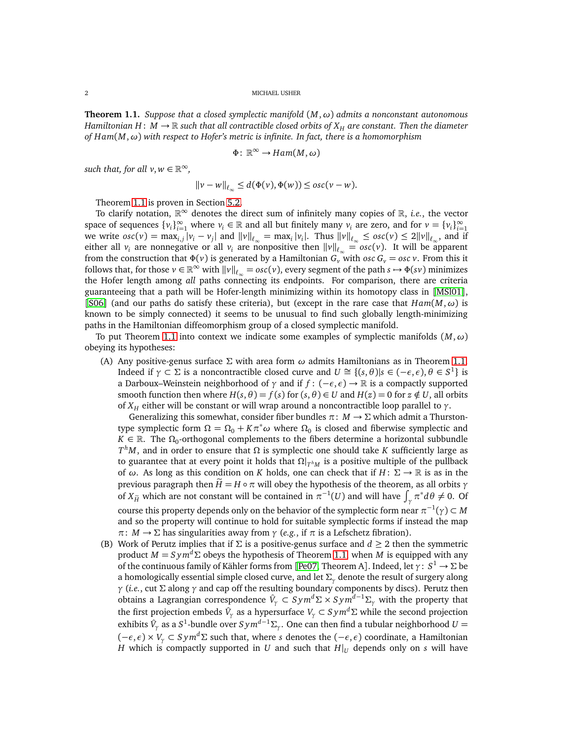**Theorem 1.1.** *Suppose that a closed symplectic manifold $(M,\omega)$ admits a nonconstant autonomous Hamiltonian $H\colon M\to\mathbb{R}$ such that all contractible closed orbits of $X_H$ are constant. Then the diameter of $Ham(M,\omega)$ with respect to Hofer's metric is infinite. In fact, there is a homomorphism*

$$\Phi\colon \mathbb{R}^\infty \to Ham(M,\omega)$$

*such that, for all $v,w\in\mathbb{R}^\infty$,*

$$\|v-w\|_{\ell_\infty} \le d(\Phi(v),\Phi(w)) \le osc(v-w).$$

Theorem 1.1 is proven in Section 5.2.

To clarify notation, $\mathbb{R}^\infty$ denotes the direct sum of infinitely many copies of $\mathbb{R}$, *i.e.*, the vector space of sequences $\{v_i\}_{i=1}^\infty$ where $v_i\in\mathbb{R}$ and all but finitely many $v_i$ are zero, and for $v=\{v_i\}_{i=1}^\infty$ we write $osc(v)=\max_{i,j}|v_i-v_j|$ and $\|v\|_{\ell_\infty}=\max_i|v_i|$. Thus $\|v\|_{\ell_\infty}\le osc(v)\le 2\|v\|_{\ell_\infty}$, and if either all $v_i$ are nonnegative or all $v_i$ are nonpositive then $\|v\|_{\ell_\infty}=osc(v)$. It will be apparent from the construction that $\Phi(v)$ is generated by a Hamiltonian $G_v$ with $osc\, G_v = osc\, v$. From this it follows that, for those $v\in\mathbb{R}^\infty$ with $\|v\|_{\ell_\infty}=osc(v)$, every segment of the path $s\mapsto\Phi(sv)$ minimizes the Hofer length among *all* paths connecting its endpoints. For comparison, there are criteria guaranteeing that a path will be Hofer-length minimizing within its homotopy class in [MSl01], [S06] (and our paths do satisfy these criteria), but (except in the rare case that $Ham(M,\omega)$ is known to be simply connected) it seems to be unusual to find such globally length-minimizing paths in the Hamiltonian diffeomorphism group of a closed symplectic manifold.

To put Theorem 1.1 into context we indicate some examples of symplectic manifolds $(M,\omega)$ obeying its hypotheses:

(A) Any positive-genus surface $\Sigma$ with area form $\omega$ admits Hamiltonians as in Theorem 1.1. Indeed if $\gamma\subset\Sigma$ is a noncontractible closed curve and $U\cong\{(s,\theta)|s\in(-\epsilon,\epsilon),\theta\in S^1\}$ is a Darboux–Weinstein neighborhood of $\gamma$ and if $f\colon(-\epsilon,\epsilon)\to\mathbb{R}$ is a compactly supported smooth function then where $H(s,\theta)=f(s)$ for $(s,\theta)\in U$ and $H(z)=0$ for $z\notin U$, all orbits of $X_H$ either will be constant or will wrap around a noncontractible loop parallel to $\gamma$.

Generalizing this somewhat, consider fiber bundles $\pi\colon M\to\Sigma$ which admit a Thurston-type symplectic form $\Omega=\Omega_0+K\pi^*\omega$ where $\Omega_0$ is closed and fiberwise symplectic and $K\in\mathbb{R}$. The $\Omega_0$-orthogonal complements to the fibers determine a horizontal subbundle $T^hM$, and in order to ensure that $\Omega$ is symplectic one should take $K$ sufficiently large as to guarantee that at every point it holds that $\Omega|_{T^hM}$ is a positive multiple of the pullback of $\omega$. As long as this condition on $K$ holds, one can check that if $H\colon\Sigma\to\mathbb{R}$ is as in the previous paragraph then $\widetilde{H}=H\circ\pi$ will obey the hypothesis of the theorem, as all orbits $\gamma$ of $X_{\widetilde{H}}$ which are not constant will be contained in $\pi^{-1}(U)$ and will have $\int_\gamma \pi^*d\theta\neq 0$. Of course this property depends only on the behavior of the symplectic form near $\pi^{-1}(\gamma)\subset M$ and so the property will continue to hold for suitable symplectic forms if instead the map $\pi\colon M\to\Sigma$ has singularities away from $\gamma$ (*e.g.*, if $\pi$ is a Lefschetz fibration).

(B) Work of Perutz implies that if $\Sigma$ is a positive-genus surface and $d\ge 2$ then the symmetric product $M=Sym^d\Sigma$ obeys the hypothesis of Theorem 1.1 when $M$ is equipped with any of the continuous family of Kähler forms from [Pe07, Theorem A]. Indeed, let $\gamma\colon S^1\to\Sigma$ be a homologically essential simple closed curve, and let $\Sigma_\gamma$ denote the result of surgery along $\gamma$ (*i.e.*, cut $\Sigma$ along $\gamma$ and cap off the resulting boundary components by discs). Perutz then obtains a Lagrangian correspondence $\hat{V}_\gamma\subset Sym^d\Sigma\times Sym^{d-1}\Sigma_\gamma$ with the property that the first projection embeds $\hat{V}_\gamma$ as a hypersurface $V_\gamma\subset Sym^d\Sigma$ while the second projection exhibits $\hat{V}_\gamma$ as a $S^1$-bundle over $Sym^{d-1}\Sigma_\gamma$. One can then find a tubular neighborhood $U=(-\epsilon,\epsilon)\times V_\gamma\subset Sym^d\Sigma$ such that, where $s$ denotes the $(-\epsilon,\epsilon)$ coordinate, a Hamiltonian $H$ which is compactly supported in $U$ and such that $H|_U$ depends only on $s$ will have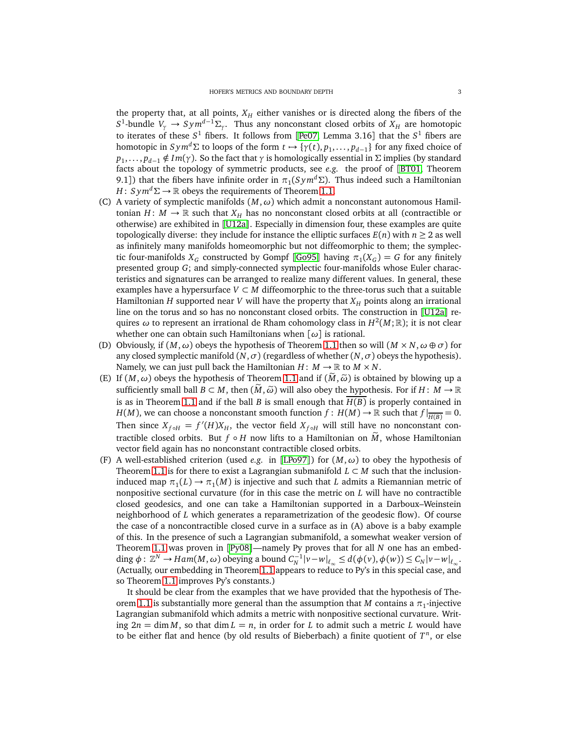the property that, at all points, $X_H$ either vanishes or is directed along the fibers of the $S^1$-bundle $V_\gamma \to Sym^{d-1}\Sigma_\gamma$. Thus any nonconstant closed orbits of $X_H$ are homotopic to iterates of these $S^1$ fibers. It follows from [Pe07, Lemma 3.16] that the $S^1$ fibers are homotopic in $Sym^d\Sigma$ to loops of the form $t \mapsto \{\gamma(t), p_1, \ldots, p_{d-1}\}$ for any fixed choice of $p_1, \ldots, p_{d-1} \notin Im(\gamma)$. So the fact that $\gamma$ is homologically essential in $\Sigma$ implies (by standard facts about the topology of symmetric products, see *e.g.* the proof of [BT01, Theorem 9.1]) that the fibers have infinite order in $\pi_1(Sym^d\Sigma)$. Thus indeed such a Hamiltonian $H: Sym^d\Sigma \to \mathbb{R}$ obeys the requirements of Theorem 1.1.

(C) A variety of symplectic manifolds $(M,\omega)$ which admit a nonconstant autonomous Hamiltonian $H: M \to \mathbb{R}$ such that $X_H$ has no nonconstant closed orbits at all (contractible or otherwise) are exhibited in [U12a]. Especially in dimension four, these examples are quite topologically diverse: they include for instance the elliptic surfaces $E(n)$ with $n \geq 2$ as well as infinitely many manifolds homeomorphic but not diffeomorphic to them; the symplectic four-manifolds $X_G$ constructed by Gompf [Go95] having $\pi_1(X_G) = G$ for any finitely presented group $G$; and simply-connected symplectic four-manifolds whose Euler characteristics and signatures can be arranged to realize many different values. In general, these examples have a hypersurface $V \subset M$ diffeomorphic to the three-torus such that a suitable Hamiltonian $H$ supported near $V$ will have the property that $X_H$ points along an irrational line on the torus and so has no nonconstant closed orbits. The construction in [U12a] requires $\omega$ to represent an irrational de Rham cohomology class in $H^2(M;\mathbb{R})$; it is not clear whether one can obtain such Hamiltonians when $[\omega]$ is rational.

(D) Obviously, if $(M,\omega)$ obeys the hypothesis of Theorem 1.1 then so will $(M \times N, \omega \oplus \sigma)$ for any closed symplectic manifold $(N,\sigma)$ (regardless of whether $(N,\sigma)$ obeys the hypothesis). Namely, we can just pull back the Hamiltonian $H: M \to \mathbb{R}$ to $M \times N$.

(E) If $(M,\omega)$ obeys the hypothesis of Theorem 1.1 and if $(\widetilde{M},\widetilde{\omega})$ is obtained by blowing up a sufficiently small ball $B \subset M$, then $(\widetilde{M},\widetilde{\omega})$ will also obey the hypothesis. For if $H: M \to \mathbb{R}$ is as in Theorem 1.1 and if the ball $B$ is small enough that $\overline{H(B)}$ is properly contained in $H(M)$, we can choose a nonconstant smooth function $f: H(M) \to \mathbb{R}$ such that $f|_{\overline{H(B)}} = 0$. Then since $X_{f\circ H} = f'(H)X_H$, the vector field $X_{f\circ H}$ will still have no nonconstant contractible closed orbits. But $f \circ H$ now lifts to a Hamiltonian on $\widetilde{M}$, whose Hamiltonian vector field again has no nonconstant contractible closed orbits.

(F) A well-established criterion (used *e.g.* in [LPo97]) for $(M,\omega)$ to obey the hypothesis of Theorem 1.1 is for there to exist a Lagrangian submanifold $L \subset M$ such that the inclusion-induced map $\pi_1(L) \to \pi_1(M)$ is injective and such that $L$ admits a Riemannian metric of nonpositive sectional curvature (for in this case the metric on $L$ will have no contractible closed geodesics, and one can take a Hamiltonian supported in a Darboux–Weinstein neighborhood of $L$ which generates a reparametrization of the geodesic flow). Of course the case of a noncontractible closed curve in a surface as in (A) above is a baby example of this. In the presence of such a Lagrangian submanifold, a somewhat weaker version of Theorem 1.1 was proven in [Py08]—namely Py proves that for all $N$ one has an embedding $\phi: \mathbb{Z}^N \to Ham(M,\omega)$ obeying a bound $C_N^{-1}|v-w|_{\ell_\infty} \leq d(\phi(v),\phi(w)) \leq C_N|v-w|_{\ell_\infty}$. (Actually, our embedding in Theorem 1.1 appears to reduce to Py's in this special case, and so Theorem 1.1 improves Py's constants.)

It should be clear from the examples that we have provided that the hypothesis of Theorem 1.1 is substantially more general than the assumption that $M$ contains a $\pi_1$-injective Lagrangian submanifold which admits a metric with nonpositive sectional curvature. Writing $2n = \dim M$, so that $\dim L = n$, in order for $L$ to admit such a metric $L$ would have to be either flat and hence (by old results of Bieberbach) a finite quotient of $T^n$, or else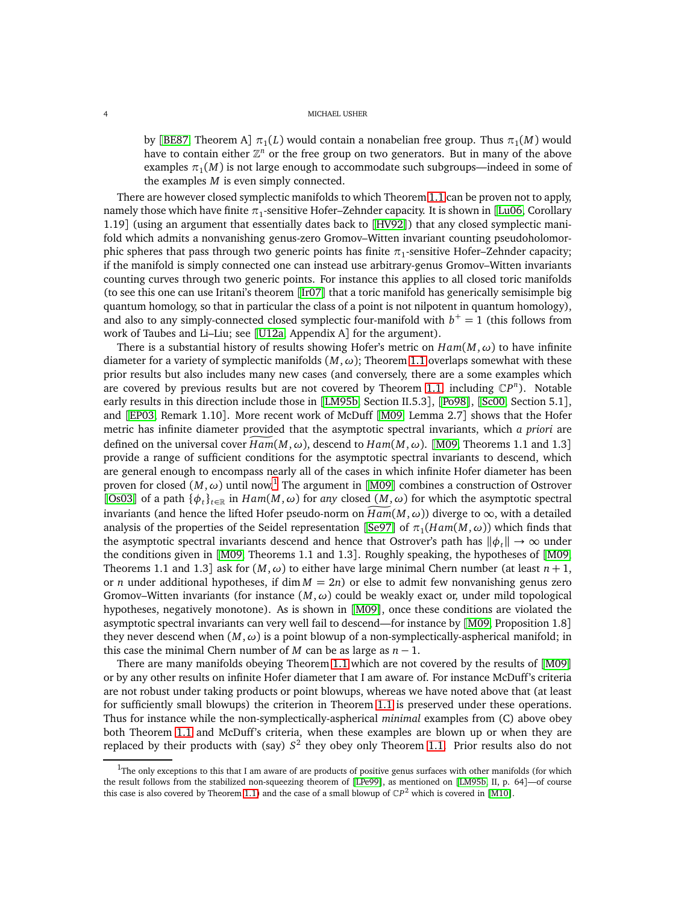by [BE87, Theorem A] $\pi_1(L)$ would contain a nonabelian free group. Thus $\pi_1(M)$ would have to contain either $\mathbb{Z}^n$ or the free group on two generators. But in many of the above examples $\pi_1(M)$ is not large enough to accommodate such subgroups—indeed in some of the examples $M$ is even simply connected.

There are however closed symplectic manifolds to which Theorem 1.1 can be proven not to apply, namely those which have finite $\pi_1$-sensitive Hofer–Zehnder capacity. It is shown in [Lu06, Corollary 1.19] (using an argument that essentially dates back to [HV92]) that any closed symplectic manifold which admits a nonvanishing genus-zero Gromov–Witten invariant counting pseudoholomorphic spheres that pass through two generic points has finite $\pi_1$-sensitive Hofer–Zehnder capacity; if the manifold is simply connected one can instead use arbitrary-genus Gromov–Witten invariants counting curves through two generic points. For instance this applies to all closed toric manifolds (to see this one can use Iritani's theorem [Ir07] that a toric manifold has generically semisimple big quantum homology, so that in particular the class of a point is not nilpotent in quantum homology), and also to any simply-connected closed symplectic four-manifold with $b^+ = 1$ (this follows from work of Taubes and Li–Liu; see [U12a, Appendix A] for the argument).

There is a substantial history of results showing Hofer's metric on $Ham(M,\omega)$ to have infinite diameter for a variety of symplectic manifolds $(M,\omega)$; Theorem 1.1 overlaps somewhat with these prior results but also includes many new cases (and conversely, there are a some examples which are covered by previous results but are not covered by Theorem 1.1, including $\mathbb{C}P^n$). Notable early results in this direction include those in [LM95b, Section II.5.3], [Po98], [Sc00, Section 5.1], and [EP03, Remark 1.10]. More recent work of McDuff [M09, Lemma 2.7] shows that the Hofer metric has infinite diameter provided that the asymptotic spectral invariants, which *a priori* are defined on the universal cover $\widetilde{Ham}(M,\omega)$, descend to $Ham(M,\omega)$. [M09, Theorems 1.1 and 1.3] provide a range of sufficient conditions for the asymptotic spectral invariants to descend, which are general enough to encompass nearly all of the cases in which infinite Hofer diameter has been proven for closed $(M,\omega)$ until now.[1] The argument in [M09] combines a construction of Ostrover [Os03] of a path $\{\phi_t\}_{t\in\mathbb{R}}$ in $Ham(M,\omega)$ for *any* closed $(M,\omega)$ for which the asymptotic spectral invariants (and hence the lifted Hofer pseudo-norm on $\widetilde{Ham}(M,\omega)$) diverge to $\infty$, with a detailed analysis of the properties of the Seidel representation [Se97] of $\pi_1(Ham(M,\omega))$ which finds that the asymptotic spectral invariants descend and hence that Ostrover's path has $\|\phi_t\| \to \infty$ under the conditions given in [M09, Theorems 1.1 and 1.3]. Roughly speaking, the hypotheses of [M09, Theorems 1.1 and 1.3] ask for $(M,\omega)$ to either have large minimal Chern number (at least $n+1$, or $n$ under additional hypotheses, if $\dim M = 2n$) or else to admit few nonvanishing genus zero Gromov–Witten invariants (for instance $(M,\omega)$ could be weakly exact or, under mild topological hypotheses, negatively monotone). As is shown in [M09], once these conditions are violated the asymptotic spectral invariants can very well fail to descend—for instance by [M09, Proposition 1.8] they never descend when $(M,\omega)$ is a point blowup of a non-symplectically-aspherical manifold; in this case the minimal Chern number of $M$ can be as large as $n-1$.

There are many manifolds obeying Theorem 1.1 which are not covered by the results of [M09] or by any other results on infinite Hofer diameter that I am aware of. For instance McDuff's criteria are not robust under taking products or point blowups, whereas we have noted above that (at least for sufficiently small blowups) the criterion in Theorem 1.1 is preserved under these operations. Thus for instance while the non-symplectically-aspherical *minimal* examples from (C) above obey both Theorem 1.1 and McDuff's criteria, when these examples are blown up or when they are replaced by their products with (say) $S^2$ they obey only Theorem 1.1. Prior results also do not

[1] The only exceptions to this that I am aware of are products of positive genus surfaces with other manifolds (for which the result follows from the stabilized non-squeezing theorem of [LPe99], as mentioned on [LM95b, II, p. 64]—of course this case is also covered by Theorem 1.1) and the case of a small blowup of $\mathbb{C}P^2$ which is covered in [M10].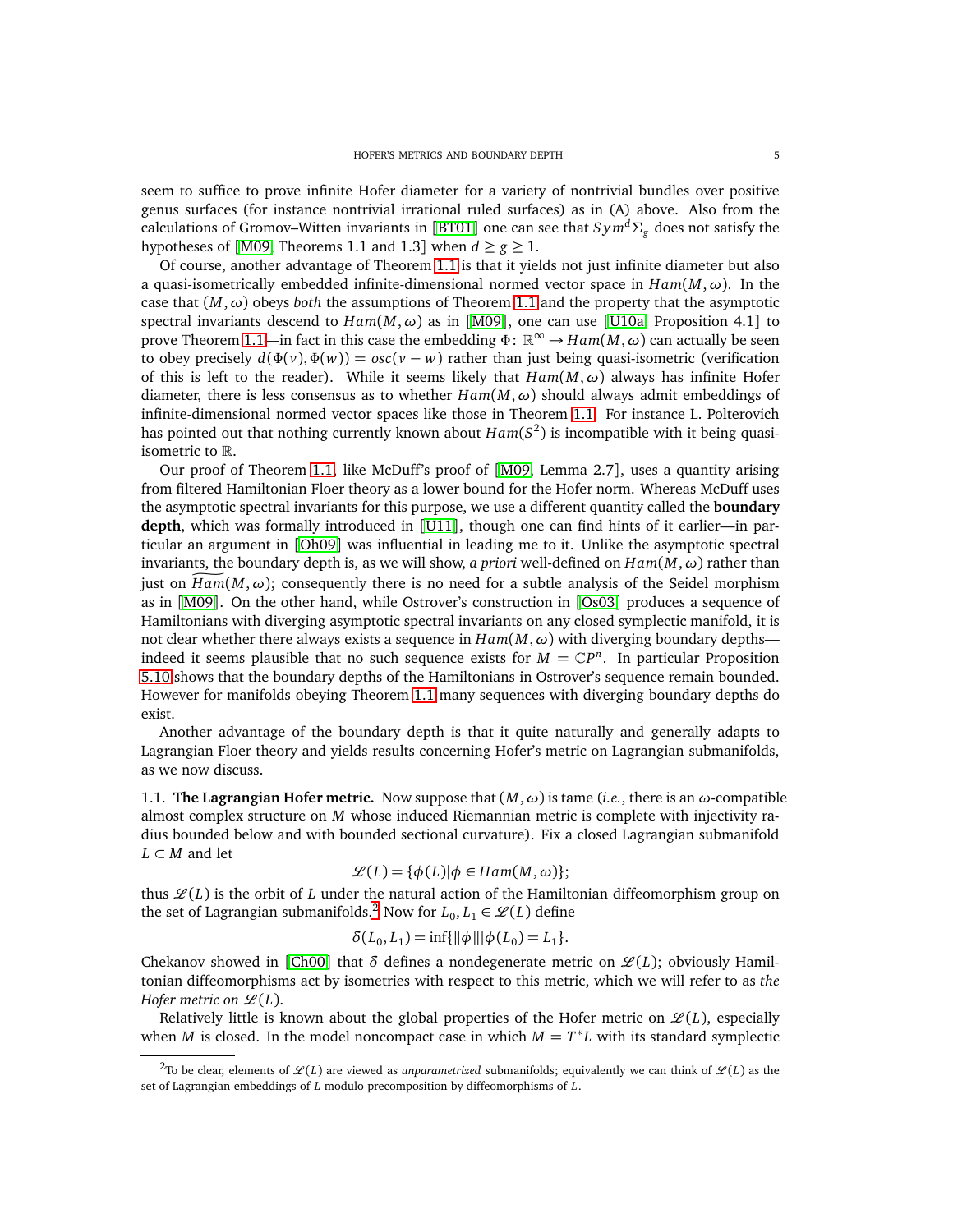seem to suffice to prove infinite Hofer diameter for a variety of nontrivial bundles over positive genus surfaces (for instance nontrivial irrational ruled surfaces) as in (A) above. Also from the calculations of Gromov–Witten invariants in [BT01] one can see that $Sym^d\Sigma_g$ does not satisfy the hypotheses of [M09, Theorems 1.1 and 1.3] when $d \geq g \geq 1$.

Of course, another advantage of Theorem 1.1 is that it yields not just infinite diameter but also a quasi-isometrically embedded infinite-dimensional normed vector space in $Ham(M,\omega)$. In the case that $(M,\omega)$ obeys *both* the assumptions of Theorem 1.1 and the property that the asymptotic spectral invariants descend to $Ham(M,\omega)$ as in [M09], one can use [U10a, Proposition 4.1] to prove Theorem 1.1—in fact in this case the embedding $\Phi\colon \mathbb{R}^\infty \to Ham(M,\omega)$ can actually be seen to obey precisely $d(\Phi(v),\Phi(w)) = osc(v-w)$ rather than just being quasi-isometric (verification of this is left to the reader). While it seems likely that $Ham(M,\omega)$ always has infinite Hofer diameter, there is less consensus as to whether $Ham(M,\omega)$ should always admit embeddings of infinite-dimensional normed vector spaces like those in Theorem 1.1. For instance L. Polterovich has pointed out that nothing currently known about $Ham(S^2)$ is incompatible with it being quasi-isometric to $\mathbb{R}$.

Our proof of Theorem 1.1, like McDuff's proof of [M09, Lemma 2.7], uses a quantity arising from filtered Hamiltonian Floer theory as a lower bound for the Hofer norm. Whereas McDuff uses the asymptotic spectral invariants for this purpose, we use a different quantity called the **boundary depth**, which was formally introduced in [U11], though one can find hints of it earlier—in particular an argument in [Oh09] was influential in leading me to it. Unlike the asymptotic spectral invariants, the boundary depth is, as we will show, *a priori* well-defined on $Ham(M,\omega)$ rather than just on $\widetilde{Ham}(M,\omega)$; consequently there is no need for a subtle analysis of the Seidel morphism as in [M09]. On the other hand, while Ostrover's construction in [Os03] produces a sequence of Hamiltonians with diverging asymptotic spectral invariants on any closed symplectic manifold, it is not clear whether there always exists a sequence in $Ham(M,\omega)$ with diverging boundary depths—indeed it seems plausible that no such sequence exists for $M = \mathbb{C}P^n$. In particular Proposition 5.10 shows that the boundary depths of the Hamiltonians in Ostrover's sequence remain bounded. However for manifolds obeying Theorem 1.1 many sequences with diverging boundary depths do exist.

Another advantage of the boundary depth is that it quite naturally and generally adapts to Lagrangian Floer theory and yields results concerning Hofer's metric on Lagrangian submanifolds, as we now discuss.

## 1.1. The Lagrangian Hofer metric.

Now suppose that $(M,\omega)$ is tame (*i.e.*, there is an $\omega$-compatible almost complex structure on $M$ whose induced Riemannian metric is complete with injectivity radius bounded below and with bounded sectional curvature). Fix a closed Lagrangian submanifold $L \subset M$ and let

$$\mathscr{L}(L) = \{\phi(L) | \phi \in Ham(M,\omega)\};$$

thus $\mathscr{L}(L)$ is the orbit of $L$ under the natural action of the Hamiltonian diffeomorphism group on the set of Lagrangian submanifolds.[2] Now for $L_0, L_1 \in \mathscr{L}(L)$ define

$$\delta(L_0,L_1) = \inf\{\|\phi\| | \phi(L_0) = L_1\}.$$

Chekanov showed in [Ch00] that $\delta$ defines a nondegenerate metric on $\mathscr{L}(L)$; obviously Hamiltonian diffeomorphisms act by isometries with respect to this metric, which we will refer to as *the Hofer metric on* $\mathscr{L}(L)$.

Relatively little is known about the global properties of the Hofer metric on $\mathscr{L}(L)$, especially when $M$ is closed. In the model noncompact case in which $M = T^*L$ with its standard symplectic

---

[2] To be clear, elements of $\mathscr{L}(L)$ are viewed as *unparametrized* submanifolds; equivalently we can think of $\mathscr{L}(L)$ as the set of Lagrangian embeddings of $L$ modulo precomposition by diffeomorphisms of $L$.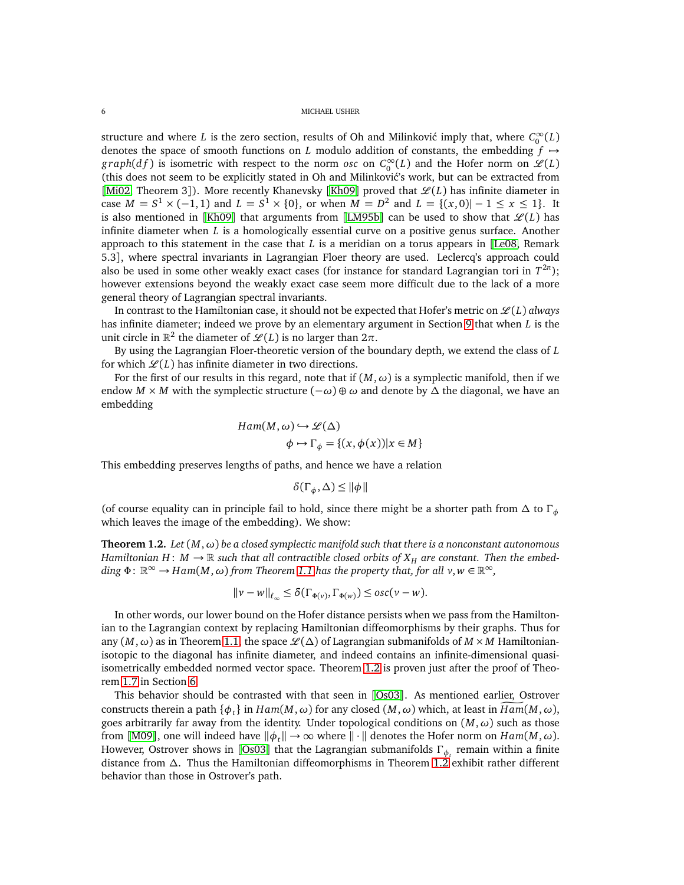structure and where $L$ is the zero section, results of Oh and Milinković imply that, where $C_0^\infty(L)$ denotes the space of smooth functions on $L$ modulo addition of constants, the embedding $f \mapsto graph(df)$ is isometric with respect to the norm $osc$ on $C_0^\infty(L)$ and the Hofer norm on $\mathscr{L}(L)$ (this does not seem to be explicitly stated in Oh and Milinković's work, but can be extracted from [Mi02, Theorem 3]). More recently Khanevsky [Kh09] proved that $\mathscr{L}(L)$ has infinite diameter in case $M = S^1 \times (-1, 1)$ and $L = S^1 \times \{0\}$, or when $M = D^2$ and $L = \{(x, 0)| -1 \leq x \leq 1\}$. It is also mentioned in [Kh09] that arguments from [LM95b] can be used to show that $\mathscr{L}(L)$ has infinite diameter when $L$ is a homologically essential curve on a positive genus surface. Another approach to this statement in the case that $L$ is a meridian on a torus appears in [Le08, Remark 5.3], where spectral invariants in Lagrangian Floer theory are used. Leclercq's approach could also be used in some other weakly exact cases (for instance for standard Lagrangian tori in $T^{2n}$); however extensions beyond the weakly exact case seem more difficult due to the lack of a more general theory of Lagrangian spectral invariants.

In contrast to the Hamiltonian case, it should not be expected that Hofer's metric on $\mathscr{L}(L)$ *always* has infinite diameter; indeed we prove by an elementary argument in Section 9 that when $L$ is the unit circle in $\mathbb{R}^2$ the diameter of $\mathscr{L}(L)$ is no larger than $2\pi$.

By using the Lagrangian Floer-theoretic version of the boundary depth, we extend the class of $L$ for which $\mathscr{L}(L)$ has infinite diameter in two directions.

For the first of our results in this regard, note that if $(M, \omega)$ is a symplectic manifold, then if we endow $M \times M$ with the symplectic structure $(-\omega) \oplus \omega$ and denote by $\Delta$ the diagonal, we have an embedding

$$\begin{aligned} Ham(M, \omega) &\hookrightarrow \mathscr{L}(\Delta) \\ \phi &\mapsto \Gamma_\phi = \{(x, \phi(x)) | x \in M\} \end{aligned}$$

This embedding preserves lengths of paths, and hence we have a relation

$$\delta(\Gamma_\phi, \Delta) \leq \|\phi\|$$

(of course equality can in principle fail to hold, since there might be a shorter path from $\Delta$ to $\Gamma_\phi$ which leaves the image of the embedding). We show:

**Theorem 1.2.** *Let $(M, \omega)$ be a closed symplectic manifold such that there is a nonconstant autonomous Hamiltonian $H: M \to \mathbb{R}$ such that all contractible closed orbits of $X_H$ are constant. Then the embedding $\Phi: \mathbb{R}^\infty \to Ham(M, \omega)$ from Theorem 1.1 has the property that, for all $v, w \in \mathbb{R}^\infty$,*

$$\|v - w\|_{\ell_\infty} \leq \delta(\Gamma_{\Phi(v)}, \Gamma_{\Phi(w)}) \leq osc(v - w).$$

In other words, our lower bound on the Hofer distance persists when we pass from the Hamiltonian to the Lagrangian context by replacing Hamiltonian diffeomorphisms by their graphs. Thus for any $(M, \omega)$ as in Theorem 1.1, the space $\mathscr{L}(\Delta)$ of Lagrangian submanifolds of $M \times M$ Hamiltonian-isotopic to the diagonal has infinite diameter, and indeed contains an infinite-dimensional quasi-isometrically embedded normed vector space. Theorem 1.2 is proven just after the proof of Theorem 1.7 in Section 6.

This behavior should be contrasted with that seen in [Os03]. As mentioned earlier, Ostrover constructs therein a path $\{\phi_t\}$ in $Ham(M, \omega)$ for any closed $(M, \omega)$ which, at least in $\widetilde{Ham}(M, \omega)$, goes arbitrarily far away from the identity. Under topological conditions on $(M, \omega)$ such as those from [M09], one will indeed have $\|\phi_t\| \to \infty$ where $\|\cdot\|$ denotes the Hofer norm on $Ham(M, \omega)$. However, Ostrover shows in [Os03] that the Lagrangian submanifolds $\Gamma_{\phi_t}$ remain within a finite distance from $\Delta$. Thus the Hamiltonian diffeomorphisms in Theorem 1.2 exhibit rather different behavior than those in Ostrover's path.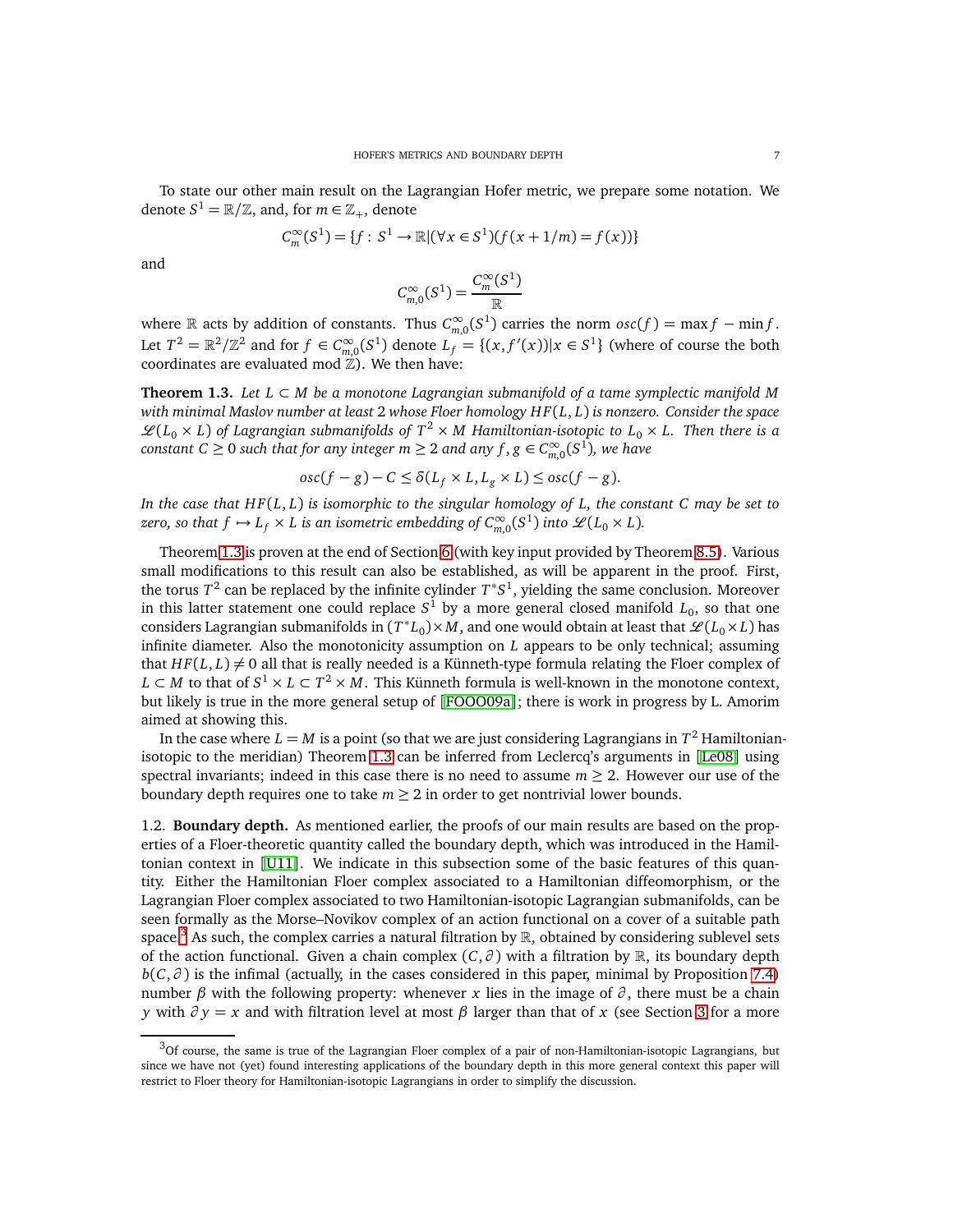To state our other main result on the Lagrangian Hofer metric, we prepare some notation. We denote $S^1 = \mathbb{R}/\mathbb{Z}$, and, for $m \in \mathbb{Z}_+$, denote

$$C^\infty_m(S^1) = \{f : S^1 \to \mathbb{R} | (\forall x \in S^1)(f(x + 1/m) = f(x))\}$$

and

$$C^\infty_{m,0}(S^1) = \frac{C^\infty_m(S^1)}{\mathbb{R}}$$

where $\mathbb{R}$ acts by addition of constants. Thus $C^\infty_{m,0}(S^1)$ carries the norm $osc(f) = \max f - \min f$. Let $T^2 = \mathbb{R}^2/\mathbb{Z}^2$ and for $f \in C^\infty_{m,0}(S^1)$ denote $L_f = \{(x, f'(x)) | x \in S^1\}$ (where of course the both coordinates are evaluated mod $\mathbb{Z}$). We then have:

**Theorem 1.3.** *Let $L \subset M$ be a monotone Lagrangian submanifold of a tame symplectic manifold $M$ with minimal Maslov number at least 2 whose Floer homology $HF(L, L)$ is nonzero. Consider the space $\mathscr{L}(L_0 \times L)$ of Lagrangian submanifolds of $T^2 \times M$ Hamiltonian-isotopic to $L_0 \times L$. Then there is a constant $C \geq 0$ such that for any integer $m \geq 2$ and any $f, g \in C^\infty_{m,0}(S^1)$, we have*

$$osc(f - g) - C \leq \delta(L_f \times L, L_g \times L) \leq osc(f - g).$$

*In the case that $HF(L, L)$ is isomorphic to the singular homology of $L$, the constant $C$ may be set to zero, so that $f \mapsto L_f \times L$ is an isometric embedding of $C^\infty_{m,0}(S^1)$ into $\mathscr{L}(L_0 \times L)$.*

Theorem 1.3 is proven at the end of Section 6 (with key input provided by Theorem 8.5). Various small modifications to this result can also be established, as will be apparent in the proof. First, the torus $T^2$ can be replaced by the infinite cylinder $T^*S^1$, yielding the same conclusion. Moreover in this latter statement one could replace $S^1$ by a more general closed manifold $L_0$, so that one considers Lagrangian submanifolds in $(T^*L_0) \times M$, and one would obtain at least that $\mathscr{L}(L_0 \times L)$ has infinite diameter. Also the monotonicity assumption on $L$ appears to be only technical; assuming that $HF(L, L) \neq 0$ all that is really needed is a Künneth-type formula relating the Floer complex of $L \subset M$ to that of $S^1 \times L \subset T^2 \times M$. This Künneth formula is well-known in the monotone context, but likely is true in the more general setup of [FOOO09a]; there is work in progress by L. Amorim aimed at showing this.

In the case where $L = M$ is a point (so that we are just considering Lagrangians in $T^2$ Hamiltonian-isotopic to the meridian) Theorem 1.3 can be inferred from Leclercq's arguments in [Le08] using spectral invariants; indeed in this case there is no need to assume $m \geq 2$. However our use of the boundary depth requires one to take $m \geq 2$ in order to get nontrivial lower bounds.

1.2. **Boundary depth.** As mentioned earlier, the proofs of our main results are based on the properties of a Floer-theoretic quantity called the boundary depth, which was introduced in the Hamiltonian context in [U11]. We indicate in this subsection some of the basic features of this quantity. Either the Hamiltonian Floer complex associated to a Hamiltonian diffeomorphism, or the Lagrangian Floer complex associated to two Hamiltonian-isotopic Lagrangian submanifolds, can be seen formally as the Morse–Novikov complex of an action functional on a cover of a suitable path space.[3] As such, the complex carries a natural filtration by $\mathbb{R}$, obtained by considering sublevel sets of the action functional. Given a chain complex $(C, \partial)$ with a filtration by $\mathbb{R}$, its boundary depth $b(C, \partial)$ is the infimal (actually, in the cases considered in this paper, minimal by Proposition 7.4) number $\beta$ with the following property: whenever $x$ lies in the image of $\partial$, there must be a chain $y$ with $\partial y = x$ and with filtration level at most $\beta$ larger than that of $x$ (see Section 3 for a more

[3] Of course, the same is true of the Lagrangian Floer complex of a pair of non-Hamiltonian-isotopic Lagrangians, but since we have not (yet) found interesting applications of the boundary depth in this more general context this paper will restrict to Floer theory for Hamiltonian-isotopic Lagrangians in order to simplify the discussion.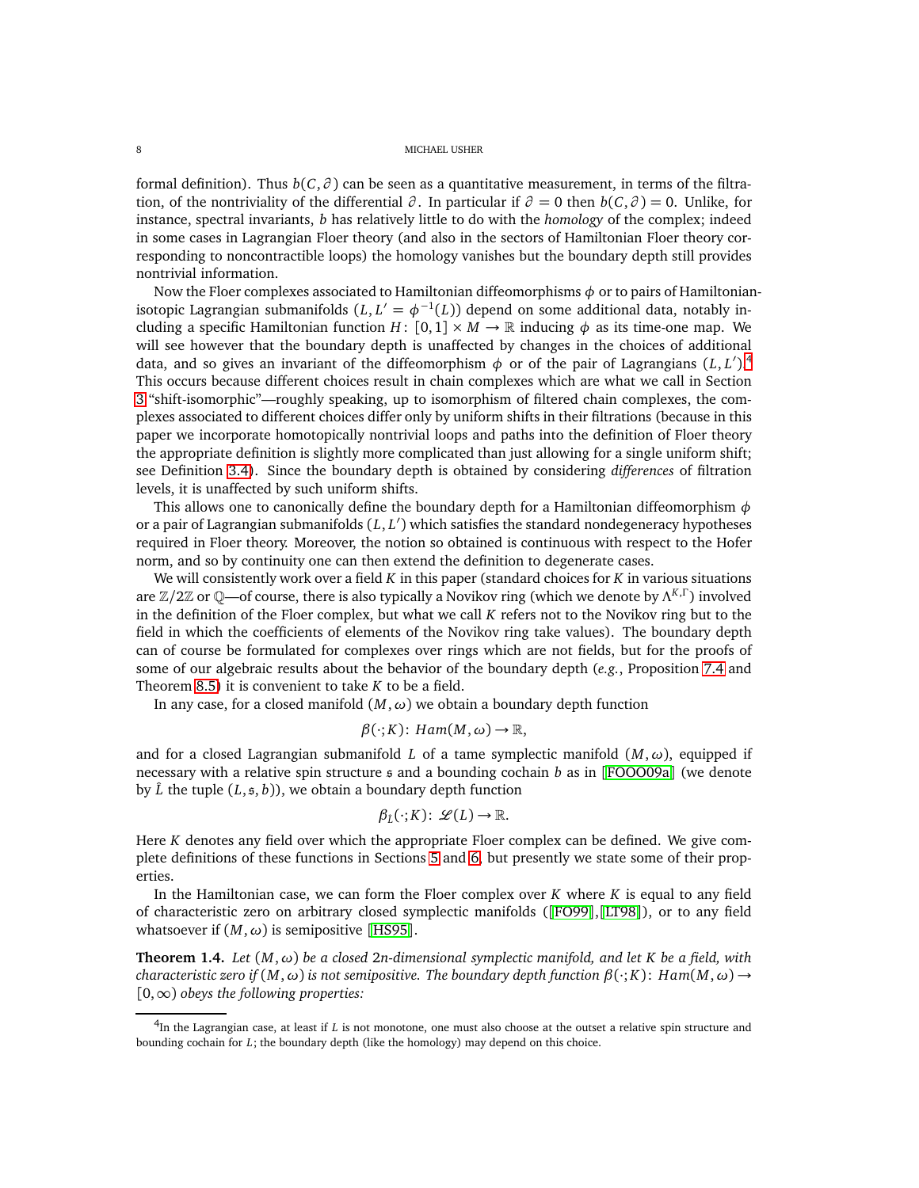formal definition). Thus $b(C,\partial)$ can be seen as a quantitative measurement, in terms of the filtration, of the nontriviality of the differential $\partial$. In particular if $\partial = 0$ then $b(C,\partial) = 0$. Unlike, for instance, spectral invariants, $b$ has relatively little to do with the *homology* of the complex; indeed in some cases in Lagrangian Floer theory (and also in the sectors of Hamiltonian Floer theory corresponding to noncontractible loops) the homology vanishes but the boundary depth still provides nontrivial information.

Now the Floer complexes associated to Hamiltonian diffeomorphisms $\phi$ or to pairs of Hamiltonian-isotopic Lagrangian submanifolds $(L, L' = \phi^{-1}(L))$ depend on some additional data, notably including a specific Hamiltonian function $H\colon [0,1]\times M \to \mathbb{R}$ inducing $\phi$ as its time-one map. We will see however that the boundary depth is unaffected by changes in the choices of additional data, and so gives an invariant of the diffeomorphism $\phi$ or of the pair of Lagrangians $(L, L')$.[4] This occurs because different choices result in chain complexes which are what we call in Section 3 "shift-isomorphic"—roughly speaking, up to isomorphism of filtered chain complexes, the complexes associated to different choices differ only by uniform shifts in their filtrations (because in this paper we incorporate homotopically nontrivial loops and paths into the definition of Floer theory the appropriate definition is slightly more complicated than just allowing for a single uniform shift; see Definition 3.4). Since the boundary depth is obtained by considering *differences* of filtration levels, it is unaffected by such uniform shifts.

This allows one to canonically define the boundary depth for a Hamiltonian diffeomorphism $\phi$ or a pair of Lagrangian submanifolds $(L, L')$ which satisfies the standard nondegeneracy hypotheses required in Floer theory. Moreover, the notion so obtained is continuous with respect to the Hofer norm, and so by continuity one can then extend the definition to degenerate cases.

We will consistently work over a field $K$ in this paper (standard choices for $K$ in various situations are $\mathbb{Z}/2\mathbb{Z}$ or $\mathbb{Q}$—of course, there is also typically a Novikov ring (which we denote by $\Lambda^{K,\Gamma}$) involved in the definition of the Floer complex, but what we call $K$ refers not to the Novikov ring but to the field in which the coefficients of elements of the Novikov ring take values). The boundary depth can of course be formulated for complexes over rings which are not fields, but for the proofs of some of our algebraic results about the behavior of the boundary depth (*e.g.*, Proposition 7.4 and Theorem 8.5) it is convenient to take $K$ to be a field.

In any case, for a closed manifold $(M,\omega)$ we obtain a boundary depth function

$$\beta(\cdot;K)\colon Ham(M,\omega) \to \mathbb{R},$$

and for a closed Lagrangian submanifold $L$ of a tame symplectic manifold $(M,\omega)$, equipped if necessary with a relative spin structure $\mathfrak{s}$ and a bounding cochain $b$ as in [FOOO09a] (we denote by $\hat{L}$ the tuple $(L,\mathfrak{s},b)$), we obtain a boundary depth function

$$\beta_{\hat{L}}(\cdot;K)\colon \mathscr{L}(L) \to \mathbb{R}.$$

Here $K$ denotes any field over which the appropriate Floer complex can be defined. We give complete definitions of these functions in Sections 5 and 6, but presently we state some of their properties.

In the Hamiltonian case, we can form the Floer complex over $K$ where $K$ is equal to any field of characteristic zero on arbitrary closed symplectic manifolds ([FO99],[LT98]), or to any field whatsoever if $(M,\omega)$ is semipositive [HS95].

**Theorem 1.4.** *Let $(M,\omega)$ be a closed $2n$-dimensional symplectic manifold, and let $K$ be a field, with characteristic zero if $(M,\omega)$ is not semipositive. The boundary depth function $\beta(\cdot;K)\colon Ham(M,\omega) \to [0,\infty)$ obeys the following properties:*

---

[4] In the Lagrangian case, at least if $L$ is not monotone, one must also choose at the outset a relative spin structure and bounding cochain for $L$; the boundary depth (like the homology) may depend on this choice.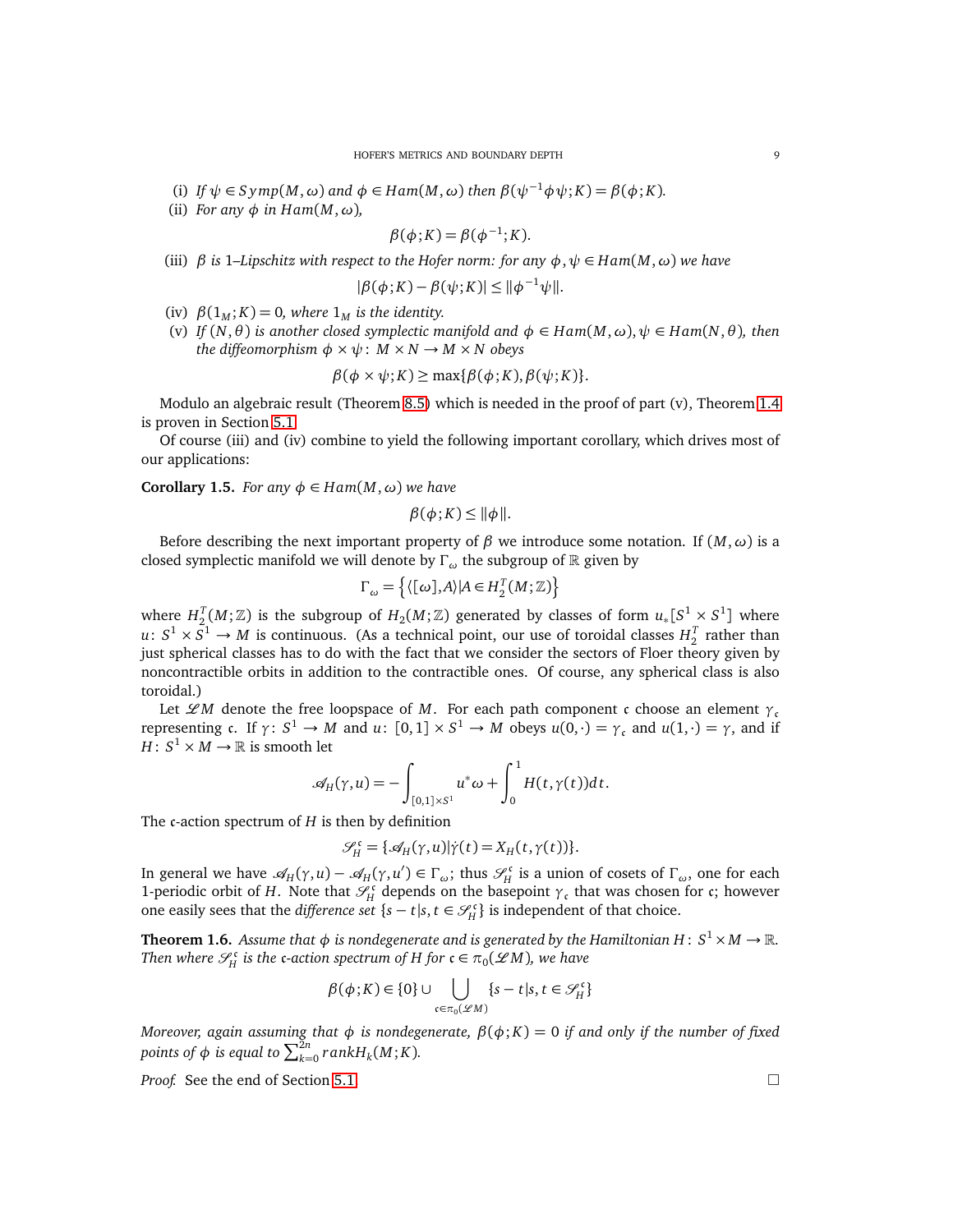(i) *If $\psi \in Symp(M,\omega)$ and $\phi \in Ham(M,\omega)$ then $\beta(\psi^{-1}\phi\psi;K) = \beta(\phi;K)$.*

(ii) *For any $\phi$ in $Ham(M,\omega)$,*

$$\beta(\phi;K) = \beta(\phi^{-1};K).$$

(iii) *$\beta$ is 1–Lipschitz with respect to the Hofer norm: for any $\phi,\psi \in Ham(M,\omega)$ we have*

$$|\beta(\phi;K) - \beta(\psi;K)| \le \|\phi^{-1}\psi\|.$$

(iv) *$\beta(1_M;K) = 0$, where $1_M$ is the identity.*

(v) *If $(N,\theta)$ is another closed symplectic manifold and $\phi \in Ham(M,\omega), \psi \in Ham(N,\theta)$, then the diffeomorphism $\phi \times \psi \colon M \times N \to M \times N$ obeys*

$$\beta(\phi \times \psi;K) \ge \max\{\beta(\phi;K), \beta(\psi;K)\}.$$

Modulo an algebraic result (Theorem 8.5) which is needed in the proof of part (v), Theorem 1.4 is proven in Section 5.1.

Of course (iii) and (iv) combine to yield the following important corollary, which drives most of our applications:

**Corollary 1.5.** *For any $\phi \in Ham(M,\omega)$ we have*

$$\beta(\phi;K) \le \|\phi\|.$$

Before describing the next important property of $\beta$ we introduce some notation. If $(M,\omega)$ is a closed symplectic manifold we will denote by $\Gamma_\omega$ the subgroup of $\mathbb{R}$ given by

$$\Gamma_\omega = \left\{ \langle [\omega], A \rangle | A \in H_2^T(M;\mathbb{Z}) \right\}$$

where $H_2^T(M;\mathbb{Z})$ is the subgroup of $H_2(M;\mathbb{Z})$ generated by classes of form $u_*[S^1 \times S^1]$ where $u \colon S^1 \times S^1 \to M$ is continuous. (As a technical point, our use of toroidal classes $H_2^T$ rather than just spherical classes has to do with the fact that we consider the sectors of Floer theory given by noncontractible orbits in addition to the contractible ones. Of course, any spherical class is also toroidal.)

Let $\mathscr{L}M$ denote the free loopspace of $M$. For each path component $\mathfrak{c}$ choose an element $\gamma_{\mathfrak{c}}$ representing $\mathfrak{c}$. If $\gamma \colon S^1 \to M$ and $u \colon [0,1] \times S^1 \to M$ obeys $u(0,\cdot) = \gamma_{\mathfrak{c}}$ and $u(1,\cdot) = \gamma$, and if $H \colon S^1 \times M \to \mathbb{R}$ is smooth let

$$\mathscr{A}_H(\gamma,u) = -\int_{[0,1]\times S^1} u^*\omega + \int_0^1 H(t,\gamma(t))dt.$$

The $\mathfrak{c}$-action spectrum of $H$ is then by definition

$$\mathscr{S}_H^{\mathfrak{c}} = \{\mathscr{A}_H(\gamma,u) | \dot{\gamma}(t) = X_H(t,\gamma(t))\}.$$

In general we have $\mathscr{A}_H(\gamma,u) - \mathscr{A}_H(\gamma,u') \in \Gamma_\omega$; thus $\mathscr{S}_H^{\mathfrak{c}}$ is a union of cosets of $\Gamma_\omega$, one for each 1-periodic orbit of $H$. Note that $\mathscr{S}_H^{\mathfrak{c}}$ depends on the basepoint $\gamma_{\mathfrak{c}}$ that was chosen for $\mathfrak{c}$; however one easily sees that the *difference set* $\{s - t | s,t \in \mathscr{S}_H^{\mathfrak{c}}\}$ is independent of that choice.

**Theorem 1.6.** *Assume that $\phi$ is nondegenerate and is generated by the Hamiltonian $H \colon S^1 \times M \to \mathbb{R}$. Then where $\mathscr{S}_H^{\mathfrak{c}}$ is the $\mathfrak{c}$-action spectrum of $H$ for $\mathfrak{c} \in \pi_0(\mathscr{L}M)$, we have*

$$\beta(\phi;K) \in \{0\} \cup \bigcup_{\mathfrak{c}\in\pi_0(\mathscr{L}M)} \{s - t | s,t \in \mathscr{S}_H^{\mathfrak{c}}\}$$

*Moreover, again assuming that $\phi$ is nondegenerate, $\beta(\phi;K) = 0$ if and only if the number of fixed points of $\phi$ is equal to $\sum_{k=0}^{2n} rank H_k(M;K)$.*

*Proof.* See the end of Section 5.1. □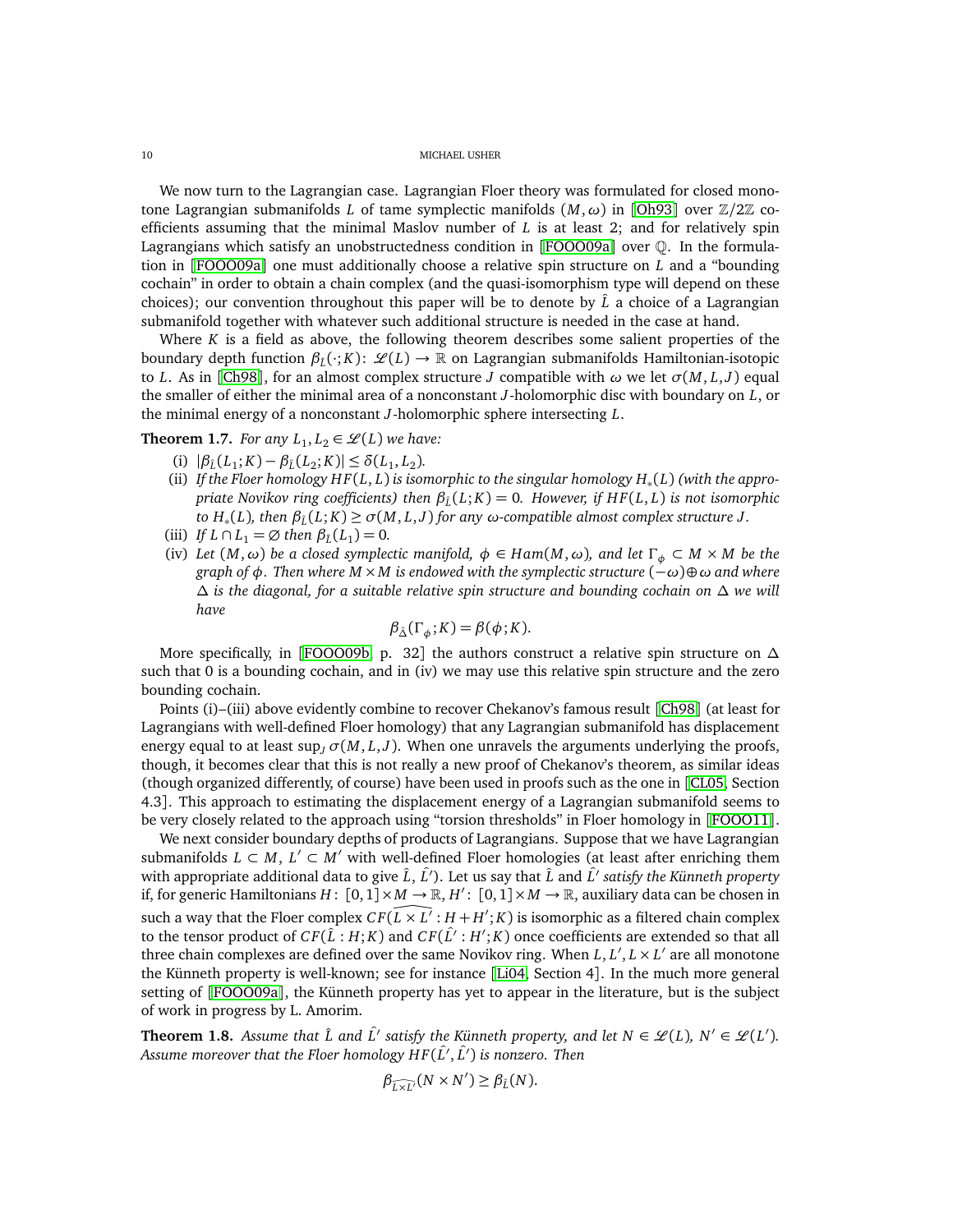We now turn to the Lagrangian case. Lagrangian Floer theory was formulated for closed monotone Lagrangian submanifolds $L$ of tame symplectic manifolds $(M,\omega)$ in [Oh93] over $\mathbb{Z}/2\mathbb{Z}$ coefficients assuming that the minimal Maslov number of $L$ is at least 2; and for relatively spin Lagrangians which satisfy an unobstructedness condition in [FOOO09a] over $\mathbb{Q}$. In the formulation in [FOOO09a] one must additionally choose a relative spin structure on $L$ and a "bounding cochain" in order to obtain a chain complex (and the quasi-isomorphism type will depend on these choices); our convention throughout this paper will be to denote by $\hat{L}$ a choice of a Lagrangian submanifold together with whatever such additional structure is needed in the case at hand.

Where $K$ is a field as above, the following theorem describes some salient properties of the boundary depth function $\beta_{\hat{L}}(\cdot;K)\colon \mathscr{L}(L)\to\mathbb{R}$ on Lagrangian submanifolds Hamiltonian-isotopic to $L$. As in [Ch98], for an almost complex structure $J$ compatible with $\omega$ we let $\sigma(M,L,J)$ equal the smaller of either the minimal area of a nonconstant $J$-holomorphic disc with boundary on $L$, or the minimal energy of a nonconstant $J$-holomorphic sphere intersecting $L$.

**Theorem 1.7.** *For any $L_1,L_2\in\mathscr{L}(L)$ we have:*

- (i) $|\beta_{\hat{L}}(L_1;K)-\beta_{\hat{L}}(L_2;K)|\leq\delta(L_1,L_2)$.
- (ii) *If the Floer homology $HF(L,L)$ is isomorphic to the singular homology $H_*(L)$ (with the appropriate Novikov ring coefficients) then $\beta_{\hat{L}}(L;K)=0$. However, if $HF(L,L)$ is not isomorphic to $H_*(L)$, then $\beta_{\hat{L}}(L;K)\geq\sigma(M,L,J)$ for any $\omega$-compatible almost complex structure $J$.*
- (iii) *If $L\cap L_1=\varnothing$ then $\beta_{\hat{L}}(L_1)=0$.*
- (iv) *Let $(M,\omega)$ be a closed symplectic manifold, $\phi\in Ham(M,\omega)$, and let $\Gamma_\phi\subset M\times M$ be the graph of $\phi$. Then where $M\times M$ is endowed with the symplectic structure $(-\omega)\oplus\omega$ and where $\Delta$ is the diagonal, for a suitable relative spin structure and bounding cochain on $\Delta$ we will have*

$$\beta_{\hat{\Delta}}(\Gamma_\phi;K)=\beta(\phi;K).$$

More specifically, in [FOOO09b, p. 32] the authors construct a relative spin structure on $\Delta$ such that 0 is a bounding cochain, and in (iv) we may use this relative spin structure and the zero bounding cochain.

Points (i)–(iii) above evidently combine to recover Chekanov's famous result [Ch98] (at least for Lagrangians with well-defined Floer homology) that any Lagrangian submanifold has displacement energy equal to at least $\sup_J\sigma(M,L,J)$. When one unravels the arguments underlying the proofs, though, it becomes clear that this is not really a new proof of Chekanov's theorem, as similar ideas (though organized differently, of course) have been used in proofs such as the one in [CL05, Section 4.3]. This approach to estimating the displacement energy of a Lagrangian submanifold seems to be very closely related to the approach using "torsion thresholds" in Floer homology in [FOOO11].

We next consider boundary depths of products of Lagrangians. Suppose that we have Lagrangian submanifolds $L\subset M$, $L'\subset M'$ with well-defined Floer homologies (at least after enriching them with appropriate additional data to give $\hat{L}$, $\hat{L}'$). Let us say that $\hat{L}$ and $\hat{L}'$ *satisfy the Künneth property* if, for generic Hamiltonians $H\colon[0,1]\times M\to\mathbb{R}$, $H'\colon[0,1]\times M\to\mathbb{R}$, auxiliary data can be chosen in such a way that the Floer complex $CF(\widehat{L\times L'}:H+H';K)$ is isomorphic as a filtered chain complex to the tensor product of $CF(\hat{L}:H;K)$ and $CF(\hat{L}':H';K)$ once coefficients are extended so that all three chain complexes are defined over the same Novikov ring. When $L,L',L\times L'$ are all monotone the Künneth property is well-known; see for instance [Li04, Section 4]. In the much more general setting of [FOOO09a], the Künneth property has yet to appear in the literature, but is the subject of work in progress by L. Amorim.

**Theorem 1.8.** *Assume that $\hat{L}$ and $\hat{L}'$ satisfy the Künneth property, and let $N\in\mathscr{L}(L)$, $N'\in\mathscr{L}(L')$. Assume moreover that the Floer homology $HF(\hat{L}',\hat{L}')$ is nonzero. Then*

$$\beta_{\widehat{L\times L'}}(N\times N')\geq\beta_{\hat{L}}(N).$$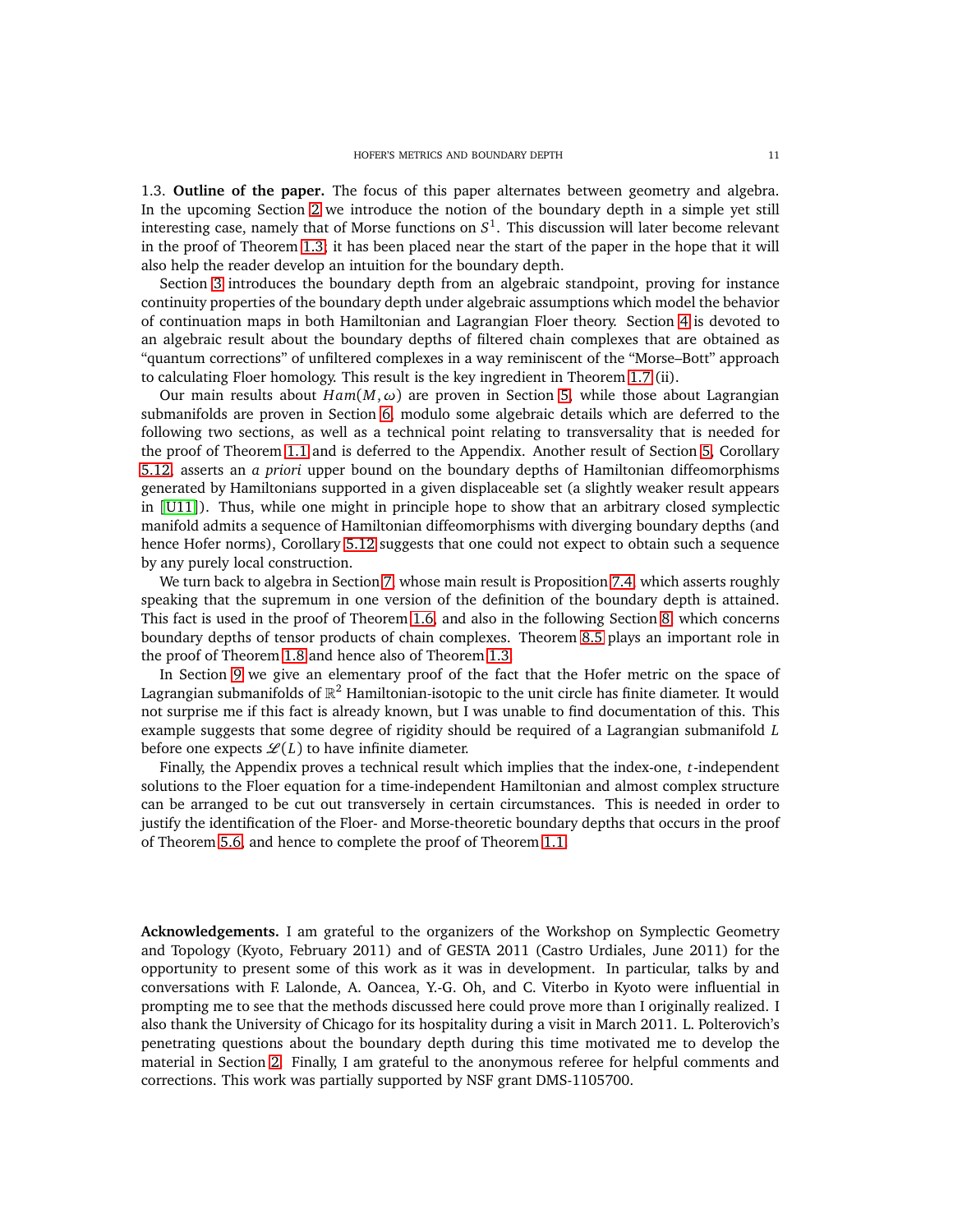1.3. **Outline of the paper.** The focus of this paper alternates between geometry and algebra. In the upcoming Section 2 we introduce the notion of the boundary depth in a simple yet still interesting case, namely that of Morse functions on $S^1$. This discussion will later become relevant in the proof of Theorem 1.3; it has been placed near the start of the paper in the hope that it will also help the reader develop an intuition for the boundary depth.

Section 3 introduces the boundary depth from an algebraic standpoint, proving for instance continuity properties of the boundary depth under algebraic assumptions which model the behavior of continuation maps in both Hamiltonian and Lagrangian Floer theory. Section 4 is devoted to an algebraic result about the boundary depths of filtered chain complexes that are obtained as "quantum corrections" of unfiltered complexes in a way reminiscent of the "Morse–Bott" approach to calculating Floer homology. This result is the key ingredient in Theorem 1.7 (ii).

Our main results about $Ham(M,\omega)$ are proven in Section 5, while those about Lagrangian submanifolds are proven in Section 6, modulo some algebraic details which are deferred to the following two sections, as well as a technical point relating to transversality that is needed for the proof of Theorem 1.1 and is deferred to the Appendix. Another result of Section 5, Corollary 5.12, asserts an *a priori* upper bound on the boundary depths of Hamiltonian diffeomorphisms generated by Hamiltonians supported in a given displaceable set (a slightly weaker result appears in [U11]). Thus, while one might in principle hope to show that an arbitrary closed symplectic manifold admits a sequence of Hamiltonian diffeomorphisms with diverging boundary depths (and hence Hofer norms), Corollary 5.12 suggests that one could not expect to obtain such a sequence by any purely local construction.

We turn back to algebra in Section 7, whose main result is Proposition 7.4, which asserts roughly speaking that the supremum in one version of the definition of the boundary depth is attained. This fact is used in the proof of Theorem 1.6, and also in the following Section 8, which concerns boundary depths of tensor products of chain complexes. Theorem 8.5 plays an important role in the proof of Theorem 1.8 and hence also of Theorem 1.3.

In Section 9 we give an elementary proof of the fact that the Hofer metric on the space of Lagrangian submanifolds of $\mathbb{R}^2$ Hamiltonian-isotopic to the unit circle has finite diameter. It would not surprise me if this fact is already known, but I was unable to find documentation of this. This example suggests that some degree of rigidity should be required of a Lagrangian submanifold $L$ before one expects $\mathscr{L}(L)$ to have infinite diameter.

Finally, the Appendix proves a technical result which implies that the index-one, $t$-independent solutions to the Floer equation for a time-independent Hamiltonian and almost complex structure can be arranged to be cut out transversely in certain circumstances. This is needed in order to justify the identification of the Floer- and Morse-theoretic boundary depths that occurs in the proof of Theorem 5.6, and hence to complete the proof of Theorem 1.1.

**Acknowledgements.** I am grateful to the organizers of the Workshop on Symplectic Geometry and Topology (Kyoto, February 2011) and of GESTA 2011 (Castro Urdiales, June 2011) for the opportunity to present some of this work as it was in development. In particular, talks by and conversations with F. Lalonde, A. Oancea, Y.-G. Oh, and C. Viterbo in Kyoto were influential in prompting me to see that the methods discussed here could prove more than I originally realized. I also thank the University of Chicago for its hospitality during a visit in March 2011. L. Polterovich's penetrating questions about the boundary depth during this time motivated me to develop the material in Section 2. Finally, I am grateful to the anonymous referee for helpful comments and corrections. This work was partially supported by NSF grant DMS-1105700.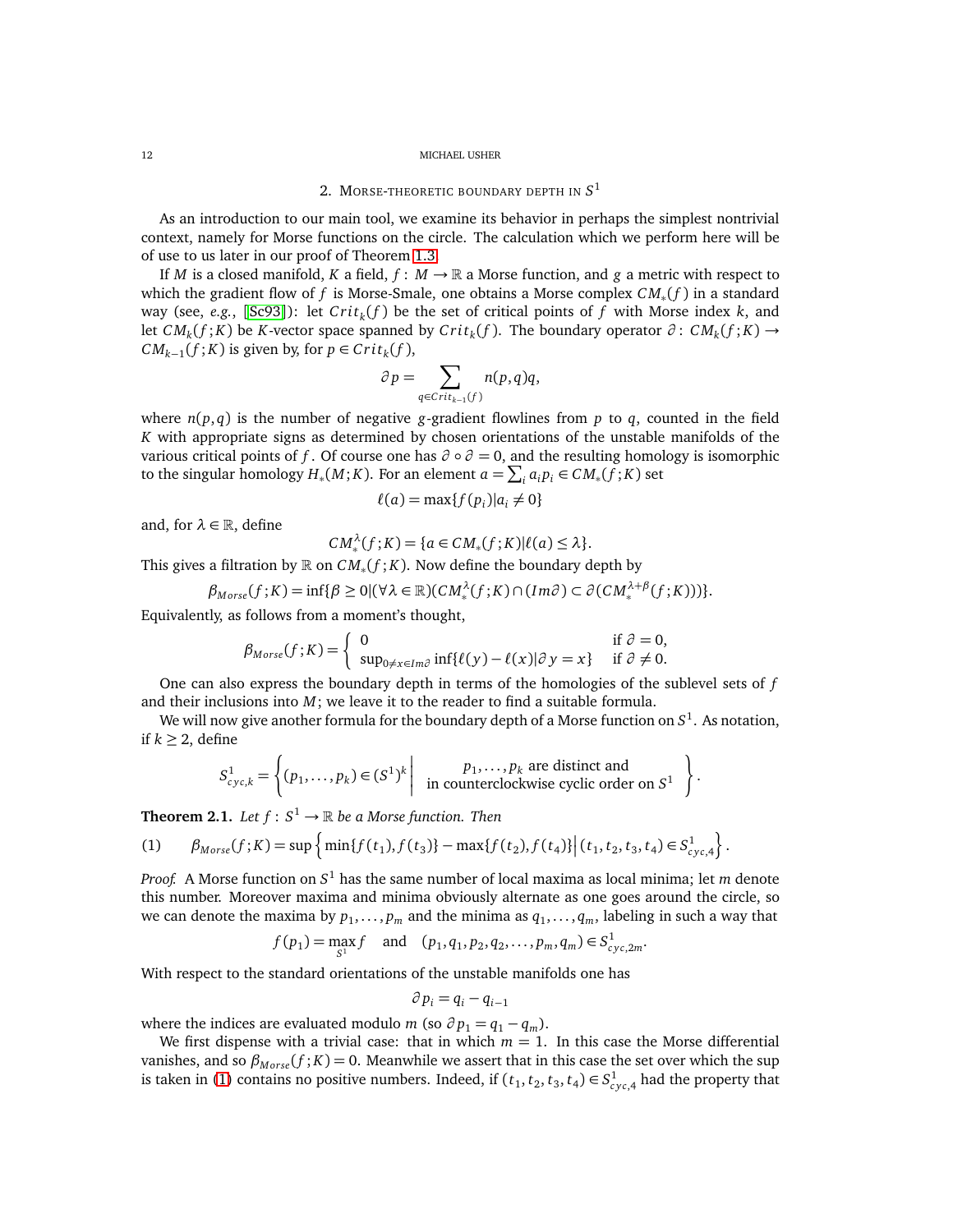## 2. Morse-theoretic boundary depth in $S^1$

As an introduction to our main tool, we examine its behavior in perhaps the simplest nontrivial context, namely for Morse functions on the circle. The calculation which we perform here will be of use to us later in our proof of Theorem 1.3.

If $M$ is a closed manifold, $K$ a field, $f: M \to \mathbb{R}$ a Morse function, and $g$ a metric with respect to which the gradient flow of $f$ is Morse-Smale, one obtains a Morse complex $CM_*(f)$ in a standard way (see, *e.g.*, [Sc93]): let $Crit_k(f)$ be the set of critical points of $f$ with Morse index $k$, and let $CM_k(f;K)$ be $K$-vector space spanned by $Crit_k(f)$. The boundary operator $\partial: CM_k(f;K) \to CM_{k-1}(f;K)$ is given by, for $p \in Crit_k(f)$,

$$\partial p = \sum_{q \in Crit_{k-1}(f)} n(p,q)q,$$

where $n(p,q)$ is the number of negative $g$-gradient flowlines from $p$ to $q$, counted in the field $K$ with appropriate signs as determined by chosen orientations of the unstable manifolds of the various critical points of $f$. Of course one has $\partial \circ \partial = 0$, and the resulting homology is isomorphic to the singular homology $H_*(M;K)$. For an element $a = \sum_i a_i p_i \in CM_*(f;K)$ set

$$\ell(a) = \max\{f(p_i) | a_i \neq 0\}$$

and, for $\lambda \in \mathbb{R}$, define

$$CM_*^{\lambda}(f;K) = \{a \in CM_*(f;K) | \ell(a) \leq \lambda\}.$$

This gives a filtration by $\mathbb{R}$ on $CM_*(f;K)$. Now define the boundary depth by

$$\beta_{Morse}(f;K) = \inf\{\beta \geq 0 | (\forall \lambda \in \mathbb{R})(CM_*^{\lambda}(f;K) \cap (Im\partial) \subset \partial(CM_*^{\lambda+\beta}(f;K)))\}.$$

Equivalently, as follows from a moment's thought,

$$\beta_{Morse}(f;K) = \begin{cases} 0 & \text{if } \partial = 0, \\ \sup_{0 \neq x \in Im\partial} \inf\{\ell(y) - \ell(x) | \partial y = x\} & \text{if } \partial \neq 0. \end{cases}$$

One can also express the boundary depth in terms of the homologies of the sublevel sets of $f$ and their inclusions into $M$; we leave it to the reader to find a suitable formula.

We will now give another formula for the boundary depth of a Morse function on $S^1$. As notation, if $k \geq 2$, define

$$S^1_{cyc,k} = \left\{ (p_1, \ldots, p_k) \in (S^1)^k \,\middle|\, \begin{array}{c} p_1, \ldots, p_k \text{ are distinct and} \\ \text{in counterclockwise cyclic order on } S^1 \end{array} \right\}.$$

**Theorem 2.1.** *Let $f: S^1 \to \mathbb{R}$ be a Morse function. Then*

$$\beta_{Morse}(f;K) = \sup\left\{ \min\{f(t_1), f(t_3)\} - \max\{f(t_2), f(t_4)\} \middle| (t_1, t_2, t_3, t_4) \in S^1_{cyc,4} \right\}. \tag{1}$$

*Proof.* A Morse function on $S^1$ has the same number of local maxima as local minima; let $m$ denote this number. Moreover maxima and minima obviously alternate as one goes around the circle, so we can denote the maxima by $p_1, \ldots, p_m$ and the minima as $q_1, \ldots, q_m$, labeling in such a way that

$$f(p_1) = \max_{S^1} f \quad \text{and} \quad (p_1, q_1, p_2, q_2, \ldots, p_m, q_m) \in S^1_{cyc,2m}.$$

With respect to the standard orientations of the unstable manifolds one has

$$\partial p_i = q_i - q_{i-1}$$

where the indices are evaluated modulo $m$ (so $\partial p_1 = q_1 - q_m$).

We first dispense with a trivial case: that in which $m = 1$. In this case the Morse differential vanishes, and so $\beta_{Morse}(f;K) = 0$. Meanwhile we assert that in this case the set over which the sup is taken in (1) contains no positive numbers. Indeed, if $(t_1, t_2, t_3, t_4) \in S^1_{cyc,4}$ had the property that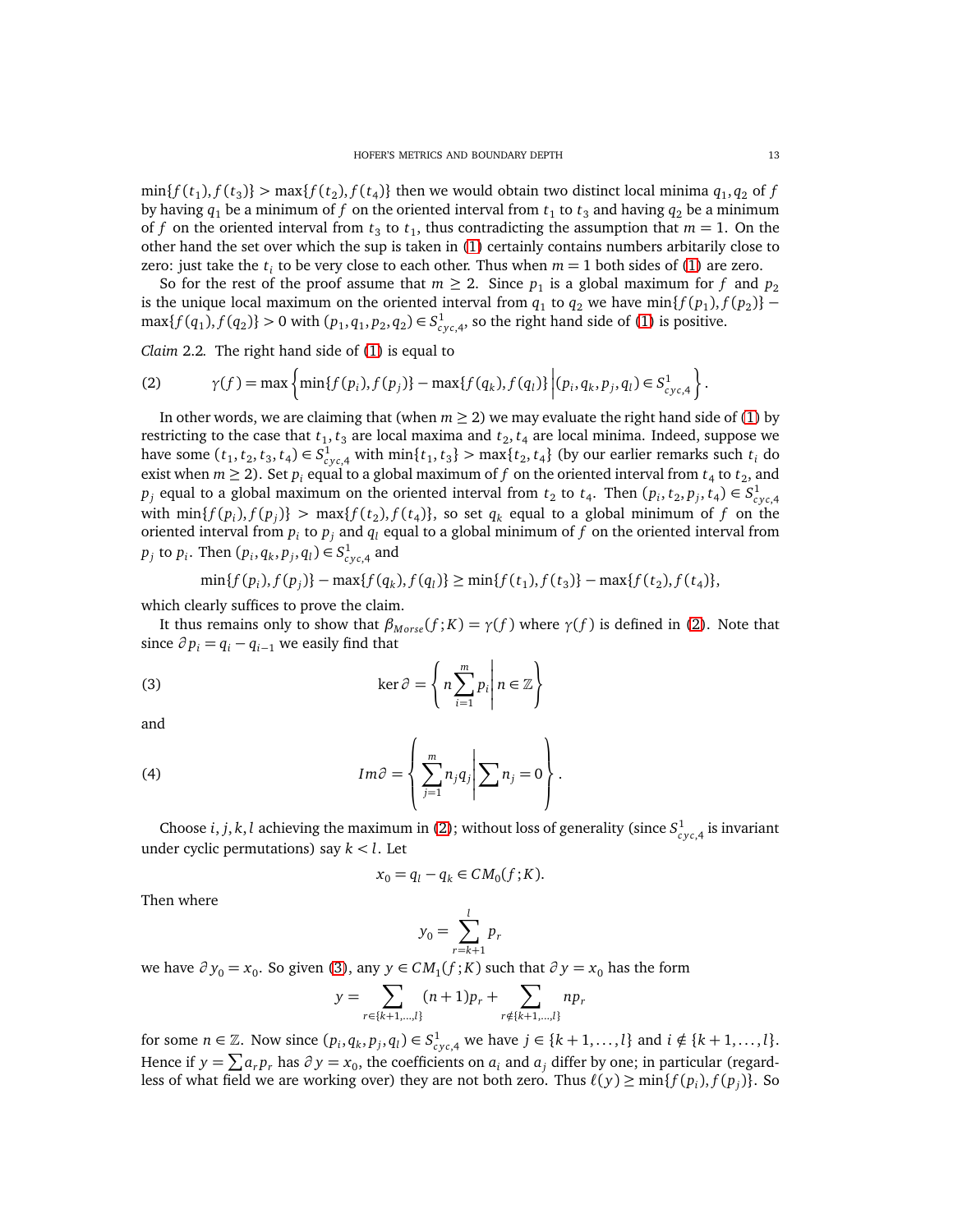$\min\{f(t_1), f(t_3)\} > \max\{f(t_2), f(t_4)\}$ then we would obtain two distinct local minima $q_1, q_2$ of $f$ by having $q_1$ be a minimum of $f$ on the oriented interval from $t_1$ to $t_3$ and having $q_2$ be a minimum of $f$ on the oriented interval from $t_3$ to $t_1$, thus contradicting the assumption that $m = 1$. On the other hand the set over which the sup is taken in (1) certainly contains numbers arbitarily close to zero: just take the $t_i$ to be very close to each other. Thus when $m = 1$ both sides of (1) are zero.

So for the rest of the proof assume that $m \geq 2$. Since $p_1$ is a global maximum for $f$ and $p_2$ is the unique local maximum on the oriented interval from $q_1$ to $q_2$ we have $\min\{f(p_1), f(p_2)\} - \max\{f(q_1), f(q_2)\} > 0$ with $(p_1, q_1, p_2, q_2) \in S^1_{cyc,4}$, so the right hand side of (1) is positive.

*Claim* 2.2. The right hand side of (1) is equal to

$$\gamma(f) = \max\left\{ \min\{f(p_i), f(p_j)\} - \max\{f(q_k), f(q_l)\} \,\middle|\, (p_i, q_k, p_j, q_l) \in S^1_{cyc,4} \right\}. \tag{2}$$

In other words, we are claiming that (when $m \geq 2$) we may evaluate the right hand side of (1) by restricting to the case that $t_1, t_3$ are local maxima and $t_2, t_4$ are local minima. Indeed, suppose we have some $(t_1, t_2, t_3, t_4) \in S^1_{cyc,4}$ with $\min\{t_1, t_3\} > \max\{t_2, t_4\}$ (by our earlier remarks such $t_i$ do exist when $m \geq 2$). Set $p_i$ equal to a global maximum of $f$ on the oriented interval from $t_4$ to $t_2$, and $p_j$ equal to a global maximum on the oriented interval from $t_2$ to $t_4$. Then $(p_i, t_2, p_j, t_4) \in S^1_{cyc,4}$ with $\min\{f(p_i), f(p_j)\} > \max\{f(t_2), f(t_4)\}$, so set $q_k$ equal to a global minimum of $f$ on the oriented interval from $p_i$ to $p_j$ and $q_l$ equal to a global minimum of $f$ on the oriented interval from $p_j$ to $p_i$. Then $(p_i, q_k, p_j, q_l) \in S^1_{cyc,4}$ and

$$\min\{f(p_i), f(p_j)\} - \max\{f(q_k), f(q_l)\} \geq \min\{f(t_1), f(t_3)\} - \max\{f(t_2), f(t_4)\},$$

which clearly suffices to prove the claim.

It thus remains only to show that $\beta_{Morse}(f; K) = \gamma(f)$ where $\gamma(f)$ is defined in (2). Note that since $\partial p_i = q_i - q_{i-1}$ we easily find that

$$\ker \partial = \left\{ n \sum_{i=1}^{m} p_i \,\middle|\, n \in \mathbb{Z} \right\} \tag{3}$$

and

$$Im\partial = \left\{ \sum_{j=1}^{m} n_j q_j \,\middle|\, \sum n_j = 0 \right\}. \tag{4}$$

Choose $i, j, k, l$ achieving the maximum in (2); without loss of generality (since $S^1_{cyc,4}$ is invariant under cyclic permutations) say $k < l$. Let

$$x_0 = q_l - q_k \in CM_0(f; K).$$

Then where

$$y_0 = \sum_{r=k+1}^{l} p_r$$

we have $\partial y_0 = x_0$. So given (3), any $y \in CM_1(f; K)$ such that $\partial y = x_0$ has the form

$$y = \sum_{r \in \{k+1, \ldots, l\}} (n+1) p_r + \sum_{r \notin \{k+1, \ldots, l\}} n p_r$$

for some $n \in \mathbb{Z}$. Now since $(p_i, q_k, p_j, q_l) \in S^1_{cyc,4}$ we have $j \in \{k+1, \ldots, l\}$ and $i \notin \{k+1, \ldots, l\}$. Hence if $y = \sum a_r p_r$ has $\partial y = x_0$, the coefficients on $a_i$ and $a_j$ differ by one; in particular (regardless of what field we are working over) they are not both zero. Thus $\ell(y) \geq \min\{f(p_i), f(p_j)\}$. So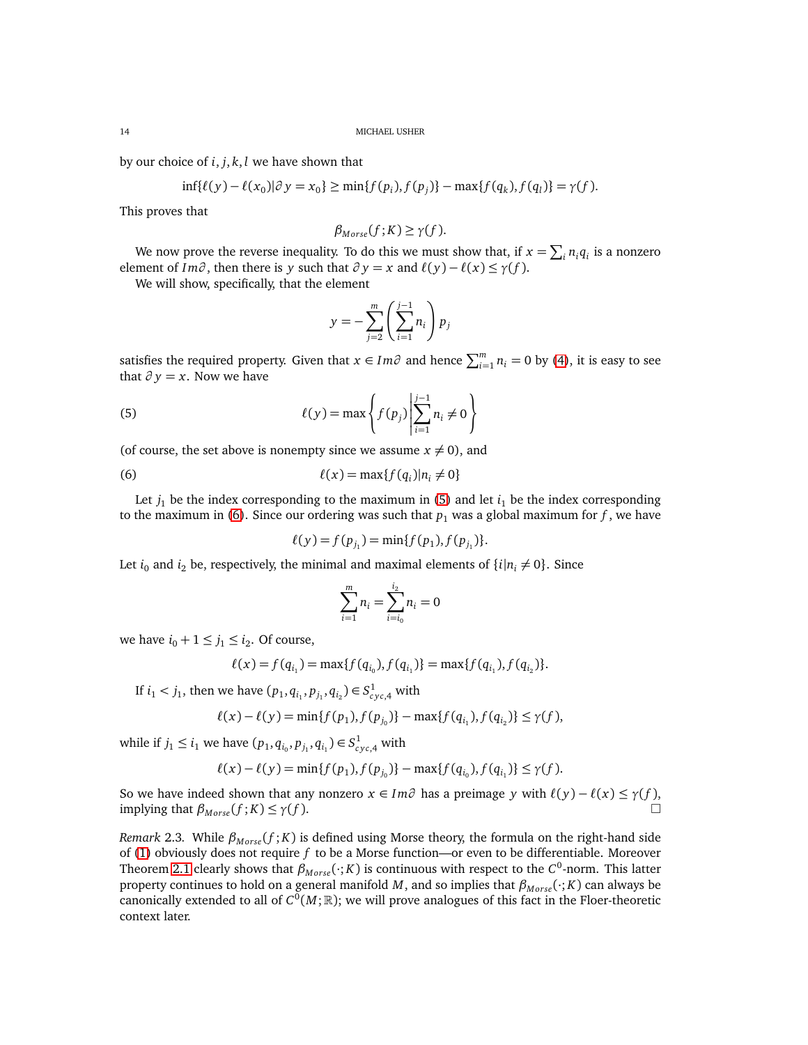by our choice of $i, j, k, l$ we have shown that

$$\inf\{\ell(y) - \ell(x_0) | \partial y = x_0\} \geq \min\{f(p_i), f(p_j)\} - \max\{f(q_k), f(q_l)\} = \gamma(f).$$

This proves that

$$\beta_{Morse}(f; K) \geq \gamma(f).$$

We now prove the reverse inequality. To do this we must show that, if $x = \sum_i n_i q_i$ is a nonzero element of $Im\partial$, then there is $y$ such that $\partial y = x$ and $\ell(y) - \ell(x) \leq \gamma(f)$.

We will show, specifically, that the element

$$y = -\sum_{j=2}^{m} \left( \sum_{i=1}^{j-1} n_i \right) p_j$$

satisfies the required property. Given that $x \in Im\partial$ and hence $\sum_{i=1}^{m} n_i = 0$ by (4), it is easy to see that $\partial y = x$. Now we have

$$\ell(y) = \max \left\{ f(p_j) \left| \sum_{i=1}^{j-1} n_i \neq 0 \right. \right\} \tag{5}$$

(of course, the set above is nonempty since we assume $x \neq 0$), and

$$\ell(x) = \max\{f(q_i) | n_i \neq 0\} \tag{6}$$

Let $j_1$ be the index corresponding to the maximum in (5) and let $i_1$ be the index corresponding to the maximum in (6). Since our ordering was such that $p_1$ was a global maximum for $f$, we have

$$\ell(y) = f(p_{j_1}) = \min\{f(p_1), f(p_{j_1})\}.$$

Let $i_0$ and $i_2$ be, respectively, the minimal and maximal elements of $\{i | n_i \neq 0\}$. Since

$$\sum_{i=1}^{m} n_i = \sum_{i=i_0}^{i_2} n_i = 0$$

we have $i_0 + 1 \leq j_1 \leq i_2$. Of course,

$$\ell(x) = f(q_{i_1}) = \max\{f(q_{i_0}), f(q_{i_1})\} = \max\{f(q_{i_1}), f(q_{i_2})\}.$$

If $i_1 < j_1$, then we have $(p_1, q_{i_1}, p_{j_1}, q_{i_2}) \in S^1_{cyc,4}$ with

$$\ell(x) - \ell(y) = \min\{f(p_1), f(p_{j_0})\} - \max\{f(q_{i_1}), f(q_{i_2})\} \leq \gamma(f),$$

while if $j_1 \leq i_1$ we have $(p_1, q_{i_0}, p_{j_1}, q_{i_1}) \in S^1_{cyc,4}$ with

$$\ell(x) - \ell(y) = \min\{f(p_1), f(p_{j_0})\} - \max\{f(q_{i_0}), f(q_{i_1})\} \leq \gamma(f).$$

So we have indeed shown that any nonzero $x \in Im\partial$ has a preimage $y$ with $\ell(y) - \ell(x) \leq \gamma(f)$, implying that $\beta_{Morse}(f; K) \leq \gamma(f)$. □

*Remark* 2.3. While $\beta_{Morse}(f; K)$ is defined using Morse theory, the formula on the right-hand side of (1) obviously does not require $f$ to be a Morse function—or even to be differentiable. Moreover Theorem 2.1 clearly shows that $\beta_{Morse}(\cdot; K)$ is continuous with respect to the $C^0$-norm. This latter property continues to hold on a general manifold $M$, and so implies that $\beta_{Morse}(\cdot; K)$ can always be canonically extended to all of $C^0(M; \mathbb{R})$; we will prove analogues of this fact in the Floer-theoretic context later.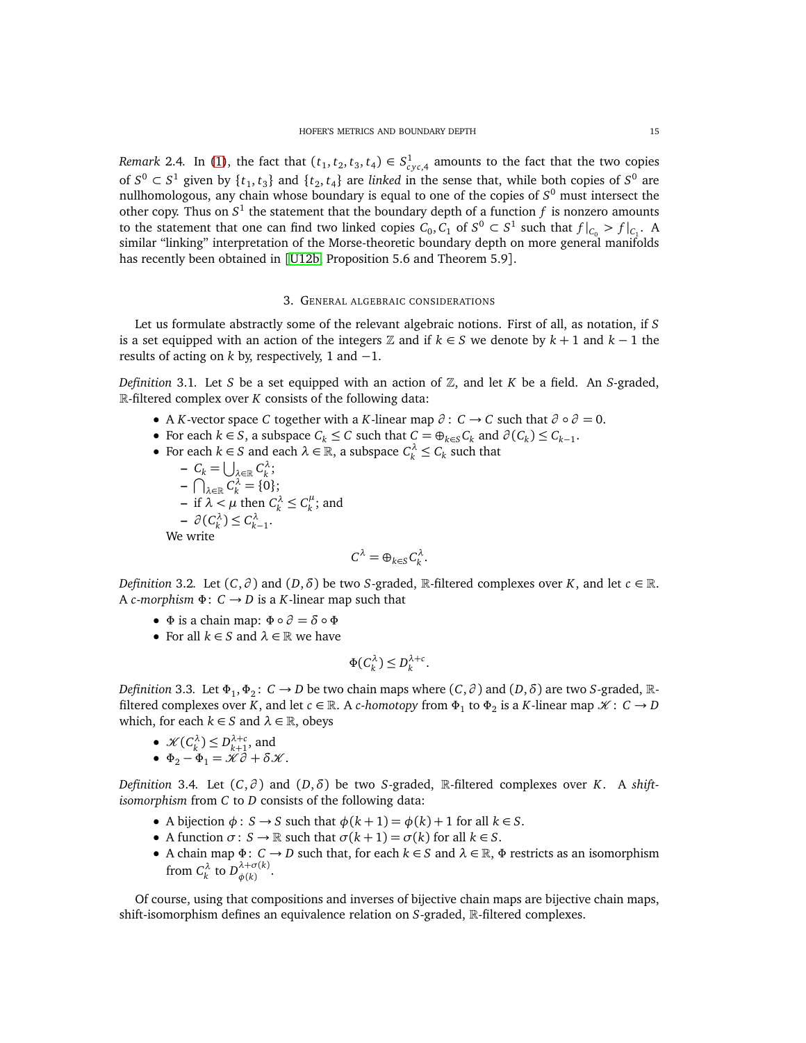*Remark* 2.4. In (1), the fact that $(t_1, t_2, t_3, t_4) \in S^1_{cyc,4}$ amounts to the fact that the two copies of $S^0 \subset S^1$ given by $\{t_1, t_3\}$ and $\{t_2, t_4\}$ are *linked* in the sense that, while both copies of $S^0$ are nullhomologous, any chain whose boundary is equal to one of the copies of $S^0$ must intersect the other copy. Thus on $S^1$ the statement that the boundary depth of a function $f$ is nonzero amounts to the statement that one can find two linked copies $C_0, C_1$ of $S^0 \subset S^1$ such that $f|_{C_0} > f|_{C_1}$. A similar "linking" interpretation of the Morse-theoretic boundary depth on more general manifolds has recently been obtained in [U12b, Proposition 5.6 and Theorem 5.9].

## 3. General algebraic considerations

Let us formulate abstractly some of the relevant algebraic notions. First of all, as notation, if $S$ is a set equipped with an action of the integers $\mathbb{Z}$ and if $k \in S$ we denote by $k+1$ and $k-1$ the results of acting on $k$ by, respectively, 1 and $-1$.

*Definition* 3.1. Let $S$ be a set equipped with an action of $\mathbb{Z}$, and let $K$ be a field. An $S$-graded, $\mathbb{R}$-filtered complex over $K$ consists of the following data:

- A $K$-vector space $C$ together with a $K$-linear map $\partial\colon C \to C$ such that $\partial \circ \partial = 0$.
- For each $k \in S$, a subspace $C_k \leq C$ such that $C = \oplus_{k\in S} C_k$ and $\partial(C_k) \leq C_{k-1}$.
- For each $k \in S$ and each $\lambda \in \mathbb{R}$, a subspace $C_k^\lambda \leq C_k$ such that
  - $C_k = \bigcup_{\lambda\in\mathbb{R}} C_k^\lambda$;
  - $\bigcap_{\lambda\in\mathbb{R}} C_k^\lambda = \{0\}$;
  - if $\lambda < \mu$ then $C_k^\lambda \leq C_k^\mu$; and
  - $\partial(C_k^\lambda) \leq C_{k-1}^\lambda$.

  We write
$$C^\lambda = \oplus_{k\in S} C_k^\lambda.$$

*Definition* 3.2. Let $(C, \partial)$ and $(D, \delta)$ be two $S$-graded, $\mathbb{R}$-filtered complexes over $K$, and let $c \in \mathbb{R}$. A *$c$-morphism* $\Phi\colon C \to D$ is a $K$-linear map such that

- $\Phi$ is a chain map: $\Phi \circ \partial = \delta \circ \Phi$
- For all $k \in S$ and $\lambda \in \mathbb{R}$ we have
$$\Phi(C_k^\lambda) \leq D_k^{\lambda+c}.$$

*Definition* 3.3. Let $\Phi_1, \Phi_2\colon C \to D$ be two chain maps where $(C, \partial)$ and $(D, \delta)$ are two $S$-graded, $\mathbb{R}$-filtered complexes over $K$, and let $c \in \mathbb{R}$. A *$c$-homotopy* from $\Phi_1$ to $\Phi_2$ is a $K$-linear map $\mathcal{K}\colon C \to D$ which, for each $k \in S$ and $\lambda \in \mathbb{R}$, obeys

- $\mathcal{K}(C_k^\lambda) \leq D_{k+1}^{\lambda+c}$, and
- $\Phi_2 - \Phi_1 = \mathcal{K}\partial + \delta\mathcal{K}$.

*Definition* 3.4. Let $(C, \partial)$ and $(D, \delta)$ be two $S$-graded, $\mathbb{R}$-filtered complexes over $K$. A *shift-isomorphism* from $C$ to $D$ consists of the following data:

- A bijection $\phi\colon S \to S$ such that $\phi(k+1) = \phi(k) + 1$ for all $k \in S$.
- A function $\sigma\colon S \to \mathbb{R}$ such that $\sigma(k+1) = \sigma(k)$ for all $k \in S$.
- A chain map $\Phi\colon C \to D$ such that, for each $k \in S$ and $\lambda \in \mathbb{R}$, $\Phi$ restricts as an isomorphism from $C_k^\lambda$ to $D_{\phi(k)}^{\lambda+\sigma(k)}$.

Of course, using that compositions and inverses of bijective chain maps are bijective chain maps, shift-isomorphism defines an equivalence relation on $S$-graded, $\mathbb{R}$-filtered complexes.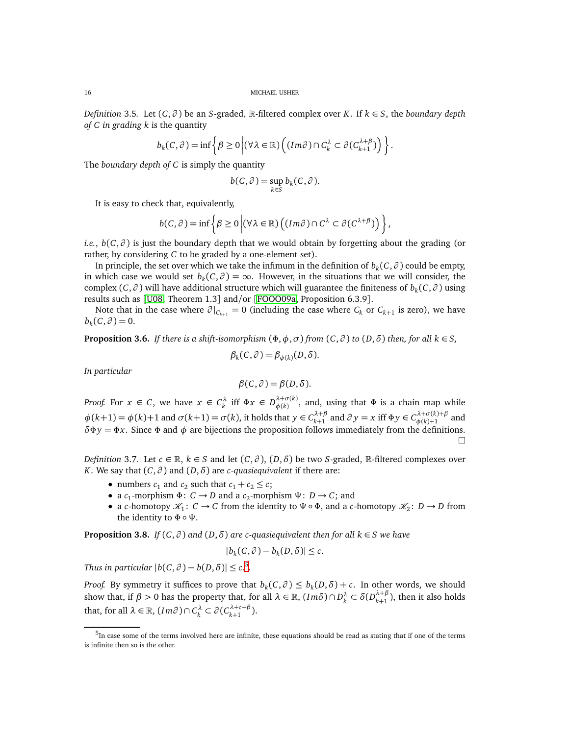*Definition* 3.5. Let $(C, \partial)$ be an $S$-graded, $\mathbb{R}$-filtered complex over $K$. If $k \in S$, the *boundary depth of $C$ in grading $k$* is the quantity

$$b_k(C,\partial) = \inf\left\{\beta \geq 0 \,\middle|\, (\forall \lambda \in \mathbb{R})\left((Im\partial)\cap C_k^{\lambda} \subset \partial(C_{k+1}^{\lambda+\beta})\right)\right\}.$$

The *boundary depth of $C$* is simply the quantity

$$b(C,\partial) = \sup_{k\in S} b_k(C,\partial).$$

It is easy to check that, equivalently,

$$b(C,\partial) = \inf\left\{\beta \geq 0 \,\middle|\, (\forall \lambda \in \mathbb{R})\left((Im\partial)\cap C^{\lambda} \subset \partial(C^{\lambda+\beta})\right)\right\},$$

*i.e.*, $b(C,\partial)$ is just the boundary depth that we would obtain by forgetting about the grading (or rather, by considering $C$ to be graded by a one-element set).

In principle, the set over which we take the infimum in the definition of $b_k(C,\partial)$ could be empty, in which case we would set $b_k(C,\partial) = \infty$. However, in the situations that we will consider, the complex $(C,\partial)$ will have additional structure which will guarantee the finiteness of $b_k(C,\partial)$ using results such as [U08, Theorem 1.3] and/or [FOOO09a, Proposition 6.3.9].

Note that in the case where $\partial|_{C_{k+1}} = 0$ (including the case where $C_k$ or $C_{k+1}$ is zero), we have $b_k(C,\partial) = 0$.

**Proposition 3.6.** *If there is a shift-isomorphism $(\Phi, \phi, \sigma)$ from $(C,\partial)$ to $(D,\delta)$ then, for all $k \in S$,*

$$\beta_k(C,\partial) = \beta_{\phi(k)}(D,\delta).$$

*In particular*

$$\beta(C,\partial) = \beta(D,\delta).$$

*Proof.* For $x \in C$, we have $x \in C_k^{\lambda}$ iff $\Phi x \in D_{\phi(k)}^{\lambda+\sigma(k)}$, and, using that $\Phi$ is a chain map while $\phi(k+1) = \phi(k)+1$ and $\sigma(k+1) = \sigma(k)$, it holds that $y \in C_{k+1}^{\lambda+\beta}$ and $\partial y = x$ iff $\Phi y \in C_{\phi(k)+1}^{\lambda+\sigma(k)+\beta}$ and $\delta\Phi y = \Phi x$. Since $\Phi$ and $\phi$ are bijections the proposition follows immediately from the definitions. □

*Definition* 3.7. Let $c \in \mathbb{R}$, $k \in S$ and let $(C,\partial)$, $(D,\delta)$ be two $S$-graded, $\mathbb{R}$-filtered complexes over $K$. We say that $(C,\partial)$ and $(D,\delta)$ are *$c$-quasiequivalent* if there are:

- numbers $c_1$ and $c_2$ such that $c_1 + c_2 \leq c$;
- a $c_1$-morphism $\Phi\colon C \to D$ and a $c_2$-morphism $\Psi\colon D \to C$; and
- a $c$-homotopy $\mathcal{K}_1\colon C \to C$ from the identity to $\Psi\circ\Phi$, and a $c$-homotopy $\mathcal{K}_2\colon D \to D$ from the identity to $\Phi\circ\Psi$.

**Proposition 3.8.** *If $(C,\partial)$ and $(D,\delta)$ are $c$-quasiequivalent then for all $k \in S$ we have*

$$|b_k(C,\partial) - b_k(D,\delta)| \leq c.$$

*Thus in particular $|b(C,\partial) - b(D,\delta)| \leq c$.*[5]

*Proof.* By symmetry it suffices to prove that $b_k(C,\partial) \leq b_k(D,\delta) + c$. In other words, we should show that, if $\beta > 0$ has the property that, for all $\lambda \in \mathbb{R}$, $(Im\delta)\cap D_k^{\lambda} \subset \delta(D_{k+1}^{\lambda+\beta})$, then it also holds that, for all $\lambda \in \mathbb{R}$, $(Im\partial)\cap C_k^{\lambda} \subset \partial(C_{k+1}^{\lambda+c+\beta})$.

[5] In case some of the terms involved here are infinite, these equations should be read as stating that if one of the terms is infinite then so is the other.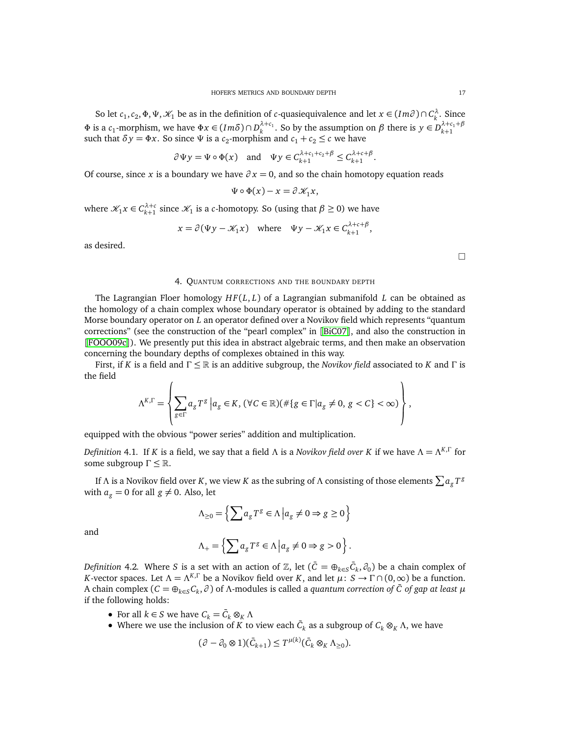So let $c_1, c_2, \Phi, \Psi, \mathcal{K}_1$ be as in the definition of $c$-quasiequivalence and let $x \in (Im\partial) \cap C_k^{\lambda}$. Since $\Phi$ is a $c_1$-morphism, we have $\Phi x \in (Im\delta) \cap D_k^{\lambda+c_1}$. So by the assumption on $\beta$ there is $y \in D_{k+1}^{\lambda+c_1+\beta}$ such that $\delta y = \Phi x$. So since $\Psi$ is a $c_2$-morphism and $c_1 + c_2 \leq c$ we have

$$\partial \Psi y = \Psi \circ \Phi(x) \quad \text{and} \quad \Psi y \in C_{k+1}^{\lambda+c_1+c_2+\beta} \leq C_{k+1}^{\lambda+c+\beta}.$$

Of course, since $x$ is a boundary we have $\partial x = 0$, and so the chain homotopy equation reads

$$\Psi \circ \Phi(x) - x = \partial \mathcal{K}_1 x,$$

where $\mathcal{K}_1 x \in C_{k+1}^{\lambda+c}$ since $\mathcal{K}_1$ is a $c$-homotopy. So (using that $\beta \geq 0$) we have

$$x = \partial(\Psi y - \mathcal{K}_1 x) \quad \text{where} \quad \Psi y - \mathcal{K}_1 x \in C_{k+1}^{\lambda+c+\beta},$$

as desired.

∎

## 4. Quantum corrections and the boundary depth

The Lagrangian Floer homology $HF(L, L)$ of a Lagrangian submanifold $L$ can be obtained as the homology of a chain complex whose boundary operator is obtained by adding to the standard Morse boundary operator on $L$ an operator defined over a Novikov field which represents "quantum corrections" (see the construction of the "pearl complex" in [BiC07], and also the construction in [FOOO09c]). We presently put this idea in abstract algebraic terms, and then make an observation concerning the boundary depths of complexes obtained in this way.

First, if $K$ is a field and $\Gamma \leq \mathbb{R}$ is an additive subgroup, the *Novikov field* associated to $K$ and $\Gamma$ is the field

$$\Lambda^{K,\Gamma} = \left\{ \sum_{g \in \Gamma} a_g T^g \,\middle|\, a_g \in K, \, (\forall C \in \mathbb{R})(\#\{g \in \Gamma | a_g \neq 0, \, g < C\} < \infty) \right\},$$

equipped with the obvious "power series" addition and multiplication.

*Definition* 4.1. If $K$ is a field, we say that a field $\Lambda$ is a *Novikov field over $K$* if we have $\Lambda = \Lambda^{K,\Gamma}$ for some subgroup $\Gamma \leq \mathbb{R}$.

If $\Lambda$ is a Novikov field over $K$, we view $K$ as the subring of $\Lambda$ consisting of those elements $\sum a_g T^g$ with $a_g = 0$ for all $g \neq 0$. Also, let

$$\Lambda_{\geq 0} = \left\{ \sum a_g T^g \in \Lambda \,\middle|\, a_g \neq 0 \Rightarrow g \geq 0 \right\}$$

and

$$\Lambda_{+} = \left\{ \sum a_g T^g \in \Lambda \,\middle|\, a_g \neq 0 \Rightarrow g > 0 \right\}.$$

*Definition* 4.2. Where $S$ is a set with an action of $\mathbb{Z}$, let $(\bar{C} = \oplus_{k \in S} \bar{C}_k, \partial_0)$ be a chain complex of $K$-vector spaces. Let $\Lambda = \Lambda^{K,\Gamma}$ be a Novikov field over $K$, and let $\mu \colon S \to \Gamma \cap (0, \infty)$ be a function. A chain complex $(C = \oplus_{k \in S} C_k, \partial)$ of $\Lambda$-modules is called a *quantum correction of $\bar{C}$ of gap at least $\mu$* if the following holds:

- For all $k \in S$ we have $C_k = \bar{C}_k \otimes_K \Lambda$
- Where we use the inclusion of $K$ to view each $\bar{C}_k$ as a subgroup of $C_k \otimes_K \Lambda$, we have

$$(\partial - \partial_0 \otimes 1)(\bar{C}_{k+1}) \leq T^{\mu(k)}(\bar{C}_k \otimes_K \Lambda_{\geq 0}).$$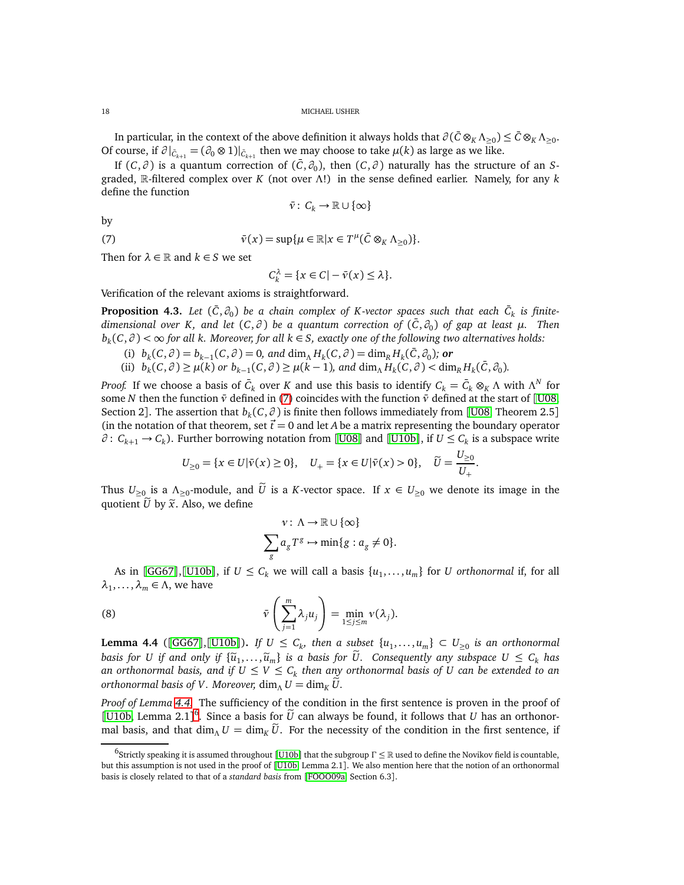In particular, in the context of the above definition it always holds that $\partial(\bar{C}\otimes_K \Lambda_{\geq 0}) \leq \bar{C}\otimes_K \Lambda_{\geq 0}$. Of course, if $\partial|_{\bar{C}_{k+1}} = (\partial_0 \otimes 1)|_{\bar{C}_{k+1}}$ then we may choose to take $\mu(k)$ as large as we like.

If $(C,\partial)$ is a quantum correction of $(\bar{C},\partial_0)$, then $(C,\partial)$ naturally has the structure of an $S$-graded, $\mathbb{R}$-filtered complex over $K$ (not over $\Lambda$!) in the sense defined earlier. Namely, for any $k$ define the function

$$\bar{\nu}\colon C_k \to \mathbb{R}\cup\{\infty\}$$

by

$$\bar{\nu}(x) = \sup\{\mu \in \mathbb{R} | x \in T^{\mu}(\bar{C}\otimes_K \Lambda_{\geq 0})\}. \tag{7}$$

Then for $\lambda \in \mathbb{R}$ and $k \in S$ we set

$$C_k^{\lambda} = \{x \in C | -\bar{\nu}(x) \leq \lambda\}.$$

Verification of the relevant axioms is straightforward.

**Proposition 4.3.** *Let $(\bar{C},\partial_0)$ be a chain complex of $K$-vector spaces such that each $\bar{C}_k$ is finite-dimensional over $K$, and let $(C,\partial)$ be a quantum correction of $(\bar{C},\partial_0)$ of gap at least $\mu$. Then $b_k(C,\partial) < \infty$ for all $k$. Moreover, for all $k \in S$, exactly one of the following two alternatives holds:*

- (i) *$b_k(C,\partial) = b_{k-1}(C,\partial) = 0$, and $\dim_\Lambda H_k(C,\partial) = \dim_R H_k(\bar{C},\partial_0)$;* ***or***
- (ii) *$b_k(C,\partial) \geq \mu(k)$ or $b_{k-1}(C,\partial) \geq \mu(k-1)$, and $\dim_\Lambda H_k(C,\partial) < \dim_R H_k(\bar{C},\partial_0)$.*

*Proof.* If we choose a basis of $\bar{C}_k$ over $K$ and use this basis to identify $C_k = \bar{C}_k \otimes_K \Lambda$ with $\Lambda^N$ for some $N$ then the function $\bar{\nu}$ defined in (7) coincides with the function $\bar{\nu}$ defined at the start of [U08, Section 2]. The assertion that $b_k(C,\partial)$ is finite then follows immediately from [U08, Theorem 2.5] (in the notation of that theorem, set $\vec{t} = 0$ and let $A$ be a matrix representing the boundary operator $\partial\colon C_{k+1} \to C_k$). Further borrowing notation from [U08] and [U10b], if $U \leq C_k$ is a subspace write

$$U_{\geq 0} = \{x \in U | \bar{\nu}(x) \geq 0\}, \quad U_+ = \{x \in U | \bar{\nu}(x) > 0\}, \quad \widetilde{U} = \frac{U_{\geq 0}}{U_+}.$$

Thus $U_{\geq 0}$ is a $\Lambda_{\geq 0}$-module, and $\widetilde{U}$ is a $K$-vector space. If $x \in U_{\geq 0}$ we denote its image in the quotient $\widetilde{U}$ by $\widetilde{x}$. Also, we define

$$\nu\colon \Lambda \to \mathbb{R}\cup\{\infty\}$$
$$\sum_g a_g T^g \mapsto \min\{g : a_g \neq 0\}.$$

As in [GG67],[U10b], if $U \leq C_k$ we will call a basis $\{u_1,\ldots,u_m\}$ for $U$ *orthonormal* if, for all $\lambda_1,\ldots,\lambda_m \in \Lambda$, we have

$$\bar{\nu}\left(\sum_{j=1}^{m} \lambda_j u_j\right) = \min_{1\leq j\leq m} \nu(\lambda_j). \tag{8}$$

**Lemma 4.4** ([GG67],[U10b]). *If $U \leq C_k$, then a subset $\{u_1,\ldots,u_m\} \subset U_{\geq 0}$ is an orthonormal basis for $U$ if and only if $\{\widetilde{u}_1,\ldots,\widetilde{u}_m\}$ is a basis for $\widetilde{U}$. Consequently any subspace $U \leq C_k$ has an orthonormal basis, and if $U \leq V \leq C_k$ then any orthonormal basis of $U$ can be extended to an orthonormal basis of $V$. Moreover, $\dim_\Lambda U = \dim_K \widetilde{U}$.*

*Proof of Lemma 4.4.* The sufficiency of the condition in the first sentence is proven in the proof of [U10b, Lemma 2.1][6]. Since a basis for $\widetilde{U}$ can always be found, it follows that $U$ has an orthonormal basis, and that $\dim_\Lambda U = \dim_K \widetilde{U}$. For the necessity of the condition in the first sentence, if

---

[6] Strictly speaking it is assumed throughout [U10b] that the subgroup $\Gamma \leq \mathbb{R}$ used to define the Novikov field is countable, but this assumption is not used in the proof of [U10b, Lemma 2.1]. We also mention here that the notion of an orthonormal basis is closely related to that of a *standard basis* from [FOOO09a, Section 6.3].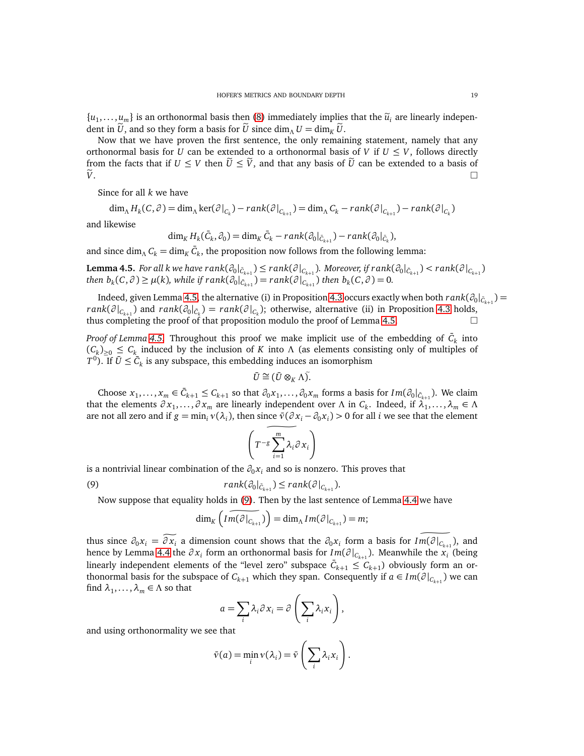$\{u_1,\ldots,u_m\}$ is an orthonormal basis then (8) immediately implies that the $\widetilde{u}_i$ are linearly independent in $\widetilde{U}$, and so they form a basis for $\widetilde{U}$ since $\dim_\Lambda U = \dim_K \widetilde{U}$.

Now that we have proven the first sentence, the only remaining statement, namely that any orthonormal basis for $U$ can be extended to a orthonormal basis of $V$ if $U \leq V$, follows directly from the facts that if $U \leq V$ then $\widetilde{U} \leq \widetilde{V}$, and that any basis of $\widetilde{U}$ can be extended to a basis of $\widetilde{V}$. $\square$

Since for all $k$ we have

$$\dim_\Lambda H_k(C,\partial) = \dim_\Lambda \ker(\partial|_{C_k}) - rank(\partial|_{C_{k+1}}) = \dim_\Lambda C_k - rank(\partial|_{C_{k+1}}) - rank(\partial|_{C_k})$$

and likewise

$$\dim_K H_k(\bar{C}_k,\partial_0) = \dim_K \bar{C}_k - rank(\partial_0|_{\bar{C}_{k+1}}) - rank(\partial_0|_{\bar{C}_k}),$$

and since $\dim_\Lambda C_k = \dim_K \bar{C}_k$, the proposition now follows from the following lemma:

**Lemma 4.5.** *For all $k$ we have $rank(\partial_0|_{\bar{C}_{k+1}}) \leq rank(\partial|_{C_{k+1}})$. Moreover, if $rank(\partial_0|_{\bar{C}_{k+1}}) < rank(\partial|_{C_{k+1}})$ then $b_k(C,\partial) \geq \mu(k)$, while if $rank(\partial_0|_{\bar{C}_{k+1}}) = rank(\partial|_{C_{k+1}})$ then $b_k(C,\partial) = 0$.*

Indeed, given Lemma 4.5, the alternative (i) in Proposition 4.3 occurs exactly when both $rank(\partial_0|_{\bar{C}_{k+1}}) = rank(\partial|_{C_{k+1}})$ and $rank(\partial_0|_{\bar{C}_k}) = rank(\partial|_{C_k})$; otherwise, alternative (ii) in Proposition 4.3 holds, thus completing the proof of that proposition modulo the proof of Lemma 4.5. $\square$

*Proof of Lemma 4.5.* Throughout this proof we make implicit use of the embedding of $\bar{C}_k$ into $(C_k)_{\geq 0} \leq C_k$ induced by the inclusion of $K$ into $\Lambda$ (as elements consisting only of multiples of $T^0$). If $\bar{U} \leq \bar{C}_k$ is any subspace, this embedding induces an isomorphism

$$\bar{U} \cong \widetilde{(\bar{U} \otimes_K \Lambda)}.$$

Choose $x_1,\ldots,x_m \in \bar{C}_{k+1} \leq C_{k+1}$ so that $\partial_0 x_1,\ldots,\partial_0 x_m$ forms a basis for $Im(\partial_0|_{\bar{C}_{k+1}})$. We claim that the elements $\partial x_1,\ldots,\partial x_m$ are linearly independent over $\Lambda$ in $C_k$. Indeed, if $\lambda_1,\ldots,\lambda_m \in \Lambda$ are not all zero and if $g = \min_i \nu(\lambda_i)$, then since $\bar{\nu}(\partial x_i - \partial_0 x_i) > 0$ for all $i$ we see that the element

$$\left(\widetilde{T^{-g}\sum_{i=1}^m \lambda_i \partial x_i}\right)$$

is a nontrivial linear combination of the $\partial_0 x_i$ and so is nonzero. This proves that

$$rank(\partial_0|_{\bar{C}_{k+1}}) \leq rank(\partial|_{C_{k+1}}). \tag{9}$$

Now suppose that equality holds in (9). Then by the last sentence of Lemma 4.4 we have

$$\dim_K\left(\widetilde{Im(\partial|_{C_{k+1}})}\right) = \dim_\Lambda Im(\partial|_{C_{k+1}}) = m;$$

thus since $\partial_0 x_i = \widetilde{\partial x_i}$ a dimension count shows that the $\partial_0 x_i$ form a basis for $\widetilde{Im(\partial|_{C_{k+1}})}$, and hence by Lemma 4.4 the $\partial x_i$ form an orthonormal basis for $Im(\partial|_{C_{k+1}})$. Meanwhile the $x_i$ (being linearly independent elements of the "level zero" subspace $\bar{C}_{k+1} \leq C_{k+1}$) obviously form an orthonormal basis for the subspace of $C_{k+1}$ which they span. Consequently if $a \in Im(\partial|_{C_{k+1}})$ we can find $\lambda_1,\ldots,\lambda_m \in \Lambda$ so that

$$a = \sum_i \lambda_i \partial x_i = \partial\left(\sum_i \lambda_i x_i\right),$$

and using orthonormality we see that

$$\bar{\nu}(a) = \min_i \nu(\lambda_i) = \bar{\nu}\left(\sum_i \lambda_i x_i\right).$$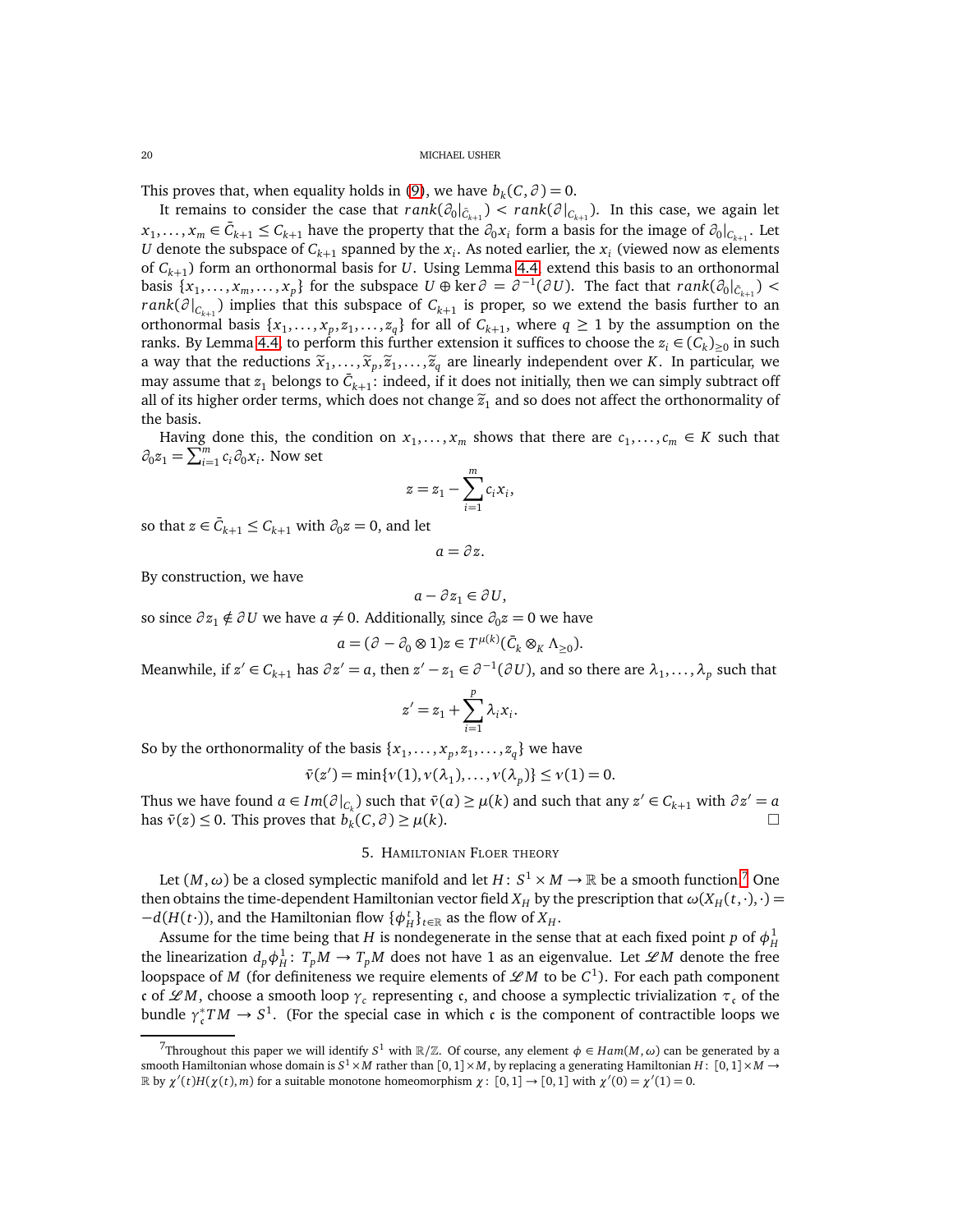This proves that, when equality holds in (9), we have $b_k(C,\partial)=0$.

It remains to consider the case that $rank(\partial_0|_{\bar{C}_{k+1}}) < rank(\partial|_{C_{k+1}})$. In this case, we again let $x_1,\ldots,x_m \in \bar{C}_{k+1} \leq C_{k+1}$ have the property that the $\partial_0 x_i$ form a basis for the image of $\partial_0|_{C_{k+1}}$. Let $U$ denote the subspace of $C_{k+1}$ spanned by the $x_i$. As noted earlier, the $x_i$ (viewed now as elements of $C_{k+1}$) form an orthonormal basis for $U$. Using Lemma 4.4, extend this basis to an orthonormal basis $\{x_1,\ldots,x_m,\ldots,x_p\}$ for the subspace $U\oplus \ker\partial = \partial^{-1}(\partial U)$. The fact that $rank(\partial_0|_{\bar{C}_{k+1}}) < rank(\partial|_{C_{k+1}})$ implies that this subspace of $C_{k+1}$ is proper, so we extend the basis further to an orthonormal basis $\{x_1,\ldots,x_p,z_1,\ldots,z_q\}$ for all of $C_{k+1}$, where $q\geq 1$ by the assumption on the ranks. By Lemma 4.4, to perform this further extension it suffices to choose the $z_i\in (C_k)_{\geq 0}$ in such a way that the reductions $\tilde{x}_1,\ldots,\tilde{x}_p,\tilde{z}_1,\ldots,\tilde{z}_q$ are linearly independent over $K$. In particular, we may assume that $z_1$ belongs to $\bar{C}_{k+1}$: indeed, if it does not initially, then we can simply subtract off all of its higher order terms, which does not change $\tilde{z}_1$ and so does not affect the orthonormality of the basis.

Having done this, the condition on $x_1,\ldots,x_m$ shows that there are $c_1,\ldots,c_m\in K$ such that $\partial_0 z_1 = \sum_{i=1}^m c_i\partial_0 x_i$. Now set

$$z = z_1 - \sum_{i=1}^m c_i x_i,$$

so that $z\in \bar{C}_{k+1}\leq C_{k+1}$ with $\partial_0 z = 0$, and let

$$a = \partial z.$$

By construction, we have

$$a - \partial z_1 \in \partial U,$$

so since $\partial z_1 \notin \partial U$ we have $a\neq 0$. Additionally, since $\partial_0 z = 0$ we have

$$a = (\partial - \partial_0\otimes 1)z \in T^{\mu(k)}(\bar{C}_k\otimes_K \Lambda_{\geq 0}).$$

Meanwhile, if $z'\in C_{k+1}$ has $\partial z' = a$, then $z'-z_1\in \partial^{-1}(\partial U)$, and so there are $\lambda_1,\ldots,\lambda_p$ such that

$$z' = z_1 + \sum_{i=1}^p \lambda_i x_i.$$

So by the orthonormality of the basis $\{x_1,\ldots,x_p,z_1,\ldots,z_q\}$ we have

$$\bar{\nu}(z') = \min\{\nu(1),\nu(\lambda_1),\ldots,\nu(\lambda_p)\}\leq \nu(1) = 0.$$

Thus we have found $a\in Im(\partial|_{C_k})$ such that $\bar{\nu}(a)\geq \mu(k)$ and such that any $z'\in C_{k+1}$ with $\partial z' = a$ has $\bar{\nu}(z)\leq 0$. This proves that $b_k(C,\partial)\geq \mu(k)$. □

## 5. Hamiltonian Floer theory

Let $(M,\omega)$ be a closed symplectic manifold and let $H\colon S^1\times M\to\mathbb{R}$ be a smooth function.[7] One then obtains the time-dependent Hamiltonian vector field $X_H$ by the prescription that $\omega(X_H(t,\cdot),\cdot) = -d(H(t\cdot))$, and the Hamiltonian flow $\{\phi_H^t\}_{t\in\mathbb{R}}$ as the flow of $X_H$.

Assume for the time being that $H$ is nondegenerate in the sense that at each fixed point $p$ of $\phi_H^1$ the linearization $d_p\phi_H^1\colon T_pM\to T_pM$ does not have 1 as an eigenvalue. Let $\mathscr{L}M$ denote the free loopspace of $M$ (for definiteness we require elements of $\mathscr{L}M$ to be $C^1$). For each path component $\mathfrak{c}$ of $\mathscr{L}M$, choose a smooth loop $\gamma_{\mathfrak{c}}$ representing $\mathfrak{c}$, and choose a symplectic trivialization $\tau_{\mathfrak{c}}$ of the bundle $\gamma_{\mathfrak{c}}^*TM\to S^1$. (For the special case in which $\mathfrak{c}$ is the component of contractible loops we

[7] Throughout this paper we will identify $S^1$ with $\mathbb{R}/\mathbb{Z}$. Of course, any element $\phi\in Ham(M,\omega)$ can be generated by a smooth Hamiltonian whose domain is $S^1\times M$ rather than $[0,1]\times M$, by replacing a generating Hamiltonian $H\colon [0,1]\times M\to\mathbb{R}$ by $\chi'(t)H(\chi(t),m)$ for a suitable monotone homeomorphism $\chi\colon[0,1]\to[0,1]$ with $\chi'(0)=\chi'(1)=0$.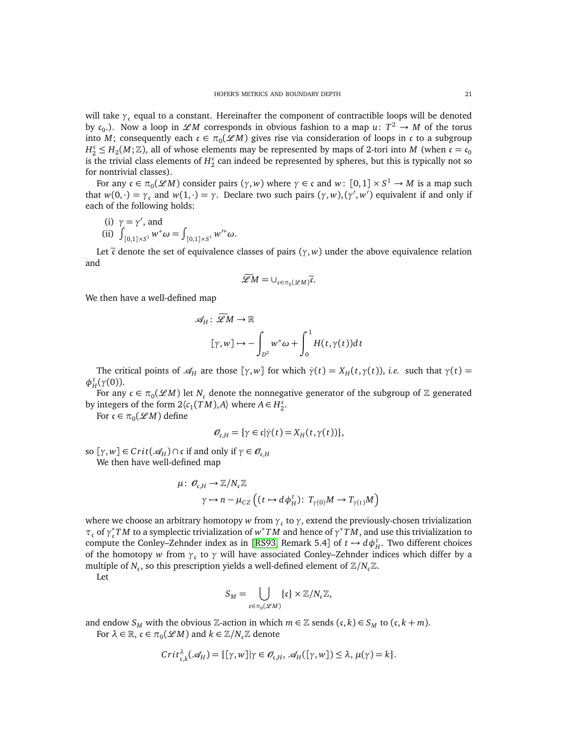will take $\gamma_{\mathfrak{c}}$ equal to a constant. Hereinafter the component of contractible loops will be denoted by $\mathfrak{c}_0$.). Now a loop in $\mathscr{L}M$ corresponds in obvious fashion to a map $u\colon T^2 \to M$ of the torus into $M$; consequently each $\mathfrak{c} \in \pi_0(\mathscr{L}M)$ gives rise via consideration of loops in $\mathfrak{c}$ to a subgroup $H_2^{\mathfrak{c}} \leq H_2(M;\mathbb{Z})$, all of whose elements may be represented by maps of 2-tori into $M$ (when $\mathfrak{c} = \mathfrak{c}_0$ is the trivial class elements of $H_2^{\mathfrak{c}}$ can indeed be represented by spheres, but this is typically not so for nontrivial classes).

For any $\mathfrak{c} \in \pi_0(\mathscr{L}M)$ consider pairs $(\gamma, w)$ where $\gamma \in \mathfrak{c}$ and $w\colon [0,1] \times S^1 \to M$ is a map such that $w(0,\cdot) = \gamma_{\mathfrak{c}}$ and $w(1,\cdot) = \gamma$. Declare two such pairs $(\gamma, w), (\gamma', w')$ equivalent if and only if each of the following holds:

(i) $\gamma = \gamma'$, and
(ii) $\int_{[0,1]\times S^1} w^*\omega = \int_{[0,1]\times S^1} w'^*\omega$.

Let $\tilde{\mathfrak{c}}$ denote the set of equivalence classes of pairs $(\gamma, w)$ under the above equivalence relation and

$$\widetilde{\mathscr{L}}M = \cup_{\mathfrak{c}\in\pi_0(\mathscr{L}M)}\tilde{\mathfrak{c}}.$$

We then have a well-defined map

$$\begin{aligned}\mathscr{A}_H\colon \widetilde{\mathscr{L}}M &\to \mathbb{R}\\ [\gamma, w] &\mapsto -\int_{D^2} w^*\omega + \int_0^1 H(t,\gamma(t))dt\end{aligned}$$

The critical points of $\mathscr{A}_H$ are those $[\gamma, w]$ for which $\dot{\gamma}(t) = X_H(t,\gamma(t))$, *i.e.* such that $\gamma(t) = \phi_H^t(\gamma(0))$.

For any $\mathfrak{c} \in \pi_0(\mathscr{L}M)$ let $N_{\mathfrak{c}}$ denote the nonnegative generator of the subgroup of $\mathbb{Z}$ generated by integers of the form $2\langle c_1(TM), A\rangle$ where $A \in H_2^{\mathfrak{c}}$.

For $\mathfrak{c} \in \pi_0(\mathscr{L}M)$ define

$$\mathscr{O}_{\mathfrak{c},H} = \{\gamma \in \mathfrak{c} | \dot{\gamma}(t) = X_H(t,\gamma(t))\},$$

so $[\gamma, w] \in Crit(\mathscr{A}_H) \cap \mathfrak{c}$ if and only if $\gamma \in \mathscr{O}_{\mathfrak{c},H}$

We then have well-defined map

$$\begin{aligned}\mu\colon \mathscr{O}_{\mathfrak{c},H} &\to \mathbb{Z}/N_{\mathfrak{c}}\mathbb{Z}\\ \gamma &\mapsto n - \mu_{CZ}\left((t \mapsto d\phi_H^t)\colon T_{\gamma(0)}M \to T_{\gamma(t)}M\right)\end{aligned}$$

where we choose an arbitrary homotopy $w$ from $\gamma_{\mathfrak{c}}$ to $\gamma$, extend the previously-chosen trivialization $\tau_{\mathfrak{c}}$ of $\gamma_{\mathfrak{c}}^*TM$ to a symplectic trivialization of $w^*TM$ and hence of $\gamma^*TM$, and use this trivialization to compute the Conley–Zehnder index as in [RS93, Remark 5.4] of $t \mapsto d\phi_H^t$. Two different choices of the homotopy $w$ from $\gamma_{\mathfrak{c}}$ to $\gamma$ will have associated Conley–Zehnder indices which differ by a multiple of $N_{\mathfrak{c}}$, so this prescription yields a well-defined element of $\mathbb{Z}/N_{\mathfrak{c}}\mathbb{Z}$.

Let

$$S_M = \bigcup_{\mathfrak{c}\in\pi_0(\mathscr{L}M)} \{\mathfrak{c}\} \times \mathbb{Z}/N_{\mathfrak{c}}\mathbb{Z},$$

and endow $S_M$ with the obvious $\mathbb{Z}$-action in which $m \in \mathbb{Z}$ sends $(\mathfrak{c}, k) \in S_M$ to $(\mathfrak{c}, k+m)$.

For $\lambda \in \mathbb{R}$, $\mathfrak{c} \in \pi_0(\mathscr{L}M)$ and $k \in \mathbb{Z}/N_{\mathfrak{c}}\mathbb{Z}$ denote

$$Crit^{\lambda}_{\mathfrak{c},k}(\mathscr{A}_H) = \{[\gamma, w] | \gamma \in \mathscr{O}_{\mathfrak{c},H},\ \mathscr{A}_H([\gamma, w]) \leq \lambda,\ \mu(\gamma) = k\}.$$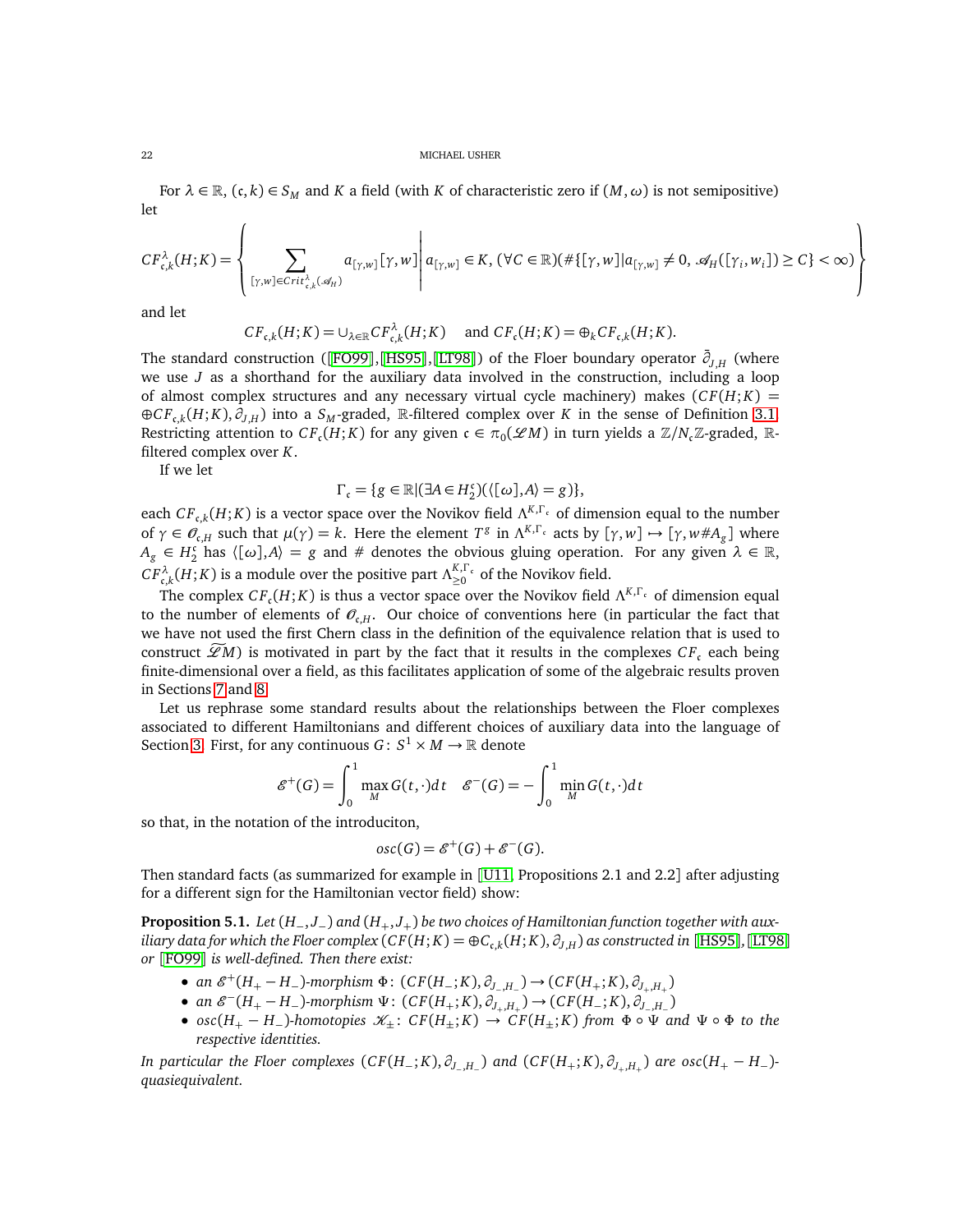For $\lambda \in \mathbb{R}$, $(\mathfrak{c}, k) \in S_M$ and $K$ a field (with $K$ of characteristic zero if $(M,\omega)$ is not semipositive) let

$$CF^{\lambda}_{\mathfrak{c},k}(H;K) = \left\{ \sum_{[\gamma,w]\in Crit^{\lambda}_{\mathfrak{c},k}(\mathscr{A}_H)} a_{[\gamma,w]}[\gamma,w] \left| a_{[\gamma,w]} \in K, (\forall C \in \mathbb{R})(\#\{[\gamma,w]|a_{[\gamma,w]} \neq 0, \mathscr{A}_H([\gamma_i,w_i]) \geq C\} < \infty) \right. \right\}$$

and let

$$CF_{\mathfrak{c},k}(H;K) = \cup_{\lambda\in\mathbb{R}} CF^{\lambda}_{\mathfrak{c},k}(H;K) \quad \text{and } CF_{\mathfrak{c}}(H;K) = \oplus_k CF_{\mathfrak{c},k}(H;K).$$

The standard construction ([FO99],[HS95],[LT98]) of the Floer boundary operator $\bar{\partial}_{J,H}$ (where we use $J$ as a shorthand for the auxiliary data involved in the construction, including a loop of almost complex structures and any necessary virtual cycle machinery) makes $(CF(H;K) = \oplus CF_{\mathfrak{c},k}(H;K), \partial_{J,H})$ into a $S_M$-graded, $\mathbb{R}$-filtered complex over $K$ in the sense of Definition 3.1. Restricting attention to $CF_{\mathfrak{c}}(H;K)$ for any given $\mathfrak{c} \in \pi_0(\mathscr{L}M)$ in turn yields a $\mathbb{Z}/N_{\mathfrak{c}}\mathbb{Z}$-graded, $\mathbb{R}$-filtered complex over $K$.

If we let

$$\Gamma_{\mathfrak{c}} = \{g \in \mathbb{R} | (\exists A \in H_2^{\mathfrak{c}})(\langle[\omega], A\rangle = g)\},$$

each $CF_{\mathfrak{c},k}(H;K)$ is a vector space over the Novikov field $\Lambda^{K,\Gamma_{\mathfrak{c}}}$ of dimension equal to the number of $\gamma \in \mathscr{O}_{\mathfrak{c},H}$ such that $\mu(\gamma) = k$. Here the element $T^g$ in $\Lambda^{K,\Gamma_{\mathfrak{c}}}$ acts by $[\gamma, w] \mapsto [\gamma, w\#A_g]$ where $A_g \in H_2^{\mathfrak{c}}$ has $\langle[\omega], A\rangle = g$ and $\#$ denotes the obvious gluing operation. For any given $\lambda \in \mathbb{R}$, $CF^{\lambda}_{\mathfrak{c},k}(H;K)$ is a module over the positive part $\Lambda^{K,\Gamma_{\mathfrak{c}}}_{\geq 0}$ of the Novikov field.

The complex $CF_{\mathfrak{c}}(H;K)$ is thus a vector space over the Novikov field $\Lambda^{K,\Gamma_{\mathfrak{c}}}$ of dimension equal to the number of elements of $\mathscr{O}_{\mathfrak{c},H}$. Our choice of conventions here (in particular the fact that we have not used the first Chern class in the definition of the equivalence relation that is used to construct $\widetilde{\mathscr{L}M}$) is motivated in part by the fact that it results in the complexes $CF_{\mathfrak{c}}$ each being finite-dimensional over a field, as this facilitates application of some of the algebraic results proven in Sections 7 and 8.

Let us rephrase some standard results about the relationships between the Floer complexes associated to different Hamiltonians and different choices of auxiliary data into the language of Section 3. First, for any continuous $G\colon S^1 \times M \to \mathbb{R}$ denote

$$\mathscr{E}^+(G) = \int_0^1 \max_M G(t,\cdot)dt \quad \mathscr{E}^-(G) = -\int_0^1 \min_M G(t,\cdot)dt$$

so that, in the notation of the introduciton,

$$osc(G) = \mathscr{E}^+(G) + \mathscr{E}^-(G).$$

Then standard facts (as summarized for example in [U11, Propositions 2.1 and 2.2] after adjusting for a different sign for the Hamiltonian vector field) show:

**Proposition 5.1.** *Let $(H_-, J_-)$ and $(H_+, J_+)$ be two choices of Hamiltonian function together with auxiliary data for which the Floer complex $(CF(H;K) = \oplus C_{\mathfrak{c},k}(H;K), \partial_{J,H})$ as constructed in [HS95], [LT98] or [FO99] is well-defined. Then there exist:*

- *an $\mathscr{E}^+(H_+ - H_-)$-morphism $\Phi\colon (CF(H_-;K), \partial_{J_-,H_-}) \to (CF(H_+;K), \partial_{J_+,H_+})$*
- *an $\mathscr{E}^-(H_+ - H_-)$-morphism $\Psi\colon (CF(H_+;K), \partial_{J_+,H_+}) \to (CF(H_-;K), \partial_{J_-,H_-})$*
- *$osc(H_+ - H_-)$-homotopies $\mathscr{K}_{\pm}\colon CF(H_{\pm};K) \to CF(H_{\pm};K)$ from $\Phi \circ \Psi$ and $\Psi \circ \Phi$ to the respective identities.*

*In particular the Floer complexes $(CF(H_-;K), \partial_{J_-,H_-})$ and $(CF(H_+;K), \partial_{J_+,H_+})$ are $osc(H_+ - H_-)$-quasiequivalent.*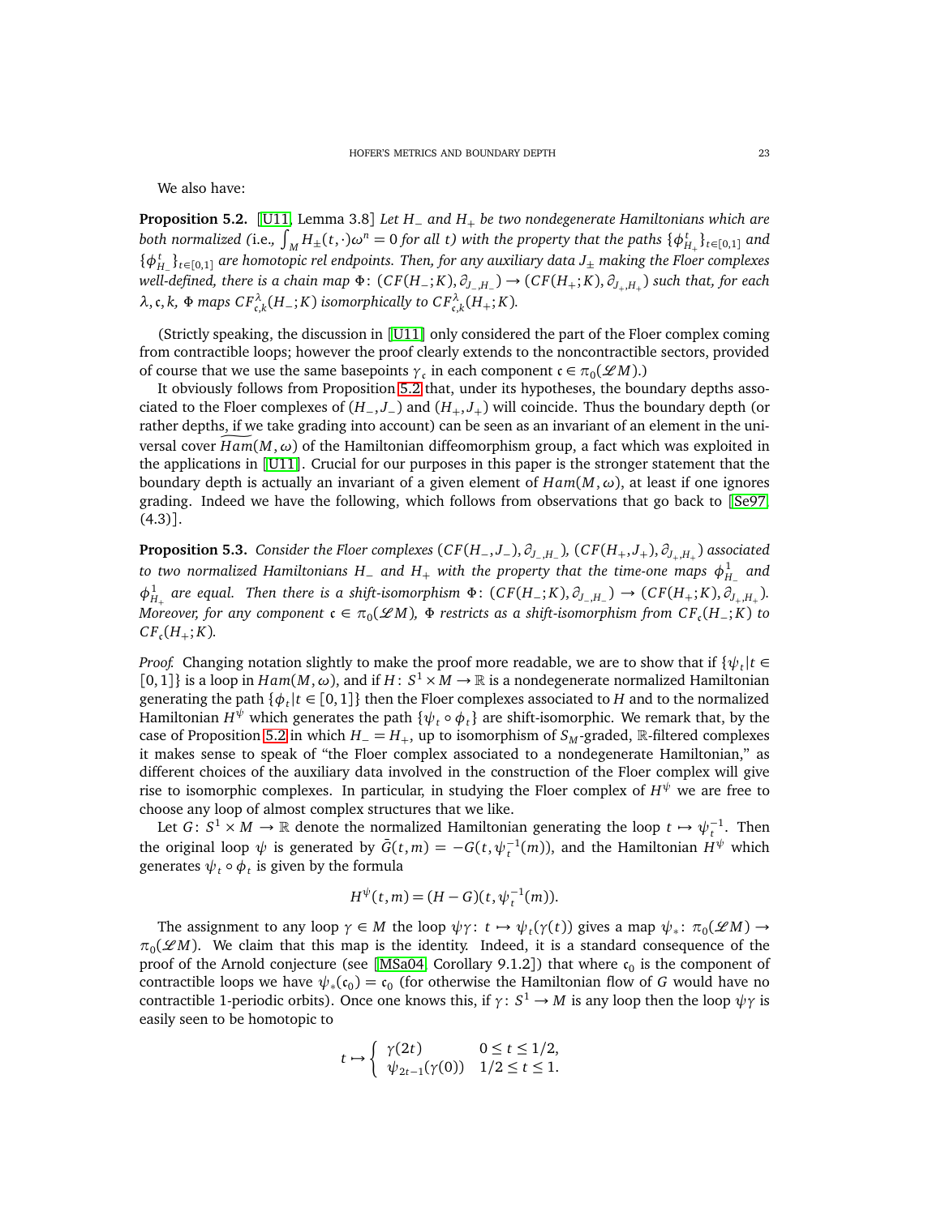We also have:

**Proposition 5.2.** [U11, Lemma 3.8] *Let $H_-$ and $H_+$ be two nondegenerate Hamiltonians which are both normalized (*i.e., $\int_M H_\pm(t,\cdot)\omega^n = 0$ *for all* $t$*) with the property that the paths* $\{\phi^t_{H_+}\}_{t\in[0,1]}$ *and* $\{\phi^t_{H_-}\}_{t\in[0,1]}$ *are homotopic rel endpoints. Then, for any auxiliary data* $J_\pm$ *making the Floer complexes well-defined, there is a chain map* $\Phi\colon (CF(H_-;K), \partial_{J_-,H_-}) \to (CF(H_+;K), \partial_{J_+,H_+})$ *such that, for each* $\lambda, \mathfrak{c}, k$*,* $\Phi$ *maps* $CF^\lambda_{\mathfrak{c},k}(H_-;K)$ *isomorphically to* $CF^\lambda_{\mathfrak{c},k}(H_+;K)$*.*

(Strictly speaking, the discussion in [U11] only considered the part of the Floer complex coming from contractible loops; however the proof clearly extends to the noncontractible sectors, provided of course that we use the same basepoints $\gamma_{\mathfrak{c}}$ in each component $\mathfrak{c} \in \pi_0(\mathscr{L}M)$.)

It obviously follows from Proposition 5.2 that, under its hypotheses, the boundary depths associated to the Floer complexes of $(H_-, J_-)$ and $(H_+, J_+)$ will coincide. Thus the boundary depth (or rather depths, if we take grading into account) can be seen as an invariant of an element in the universal cover $\widetilde{Ham}(M,\omega)$ of the Hamiltonian diffeomorphism group, a fact which was exploited in the applications in [U11]. Crucial for our purposes in this paper is the stronger statement that the boundary depth is actually an invariant of a given element of $Ham(M,\omega)$, at least if one ignores grading. Indeed we have the following, which follows from observations that go back to [Se97, (4.3)].

**Proposition 5.3.** *Consider the Floer complexes* $(CF(H_-,J_-), \partial_{J_-,H_-})$*,* $(CF(H_+,J_+), \partial_{J_+,H_+})$ *associated to two normalized Hamiltonians* $H_-$ *and* $H_+$ *with the property that the time-one maps* $\phi^1_{H_-}$ *and* $\phi^1_{H_+}$ *are equal. Then there is a shift-isomorphism* $\Phi\colon (CF(H_-;K), \partial_{J_-,H_-}) \to (CF(H_+;K), \partial_{J_+,H_+})$*. Moreover, for any component* $\mathfrak{c} \in \pi_0(\mathscr{L}M)$*,* $\Phi$ *restricts as a shift-isomorphism from* $CF_{\mathfrak{c}}(H_-;K)$ *to* $CF_{\mathfrak{c}}(H_+;K)$*.*

*Proof.* Changing notation slightly to make the proof more readable, we are to show that if $\{\psi_t | t \in [0,1]\}$ is a loop in $Ham(M,\omega)$, and if $H\colon S^1 \times M \to \mathbb{R}$ is a nondegenerate normalized Hamiltonian generating the path $\{\phi_t | t \in [0,1]\}$ then the Floer complexes associated to $H$ and to the normalized Hamiltonian $H^\psi$ which generates the path $\{\psi_t \circ \phi_t\}$ are shift-isomorphic. We remark that, by the case of Proposition 5.2 in which $H_- = H_+$, up to isomorphism of $S_M$-graded, $\mathbb{R}$-filtered complexes it makes sense to speak of "the Floer complex associated to a nondegenerate Hamiltonian," as different choices of the auxiliary data involved in the construction of the Floer complex will give rise to isomorphic complexes. In particular, in studying the Floer complex of $H^\psi$ we are free to choose any loop of almost complex structures that we like.

Let $G\colon S^1 \times M \to \mathbb{R}$ denote the normalized Hamiltonian generating the loop $t \mapsto \psi_t^{-1}$. Then the original loop $\psi$ is generated by $\bar{G}(t,m) = -G(t, \psi_t^{-1}(m))$, and the Hamiltonian $H^\psi$ which generates $\psi_t \circ \phi_t$ is given by the formula

$$H^\psi(t,m) = (H - G)(t, \psi_t^{-1}(m)).$$

The assignment to any loop $\gamma \in M$ the loop $\psi\gamma\colon t \mapsto \psi_t(\gamma(t))$ gives a map $\psi_*\colon \pi_0(\mathscr{L}M) \to \pi_0(\mathscr{L}M)$. We claim that this map is the identity. Indeed, it is a standard consequence of the proof of the Arnold conjecture (see [MSa04, Corollary 9.1.2]) that where $\mathfrak{c}_0$ is the component of contractible loops we have $\psi_*(\mathfrak{c}_0) = \mathfrak{c}_0$ (for otherwise the Hamiltonian flow of $G$ would have no contractible 1-periodic orbits). Once one knows this, if $\gamma\colon S^1 \to M$ is any loop then the loop $\psi\gamma$ is easily seen to be homotopic to

$$t \mapsto \begin{cases} \gamma(2t) & 0 \le t \le 1/2, \\ \psi_{2t-1}(\gamma(0)) & 1/2 \le t \le 1. \end{cases}$$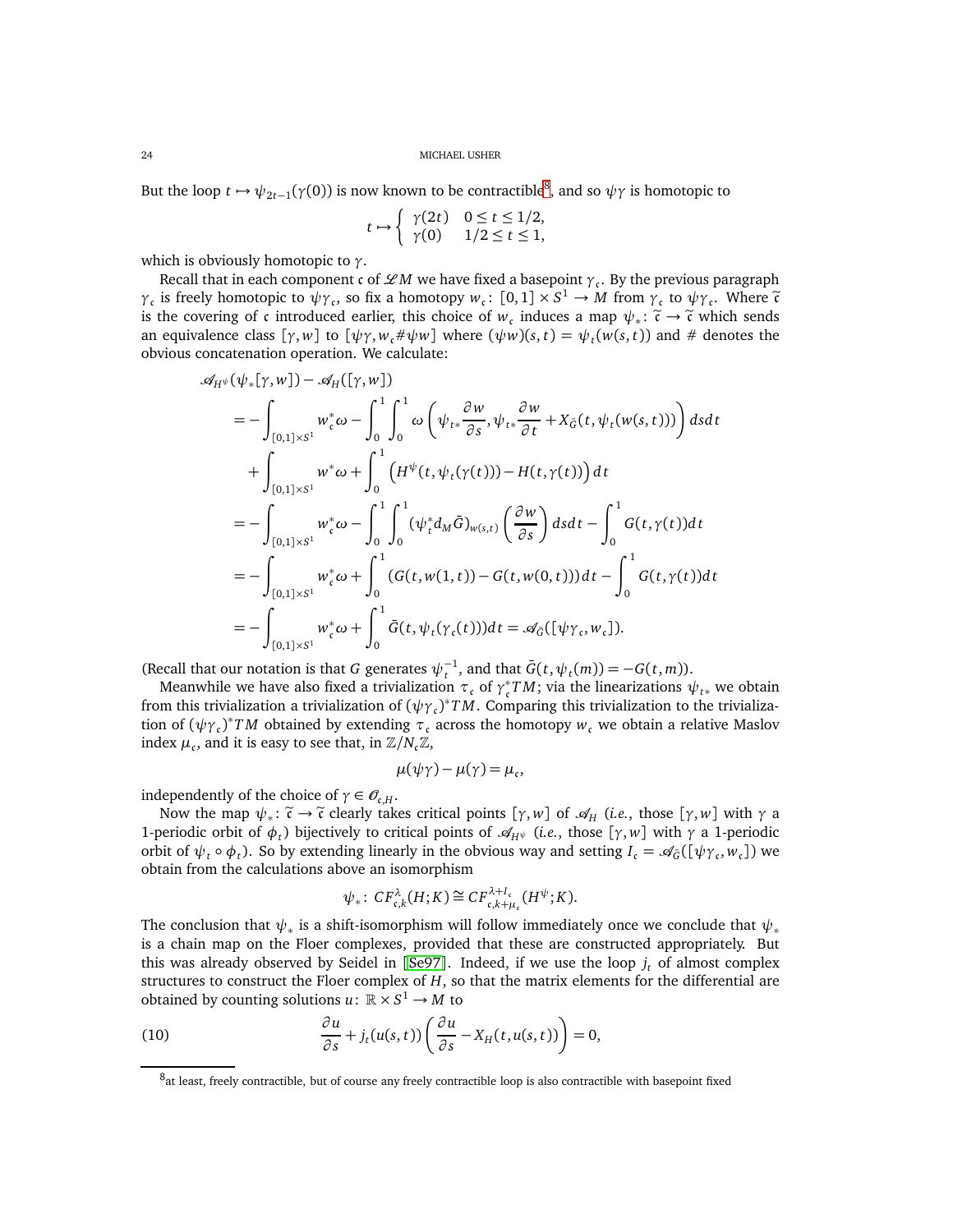But the loop $t \mapsto \psi_{2t-1}(\gamma(0))$ is now known to be contractible[8], and so $\psi\gamma$ is homotopic to

$$t \mapsto \begin{cases} \gamma(2t) & 0 \le t \le 1/2, \\ \gamma(0) & 1/2 \le t \le 1, \end{cases}$$

which is obviously homotopic to $\gamma$.

Recall that in each component $\mathfrak{c}$ of $\mathscr{L}M$ we have fixed a basepoint $\gamma_{\mathfrak{c}}$. By the previous paragraph $\gamma_{\mathfrak{c}}$ is freely homotopic to $\psi\gamma_{\mathfrak{c}}$, so fix a homotopy $w_{\mathfrak{c}}\colon [0,1]\times S^1 \to M$ from $\gamma_{\mathfrak{c}}$ to $\psi\gamma_{\mathfrak{c}}$. Where $\tilde{\mathfrak{c}}$ is the covering of $\mathfrak{c}$ introduced earlier, this choice of $w_{\mathfrak{c}}$ induces a map $\psi_*\colon \tilde{\mathfrak{c}} \to \tilde{\mathfrak{c}}$ which sends an equivalence class $[\gamma, w]$ to $[\psi\gamma, w_{\mathfrak{c}}\#\psi w]$ where $(\psi w)(s,t) = \psi_t(w(s,t))$ and $\#$ denotes the obvious concatenation operation. We calculate:

$$\begin{aligned}
&\mathscr{A}_{H^\psi}(\psi_*[\gamma,w]) - \mathscr{A}_H([\gamma,w]) \\
&= -\int_{[0,1]\times S^1} w_{\mathfrak{c}}^*\omega - \int_0^1\int_0^1 \omega\left(\psi_{t*}\frac{\partial w}{\partial s}, \psi_{t*}\frac{\partial w}{\partial t} + X_{\bar{G}}(t,\psi_t(w(s,t)))\right) ds dt \\
&\quad + \int_{[0,1]\times S^1} w^*\omega + \int_0^1 \left(H^\psi(t,\psi_t(\gamma(t))) - H(t,\gamma(t))\right)dt \\
&= -\int_{[0,1]\times S^1} w_{\mathfrak{c}}^*\omega - \int_0^1\int_0^1 (\psi_t^* d_M \bar{G})_{w(s,t)}\left(\frac{\partial w}{\partial s}\right) ds dt - \int_0^1 G(t,\gamma(t))dt \\
&= -\int_{[0,1]\times S^1} w_{\mathfrak{c}}^*\omega + \int_0^1 (G(t,w(1,t)) - G(t,w(0,t)))dt - \int_0^1 G(t,\gamma(t))dt \\
&= -\int_{[0,1]\times S^1} w_{\mathfrak{c}}^*\omega + \int_0^1 \bar{G}(t,\psi_t(\gamma_{\mathfrak{c}}(t)))dt = \mathscr{A}_{\bar{G}}([\psi\gamma_{\mathfrak{c}}, w_{\mathfrak{c}}]).
\end{aligned}$$

(Recall that our notation is that $G$ generates $\psi_t^{-1}$, and that $\bar{G}(t,\psi_t(m)) = -G(t,m)$).

Meanwhile we have also fixed a trivialization $\tau_{\mathfrak{c}}$ of $\gamma_{\mathfrak{c}}^*TM$; via the linearizations $\psi_{t*}$ we obtain from this trivialization a trivialization of $(\psi\gamma_{\mathfrak{c}})^*TM$. Comparing this trivialization to the trivialization of $(\psi\gamma_{\mathfrak{c}})^*TM$ obtained by extending $\tau_{\mathfrak{c}}$ across the homotopy $w_{\mathfrak{c}}$ we obtain a relative Maslov index $\mu_{\mathfrak{c}}$, and it is easy to see that, in $\mathbb{Z}/N_{\mathfrak{c}}\mathbb{Z}$,

$$\mu(\psi\gamma) - \mu(\gamma) = \mu_{\mathfrak{c}},$$

independently of the choice of $\gamma \in \mathscr{O}_{\mathfrak{c},H}$.

Now the map $\psi_*\colon \tilde{\mathfrak{c}} \to \tilde{\mathfrak{c}}$ clearly takes critical points $[\gamma,w]$ of $\mathscr{A}_H$ (*i.e.*, those $[\gamma,w]$ with $\gamma$ a 1-periodic orbit of $\phi_t$) bijectively to critical points of $\mathscr{A}_{H^\psi}$ (*i.e.*, those $[\gamma,w]$ with $\gamma$ a 1-periodic orbit of $\psi_t \circ \phi_t$). So by extending linearly in the obvious way and setting $I_{\mathfrak{c}} = \mathscr{A}_{\bar{G}}([\psi\gamma_{\mathfrak{c}}, w_{\mathfrak{c}}])$ we obtain from the calculations above an isomorphism

$$\psi_*\colon CF^{\lambda}_{\mathfrak{c},k}(H;K) \cong CF^{\lambda+I_{\mathfrak{c}}}_{\mathfrak{c},k+\mu_{\mathfrak{c}}}(H^\psi;K).$$

The conclusion that $\psi_*$ is a shift-isomorphism will follow immediately once we conclude that $\psi_*$ is a chain map on the Floer complexes, provided that these are constructed appropriately. But this was already observed by Seidel in [Se97]. Indeed, if we use the loop $j_t$ of almost complex structures to construct the Floer complex of $H$, so that the matrix elements for the differential are obtained by counting solutions $u\colon \mathbb{R}\times S^1 \to M$ to

$$\frac{\partial u}{\partial s} + j_t(u(s,t))\left(\frac{\partial u}{\partial s} - X_H(t,u(s,t))\right) = 0, \tag{10}$$

[8] at least, freely contractible, but of course any freely contractible loop is also contractible with basepoint fixed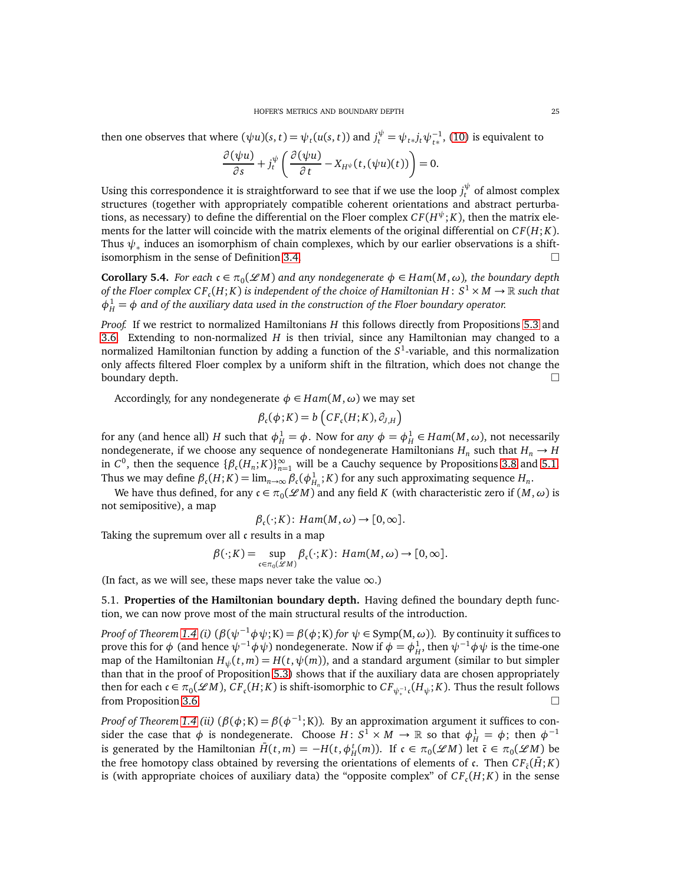then one observes that where $(\psi u)(s,t) = \psi_t(u(s,t))$ and $j_t^{\psi} = \psi_{t*} j_t \psi_{t*}^{-1}$, (10) is equivalent to

$$\frac{\partial(\psi u)}{\partial s} + j_t^{\psi}\left(\frac{\partial(\psi u)}{\partial t} - X_{H^{\psi}}(t,(\psi u)(t))\right) = 0.$$

Using this correspondence it is straightforward to see that if we use the loop $j_t^{\psi}$ of almost complex structures (together with appropriately compatible coherent orientations and abstract perturbations, as necessary) to define the differential on the Floer complex $CF(H^{\psi};K)$, then the matrix elements for the latter will coincide with the matrix elements of the original differential on $CF(H;K)$. Thus $\psi_*$ induces an isomorphism of chain complexes, which by our earlier observations is a shift-isomorphism in the sense of Definition 3.4. □

**Corollary 5.4.** *For each $\mathfrak{c} \in \pi_0(\mathscr{L}M)$ and any nondegenerate $\phi \in Ham(M,\omega)$, the boundary depth of the Floer complex $CF_{\mathfrak{c}}(H;K)$ is independent of the choice of Hamiltonian $H\colon S^1 \times M \to \mathbb{R}$ such that $\phi_H^1 = \phi$ and of the auxiliary data used in the construction of the Floer boundary operator.*

*Proof.* If we restrict to normalized Hamiltonians $H$ this follows directly from Propositions 5.3 and 3.6. Extending to non-normalized $H$ is then trivial, since any Hamiltonian may changed to a normalized Hamiltonian function by adding a function of the $S^1$-variable, and this normalization only affects filtered Floer complex by a uniform shift in the filtration, which does not change the boundary depth. □

Accordingly, for any nondegenerate $\phi \in Ham(M,\omega)$ we may set

$$\beta_{\mathfrak{c}}(\phi;K) = b\left(CF_{\mathfrak{c}}(H;K), \partial_{J,H}\right)$$

for any (and hence all) $H$ such that $\phi_H^1 = \phi$. Now for *any* $\phi = \phi_H^1 \in Ham(M,\omega)$, not necessarily nondegenerate, if we choose any sequence of nondegenerate Hamiltonians $H_n$ such that $H_n \to H$ in $C^0$, then the sequence $\{\beta_{\mathfrak{c}}(H_n;K)\}_{n=1}^{\infty}$ will be a Cauchy sequence by Propositions 3.8 and 5.1. Thus we may define $\beta_{\mathfrak{c}}(H;K) = \lim_{n\to\infty} \beta_{\mathfrak{c}}(\phi_{H_n}^1;K)$ for any such approximating sequence $H_n$.

We have thus defined, for any $\mathfrak{c} \in \pi_0(\mathscr{L}M)$ and any field $K$ (with characteristic zero if $(M,\omega)$ is not semipositive), a map

$$\beta_{\mathfrak{c}}(\cdot;K)\colon Ham(M,\omega) \to [0,\infty].$$

Taking the supremum over all $\mathfrak{c}$ results in a map

$$\beta(\cdot;K) = \sup_{\mathfrak{c}\in\pi_0(\mathscr{L}M)} \beta_{\mathfrak{c}}(\cdot;K)\colon Ham(M,\omega) \to [0,\infty].$$

(In fact, as we will see, these maps never take the value $\infty$.)

5.1. **Properties of the Hamiltonian boundary depth.** Having defined the boundary depth function, we can now prove most of the main structural results of the introduction.

*Proof of Theorem 1.4 (i) ($\beta(\psi^{-1}\phi\psi;K) = \beta(\phi;K)$ for $\psi \in Symp(M,\omega)$).* By continuity it suffices to prove this for $\phi$ (and hence $\psi^{-1}\phi\psi$) nondegenerate. Now if $\phi = \phi_H^1$, then $\psi^{-1}\phi\psi$ is the time-one map of the Hamiltonian $H_{\psi}(t,m) = H(t,\psi(m))$, and a standard argument (similar to but simpler than that in the proof of Proposition 5.3) shows that if the auxiliary data are chosen appropriately then for each $\mathfrak{c} \in \pi_0(\mathscr{L}M)$, $CF_{\mathfrak{c}}(H;K)$ is shift-isomorphic to $CF_{\psi_*^{-1}\mathfrak{c}}(H_{\psi};K)$. Thus the result follows from Proposition 3.6. □

*Proof of Theorem 1.4 (ii) ($\beta(\phi;K) = \beta(\phi^{-1};K)$).* By an approximation argument it suffices to consider the case that $\phi$ is nondegenerate. Choose $H\colon S^1 \times M \to \mathbb{R}$ so that $\phi_H^1 = \phi$; then $\phi^{-1}$ is generated by the Hamiltonian $\bar{H}(t,m) = -H(t,\phi_H^t(m))$. If $\mathfrak{c} \in \pi_0(\mathscr{L}M)$ let $\bar{\mathfrak{c}} \in \pi_0(\mathscr{L}M)$ be the free homotopy class obtained by reversing the orientations of elements of $\mathfrak{c}$. Then $CF_{\bar{\mathfrak{c}}}(\bar{H};K)$ is (with appropriate choices of auxiliary data) the "opposite complex" of $CF_{\mathfrak{c}}(H;K)$ in the sense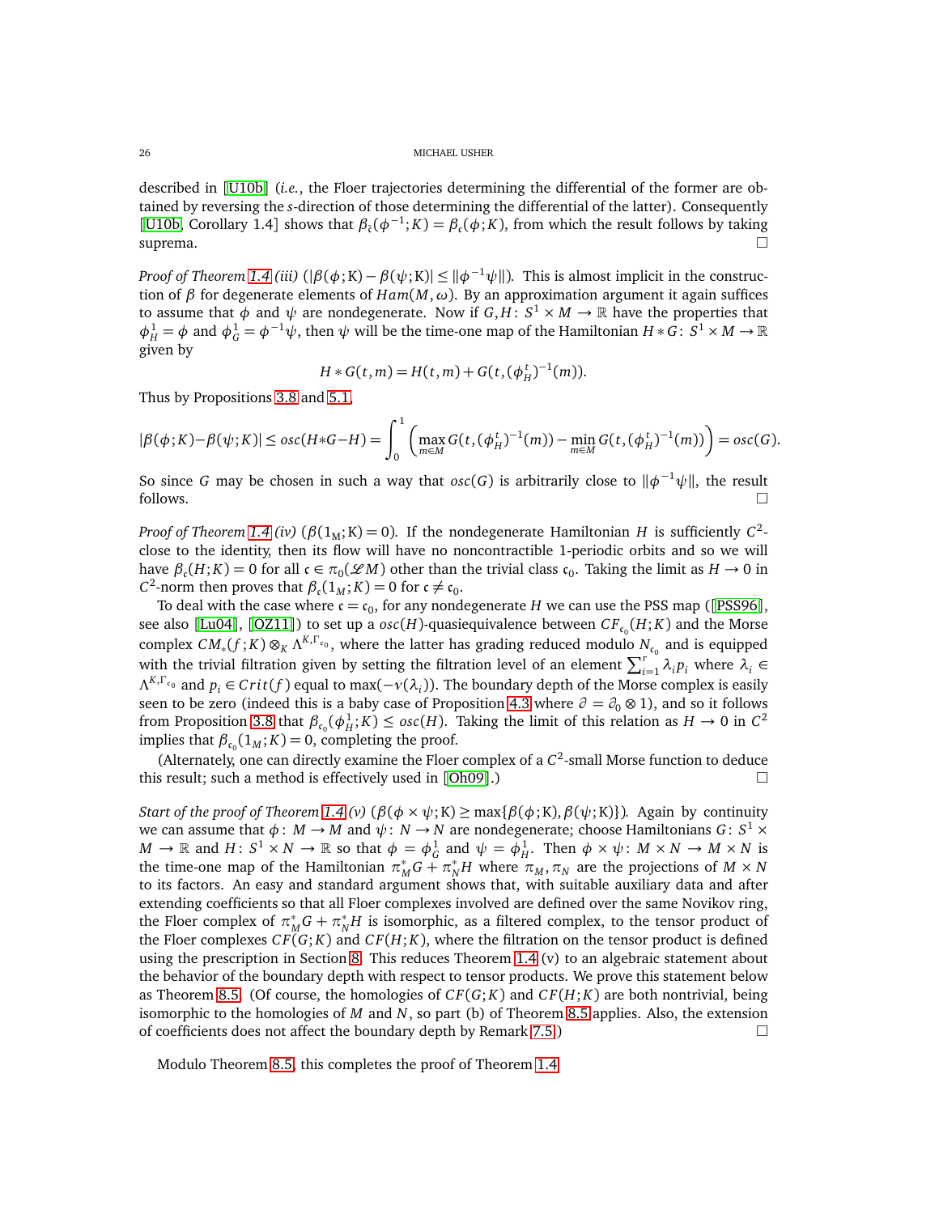described in [U10b] (*i.e.*, the Floer trajectories determining the differential of the former are obtained by reversing the $s$-direction of those determining the differential of the latter). Consequently [U10b, Corollary 1.4] shows that $\beta_{\bar{\mathfrak{c}}}(\phi^{-1};K) = \beta_{\mathfrak{c}}(\phi;K)$, from which the result follows by taking suprema. □

*Proof of Theorem 1.4 (iii)* ($|\beta(\phi;\mathrm{K}) - \beta(\psi;\mathrm{K})| \leq \|\phi^{-1}\psi\|$). This is almost implicit in the construction of $\beta$ for degenerate elements of $Ham(M,\omega)$. By an approximation argument it again suffices to assume that $\phi$ and $\psi$ are nondegenerate. Now if $G, H\colon S^1 \times M \to \mathbb{R}$ have the properties that $\phi_H^1 = \phi$ and $\phi_G^1 = \phi^{-1}\psi$, then $\psi$ will be the time-one map of the Hamiltonian $H * G\colon S^1 \times M \to \mathbb{R}$ given by

$$H * G(t,m) = H(t,m) + G(t,(\phi_H^t)^{-1}(m)).$$

Thus by Propositions 3.8 and 5.1,

$$|\beta(\phi;K) - \beta(\psi;K)| \leq osc(H*G-H) = \int_0^1 \left( \max_{m\in M} G(t,(\phi_H^t)^{-1}(m)) - \min_{m\in M} G(t,(\phi_H^t)^{-1}(m)) \right) = osc(G).$$

So since $G$ may be chosen in such a way that $osc(G)$ is arbitrarily close to $\|\phi^{-1}\psi\|$, the result follows. □

*Proof of Theorem 1.4 (iv)* ($\beta(1_{\mathrm{M}};\mathrm{K}) = 0$). If the nondegenerate Hamiltonian $H$ is sufficiently $C^2$-close to the identity, then its flow will have no noncontractible 1-periodic orbits and so we will have $\beta_{\mathfrak{c}}(H;K) = 0$ for all $\mathfrak{c} \in \pi_0(\mathscr{L}M)$ other than the trivial class $\mathfrak{c}_0$. Taking the limit as $H \to 0$ in $C^2$-norm then proves that $\beta_{\mathfrak{c}}(1_M;K) = 0$ for $\mathfrak{c} \neq \mathfrak{c}_0$.

To deal with the case where $\mathfrak{c} = \mathfrak{c}_0$, for any nondegenerate $H$ we can use the PSS map ([PSS96], see also [Lu04], [OZ11]) to set up a $osc(H)$-quasiequivalence between $CF_{\mathfrak{c}_0}(H;K)$ and the Morse complex $CM_*(f;K) \otimes_K \Lambda^{K,\Gamma_{\mathfrak{c}_0}}$, where the latter has grading reduced modulo $N_{\mathfrak{c}_0}$ and is equipped with the trivial filtration given by setting the filtration level of an element $\sum_{i=1}^r \lambda_i p_i$ where $\lambda_i \in \Lambda^{K,\Gamma_{\mathfrak{c}_0}}$ and $p_i \in Crit(f)$ equal to $\max(-\nu(\lambda_i))$. The boundary depth of the Morse complex is easily seen to be zero (indeed this is a baby case of Proposition 4.3 where $\partial = \partial_0 \otimes 1$), and so it follows from Proposition 3.8 that $\beta_{\mathfrak{c}_0}(\phi_H^1;K) \leq osc(H)$. Taking the limit of this relation as $H \to 0$ in $C^2$ implies that $\beta_{\mathfrak{c}_0}(1_M;K) = 0$, completing the proof.

(Alternately, one can directly examine the Floer complex of a $C^2$-small Morse function to deduce this result; such a method is effectively used in [Oh09].) □

*Start of the proof of Theorem 1.4 (v)* ($\beta(\phi \times \psi;\mathrm{K}) \geq \max\{\beta(\phi;\mathrm{K}), \beta(\psi;\mathrm{K})\}$). Again by continuity we can assume that $\phi\colon M \to M$ and $\psi\colon N \to N$ are nondegenerate; choose Hamiltonians $G\colon S^1 \times M \to \mathbb{R}$ and $H\colon S^1 \times N \to \mathbb{R}$ so that $\phi = \phi_G^1$ and $\psi = \phi_H^1$. Then $\phi \times \psi\colon M \times N \to M \times N$ is the time-one map of the Hamiltonian $\pi_M^* G + \pi_N^* H$ where $\pi_M, \pi_N$ are the projections of $M \times N$ to its factors. An easy and standard argument shows that, with suitable auxiliary data and after extending coefficients so that all Floer complexes involved are defined over the same Novikov ring, the Floer complex of $\pi_M^* G + \pi_N^* H$ is isomorphic, as a filtered complex, to the tensor product of the Floer complexes $CF(G;K)$ and $CF(H;K)$, where the filtration on the tensor product is defined using the prescription in Section 8. This reduces Theorem 1.4 (v) to an algebraic statement about the behavior of the boundary depth with respect to tensor products. We prove this statement below as Theorem 8.5. (Of course, the homologies of $CF(G;K)$ and $CF(H;K)$ are both nontrivial, being isomorphic to the homologies of $M$ and $N$, so part (b) of Theorem 8.5 applies. Also, the extension of coefficients does not affect the boundary depth by Remark 7.5.) □

Modulo Theorem 8.5, this completes the proof of Theorem 1.4.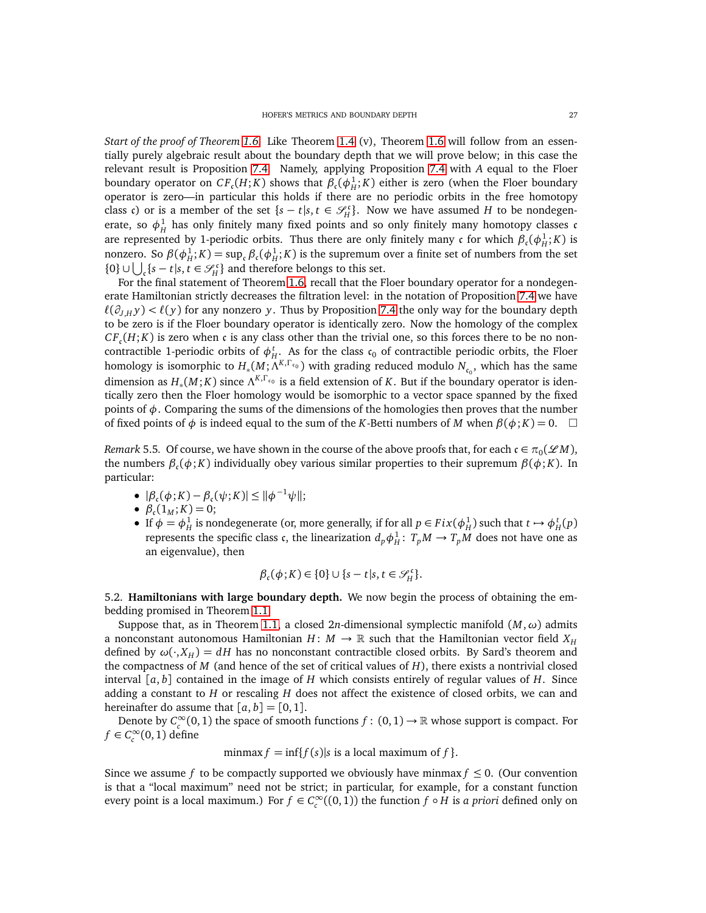*Start of the proof of Theorem 1.6.* Like Theorem 1.4 (v), Theorem 1.6 will follow from an essentially purely algebraic result about the boundary depth that we will prove below; in this case the relevant result is Proposition 7.4. Namely, applying Proposition 7.4 with $A$ equal to the Floer boundary operator on $CF_{\mathfrak{c}}(H;K)$ shows that $\beta_{\mathfrak{c}}(\phi_H^1;K)$ either is zero (when the Floer boundary operator is zero—in particular this holds if there are no periodic orbits in the free homotopy class $\mathfrak{c}$) or is a member of the set $\{s-t|s,t\in\mathscr{S}_H^{\mathfrak{c}}\}$. Now we have assumed $H$ to be nondegenerate, so $\phi_H^1$ has only finitely many fixed points and so only finitely many homotopy classes $\mathfrak{c}$ are represented by 1-periodic orbits. Thus there are only finitely many $\mathfrak{c}$ for which $\beta_{\mathfrak{c}}(\phi_H^1;K)$ is nonzero. So $\beta(\phi_H^1;K)=\sup_{\mathfrak{c}}\beta_{\mathfrak{c}}(\phi_H^1;K)$ is the supremum over a finite set of numbers from the set $\{0\}\cup\bigcup_{\mathfrak{c}}\{s-t|s,t\in\mathscr{S}_H^{\mathfrak{c}}\}$ and therefore belongs to this set.

For the final statement of Theorem 1.6, recall that the Floer boundary operator for a nondegenerate Hamiltonian strictly decreases the filtration level: in the notation of Proposition 7.4 we have $\ell(\partial_{J,H}y)<\ell(y)$ for any nonzero $y$. Thus by Proposition 7.4 the only way for the boundary depth to be zero is if the Floer boundary operator is identically zero. Now the homology of the complex $CF_{\mathfrak{c}}(H;K)$ is zero when $\mathfrak{c}$ is any class other than the trivial one, so this forces there to be no non-contractible 1-periodic orbits of $\phi_H^t$. As for the class $\mathfrak{c}_0$ of contractible periodic orbits, the Floer homology is isomorphic to $H_*(M;\Lambda^{K,\Gamma_{\mathfrak{c}_0}})$ with grading reduced modulo $N_{\mathfrak{c}_0}$, which has the same dimension as $H_*(M;K)$ since $\Lambda^{K,\Gamma_{\mathfrak{c}_0}}$ is a field extension of $K$. But if the boundary operator is identically zero then the Floer homology would be isomorphic to a vector space spanned by the fixed points of $\phi$. Comparing the sums of the dimensions of the homologies then proves that the number of fixed points of $\phi$ is indeed equal to the sum of the $K$-Betti numbers of $M$ when $\beta(\phi;K)=0$. □

*Remark* 5.5. Of course, we have shown in the course of the above proofs that, for each $\mathfrak{c}\in\pi_0(\mathscr{L}M)$, the numbers $\beta_{\mathfrak{c}}(\phi;K)$ individually obey various similar properties to their supremum $\beta(\phi;K)$. In particular:

- $|\beta_{\mathfrak{c}}(\phi;K)-\beta_{\mathfrak{c}}(\psi;K)|\le\|\phi^{-1}\psi\|$;
- $\beta_{\mathfrak{c}}(1_M;K)=0$;
- If $\phi=\phi_H^1$ is nondegenerate (or, more generally, if for all $p\in Fix(\phi_H^1)$ such that $t\mapsto\phi_H^t(p)$ represents the specific class $\mathfrak{c}$, the linearization $d_p\phi_H^1\colon T_pM\to T_pM$ does not have one as an eigenvalue), then

$$\beta_{\mathfrak{c}}(\phi;K)\in\{0\}\cup\{s-t|s,t\in\mathscr{S}_H^{\mathfrak{c}}\}.$$

## 5.2. Hamiltonians with large boundary depth.

We now begin the process of obtaining the embedding promised in Theorem 1.1.

Suppose that, as in Theorem 1.1, a closed $2n$-dimensional symplectic manifold $(M,\omega)$ admits a nonconstant autonomous Hamiltonian $H\colon M\to\mathbb{R}$ such that the Hamiltonian vector field $X_H$ defined by $\omega(\cdot,X_H)=dH$ has no nonconstant contractible closed orbits. Using Sard's theorem and the compactness of $M$ (and hence of the set of critical values of $H$), there exists a nontrivial closed interval $[a,b]$ contained in the image of $H$ which consists entirely of regular values of $H$. Since adding a constant to $H$ or rescaling $H$ does not affect the existence of closed orbits, we can and hereinafter do assume that $[a,b]=[0,1]$.

Denote by $C_c^\infty(0,1)$ the space of smooth functions $f\colon(0,1)\to\mathbb{R}$ whose support is compact. For $f\in C_c^\infty(0,1)$ define

$$\operatorname{minmax} f=\inf\{f(s)|s \text{ is a local maximum of } f\}.$$

Since we assume $f$ to be compactly supported we obviously have $\operatorname{minmax} f\le 0$. (Our convention is that a "local maximum" need not be strict; in particular, for example, for a constant function every point is a local maximum.) For $f\in C_c^\infty((0,1))$ the function $f\circ H$ is *a priori* defined only on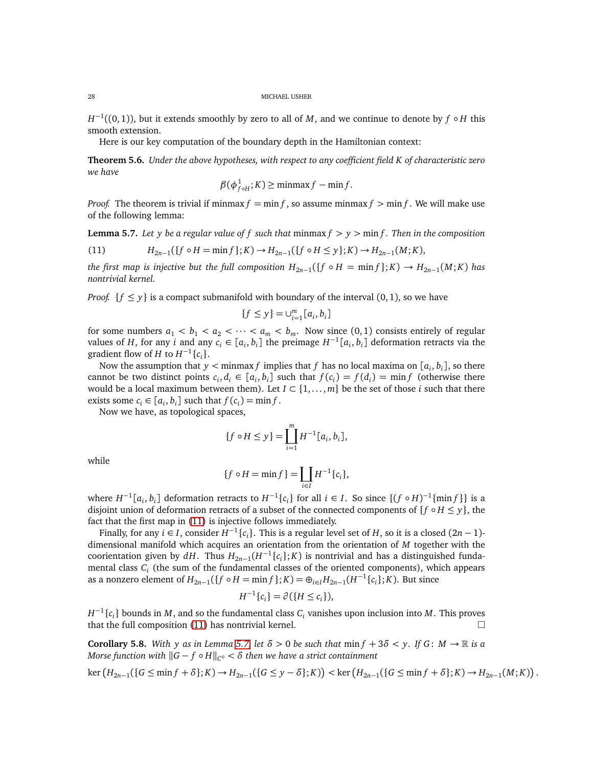$H^{-1}((0,1))$, but it extends smoothly by zero to all of $M$, and we continue to denote by $f\circ H$ this smooth extension.

Here is our key computation of the boundary depth in the Hamiltonian context:

**Theorem 5.6.** *Under the above hypotheses, with respect to any coefficient field $K$ of characteristic zero we have*

$$\beta(\phi^1_{f\circ H};K)\geq \text{minmax} f - \min f.$$

*Proof.* The theorem is trivial if $\text{minmax} f = \min f$, so assume $\text{minmax} f > \min f$. We will make use of the following lemma:

**Lemma 5.7.** *Let $y$ be a regular value of $f$ such that $\text{minmax} f > y > \min f$. Then in the composition*

$$H_{2n-1}(\{f\circ H = \min f\};K)\to H_{2n-1}(\{f\circ H\leq y\};K)\to H_{2n-1}(M;K), \tag{11}$$

*the first map is injective but the full composition $H_{2n-1}(\{f\circ H = \min f\};K)\to H_{2n-1}(M;K)$ has nontrivial kernel.*

*Proof.* $\{f\leq y\}$ is a compact submanifold with boundary of the interval $(0,1)$, so we have

$$\{f\leq y\} = \cup_{i=1}^m [a_i,b_i]$$

for some numbers $a_1<b_1<a_2<\cdots<a_m<b_m$. Now since $(0,1)$ consists entirely of regular values of $H$, for any $i$ and any $c_i\in[a_i,b_i]$ the preimage $H^{-1}[a_i,b_i]$ deformation retracts via the gradient flow of $H$ to $H^{-1}\{c_i\}$.

Now the assumption that $y<\text{minmax} f$ implies that $f$ has no local maxima on $[a_i,b_i]$, so there cannot be two distinct points $c_i,d_i\in[a_i,b_i]$ such that $f(c_i)=f(d_i)=\min f$ (otherwise there would be a local maximum between them). Let $I\subset\{1,\ldots,m\}$ be the set of those $i$ such that there exists some $c_i\in[a_i,b_i]$ such that $f(c_i)=\min f$.

Now we have, as topological spaces,

$$\{f\circ H\leq y\} = \coprod_{i=1}^m H^{-1}[a_i,b_i],$$

while

$$\{f\circ H = \min f\} = \coprod_{i\in I} H^{-1}\{c_i\},$$

where $H^{-1}[a_i,b_i]$ deformation retracts to $H^{-1}\{c_i\}$ for all $i\in I$. So since $\{(f\circ H)^{-1}\{\min f\}\}$ is a disjoint union of deformation retracts of a subset of the connected components of $\{f\circ H\leq y\}$, the fact that the first map in (11) is injective follows immediately.

Finally, for any $i\in I$, consider $H^{-1}\{c_i\}$. This is a regular level set of $H$, so it is a closed $(2n-1)$-dimensional manifold which acquires an orientation from the orientation of $M$ together with the coorientation given by $dH$. Thus $H_{2n-1}(H^{-1}\{c_i\};K)$ is nontrivial and has a distinguished fundamental class $C_i$ (the sum of the fundamental classes of the oriented components), which appears as a nonzero element of $H_{2n-1}(\{f\circ H = \min f\};K) = \oplus_{i\in I}H_{2n-1}(H^{-1}\{c_i\};K)$. But since

$$H^{-1}\{c_i\} = \partial(\{H\leq c_i\}),$$

$H^{-1}\{c_i\}$ bounds in $M$, and so the fundamental class $C_i$ vanishes upon inclusion into $M$. This proves that the full composition (11) has nontrivial kernel. $\square$

**Corollary 5.8.** *With $y$ as in Lemma 5.7, let $\delta>0$ be such that $\min f + 3\delta < y$. If $G\colon M\to\mathbb{R}$ is a Morse function with $\|G - f\circ H\|_{C^0}<\delta$ then we have a strict containment*

$$\ker\left(H_{2n-1}(\{G\leq \min f+\delta\};K)\to H_{2n-1}(\{G\leq y-\delta\};K)\right) < \ker\left(H_{2n-1}(\{G\leq \min f+\delta\};K)\to H_{2n-1}(M;K)\right).$$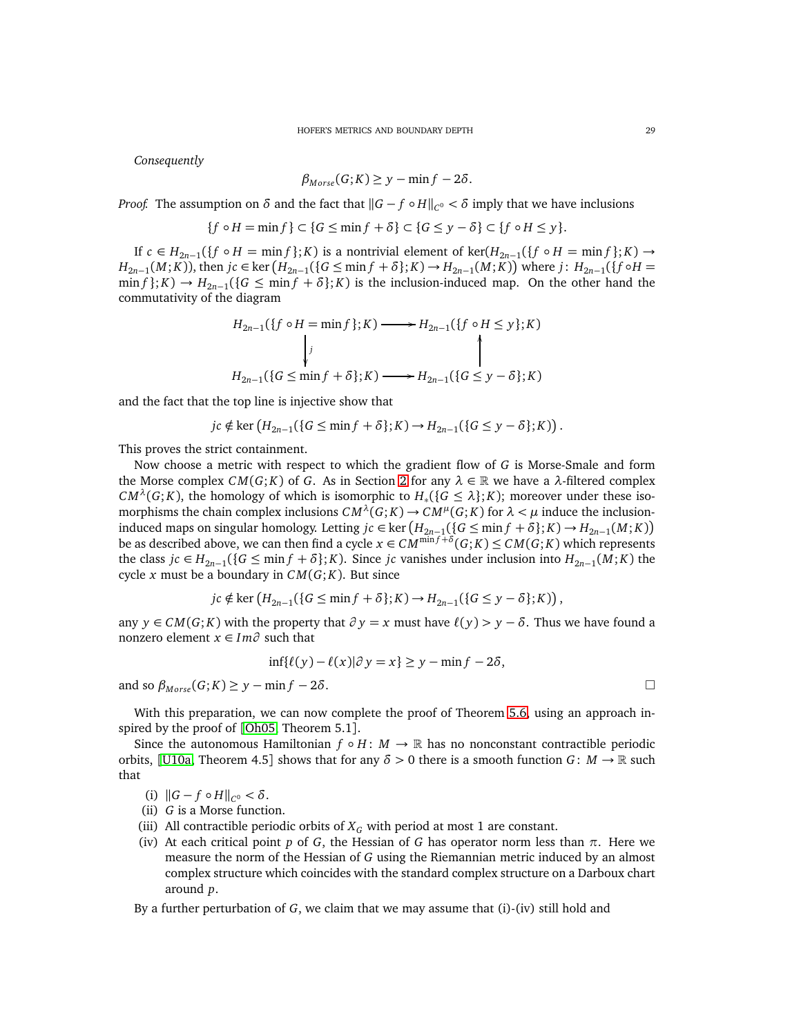*Consequently*

$$\beta_{Morse}(G;K) \geq y - \min f - 2\delta.$$

*Proof.* The assumption on $\delta$ and the fact that $\|G - f \circ H\|_{C^0} < \delta$ imply that we have inclusions

$$\{f \circ H = \min f\} \subset \{G \leq \min f + \delta\} \subset \{G \leq y - \delta\} \subset \{f \circ H \leq y\}.$$

If $c \in H_{2n-1}(\{f \circ H = \min f\}; K)$ is a nontrivial element of $\ker(H_{2n-1}(\{f \circ H = \min f\}; K) \to H_{2n-1}(M;K))$, then $jc \in \ker\left(H_{2n-1}(\{G \leq \min f + \delta\}; K) \to H_{2n-1}(M;K)\right)$ where $j\colon H_{2n-1}(\{f \circ H = \min f\}; K) \to H_{2n-1}(\{G \leq \min f + \delta\}; K)$ is the inclusion-induced map. On the other hand the commutativity of the diagram

$$\begin{array}{ccc} H_{2n-1}(\{f \circ H = \min f\}; K) & \longrightarrow & H_{2n-1}(\{f \circ H \leq y\}; K) \\ \big\downarrow j & & \big\uparrow \\ H_{2n-1}(\{G \leq \min f + \delta\}; K) & \longrightarrow & H_{2n-1}(\{G \leq y - \delta\}; K) \end{array}$$

and the fact that the top line is injective show that

$$jc \notin \ker\left(H_{2n-1}(\{G \leq \min f + \delta\}; K) \to H_{2n-1}(\{G \leq y - \delta\}; K)\right).$$

This proves the strict containment.

Now choose a metric with respect to which the gradient flow of $G$ is Morse-Smale and form the Morse complex $CM(G;K)$ of $G$. As in Section 2 for any $\lambda \in \mathbb{R}$ we have a $\lambda$-filtered complex $CM^{\lambda}(G;K)$, the homology of which is isomorphic to $H_*(\{G \leq \lambda\}; K)$; moreover under these isomorphisms the chain complex inclusions $CM^{\lambda}(G;K) \to CM^{\mu}(G;K)$ for $\lambda < \mu$ induce the inclusion-induced maps on singular homology. Letting $jc \in \ker\left(H_{2n-1}(\{G \leq \min f + \delta\}; K) \to H_{2n-1}(M;K)\right)$ be as described above, we can then find a cycle $x \in CM^{\min f + \delta}(G;K) \leq CM(G;K)$ which represents the class $jc \in H_{2n-1}(\{G \leq \min f + \delta\}; K)$. Since $jc$ vanishes under inclusion into $H_{2n-1}(M;K)$ the cycle $x$ must be a boundary in $CM(G;K)$. But since

$$jc \notin \ker\left(H_{2n-1}(\{G \leq \min f + \delta\}; K) \to H_{2n-1}(\{G \leq y - \delta\}; K)\right),$$

any $y \in CM(G;K)$ with the property that $\partial y = x$ must have $\ell(y) > y - \delta$. Thus we have found a nonzero element $x \in Im\partial$ such that

$$\inf\{\ell(y) - \ell(x) | \partial y = x\} \geq y - \min f - 2\delta,$$

and so $\beta_{Morse}(G;K) \geq y - \min f - 2\delta$. $\square$

With this preparation, we can now complete the proof of Theorem 5.6, using an approach inspired by the proof of [Oh05, Theorem 5.1].

Since the autonomous Hamiltonian $f \circ H\colon M \to \mathbb{R}$ has no nonconstant contractible periodic orbits, [U10a, Theorem 4.5] shows that for any $\delta > 0$ there is a smooth function $G\colon M \to \mathbb{R}$ such that

- (i) $\|G - f \circ H\|_{C^0} < \delta$.
- (ii) $G$ is a Morse function.
- (iii) All contractible periodic orbits of $X_G$ with period at most 1 are constant.
- (iv) At each critical point $p$ of $G$, the Hessian of $G$ has operator norm less than $\pi$. Here we measure the norm of the Hessian of $G$ using the Riemannian metric induced by an almost complex structure which coincides with the standard complex structure on a Darboux chart around $p$.

By a further perturbation of $G$, we claim that we may assume that (i)-(iv) still hold and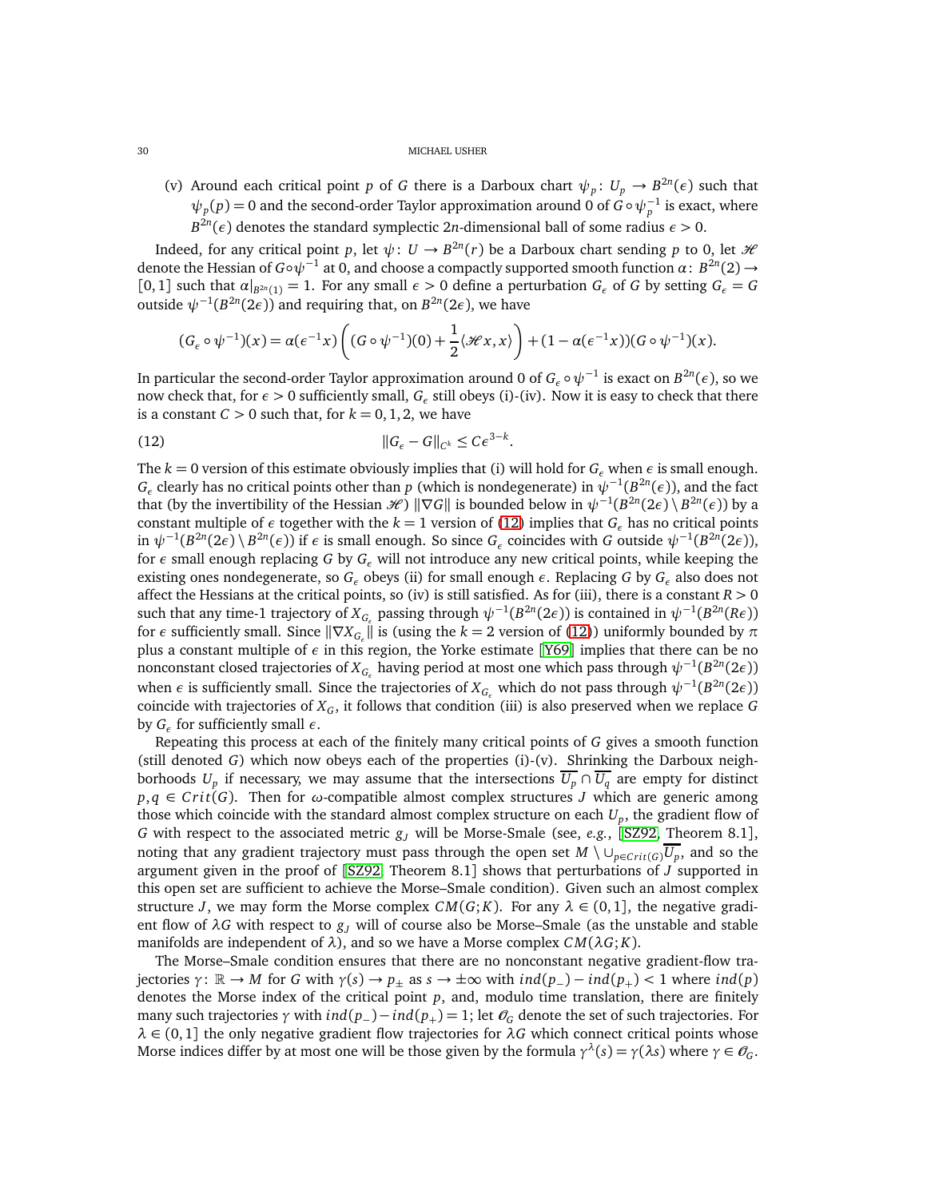(v) Around each critical point $p$ of $G$ there is a Darboux chart $\psi_p\colon U_p \to B^{2n}(\epsilon)$ such that $\psi_p(p) = 0$ and the second-order Taylor approximation around 0 of $G \circ \psi_p^{-1}$ is exact, where $B^{2n}(\epsilon)$ denotes the standard symplectic $2n$-dimensional ball of some radius $\epsilon > 0$.

Indeed, for any critical point $p$, let $\psi\colon U \to B^{2n}(r)$ be a Darboux chart sending $p$ to 0, let $\mathscr{H}$ denote the Hessian of $G\circ\psi^{-1}$ at 0, and choose a compactly supported smooth function $\alpha\colon B^{2n}(2) \to [0,1]$ such that $\alpha|_{B^{2n}(1)} = 1$. For any small $\epsilon > 0$ define a perturbation $G_\epsilon$ of $G$ by setting $G_\epsilon = G$ outside $\psi^{-1}(B^{2n}(2\epsilon))$ and requiring that, on $B^{2n}(2\epsilon)$, we have

$$(G_\epsilon \circ \psi^{-1})(x) = \alpha(\epsilon^{-1}x)\left((G\circ\psi^{-1})(0) + \frac{1}{2}\langle \mathscr{H}x, x\rangle\right) + (1-\alpha(\epsilon^{-1}x))(G\circ\psi^{-1})(x).$$

In particular the second-order Taylor approximation around 0 of $G_\epsilon \circ \psi^{-1}$ is exact on $B^{2n}(\epsilon)$, so we now check that, for $\epsilon > 0$ sufficiently small, $G_\epsilon$ still obeys (i)-(iv). Now it is easy to check that there is a constant $C > 0$ such that, for $k = 0, 1, 2$, we have

$$\|G_\epsilon - G\|_{C^k} \le C\epsilon^{3-k}. \tag{12}$$

The $k = 0$ version of this estimate obviously implies that (i) will hold for $G_\epsilon$ when $\epsilon$ is small enough. $G_\epsilon$ clearly has no critical points other than $p$ (which is nondegenerate) in $\psi^{-1}(B^{2n}(\epsilon))$, and the fact that (by the invertibility of the Hessian $\mathscr{H}$) $\|\nabla G\|$ is bounded below in $\psi^{-1}(B^{2n}(2\epsilon)\setminus B^{2n}(\epsilon))$ by a constant multiple of $\epsilon$ together with the $k = 1$ version of (12) implies that $G_\epsilon$ has no critical points in $\psi^{-1}(B^{2n}(2\epsilon)\setminus B^{2n}(\epsilon))$ if $\epsilon$ is small enough. So since $G_\epsilon$ coincides with $G$ outside $\psi^{-1}(B^{2n}(2\epsilon))$, for $\epsilon$ small enough replacing $G$ by $G_\epsilon$ will not introduce any new critical points, while keeping the existing ones nondegenerate, so $G_\epsilon$ obeys (ii) for small enough $\epsilon$. Replacing $G$ by $G_\epsilon$ also does not affect the Hessians at the critical points, so (iv) is still satisfied. As for (iii), there is a constant $R > 0$ such that any time-1 trajectory of $X_{G_\epsilon}$ passing through $\psi^{-1}(B^{2n}(2\epsilon))$ is contained in $\psi^{-1}(B^{2n}(R\epsilon))$ for $\epsilon$ sufficiently small. Since $\|\nabla X_{G_\epsilon}\|$ is (using the $k = 2$ version of (12)) uniformly bounded by $\pi$ plus a constant multiple of $\epsilon$ in this region, the Yorke estimate [Y69] implies that there can be no nonconstant closed trajectories of $X_{G_\epsilon}$ having period at most one which pass through $\psi^{-1}(B^{2n}(2\epsilon))$ when $\epsilon$ is sufficiently small. Since the trajectories of $X_{G_\epsilon}$ which do not pass through $\psi^{-1}(B^{2n}(2\epsilon))$ coincide with trajectories of $X_G$, it follows that condition (iii) is also preserved when we replace $G$ by $G_\epsilon$ for sufficiently small $\epsilon$.

Repeating this process at each of the finitely many critical points of $G$ gives a smooth function (still denoted $G$) which now obeys each of the properties (i)-(v). Shrinking the Darboux neighborhoods $U_p$ if necessary, we may assume that the intersections $\overline{U_p}\cap\overline{U_q}$ are empty for distinct $p, q \in Crit(G)$. Then for $\omega$-compatible almost complex structures $J$ which are generic among those which coincide with the standard almost complex structure on each $U_p$, the gradient flow of $G$ with respect to the associated metric $g_J$ will be Morse-Smale (see, *e.g.*, [SZ92, Theorem 8.1], noting that any gradient trajectory must pass through the open set $M\setminus\cup_{p\in Crit(G)}\overline{U_p}$, and so the argument given in the proof of [SZ92, Theorem 8.1] shows that perturbations of $J$ supported in this open set are sufficient to achieve the Morse–Smale condition). Given such an almost complex structure $J$, we may form the Morse complex $CM(G;K)$. For any $\lambda \in (0,1]$, the negative gradient flow of $\lambda G$ with respect to $g_J$ will of course also be Morse–Smale (as the unstable and stable manifolds are independent of $\lambda$), and so we have a Morse complex $CM(\lambda G;K)$.

The Morse–Smale condition ensures that there are no nonconstant negative gradient-flow trajectories $\gamma\colon \mathbb{R} \to M$ for $G$ with $\gamma(s) \to p_\pm$ as $s \to \pm\infty$ with $ind(p_-) - ind(p_+) < 1$ where $ind(p)$ denotes the Morse index of the critical point $p$, and, modulo time translation, there are finitely many such trajectories $\gamma$ with $ind(p_-) - ind(p_+) = 1$; let $\mathscr{O}_G$ denote the set of such trajectories. For $\lambda \in (0,1]$ the only negative gradient flow trajectories for $\lambda G$ which connect critical points whose Morse indices differ by at most one will be those given by the formula $\gamma^\lambda(s) = \gamma(\lambda s)$ where $\gamma \in \mathscr{O}_G$.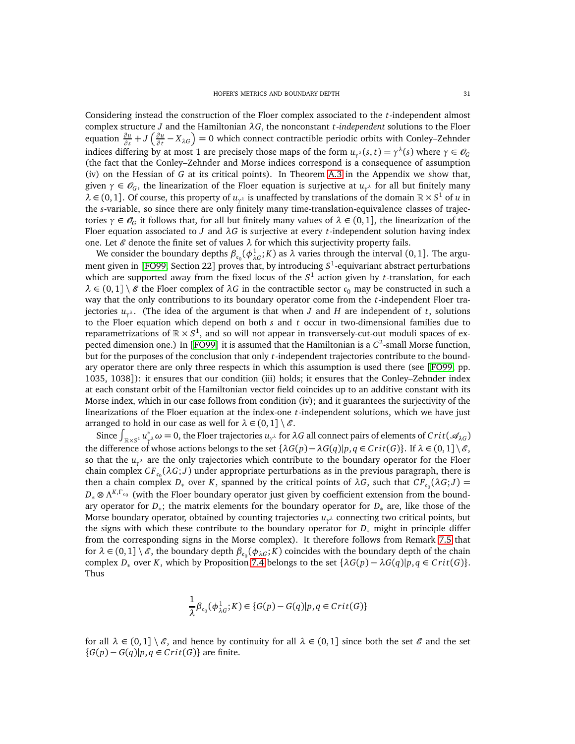Considering instead the construction of the Floer complex associated to the $t$-independent almost complex structure $J$ and the Hamiltonian $\lambda G$, the nonconstant $t$-*independent* solutions to the Floer equation $\frac{\partial u}{\partial s} + J\left(\frac{\partial u}{\partial t} - X_{\lambda G}\right) = 0$ which connect contractible periodic orbits with Conley–Zehnder indices differing by at most 1 are precisely those maps of the form $u_{\gamma^\lambda}(s,t) = \gamma^\lambda(s)$ where $\gamma \in \mathscr{O}_G$ (the fact that the Conley–Zehnder and Morse indices correspond is a consequence of assumption (iv) on the Hessian of $G$ at its critical points). In Theorem A.3 in the Appendix we show that, given $\gamma \in \mathscr{O}_G$, the linearization of the Floer equation is surjective at $u_{\gamma^\lambda}$ for all but finitely many $\lambda \in (0,1]$. Of course, this property of $u_{\gamma^\lambda}$ is unaffected by translations of the domain $\mathbb{R}\times S^1$ of $u$ in the $s$-variable, so since there are only finitely many time-translation-equivalence classes of trajectories $\gamma \in \mathscr{O}_G$ it follows that, for all but finitely many values of $\lambda \in (0,1]$, the linearization of the Floer equation associated to $J$ and $\lambda G$ is surjective at every $t$-independent solution having index one. Let $\mathscr{E}$ denote the finite set of values $\lambda$ for which this surjectivity property fails.

We consider the boundary depths $\beta_{\mathfrak{c}_0}(\phi^1_{\lambda G}; K)$ as $\lambda$ varies through the interval $(0,1]$. The argument given in [FO99, Section 22] proves that, by introducing $S^1$-equivariant abstract perturbations which are supported away from the fixed locus of the $S^1$ action given by $t$-translation, for each $\lambda \in (0,1]\setminus\mathscr{E}$ the Floer complex of $\lambda G$ in the contractible sector $\mathfrak{c}_0$ may be constructed in such a way that the only contributions to its boundary operator come from the $t$-independent Floer trajectories $u_{\gamma^\lambda}$. (The idea of the argument is that when $J$ and $H$ are independent of $t$, solutions to the Floer equation which depend on both $s$ and $t$ occur in two-dimensional families due to reparametrizations of $\mathbb{R}\times S^1$, and so will not appear in transversely-cut-out moduli spaces of expected dimension one.) In [FO99] it is assumed that the Hamiltonian is a $C^2$-small Morse function, but for the purposes of the conclusion that only $t$-independent trajectories contribute to the boundary operator there are only three respects in which this assumption is used there (see [FO99, pp. 1035, 1038]): it ensures that our condition (iii) holds; it ensures that the Conley–Zehnder index at each constant orbit of the Hamiltonian vector field coincides up to an additive constant with its Morse index, which in our case follows from condition (iv); and it guarantees the surjectivity of the linearizations of the Floer equation at the index-one $t$-independent solutions, which we have just arranged to hold in our case as well for $\lambda \in (0,1]\setminus\mathscr{E}$.

Since $\int_{\mathbb{R}\times S^1} u^*_{\gamma^\lambda}\omega = 0$, the Floer trajectories $u_{\gamma^\lambda}$ for $\lambda G$ all connect pairs of elements of $Crit(\mathscr{A}_{\lambda G})$ the difference of whose actions belongs to the set $\{\lambda G(p) - \lambda G(q) | p, q \in Crit(G)\}$. If $\lambda \in (0,1]\setminus\mathscr{E}$, so that the $u_{\gamma^\lambda}$ are the only trajectories which contribute to the boundary operator for the Floer chain complex $CF_{\mathfrak{c}_0}(\lambda G; J)$ under appropriate perturbations as in the previous paragraph, there is then a chain complex $D_*$ over $K$, spanned by the critical points of $\lambda G$, such that $CF_{\mathfrak{c}_0}(\lambda G; J) = D_* \otimes \Lambda^{K,\Gamma_{\mathfrak{c}_0}}$ (with the Floer boundary operator just given by coefficient extension from the boundary operator for $D_*$; the matrix elements for the boundary operator for $D_*$ are, like those of the Morse boundary operator, obtained by counting trajectories $u_{\gamma^\lambda}$ connecting two critical points, but the signs with which these contribute to the boundary operator for $D_*$ might in principle differ from the corresponding signs in the Morse complex). It therefore follows from Remark 7.5 that for $\lambda \in (0,1]\setminus\mathscr{E}$, the boundary depth $\beta_{\mathfrak{c}_0}(\phi_{\lambda G}; K)$ coincides with the boundary depth of the chain complex $D_*$ over $K$, which by Proposition 7.4 belongs to the set $\{\lambda G(p) - \lambda G(q) | p, q \in Crit(G)\}$. Thus

$$\frac{1}{\lambda}\beta_{\mathfrak{c}_0}(\phi^1_{\lambda G}; K) \in \{G(p) - G(q) | p, q \in Crit(G)\}$$

for all $\lambda \in (0,1]\setminus\mathscr{E}$, and hence by continuity for all $\lambda \in (0,1]$ since both the set $\mathscr{E}$ and the set $\{G(p) - G(q) | p, q \in Crit(G)\}$ are finite.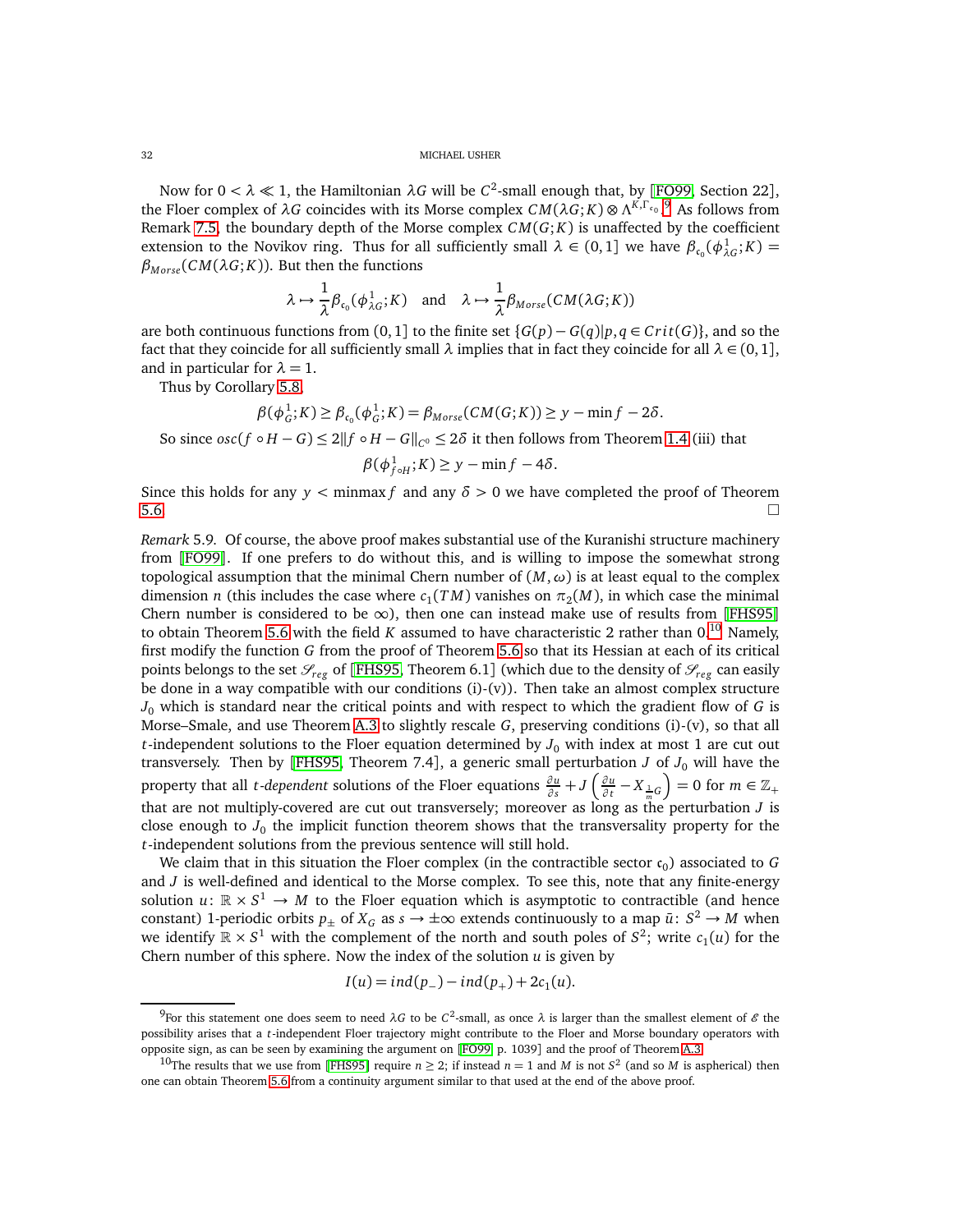Now for $0 < \lambda \ll 1$, the Hamiltonian $\lambda G$ will be $C^2$-small enough that, by [FO99, Section 22], the Floer complex of $\lambda G$ coincides with its Morse complex $CM(\lambda G; K) \otimes \Lambda^{K,\Gamma_{\mathfrak{c}_0}}$.[9] As follows from Remark 7.5, the boundary depth of the Morse complex $CM(G;K)$ is unaffected by the coefficient extension to the Novikov ring. Thus for all sufficiently small $\lambda \in (0,1]$ we have $\beta_{\mathfrak{c}_0}(\phi^1_{\lambda G};K) = \beta_{Morse}(CM(\lambda G;K))$. But then the functions

$$\lambda \mapsto \frac{1}{\lambda}\beta_{\mathfrak{c}_0}(\phi^1_{\lambda G};K) \quad \text{and} \quad \lambda \mapsto \frac{1}{\lambda}\beta_{Morse}(CM(\lambda G;K))$$

are both continuous functions from $(0,1]$ to the finite set $\{G(p)-G(q)|p,q \in Crit(G)\}$, and so the fact that they coincide for all sufficiently small $\lambda$ implies that in fact they coincide for all $\lambda \in (0,1]$, and in particular for $\lambda = 1$.

Thus by Corollary 5.8,

$$\beta(\phi^1_G;K) \geq \beta_{\mathfrak{c}_0}(\phi^1_G;K) = \beta_{Morse}(CM(G;K)) \geq y - \min f - 2\delta.$$

So since $osc(f\circ H - G) \leq 2\|f \circ H - G\|_{C^0} \leq 2\delta$ it then follows from Theorem 1.4 (iii) that

$$\beta(\phi^1_{f\circ H};K) \geq y - \min f - 4\delta.$$

Since this holds for any $y < \text{minmax} f$ and any $\delta > 0$ we have completed the proof of Theorem 5.6. □

*Remark* 5.9. Of course, the above proof makes substantial use of the Kuranishi structure machinery from [FO99]. If one prefers to do without this, and is willing to impose the somewhat strong topological assumption that the minimal Chern number of $(M,\omega)$ is at least equal to the complex dimension $n$ (this includes the case where $c_1(TM)$ vanishes on $\pi_2(M)$, in which case the minimal Chern number is considered to be $\infty$), then one can instead make use of results from [FHS95] to obtain Theorem 5.6 with the field $K$ assumed to have characteristic 2 rather than 0.[10] Namely, first modify the function $G$ from the proof of Theorem 5.6 so that its Hessian at each of its critical points belongs to the set $\mathscr{S}_{reg}$ of [FHS95, Theorem 6.1] (which due to the density of $\mathscr{S}_{reg}$ can easily be done in a way compatible with our conditions (i)-(v)). Then take an almost complex structure $J_0$ which is standard near the critical points and with respect to which the gradient flow of $G$ is Morse–Smale, and use Theorem A.3 to slightly rescale $G$, preserving conditions (i)-(v), so that all $t$-independent solutions to the Floer equation determined by $J_0$ with index at most 1 are cut out transversely. Then by [FHS95, Theorem 7.4], a generic small perturbation $J$ of $J_0$ will have the property that all *t-dependent* solutions of the Floer equations $\frac{\partial u}{\partial s} + J\left(\frac{\partial u}{\partial t} - X_{\frac{1}{m}G}\right) = 0$ for $m \in \mathbb{Z}_+$ that are not multiply-covered are cut out transversely; moreover as long as the perturbation $J$ is close enough to $J_0$ the implicit function theorem shows that the transversality property for the $t$-independent solutions from the previous sentence will still hold.

We claim that in this situation the Floer complex (in the contractible sector $\mathfrak{c}_0$) associated to $G$ and $J$ is well-defined and identical to the Morse complex. To see this, note that any finite-energy solution $u: \mathbb{R} \times S^1 \to M$ to the Floer equation which is asymptotic to contractible (and hence constant) 1-periodic orbits $p_\pm$ of $X_G$ as $s \to \pm\infty$ extends continuously to a map $\bar{u}: S^2 \to M$ when we identify $\mathbb{R}\times S^1$ with the complement of the north and south poles of $S^2$; write $c_1(u)$ for the Chern number of this sphere. Now the index of the solution $u$ is given by

$$I(u) = ind(p_-) - ind(p_+) + 2c_1(u).$$

[9] For this statement one does seem to need $\lambda G$ to be $C^2$-small, as once $\lambda$ is larger than the smallest element of $\mathscr{E}$ the possibility arises that a $t$-independent Floer trajectory might contribute to the Floer and Morse boundary operators with opposite sign, as can be seen by examining the argument on [FO99, p. 1039] and the proof of Theorem A.3.

[10] The results that we use from [FHS95] require $n \geq 2$; if instead $n = 1$ and $M$ is not $S^2$ (and so $M$ is aspherical) then one can obtain Theorem 5.6 from a continuity argument similar to that used at the end of the above proof.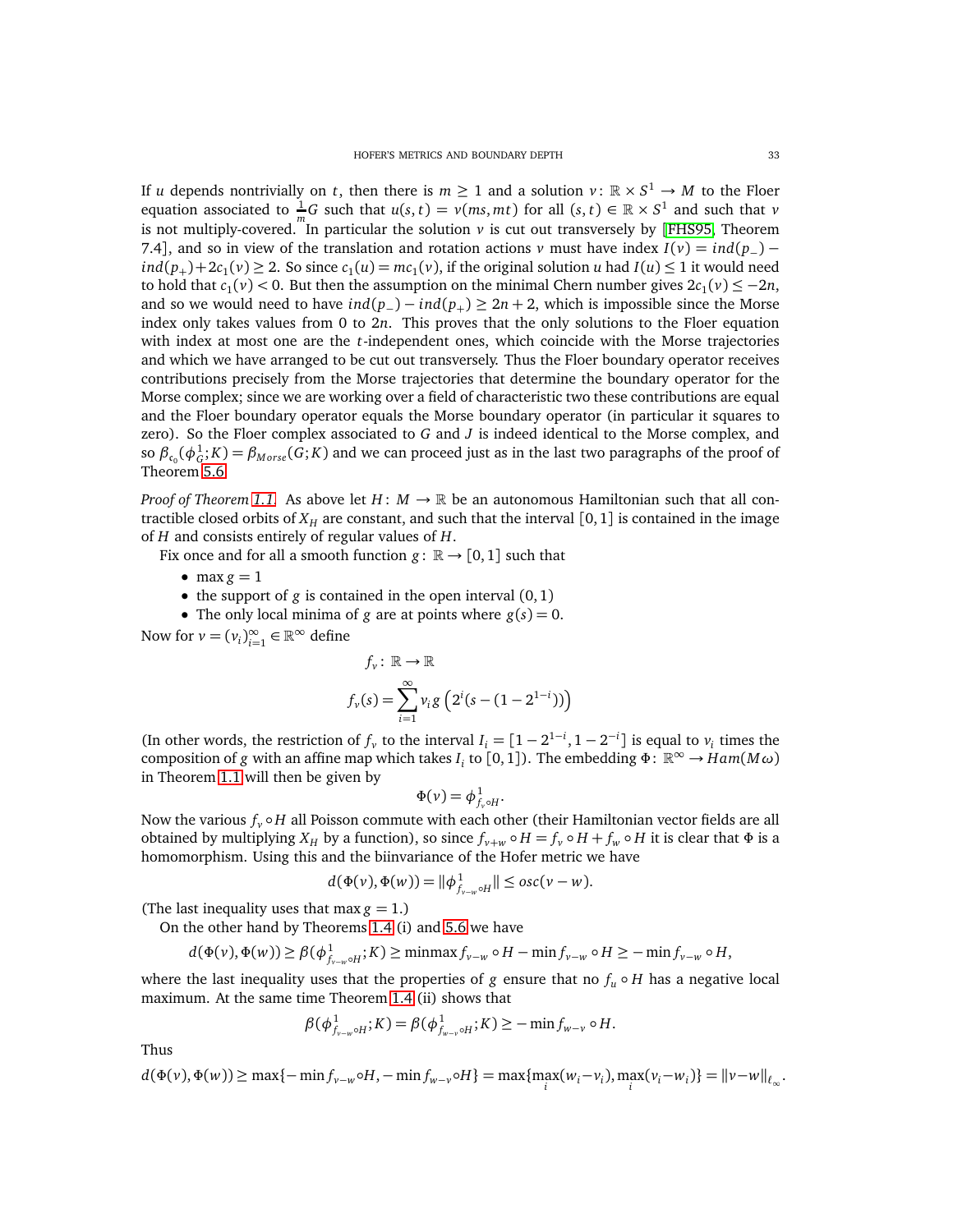If $u$ depends nontrivially on $t$, then there is $m \geq 1$ and a solution $v\colon \mathbb{R} \times S^1 \to M$ to the Floer equation associated to $\frac{1}{m}G$ such that $u(s,t) = v(ms, mt)$ for all $(s,t) \in \mathbb{R} \times S^1$ and such that $v$ is not multiply-covered. In particular the solution $v$ is cut out transversely by [FHS95, Theorem 7.4], and so in view of the translation and rotation actions $v$ must have index $I(v) = ind(p_-) - ind(p_+) + 2c_1(v) \geq 2$. So since $c_1(u) = mc_1(v)$, if the original solution $u$ had $I(u) \leq 1$ it would need to hold that $c_1(v) < 0$. But then the assumption on the minimal Chern number gives $2c_1(v) \leq -2n$, and so we would need to have $ind(p_-) - ind(p_+) \geq 2n + 2$, which is impossible since the Morse index only takes values from 0 to $2n$. This proves that the only solutions to the Floer equation with index at most one are the $t$-independent ones, which coincide with the Morse trajectories and which we have arranged to be cut out transversely. Thus the Floer boundary operator receives contributions precisely from the Morse trajectories that determine the boundary operator for the Morse complex; since we are working over a field of characteristic two these contributions are equal and the Floer boundary operator equals the Morse boundary operator (in particular it squares to zero). So the Floer complex associated to $G$ and $J$ is indeed identical to the Morse complex, and so $\beta_{\mathfrak{c}_0}(\phi_G^1; K) = \beta_{Morse}(G; K)$ and we can proceed just as in the last two paragraphs of the proof of Theorem 5.6.

*Proof of Theorem 1.1.* As above let $H\colon M \to \mathbb{R}$ be an autonomous Hamiltonian such that all contractible closed orbits of $X_H$ are constant, and such that the interval $[0,1]$ is contained in the image of $H$ and consists entirely of regular values of $H$.

Fix once and for all a smooth function $g\colon \mathbb{R} \to [0,1]$ such that

- $\max g = 1$
- the support of $g$ is contained in the open interval $(0,1)$
- The only local minima of $g$ are at points where $g(s) = 0$.

Now for $v = (v_i)_{i=1}^{\infty} \in \mathbb{R}^{\infty}$ define

$$f_v\colon \mathbb{R} \to \mathbb{R}$$

$$f_v(s) = \sum_{i=1}^{\infty} v_i g\left(2^i(s - (1 - 2^{1-i}))\right)$$

(In other words, the restriction of $f_v$ to the interval $I_i = [1 - 2^{1-i}, 1 - 2^{-i}]$ is equal to $v_i$ times the composition of $g$ with an affine map which takes $I_i$ to $[0,1]$). The embedding $\Phi\colon \mathbb{R}^{\infty} \to Ham(M\omega)$ in Theorem 1.1 will then be given by

$$\Phi(v) = \phi^1_{f_v \circ H}.$$

Now the various $f_v \circ H$ all Poisson commute with each other (their Hamiltonian vector fields are all obtained by multiplying $X_H$ by a function), so since $f_{v+w} \circ H = f_v \circ H + f_w \circ H$ it is clear that $\Phi$ is a homomorphism. Using this and the biinvariance of the Hofer metric we have

$$d(\Phi(v), \Phi(w)) = \|\phi^1_{f_{v-w} \circ H}\| \leq osc(v - w).$$

(The last inequality uses that $\max g = 1$.)

On the other hand by Theorems 1.4 (i) and 5.6 we have

$$d(\Phi(v), \Phi(w)) \geq \beta(\phi^1_{f_{v-w} \circ H}; K) \geq \text{minmax} f_{v-w} \circ H - \min f_{v-w} \circ H \geq -\min f_{v-w} \circ H,$$

where the last inequality uses that the properties of $g$ ensure that no $f_u \circ H$ has a negative local maximum. At the same time Theorem 1.4 (ii) shows that

$$\beta(\phi^1_{f_{v-w} \circ H}; K) = \beta(\phi^1_{f_{w-v} \circ H}; K) \geq -\min f_{w-v} \circ H.$$

Thus

$$d(\Phi(v), \Phi(w)) \geq \max\{-\min f_{v-w} \circ H, -\min f_{w-v} \circ H\} = \max\{\max_i (w_i - v_i), \max_i (v_i - w_i)\} = \|v - w\|_{\ell_\infty}.$$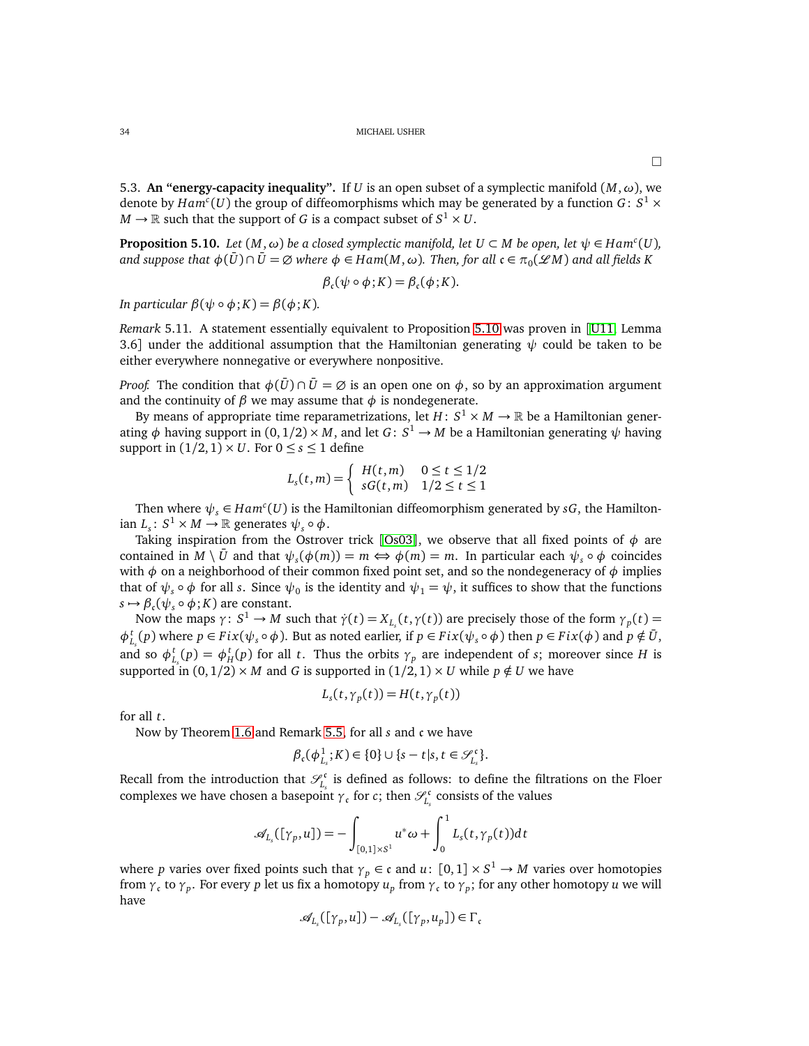□

### 5.3. An "energy-capacity inequality".

If $U$ is an open subset of a symplectic manifold $(M,\omega)$, we denote by $Ham^c(U)$ the group of diffeomorphisms which may be generated by a function $G\colon S^1\times M\to\mathbb{R}$ such that the support of $G$ is a compact subset of $S^1\times U$.

**Proposition 5.10.** *Let $(M,\omega)$ be a closed symplectic manifold, let $U\subset M$ be open, let $\psi\in Ham^c(U)$, and suppose that $\phi(\bar{U})\cap\bar{U}=\varnothing$ where $\phi\in Ham(M,\omega)$. Then, for all $\mathfrak{c}\in\pi_0(\mathscr{L}M)$ and all fields $K$*

$$\beta_{\mathfrak{c}}(\psi\circ\phi;K)=\beta_{\mathfrak{c}}(\phi;K).$$

*In particular $\beta(\psi\circ\phi;K)=\beta(\phi;K)$.*

*Remark* 5.11. A statement essentially equivalent to Proposition 5.10 was proven in [U11, Lemma 3.6] under the additional assumption that the Hamiltonian generating $\psi$ could be taken to be either everywhere nonnegative or everywhere nonpositive.

*Proof.* The condition that $\phi(\bar{U})\cap\bar{U}=\varnothing$ is an open one on $\phi$, so by an approximation argument and the continuity of $\beta$ we may assume that $\phi$ is nondegenerate.

By means of appropriate time reparametrizations, let $H\colon S^1\times M\to\mathbb{R}$ be a Hamiltonian generating $\phi$ having support in $(0,1/2)\times M$, and let $G\colon S^1\to M$ be a Hamiltonian generating $\psi$ having support in $(1/2,1)\times U$. For $0\le s\le 1$ define

$$L_s(t,m)=\begin{cases} H(t,m) & 0\le t\le 1/2\\ sG(t,m) & 1/2\le t\le 1\end{cases}$$

Then where $\psi_s\in Ham^c(U)$ is the Hamiltonian diffeomorphism generated by $sG$, the Hamiltonian $L_s\colon S^1\times M\to\mathbb{R}$ generates $\psi_s\circ\phi$.

Taking inspiration from the Ostrover trick [Os03], we observe that all fixed points of $\phi$ are contained in $M\setminus\bar{U}$ and that $\psi_s(\phi(m))=m\Leftrightarrow\phi(m)=m$. In particular each $\psi_s\circ\phi$ coincides with $\phi$ on a neighborhood of their common fixed point set, and so the nondegeneracy of $\phi$ implies that of $\psi_s\circ\phi$ for all $s$. Since $\psi_0$ is the identity and $\psi_1=\psi$, it suffices to show that the functions $s\mapsto\beta_{\mathfrak{c}}(\psi_s\circ\phi;K)$ are constant.

Now the maps $\gamma\colon S^1\to M$ such that $\dot{\gamma}(t)=X_{L_s}(t,\gamma(t))$ are precisely those of the form $\gamma_p(t)=\phi^t_{L_s}(p)$ where $p\in Fix(\psi_s\circ\phi)$. But as noted earlier, if $p\in Fix(\psi_s\circ\phi)$ then $p\in Fix(\phi)$ and $p\notin\bar{U}$, and so $\phi^t_{L_s}(p)=\phi^t_H(p)$ for all $t$. Thus the orbits $\gamma_p$ are independent of $s$; moreover since $H$ is supported in $(0,1/2)\times M$ and $G$ is supported in $(1/2,1)\times U$ while $p\notin U$ we have

$$L_s(t,\gamma_p(t))=H(t,\gamma_p(t))$$

for all $t$.

Now by Theorem 1.6 and Remark 5.5, for all $s$ and $\mathfrak{c}$ we have

$$\beta_{\mathfrak{c}}(\phi^1_{L_s};K)\in\{0\}\cup\{s-t|s,t\in\mathscr{S}^{\mathfrak{c}}_{L_s}\}.$$

Recall from the introduction that $\mathscr{S}^{\mathfrak{c}}_{L_s}$ is defined as follows: to define the filtrations on the Floer complexes we have chosen a basepoint $\gamma_{\mathfrak{c}}$ for $c$; then $\mathscr{S}^{\mathfrak{c}}_{L_s}$ consists of the values

$$\mathscr{A}_{L_s}([\gamma_p,u])=-\int_{[0,1]\times S^1}u^*\omega+\int_0^1 L_s(t,\gamma_p(t))dt$$

where $p$ varies over fixed points such that $\gamma_p\in\mathfrak{c}$ and $u\colon[0,1]\times S^1\to M$ varies over homotopies from $\gamma_{\mathfrak{c}}$ to $\gamma_p$. For every $p$ let us fix a homotopy $u_p$ from $\gamma_{\mathfrak{c}}$ to $\gamma_p$; for any other homotopy $u$ we will have

$$\mathscr{A}_{L_s}([\gamma_p,u])-\mathscr{A}_{L_s}([\gamma_p,u_p])\in\Gamma_{\mathfrak{c}}$$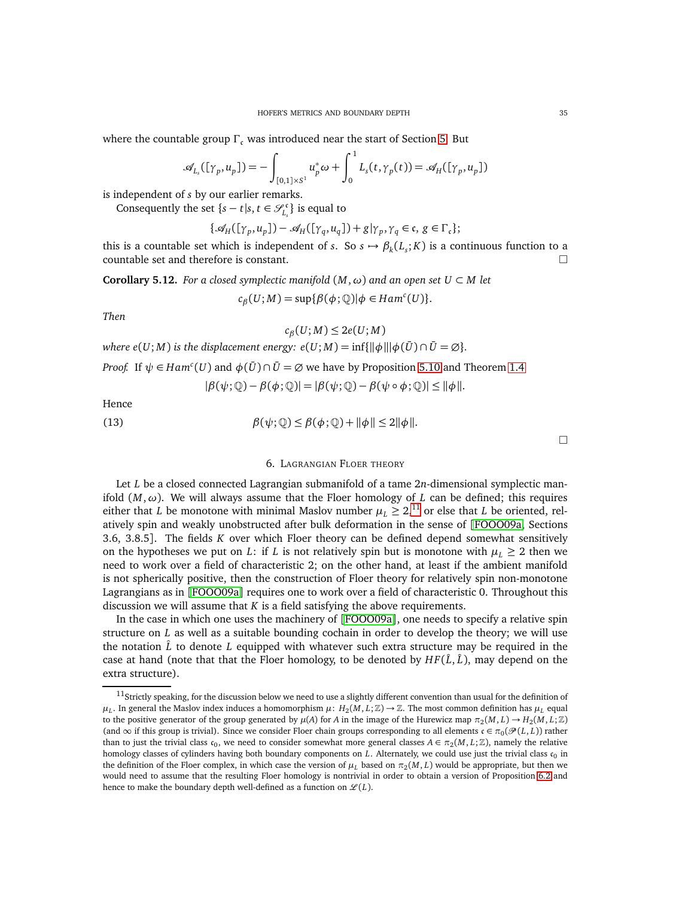where the countable group $\Gamma_{\mathfrak{c}}$ was introduced near the start of Section 5. But

$$\mathscr{A}_{L_s}([\gamma_p, u_p]) = -\int_{[0,1]\times S^1} u_p^*\omega + \int_0^1 L_s(t, \gamma_p(t)) = \mathscr{A}_H([\gamma_p, u_p])$$

is independent of $s$ by our earlier remarks.

Consequently the set $\{s - t | s, t \in \mathscr{S}_{L_s}^{\mathfrak{c}}\}$ is equal to

$$\{\mathscr{A}_H([\gamma_p, u_p]) - \mathscr{A}_H([\gamma_q, u_q]) + g | \gamma_p, \gamma_q \in \mathfrak{c},\ g \in \Gamma_{\mathfrak{c}}\};$$

this is a countable set which is independent of $s$. So $s \mapsto \beta_k(L_s; K)$ is a continuous function to a countable set and therefore is constant. □

**Corollary 5.12.** *For a closed symplectic manifold $(M, \omega)$ and an open set $U \subset M$ let*

$$c_\beta(U; M) = \sup\{\beta(\phi; \mathbb{Q}) | \phi \in Ham^c(U)\}.$$

*Then*

$$c_\beta(U; M) \leq 2e(U; M)$$

*where $e(U; M)$ is the displacement energy: $e(U; M) = \inf\{\|\phi\| | \phi(\bar{U}) \cap \bar{U} = \varnothing\}$.*

*Proof.* If $\psi \in Ham^c(U)$ and $\phi(\bar{U}) \cap \bar{U} = \varnothing$ we have by Proposition 5.10 and Theorem 1.4

$$|\beta(\psi; \mathbb{Q}) - \beta(\phi; \mathbb{Q})| = |\beta(\psi; \mathbb{Q}) - \beta(\psi \circ \phi; \mathbb{Q})| \leq \|\phi\|.$$

Hence

$$\beta(\psi; \mathbb{Q}) \leq \beta(\phi; \mathbb{Q}) + \|\phi\| \leq 2\|\phi\|. \tag{13}$$

□

## 6. Lagrangian Floer theory

Let $L$ be a closed connected Lagrangian submanifold of a tame $2n$-dimensional symplectic manifold $(M, \omega)$. We will always assume that the Floer homology of $L$ can be defined; this requires either that $L$ be monotone with minimal Maslov number $\mu_L \geq 2$,[11] or else that $L$ be oriented, relatively spin and weakly unobstructed after bulk deformation in the sense of [FOOO09a, Sections 3.6, 3.8.5]. The fields $K$ over which Floer theory can be defined depend somewhat sensitively on the hypotheses we put on $L$: if $L$ is not relatively spin but is monotone with $\mu_L \geq 2$ then we need to work over a field of characteristic 2; on the other hand, at least if the ambient manifold is not spherically positive, then the construction of Floer theory for relatively spin non-monotone Lagrangians as in [FOOO09a] requires one to work over a field of characteristic 0. Throughout this discussion we will assume that $K$ is a field satisfying the above requirements.

In the case in which one uses the machinery of [FOOO09a], one needs to specify a relative spin structure on $L$ as well as a suitable bounding cochain in order to develop the theory; we will use the notation $\hat{L}$ to denote $L$ equipped with whatever such extra structure may be required in the case at hand (note that that the Floer homology, to be denoted by $HF(\hat{L}, \hat{L})$, may depend on the extra structure).

[11] Strictly speaking, for the discussion below we need to use a slightly different convention than usual for the definition of $\mu_L$. In general the Maslov index induces a homomorphism $\mu\colon H_2(M, L; \mathbb{Z}) \to \mathbb{Z}$. The most common definition has $\mu_L$ equal to the positive generator of the group generated by $\mu(A)$ for $A$ in the image of the Hurewicz map $\pi_2(M, L) \to H_2(M, L; \mathbb{Z})$ (and $\infty$ if this group is trivial). Since we consider Floer chain groups corresponding to all elements $\mathfrak{c} \in \pi_0(\mathscr{P}(L, L))$ rather than to just the trivial class $\mathfrak{c}_0$, we need to consider somewhat more general classes $A \in \pi_2(M, L; \mathbb{Z})$, namely the relative homology classes of cylinders having both boundary components on $L$. Alternately, we could use just the trivial class $\mathfrak{c}_0$ in the definition of the Floer complex, in which case the version of $\mu_L$ based on $\pi_2(M, L)$ would be appropriate, but then we would need to assume that the resulting Floer homology is nontrivial in order to obtain a version of Proposition 6.2 and hence to make the boundary depth well-defined as a function on $\mathscr{L}(L)$.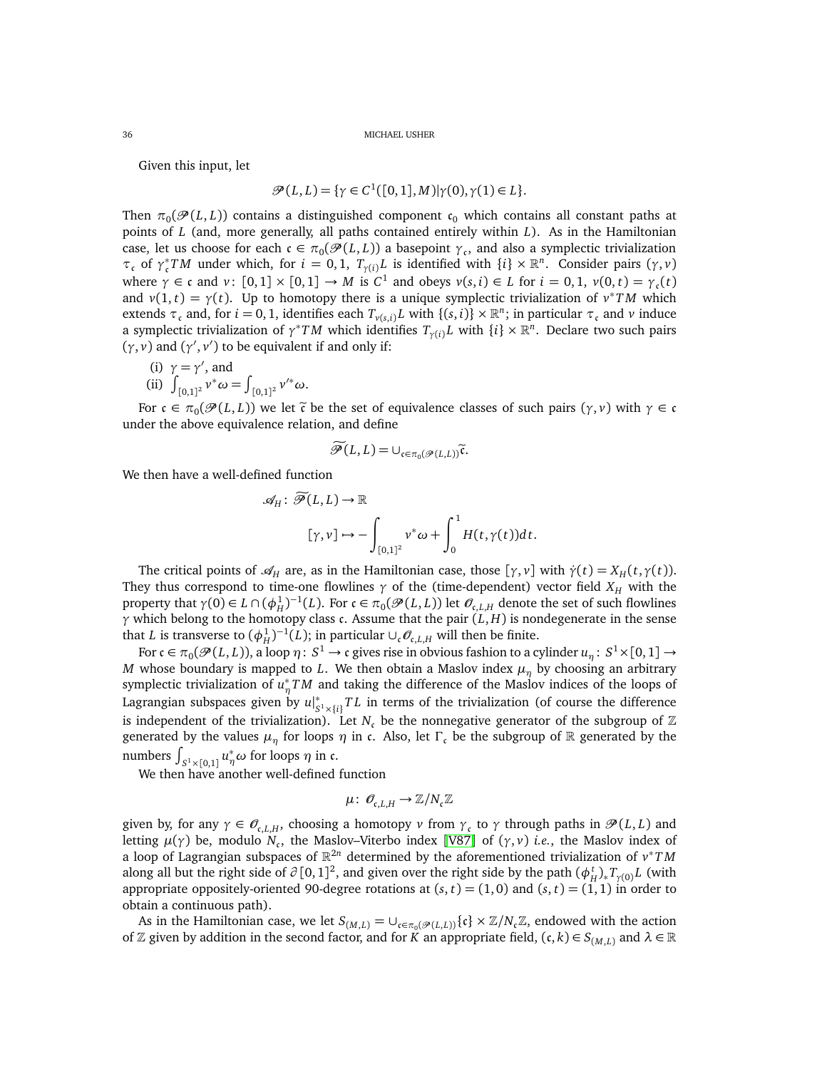Given this input, let

$$\mathscr{P}(L,L) = \{\gamma \in C^1([0,1],M) | \gamma(0), \gamma(1) \in L\}.$$

Then $\pi_0(\mathscr{P}(L,L))$ contains a distinguished component $\mathfrak{c}_0$ which contains all constant paths at points of $L$ (and, more generally, all paths contained entirely within $L$). As in the Hamiltonian case, let us choose for each $\mathfrak{c} \in \pi_0(\mathscr{P}(L,L))$ a basepoint $\gamma_{\mathfrak{c}}$, and also a symplectic trivialization $\tau_{\mathfrak{c}}$ of $\gamma_{\mathfrak{c}}^*TM$ under which, for $i = 0,1$, $T_{\gamma(i)}L$ is identified with $\{i\} \times \mathbb{R}^n$. Consider pairs $(\gamma, v)$ where $\gamma \in \mathfrak{c}$ and $v\colon [0,1] \times [0,1] \to M$ is $C^1$ and obeys $v(s,i) \in L$ for $i = 0,1$, $v(0,t) = \gamma_{\mathfrak{c}}(t)$ and $v(1,t) = \gamma(t)$. Up to homotopy there is a unique symplectic trivialization of $v^*TM$ which extends $\tau_{\mathfrak{c}}$ and, for $i = 0,1$, identifies each $T_{v(s,i)}L$ with $\{(s,i)\} \times \mathbb{R}^n$; in particular $\tau_{\mathfrak{c}}$ and $v$ induce a symplectic trivialization of $\gamma^*TM$ which identifies $T_{\gamma(i)}L$ with $\{i\} \times \mathbb{R}^n$. Declare two such pairs $(\gamma, v)$ and $(\gamma', v')$ to be equivalent if and only if:

(i) $\gamma = \gamma'$, and
(ii) $\int_{[0,1]^2} v^*\omega = \int_{[0,1]^2} v'^*\omega$.

For $\mathfrak{c} \in \pi_0(\mathscr{P}(L,L))$ we let $\widetilde{\mathfrak{c}}$ be the set of equivalence classes of such pairs $(\gamma, v)$ with $\gamma \in \mathfrak{c}$ under the above equivalence relation, and define

$$\widetilde{\mathscr{P}}(L,L) = \cup_{\mathfrak{c} \in \pi_0(\mathscr{P}(L,L))} \widetilde{\mathfrak{c}}.$$

We then have a well-defined function

$$\mathscr{A}_H \colon \widetilde{\mathscr{P}}(L,L) \to \mathbb{R}$$
$$[\gamma, v] \mapsto -\int_{[0,1]^2} v^*\omega + \int_0^1 H(t, \gamma(t))dt.$$

The critical points of $\mathscr{A}_H$ are, as in the Hamiltonian case, those $[\gamma, v]$ with $\dot{\gamma}(t) = X_H(t, \gamma(t))$. They thus correspond to time-one flowlines $\gamma$ of the (time-dependent) vector field $X_H$ with the property that $\gamma(0) \in L \cap (\phi_H^1)^{-1}(L)$. For $\mathfrak{c} \in \pi_0(\mathscr{P}(L,L))$ let $\mathscr{O}_{\mathfrak{c},L,H}$ denote the set of such flowlines $\gamma$ which belong to the homotopy class $\mathfrak{c}$. Assume that the pair $(L,H)$ is nondegenerate in the sense that $L$ is transverse to $(\phi_H^1)^{-1}(L)$; in particular $\cup_{\mathfrak{c}} \mathscr{O}_{\mathfrak{c},L,H}$ will then be finite.

For $\mathfrak{c} \in \pi_0(\mathscr{P}(L,L))$, a loop $\eta\colon S^1 \to \mathfrak{c}$ gives rise in obvious fashion to a cylinder $u_\eta\colon S^1 \times [0,1] \to M$ whose boundary is mapped to $L$. We then obtain a Maslov index $\mu_\eta$ by choosing an arbitrary symplectic trivialization of $u_\eta^*TM$ and taking the difference of the Maslov indices of the loops of Lagrangian subspaces given by $u|_{S^1 \times \{i\}}^* TL$ in terms of the trivialization (of course the difference is independent of the trivialization). Let $N_{\mathfrak{c}}$ be the nonnegative generator of the subgroup of $\mathbb{Z}$ generated by the values $\mu_\eta$ for loops $\eta$ in $\mathfrak{c}$. Also, let $\Gamma_{\mathfrak{c}}$ be the subgroup of $\mathbb{R}$ generated by the numbers $\int_{S^1 \times [0,1]} u_\eta^*\omega$ for loops $\eta$ in $\mathfrak{c}$.

We then have another well-defined function

$$\mu\colon \mathscr{O}_{\mathfrak{c},L,H} \to \mathbb{Z}/N_{\mathfrak{c}}\mathbb{Z}$$

given by, for any $\gamma \in \mathscr{O}_{\mathfrak{c},L,H}$, choosing a homotopy $v$ from $\gamma_{\mathfrak{c}}$ to $\gamma$ through paths in $\mathscr{P}(L,L)$ and letting $\mu(\gamma)$ be, modulo $N_{\mathfrak{c}}$, the Maslov–Viterbo index [V87] of $(\gamma, v)$ *i.e.*, the Maslov index of a loop of Lagrangian subspaces of $\mathbb{R}^{2n}$ determined by the aforementioned trivialization of $v^*TM$ along all but the right side of $\partial[0,1]^2$, and given over the right side by the path $(\phi_H^t)_* T_{\gamma(0)}L$ (with appropriate oppositely-oriented 90-degree rotations at $(s,t) = (1,0)$ and $(s,t) = (1,1)$ in order to obtain a continuous path).

As in the Hamiltonian case, we let $S_{(M,L)} = \cup_{\mathfrak{c} \in \pi_0(\mathscr{P}(L,L))} \{\mathfrak{c}\} \times \mathbb{Z}/N_{\mathfrak{c}}\mathbb{Z}$, endowed with the action of $\mathbb{Z}$ given by addition in the second factor, and for $K$ an appropriate field, $(\mathfrak{c}, k) \in S_{(M,L)}$ and $\lambda \in \mathbb{R}$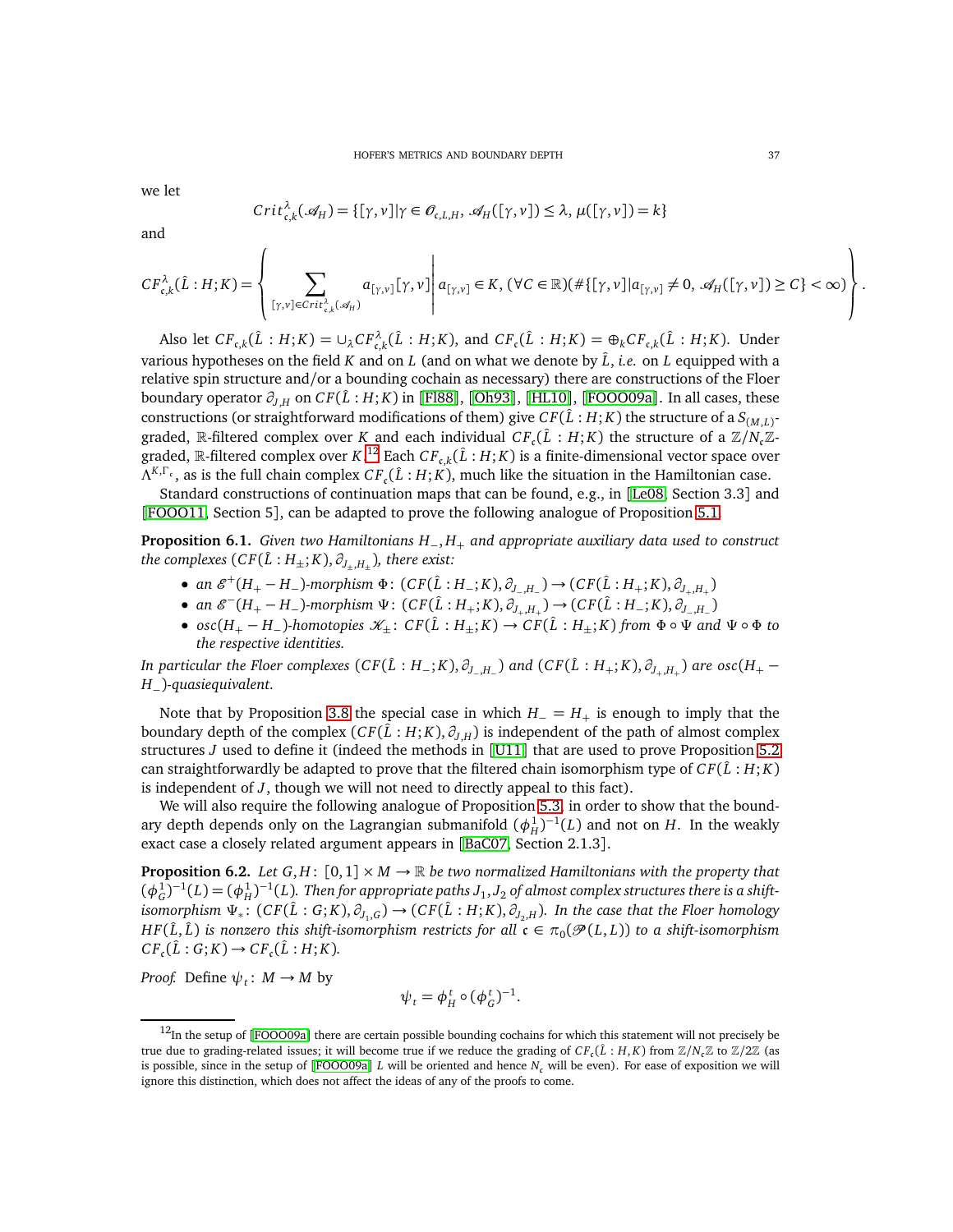we let

$$Crit^{\lambda}_{\mathfrak{c},k}(\mathscr{A}_H) = \{[\gamma, v] | \gamma \in \mathscr{O}_{\mathfrak{c},L,H},\ \mathscr{A}_H([\gamma, v]) \leq \lambda,\ \mu([\gamma, v]) = k\}$$

and

$$CF^{\lambda}_{\mathfrak{c},k}(\hat{L} : H; K) = \left\{ \sum_{[\gamma,v] \in Crit^{\lambda}_{\mathfrak{c},k}(\mathscr{A}_H)} a_{[\gamma,v]}[\gamma, v] \,\middle|\, a_{[\gamma,v]} \in K,\ (\forall C \in \mathbb{R})(\#\{[\gamma, v] | a_{[\gamma,v]} \neq 0,\ \mathscr{A}_H([\gamma, v]) \geq C\} < \infty) \right\}.$$

Also let $CF_{\mathfrak{c},k}(\hat{L} : H; K) = \cup_{\lambda} CF^{\lambda}_{\mathfrak{c},k}(\hat{L} : H; K)$, and $CF_{\mathfrak{c}}(\hat{L} : H; K) = \oplus_k CF_{\mathfrak{c},k}(\hat{L} : H; K)$. Under various hypotheses on the field $K$ and on $L$ (and on what we denote by $\hat{L}$, *i.e.* on $L$ equipped with a relative spin structure and/or a bounding cochain as necessary) there are constructions of the Floer boundary operator $\partial_{J,H}$ on $CF(\hat{L} : H; K)$ in [Fl88], [Oh93], [HL10], [FOOO09a]. In all cases, these constructions (or straightforward modifications of them) give $CF(\hat{L} : H; K)$ the structure of a $S_{(M,L)}$-graded, $\mathbb{R}$-filtered complex over $K$ and each individual $CF_{\mathfrak{c}}(\hat{L} : H; K)$ the structure of a $\mathbb{Z}/N_{\mathfrak{c}}\mathbb{Z}$-graded, $\mathbb{R}$-filtered complex over $K$.[12] Each $CF_{\mathfrak{c},k}(\hat{L} : H; K)$ is a finite-dimensional vector space over $\Lambda^{K,\Gamma_{\mathfrak{c}}}$, as is the full chain complex $CF_{\mathfrak{c}}(\hat{L} : H; K)$, much like the situation in the Hamiltonian case.

Standard constructions of continuation maps that can be found, e.g., in [Le08, Section 3.3] and [FOOO11, Section 5], can be adapted to prove the following analogue of Proposition 5.1.

**Proposition 6.1.** *Given two Hamiltonians $H_-, H_+$ and appropriate auxiliary data used to construct the complexes $(CF(\hat{L} : H_{\pm}; K), \partial_{J_{\pm},H_{\pm}})$, there exist:*

- *an $\mathscr{E}^+(H_+ - H_-)$-morphism $\Phi\colon (CF(\hat{L} : H_-; K), \partial_{J_-,H_-}) \to (CF(\hat{L} : H_+; K), \partial_{J_+,H_+})$*
- *an $\mathscr{E}^-(H_+ - H_-)$-morphism $\Psi\colon (CF(\hat{L} : H_+; K), \partial_{J_+,H_+}) \to (CF(\hat{L} : H_-; K), \partial_{J_-,H_-})$*
- *$osc(H_+ - H_-)$-homotopies $\mathscr{K}_{\pm}\colon CF(\hat{L} : H_{\pm}; K) \to CF(\hat{L} : H_{\pm}; K)$ from $\Phi \circ \Psi$ and $\Psi \circ \Phi$ to the respective identities.*

*In particular the Floer complexes $(CF(\hat{L} : H_-; K), \partial_{J_-,H_-})$ and $(CF(\hat{L} : H_+; K), \partial_{J_+,H_+})$ are $osc(H_+ - H_-)$-quasiequivalent.*

Note that by Proposition 3.8 the special case in which $H_- = H_+$ is enough to imply that the boundary depth of the complex $(CF(\hat{L} : H; K), \partial_{J,H})$ is independent of the path of almost complex structures $J$ used to define it (indeed the methods in [U11] that are used to prove Proposition 5.2 can straightforwardly be adapted to prove that the filtered chain isomorphism type of $CF(\hat{L} : H; K)$ is independent of $J$, though we will not need to directly appeal to this fact).

We will also require the following analogue of Proposition 5.3, in order to show that the boundary depth depends only on the Lagrangian submanifold $(\phi^1_H)^{-1}(L)$ and not on $H$. In the weakly exact case a closely related argument appears in [BaC07, Section 2.1.3].

**Proposition 6.2.** *Let $G, H\colon [0,1] \times M \to \mathbb{R}$ be two normalized Hamiltonians with the property that $(\phi^1_G)^{-1}(L) = (\phi^1_H)^{-1}(L)$. Then for appropriate paths $J_1, J_2$ of almost complex structures there is a shift-isomorphism $\Psi_*\colon (CF(\hat{L} : G; K), \partial_{J_1,G}) \to (CF(\hat{L} : H; K), \partial_{J_2,H})$. In the case that the Floer homology $HF(\hat{L}, \hat{L})$ is nonzero this shift-isomorphism restricts for all $\mathfrak{c} \in \pi_0(\mathscr{P}(L, L))$ to a shift-isomorphism $CF_{\mathfrak{c}}(\hat{L} : G; K) \to CF_{\mathfrak{c}}(\hat{L} : H; K)$.*

*Proof.* Define $\psi_t\colon M \to M$ by

$$\psi_t = \phi^t_H \circ (\phi^t_G)^{-1}.$$

[12] In the setup of [FOOO09a] there are certain possible bounding cochains for which this statement will not precisely be true due to grading-related issues; it will become true if we reduce the grading of $CF_{\mathfrak{c}}(\hat{L} : H, K)$ from $\mathbb{Z}/N_{\mathfrak{c}}\mathbb{Z}$ to $\mathbb{Z}/2\mathbb{Z}$ (as is possible, since in the setup of [FOOO09a] $L$ will be oriented and hence $N_{\mathfrak{c}}$ will be even). For ease of exposition we will ignore this distinction, which does not affect the ideas of any of the proofs to come.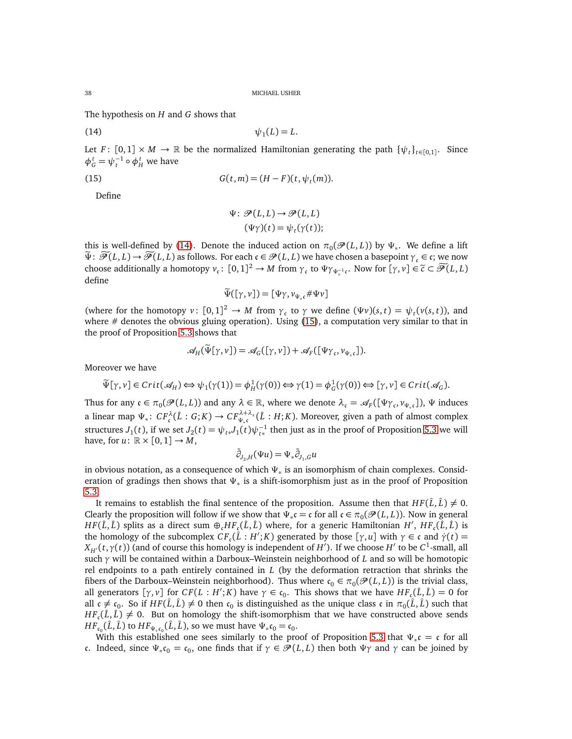The hypothesis on $H$ and $G$ shows that

$$\psi_1(L) = L. \tag{14}$$

Let $F\colon [0,1] \times M \to \mathbb{R}$ be the normalized Hamiltonian generating the path $\{\psi_t\}_{t\in[0,1]}$. Since $\phi_G^t = \psi_t^{-1} \circ \phi_H^t$ we have

$$G(t,m) = (H-F)(t, \psi_t(m)). \tag{15}$$

Define

$$\Psi\colon \mathscr{P}(L,L) \to \mathscr{P}(L,L)$$
$$(\Psi\gamma)(t) = \psi_t(\gamma(t));$$

this is well-defined by (14). Denote the induced action on $\pi_0(\mathscr{P}(L,L))$ by $\Psi_*$. We define a lift $\widetilde{\Psi}\colon \widetilde{\mathscr{P}}(L,L) \to \widetilde{\mathscr{P}}(L,L)$ as follows. For each $\mathfrak{c} \in \mathscr{P}(L,L)$ we have chosen a basepoint $\gamma_{\mathfrak{c}} \in \mathfrak{c}$; we now choose additionally a homotopy $v_{\mathfrak{c}}\colon [0,1]^2 \to M$ from $\gamma_{\mathfrak{c}}$ to $\Psi\gamma_{\Psi_*^{-1}\mathfrak{c}}$. Now for $[\gamma, v] \in \tilde{c} \subset \widetilde{\mathscr{P}}(L,L)$ define

$$\widetilde{\Psi}([\gamma, v]) = [\Psi\gamma, v_{\Psi_*\mathfrak{c}} \# \Psi v]$$

(where for the homotopy $v\colon [0,1]^2 \to M$ from $\gamma_{\mathfrak{c}}$ to $\gamma$ we define $(\Psi v)(s,t) = \psi_t(v(s,t))$, and where $\#$ denotes the obvious gluing operation). Using (15), a computation very similar to that in the proof of Proposition 5.3 shows that

$$\mathscr{A}_H(\widetilde{\Psi}[\gamma, v]) = \mathscr{A}_G([\gamma, v]) + \mathscr{A}_F([\Psi\gamma_{\mathfrak{c}}, v_{\Psi_*\mathfrak{c}}]).$$

Moreover we have

$$\widetilde{\Psi}[\gamma, v] \in Crit(\mathscr{A}_H) \Leftrightarrow \psi_1(\gamma(1)) = \phi_H^1(\gamma(0)) \Leftrightarrow \gamma(1) = \phi_G^1(\gamma(0)) \Leftrightarrow [\gamma, v] \in Crit(\mathscr{A}_G).$$

Thus for any $\mathfrak{c} \in \pi_0(\mathscr{P}(L,L))$ and any $\lambda \in \mathbb{R}$, where we denote $\lambda_{\mathfrak{c}} = \mathscr{A}_F([\Psi\gamma_{\mathfrak{c}}, v_{\Psi_*\mathfrak{c}}])$, $\Psi$ induces a linear map $\Psi_*\colon CF_{\mathfrak{c}}^{\lambda}(\hat{L} : G; K) \to CF_{\Psi_*\mathfrak{c}}^{\lambda+\lambda_{\mathfrak{c}}}(\hat{L} : H; K)$. Moreover, given a path of almost complex structures $J_1(t)$, if we set $J_2(t) = \psi_{t*}J_1(t)\psi_{t*}^{-1}$ then just as in the proof of Proposition 5.3 we will have, for $u\colon \mathbb{R} \times [0,1] \to M$,

$$\bar{\partial}_{J_2,H}(\Psi u) = \Psi_* \bar{\partial}_{J_1,G} u$$

in obvious notation, as a consequence of which $\Psi_*$ is an isomorphism of chain complexes. Consideration of gradings then shows that $\Psi_*$ is a shift-isomorphism just as in the proof of Proposition 5.3.

It remains to establish the final sentence of the proposition. Assume then that $HF(\hat{L}, \hat{L}) \neq 0$. Clearly the proposition will follow if we show that $\Psi_*\mathfrak{c} = \mathfrak{c}$ for all $\mathfrak{c} \in \pi_0(\mathscr{P}(L,L))$. Now in general $HF(\hat{L}, \hat{L})$ splits as a direct sum $\oplus_{\mathfrak{c}} HF_{\mathfrak{c}}(\hat{L}, \hat{L})$ where, for a generic Hamiltonian $H'$, $HF_{\mathfrak{c}}(\hat{L}, \hat{L})$ is the homology of the subcomplex $CF_{\mathfrak{c}}(\hat{L} : H'; K)$ generated by those $[\gamma, u]$ with $\gamma \in \mathfrak{c}$ and $\dot{\gamma}(t) = X_{H'}(t, \gamma(t))$ (and of course this homology is independent of $H'$). If we choose $H'$ to be $C^1$-small, all such $\gamma$ will be contained within a Darboux–Weinstein neighborhood of $L$ and so will be homotopic rel endpoints to a path entirely contained in $L$ (by the deformation retraction that shrinks the fibers of the Darboux–Weinstein neighborhood). Thus where $\mathfrak{c}_0 \in \pi_0(\mathscr{P}(L,L))$ is the trivial class, all generators $[\gamma, v]$ for $CF(L : H'; K)$ have $\gamma \in \mathfrak{c}_0$. This shows that we have $HF_{\mathfrak{c}}(\hat{L}, \hat{L}) = 0$ for all $\mathfrak{c} \neq \mathfrak{c}_0$. So if $HF(\hat{L}, \hat{L}) \neq 0$ then $\mathfrak{c}_0$ is distinguished as the unique class $\mathfrak{c}$ in $\pi_0(\hat{L}, \hat{L})$ such that $HF_{\mathfrak{c}}(\hat{L}, \hat{L}) \neq 0$. But on homology the shift-isomorphism that we have constructed above sends $HF_{\mathfrak{c}_0}(\hat{L}, \hat{L})$ to $HF_{\Psi_*\mathfrak{c}_0}(\hat{L}, \hat{L})$, so we must have $\Psi_*\mathfrak{c}_0 = \mathfrak{c}_0$.

With this established one sees similarly to the proof of Proposition 5.3 that $\Psi_*\mathfrak{c} = \mathfrak{c}$ for all $\mathfrak{c}$. Indeed, since $\Psi_*\mathfrak{c}_0 = \mathfrak{c}_0$, one finds that if $\gamma \in \mathscr{P}(L,L)$ then both $\Psi\gamma$ and $\gamma$ can be joined by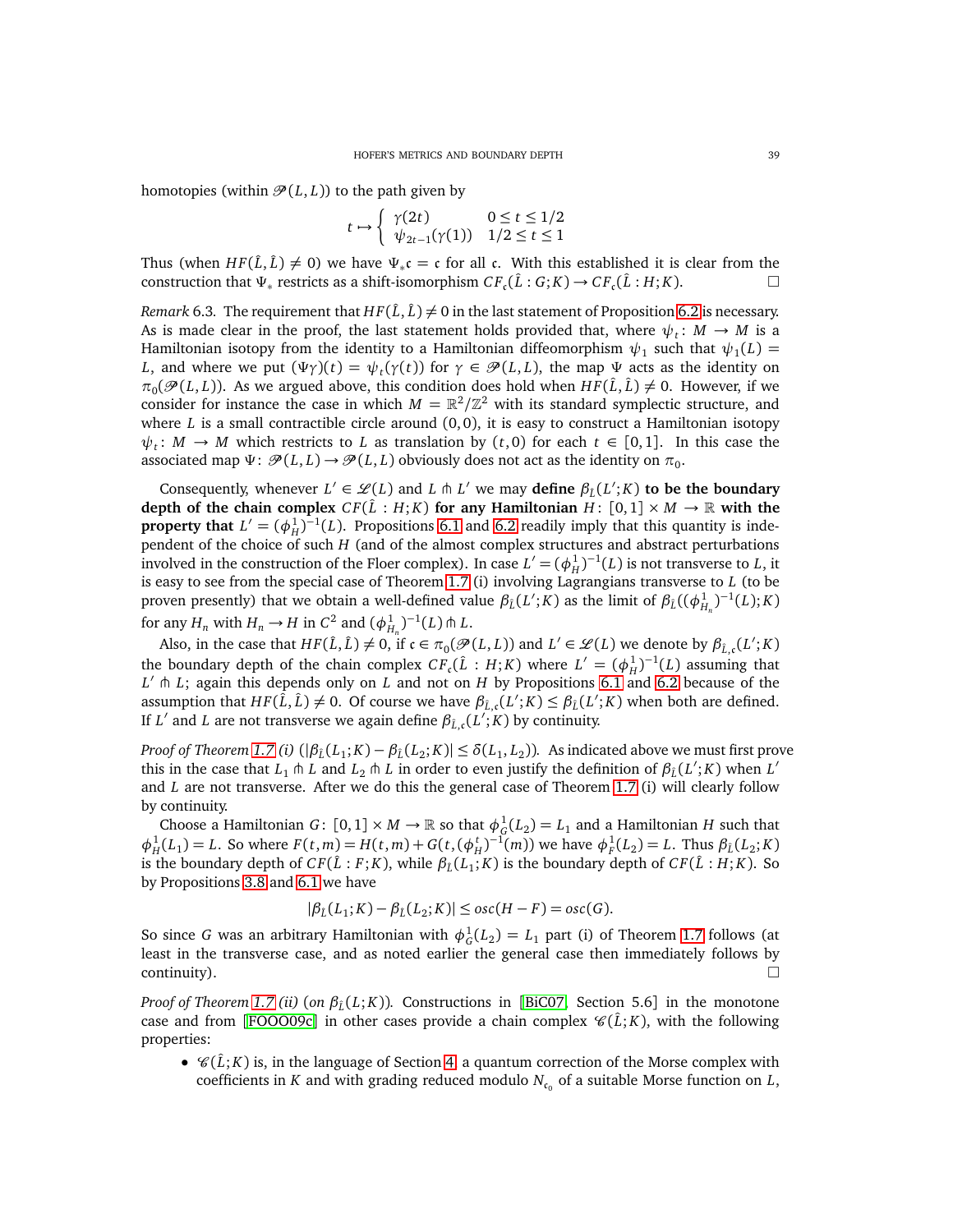homotopies (within $\mathscr{P}(L,L)$) to the path given by

$$t \mapsto \begin{cases} \gamma(2t) & 0 \le t \le 1/2 \\ \psi_{2t-1}(\gamma(1)) & 1/2 \le t \le 1 \end{cases}$$

Thus (when $HF(\hat{L},\hat{L}) \neq 0$) we have $\Psi_*\mathfrak{c} = \mathfrak{c}$ for all $\mathfrak{c}$. With this established it is clear from the construction that $\Psi_*$ restricts as a shift-isomorphism $CF_{\mathfrak{c}}(\hat{L} : G; K) \to CF_{\mathfrak{c}}(\hat{L} : H; K)$. □

*Remark* 6.3. The requirement that $HF(\hat{L},\hat{L}) \neq 0$ in the last statement of Proposition 6.2 is necessary. As is made clear in the proof, the last statement holds provided that, where $\psi_t \colon M \to M$ is a Hamiltonian isotopy from the identity to a Hamiltonian diffeomorphism $\psi_1$ such that $\psi_1(L) = L$, and where we put $(\Psi\gamma)(t) = \psi_t(\gamma(t))$ for $\gamma \in \mathscr{P}(L,L)$, the map $\Psi$ acts as the identity on $\pi_0(\mathscr{P}(L,L))$. As we argued above, this condition does hold when $HF(\hat{L},\hat{L}) \neq 0$. However, if we consider for instance the case in which $M = \mathbb{R}^2/\mathbb{Z}^2$ with its standard symplectic structure, and where $L$ is a small contractible circle around $(0,0)$, it is easy to construct a Hamiltonian isotopy $\psi_t \colon M \to M$ which restricts to $L$ as translation by $(t,0)$ for each $t \in [0,1]$. In this case the associated map $\Psi \colon \mathscr{P}(L,L) \to \mathscr{P}(L,L)$ obviously does not act as the identity on $\pi_0$.

Consequently, whenever $L' \in \mathscr{L}(L)$ and $L \pitchfork L'$ we may **define $\beta_{\hat{L}}(L';K)$ to be the boundary depth of the chain complex $CF(\hat{L} : H; K)$ for any Hamiltonian $H \colon [0,1] \times M \to \mathbb{R}$ with the property that $L' = (\phi_H^1)^{-1}(L)$.** Propositions 6.1 and 6.2 readily imply that this quantity is independent of the choice of such $H$ (and of the almost complex structures and abstract perturbations involved in the construction of the Floer complex). In case $L' = (\phi_H^1)^{-1}(L)$ is not transverse to $L$, it is easy to see from the special case of Theorem 1.7 (i) involving Lagrangians transverse to $L$ (to be proven presently) that we obtain a well-defined value $\beta_{\hat{L}}(L';K)$ as the limit of $\beta_{\hat{L}}((\phi_{H_n}^1)^{-1}(L);K)$ for any $H_n$ with $H_n \to H$ in $C^2$ and $(\phi_{H_n}^1)^{-1}(L) \pitchfork L$.

Also, in the case that $HF(\hat{L},\hat{L}) \neq 0$, if $\mathfrak{c} \in \pi_0(\mathscr{P}(L,L))$ and $L' \in \mathscr{L}(L)$ we denote by $\beta_{\hat{L},\mathfrak{c}}(L';K)$ the boundary depth of the chain complex $CF_{\mathfrak{c}}(\hat{L} : H; K)$ where $L' = (\phi_H^1)^{-1}(L)$ assuming that $L' \pitchfork L$; again this depends only on $L$ and not on $H$ by Propositions 6.1 and 6.2 because of the assumption that $HF(\hat{L},\hat{L}) \neq 0$. Of course we have $\beta_{\hat{L},\mathfrak{c}}(L';K) \le \beta_{\hat{L}}(L';K)$ when both are defined. If $L'$ and $L$ are not transverse we again define $\beta_{\hat{L},\mathfrak{c}}(L';K)$ by continuity.

*Proof of Theorem 1.7 (i)* ($|\beta_{\hat{L}}(L_1;K) - \beta_{\hat{L}}(L_2;K)| \le \delta(L_1,L_2)$). As indicated above we must first prove this in the case that $L_1 \pitchfork L$ and $L_2 \pitchfork L$ in order to even justify the definition of $\beta_{\hat{L}}(L';K)$ when $L'$ and $L$ are not transverse. After we do this the general case of Theorem 1.7 (i) will clearly follow by continuity.

Choose a Hamiltonian $G \colon [0,1] \times M \to \mathbb{R}$ so that $\phi_G^1(L_2) = L_1$ and a Hamiltonian $H$ such that $\phi_H^1(L_1) = L$. So where $F(t,m) = H(t,m) + G(t,(\phi_H^t)^{-1}(m))$ we have $\phi_F^1(L_2) = L$. Thus $\beta_{\hat{L}}(L_2;K)$ is the boundary depth of $CF(\hat{L} : F; K)$, while $\beta_{\hat{L}}(L_1;K)$ is the boundary depth of $CF(\hat{L} : H; K)$. So by Propositions 3.8 and 6.1 we have

$$|\beta_{\hat{L}}(L_1;K) - \beta_{\hat{L}}(L_2;K)| \le osc(H - F) = osc(G).$$

So since $G$ was an arbitrary Hamiltonian with $\phi_G^1(L_2) = L_1$ part (i) of Theorem 1.7 follows (at least in the transverse case, and as noted earlier the general case then immediately follows by continuity). □

*Proof of Theorem 1.7 (ii)* (on $\beta_{\hat{L}}(L;K)$). Constructions in [BiC07, Section 5.6] in the monotone case and from [FOOO09c] in other cases provide a chain complex $\mathscr{C}(\hat{L};K)$, with the following properties:

- $\mathscr{C}(\hat{L};K)$ is, in the language of Section 4, a quantum correction of the Morse complex with coefficients in $K$ and with grading reduced modulo $N_{\mathfrak{c}_0}$ of a suitable Morse function on $L$,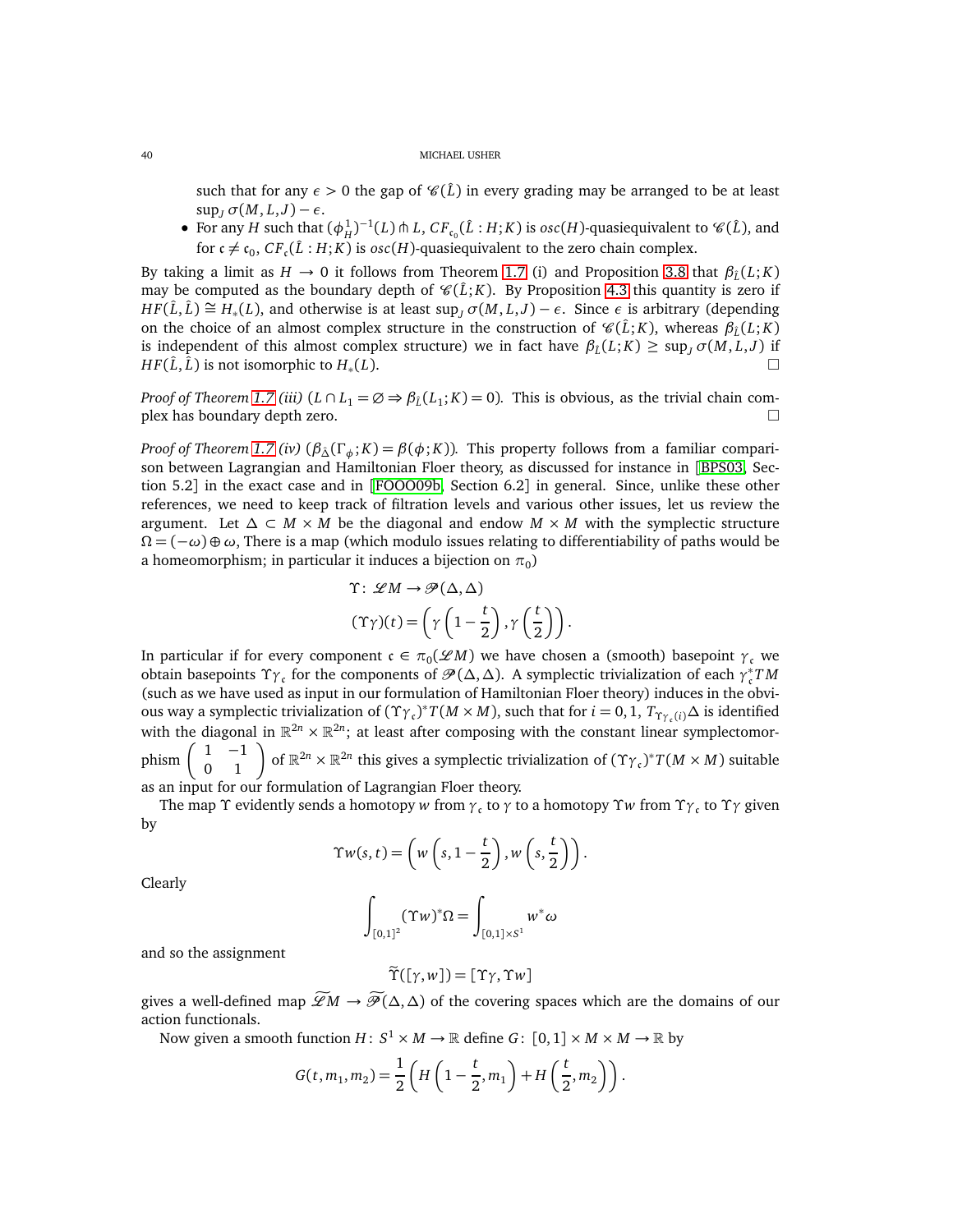such that for any $\epsilon > 0$ the gap of $\mathscr{C}(\hat{L})$ in every grading may be arranged to be at least $\sup_J \sigma(M, L, J) - \epsilon$.
- For any $H$ such that $(\phi_H^1)^{-1}(L) \pitchfork L$, $CF_{\mathfrak{c}_0}(\hat{L} : H; K)$ is $osc(H)$-quasiequivalent to $\mathscr{C}(\hat{L})$, and for $\mathfrak{c} \neq \mathfrak{c}_0$, $CF_{\mathfrak{c}}(\hat{L} : H; K)$ is $osc(H)$-quasiequivalent to the zero chain complex.

By taking a limit as $H \to 0$ it follows from Theorem 1.7 (i) and Proposition 3.8 that $\beta_{\hat{L}}(L; K)$ may be computed as the boundary depth of $\mathscr{C}(\hat{L}; K)$. By Proposition 4.3 this quantity is zero if $HF(\hat{L}, \hat{L}) \cong H_*(L)$, and otherwise is at least $\sup_J \sigma(M, L, J) - \epsilon$. Since $\epsilon$ is arbitrary (depending on the choice of an almost complex structure in the construction of $\mathscr{C}(\hat{L}; K)$, whereas $\beta_{\hat{L}}(L; K)$ is independent of this almost complex structure) we in fact have $\beta_{\hat{L}}(L; K) \geq \sup_J \sigma(M, L, J)$ if $HF(\hat{L}, \hat{L})$ is not isomorphic to $H_*(L)$. □

*Proof of Theorem 1.7 (iii) ($L \cap L_1 = \varnothing \Rightarrow \beta_{\hat{L}}(L_1; K) = 0$).* This is obvious, as the trivial chain complex has boundary depth zero. □

*Proof of Theorem 1.7 (iv) ($\beta_{\hat{\Delta}}(\Gamma_\phi; K) = \beta(\phi; K)$).* This property follows from a familiar comparison between Lagrangian and Hamiltonian Floer theory, as discussed for instance in [BPS03, Section 5.2] in the exact case and in [FOOO09b, Section 6.2] in general. Since, unlike these other references, we need to keep track of filtration levels and various other issues, let us review the argument. Let $\Delta \subset M \times M$ be the diagonal and endow $M \times M$ with the symplectic structure $\Omega = (-\omega) \oplus \omega$, There is a map (which modulo issues relating to differentiability of paths would be a homeomorphism; in particular it induces a bijection on $\pi_0$)

$$\Upsilon \colon \mathscr{L}M \to \mathscr{P}(\Delta, \Delta)$$
$$(\Upsilon\gamma)(t) = \left(\gamma\left(1 - \frac{t}{2}\right), \gamma\left(\frac{t}{2}\right)\right).$$

In particular if for every component $\mathfrak{c} \in \pi_0(\mathscr{L}M)$ we have chosen a (smooth) basepoint $\gamma_{\mathfrak{c}}$ we obtain basepoints $\Upsilon\gamma_{\mathfrak{c}}$ for the components of $\mathscr{P}(\Delta, \Delta)$. A symplectic trivialization of each $\gamma_{\mathfrak{c}}^* TM$ (such as we have used as input in our formulation of Hamiltonian Floer theory) induces in the obvious way a symplectic trivialization of $(\Upsilon\gamma_{\mathfrak{c}})^* T(M \times M)$, such that for $i = 0, 1$, $T_{\Upsilon\gamma_{\mathfrak{c}}(i)}\Delta$ is identified with the diagonal in $\mathbb{R}^{2n} \times \mathbb{R}^{2n}$; at least after composing with the constant linear symplectomorphism $\begin{pmatrix} 1 & -1 \\ 0 & 1 \end{pmatrix}$ of $\mathbb{R}^{2n} \times \mathbb{R}^{2n}$ this gives a symplectic trivialization of $(\Upsilon\gamma_{\mathfrak{c}})^* T(M \times M)$ suitable as an input for our formulation of Lagrangian Floer theory.

The map $\Upsilon$ evidently sends a homotopy $w$ from $\gamma_{\mathfrak{c}}$ to $\gamma$ to a homotopy $\Upsilon w$ from $\Upsilon\gamma_{\mathfrak{c}}$ to $\Upsilon\gamma$ given by

$$\Upsilon w(s, t) = \left(w\left(s, 1 - \frac{t}{2}\right), w\left(s, \frac{t}{2}\right)\right).$$

Clearly

$$\int_{[0,1]^2} (\Upsilon w)^* \Omega = \int_{[0,1] \times S^1} w^* \omega$$

and so the assignment

$$\widetilde{\Upsilon}([\gamma, w]) = [\Upsilon\gamma, \Upsilon w]$$

gives a well-defined map $\widetilde{\mathscr{L}M} \to \widetilde{\mathscr{P}}(\Delta, \Delta)$ of the covering spaces which are the domains of our action functionals.

Now given a smooth function $H \colon S^1 \times M \to \mathbb{R}$ define $G \colon [0,1] \times M \times M \to \mathbb{R}$ by

$$G(t, m_1, m_2) = \frac{1}{2}\left(H\left(1 - \frac{t}{2}, m_1\right) + H\left(\frac{t}{2}, m_2\right)\right).$$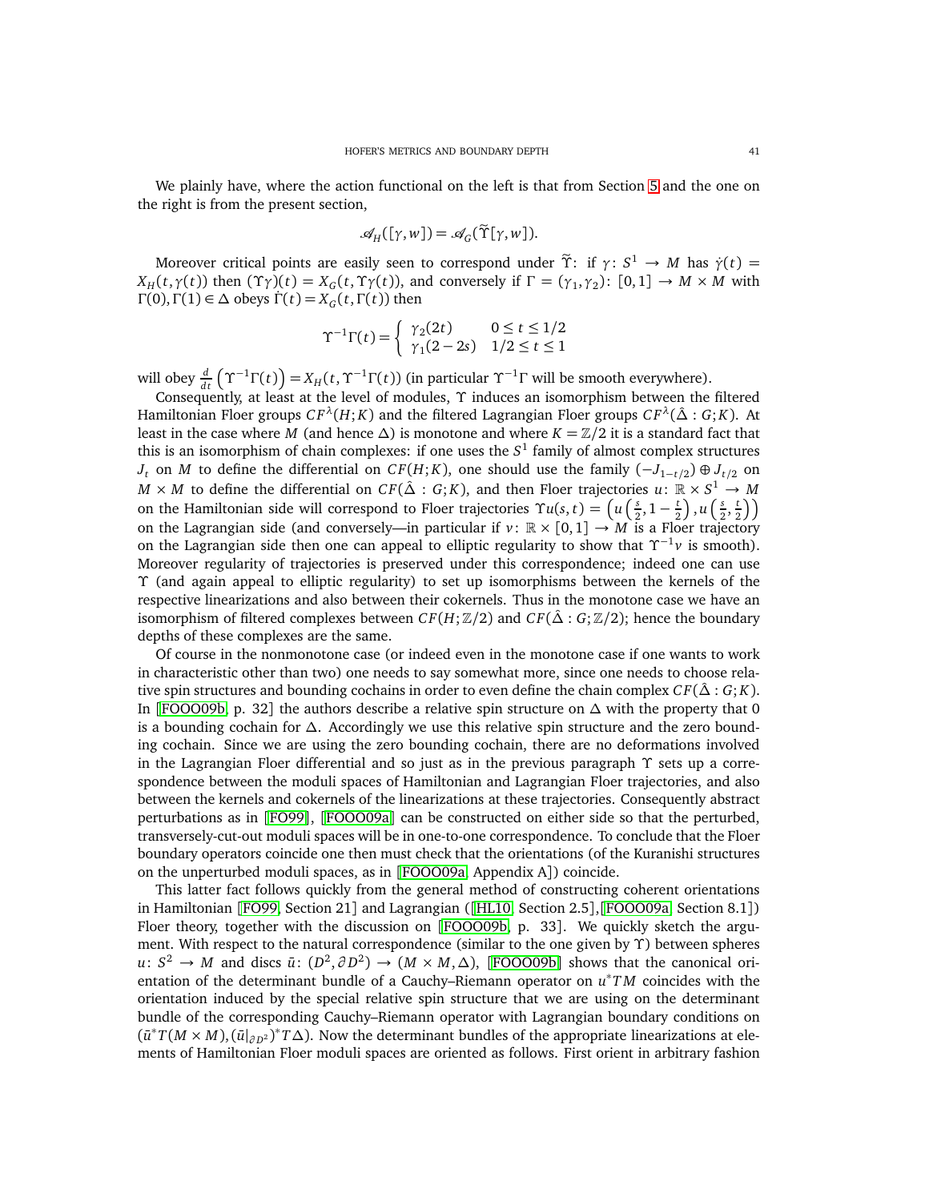We plainly have, where the action functional on the left is that from Section 5 and the one on the right is from the present section,

$$\mathscr{A}_H([\gamma, w]) = \mathscr{A}_G(\widetilde{\Upsilon}[\gamma, w]).$$

Moreover critical points are easily seen to correspond under $\widetilde{\Upsilon}$: if $\gamma\colon S^1 \to M$ has $\dot{\gamma}(t) = X_H(t, \gamma(t))$ then $(\Upsilon\gamma)(t) = X_G(t, \Upsilon\gamma(t))$, and conversely if $\Gamma = (\gamma_1, \gamma_2)\colon [0,1] \to M \times M$ with $\Gamma(0), \Gamma(1) \in \Delta$ obeys $\dot{\Gamma}(t) = X_G(t, \Gamma(t))$ then

$$\Upsilon^{-1}\Gamma(t) = \begin{cases} \gamma_2(2t) & 0 \le t \le 1/2 \\ \gamma_1(2-2s) & 1/2 \le t \le 1 \end{cases}$$

will obey $\frac{d}{dt}\left(\Upsilon^{-1}\Gamma(t)\right) = X_H(t, \Upsilon^{-1}\Gamma(t))$ (in particular $\Upsilon^{-1}\Gamma$ will be smooth everywhere).

Consequently, at least at the level of modules, $\Upsilon$ induces an isomorphism between the filtered Hamiltonian Floer groups $CF^{\lambda}(H;K)$ and the filtered Lagrangian Floer groups $CF^{\lambda}(\hat{\Delta} : G; K)$. At least in the case where $M$ (and hence $\Delta$) is monotone and where $K = \mathbb{Z}/2$ it is a standard fact that this is an isomorphism of chain complexes: if one uses the $S^1$ family of almost complex structures $J_t$ on $M$ to define the differential on $CF(H;K)$, one should use the family $(-J_{1-t/2}) \oplus J_{t/2}$ on $M \times M$ to define the differential on $CF(\hat{\Delta} : G; K)$, and then Floer trajectories $u\colon \mathbb{R} \times S^1 \to M$ on the Hamiltonian side will correspond to Floer trajectories $\Upsilon u(s,t) = \left(u\left(\frac{s}{2}, 1 - \frac{t}{2}\right), u\left(\frac{s}{2}, \frac{t}{2}\right)\right)$ on the Lagrangian side (and conversely—in particular if $v\colon \mathbb{R} \times [0,1] \to M$ is a Floer trajectory on the Lagrangian side then one can appeal to elliptic regularity to show that $\Upsilon^{-1}v$ is smooth). Moreover regularity of trajectories is preserved under this correspondence; indeed one can use $\Upsilon$ (and again appeal to elliptic regularity) to set up isomorphisms between the kernels of the respective linearizations and also between their cokernels. Thus in the monotone case we have an isomorphism of filtered complexes between $CF(H;\mathbb{Z}/2)$ and $CF(\hat{\Delta} : G; \mathbb{Z}/2)$; hence the boundary depths of these complexes are the same.

Of course in the nonmonotone case (or indeed even in the monotone case if one wants to work in characteristic other than two) one needs to say somewhat more, since one needs to choose relative spin structures and bounding cochains in order to even define the chain complex $CF(\hat{\Delta} : G; K)$. In [FOOO09b, p. 32] the authors describe a relative spin structure on $\Delta$ with the property that 0 is a bounding cochain for $\Delta$. Accordingly we use this relative spin structure and the zero bounding cochain. Since we are using the zero bounding cochain, there are no deformations involved in the Lagrangian Floer differential and so just as in the previous paragraph $\Upsilon$ sets up a correspondence between the moduli spaces of Hamiltonian and Lagrangian Floer trajectories, and also between the kernels and cokernels of the linearizations at these trajectories. Consequently abstract perturbations as in [FO99], [FOOO09a] can be constructed on either side so that the perturbed, transversely-cut-out moduli spaces will be in one-to-one correspondence. To conclude that the Floer boundary operators coincide one then must check that the orientations (of the Kuranishi structures on the unperturbed moduli spaces, as in [FOOO09a, Appendix A]) coincide.

This latter fact follows quickly from the general method of constructing coherent orientations in Hamiltonian [FO99, Section 21] and Lagrangian ([HL10, Section 2.5],[FOOO09a, Section 8.1]) Floer theory, together with the discussion on [FOOO09b, p. 33]. We quickly sketch the argument. With respect to the natural correspondence (similar to the one given by $\Upsilon$) between spheres $u\colon S^2 \to M$ and discs $\bar{u}\colon (D^2, \partial D^2) \to (M \times M, \Delta)$, [FOOO09b] shows that the canonical orientation of the determinant bundle of a Cauchy–Riemann operator on $u^*TM$ coincides with the orientation induced by the special relative spin structure that we are using on the determinant bundle of the corresponding Cauchy–Riemann operator with Lagrangian boundary conditions on $(\bar{u}^*T(M \times M), (\bar{u}|_{\partial D^2})^*T\Delta)$. Now the determinant bundles of the appropriate linearizations at elements of Hamiltonian Floer moduli spaces are oriented as follows. First orient in arbitrary fashion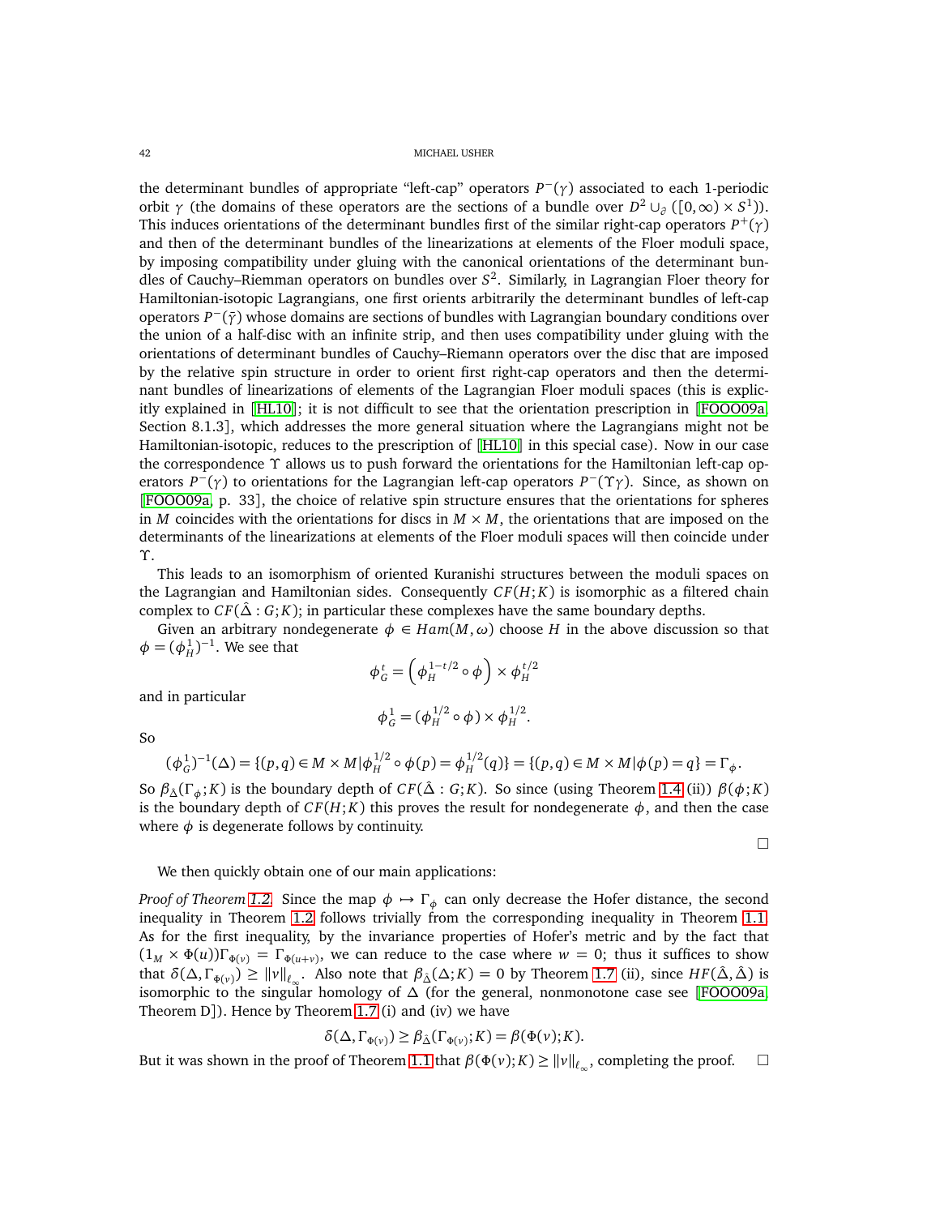the determinant bundles of appropriate "left-cap" operators $P^-(\gamma)$ associated to each 1-periodic orbit $\gamma$ (the domains of these operators are the sections of a bundle over $D^2 \cup_\partial ([0,\infty) \times S^1)$). This induces orientations of the determinant bundles first of the similar right-cap operators $P^+(\gamma)$ and then of the determinant bundles of the linearizations at elements of the Floer moduli space, by imposing compatibility under gluing with the canonical orientations of the determinant bundles of Cauchy–Riemman operators on bundles over $S^2$. Similarly, in Lagrangian Floer theory for Hamiltonian-isotopic Lagrangians, one first orients arbitrarily the determinant bundles of left-cap operators $P^-(\bar{\gamma})$ whose domains are sections of bundles with Lagrangian boundary conditions over the union of a half-disc with an infinite strip, and then uses compatibility under gluing with the orientations of determinant bundles of Cauchy–Riemann operators over the disc that are imposed by the relative spin structure in order to orient first right-cap operators and then the determinant bundles of linearizations of elements of the Lagrangian Floer moduli spaces (this is explicitly explained in [HL10]; it is not difficult to see that the orientation prescription in [FOOO09a, Section 8.1.3], which addresses the more general situation where the Lagrangians might not be Hamiltonian-isotopic, reduces to the prescription of [HL10] in this special case). Now in our case the correspondence $\Upsilon$ allows us to push forward the orientations for the Hamiltonian left-cap operators $P^-(\gamma)$ to orientations for the Lagrangian left-cap operators $P^-(\Upsilon\gamma)$. Since, as shown on [FOOO09a, p. 33], the choice of relative spin structure ensures that the orientations for spheres in $M$ coincides with the orientations for discs in $M \times M$, the orientations that are imposed on the determinants of the linearizations at elements of the Floer moduli spaces will then coincide under $\Upsilon$.

This leads to an isomorphism of oriented Kuranishi structures between the moduli spaces on the Lagrangian and Hamiltonian sides. Consequently $CF(H;K)$ is isomorphic as a filtered chain complex to $CF(\hat{\Delta} : G; K)$; in particular these complexes have the same boundary depths.

Given an arbitrary nondegenerate $\phi \in Ham(M,\omega)$ choose $H$ in the above discussion so that $\phi = (\phi_H^1)^{-1}$. We see that

$$\phi_G^t = \left(\phi_H^{1-t/2} \circ \phi\right) \times \phi_H^{t/2}$$

and in particular

$$\phi_G^1 = (\phi_H^{1/2} \circ \phi) \times \phi_H^{1/2}.$$

So

$$(\phi_G^1)^{-1}(\Delta) = \{(p,q) \in M \times M | \phi_H^{1/2} \circ \phi(p) = \phi_H^{1/2}(q)\} = \{(p,q) \in M \times M | \phi(p) = q\} = \Gamma_\phi.$$

So $\beta_{\hat{\Delta}}(\Gamma_\phi; K)$ is the boundary depth of $CF(\hat{\Delta} : G; K)$. So since (using Theorem 1.4 (ii)) $\beta(\phi; K)$ is the boundary depth of $CF(H;K)$ this proves the result for nondegenerate $\phi$, and then the case where $\phi$ is degenerate follows by continuity. □

We then quickly obtain one of our main applications:

*Proof of Theorem 1.2.* Since the map $\phi \mapsto \Gamma_\phi$ can only decrease the Hofer distance, the second inequality in Theorem 1.2 follows trivially from the corresponding inequality in Theorem 1.1. As for the first inequality, by the invariance properties of Hofer's metric and by the fact that $(1_M \times \Phi(u))\Gamma_{\Phi(v)} = \Gamma_{\Phi(u+v)}$, we can reduce to the case where $w = 0$; thus it suffices to show that $\delta(\Delta, \Gamma_{\Phi(v)}) \geq \|v\|_{\ell_\infty}$. Also note that $\beta_{\hat{\Delta}}(\Delta; K) = 0$ by Theorem 1.7 (ii), since $HF(\hat{\Delta}, \hat{\Delta})$ is isomorphic to the singular homology of $\Delta$ (for the general, nonmonotone case see [FOOO09a, Theorem D]). Hence by Theorem 1.7 (i) and (iv) we have

$$\delta(\Delta, \Gamma_{\Phi(v)}) \geq \beta_{\hat{\Delta}}(\Gamma_{\Phi(v)}; K) = \beta(\Phi(v); K).$$

But it was shown in the proof of Theorem 1.1 that $\beta(\Phi(v); K) \geq \|v\|_{\ell_\infty}$, completing the proof. □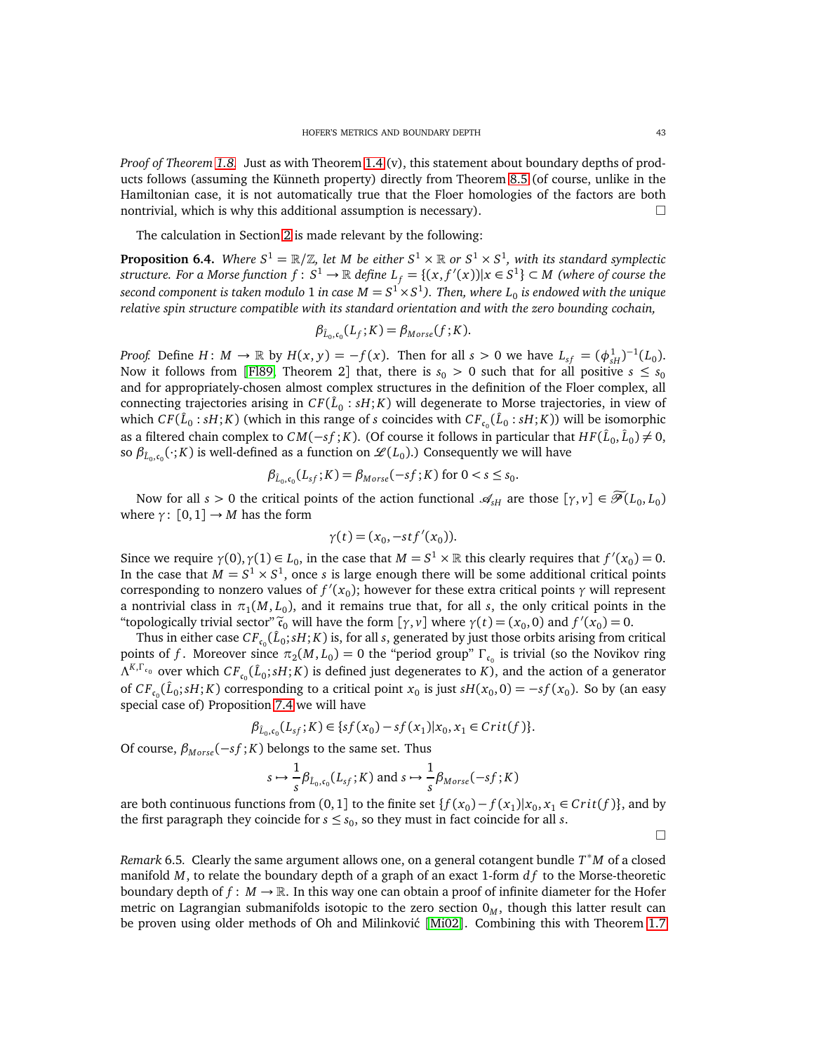*Proof of Theorem 1.8.* Just as with Theorem 1.4 (v), this statement about boundary depths of products follows (assuming the Künneth property) directly from Theorem 8.5 (of course, unlike in the Hamiltonian case, it is not automatically true that the Floer homologies of the factors are both nontrivial, which is why this additional assumption is necessary). □

The calculation in Section 2 is made relevant by the following:

**Proposition 6.4.** *Where $S^1 = \mathbb{R}/\mathbb{Z}$, let $M$ be either $S^1 \times \mathbb{R}$ or $S^1 \times S^1$, with its standard symplectic structure. For a Morse function $f : S^1 \to \mathbb{R}$ define $L_f = \{(x, f'(x)) | x \in S^1\} \subset M$ (where of course the second component is taken modulo 1 in case $M = S^1 \times S^1$). Then, where $L_0$ is endowed with the unique relative spin structure compatible with its standard orientation and with the zero bounding cochain,*

$$\beta_{\hat{L}_0, \mathfrak{c}_0}(L_f; K) = \beta_{Morse}(f; K).$$

*Proof.* Define $H : M \to \mathbb{R}$ by $H(x, y) = -f(x)$. Then for all $s > 0$ we have $L_{sf} = (\phi^1_{sH})^{-1}(L_0)$. Now it follows from [Fl89, Theorem 2] that, there is $s_0 > 0$ such that for all positive $s \le s_0$ and for appropriately-chosen almost complex structures in the definition of the Floer complex, all connecting trajectories arising in $CF(\hat{L}_0 : sH; K)$ will degenerate to Morse trajectories, in view of which $CF(\hat{L}_0 : sH; K)$ (which in this range of $s$ coincides with $CF_{\mathfrak{c}_0}(\hat{L}_0 : sH; K)$) will be isomorphic as a filtered chain complex to $CM(-sf; K)$. (Of course it follows in particular that $HF(\hat{L}_0, \hat{L}_0) \neq 0$, so $\beta_{\hat{L}_0, \mathfrak{c}_0}(\cdot; K)$ is well-defined as a function on $\mathscr{L}(L_0)$.) Consequently we will have

$$\beta_{\hat{L}_0, \mathfrak{c}_0}(L_{sf}; K) = \beta_{Morse}(-sf; K) \text{ for } 0 < s \le s_0.$$

Now for all $s > 0$ the critical points of the action functional $\mathscr{A}_{sH}$ are those $[\gamma, v] \in \widetilde{\mathscr{P}}(L_0, L_0)$ where $\gamma : [0, 1] \to M$ has the form

$$\gamma(t) = (x_0, -stf'(x_0)).$$

Since we require $\gamma(0), \gamma(1) \in L_0$, in the case that $M = S^1 \times \mathbb{R}$ this clearly requires that $f'(x_0) = 0$. In the case that $M = S^1 \times S^1$, once $s$ is large enough there will be some additional critical points corresponding to nonzero values of $f'(x_0)$; however for these extra critical points $\gamma$ will represent a nontrivial class in $\pi_1(M, L_0)$, and it remains true that, for all $s$, the only critical points in the "topologically trivial sector" $\tilde{\mathfrak{c}}_0$ will have the form $[\gamma, v]$ where $\gamma(t) = (x_0, 0)$ and $f'(x_0) = 0$.

Thus in either case $CF_{\mathfrak{c}_0}(\hat{L}_0; sH; K)$ is, for all $s$, generated by just those orbits arising from critical points of $f$. Moreover since $\pi_2(M, L_0) = 0$ the "period group" $\Gamma_{\mathfrak{c}_0}$ is trivial (so the Novikov ring $\Lambda^{K, \Gamma_{\mathfrak{c}_0}}$ over which $CF_{\mathfrak{c}_0}(\hat{L}_0; sH; K)$ is defined just degenerates to $K$), and the action of a generator of $CF_{\mathfrak{c}_0}(\hat{L}_0; sH; K)$ corresponding to a critical point $x_0$ is just $sH(x_0, 0) = -sf(x_0)$. So by (an easy special case of) Proposition 7.4 we will have

$$\beta_{\hat{L}_0, \mathfrak{c}_0}(L_{sf}; K) \in \{sf(x_0) - sf(x_1) | x_0, x_1 \in Crit(f)\}.$$

Of course, $\beta_{Morse}(-sf; K)$ belongs to the same set. Thus

$$s \mapsto \frac{1}{s}\beta_{\hat{L}_0, \mathfrak{c}_0}(L_{sf}; K) \text{ and } s \mapsto \frac{1}{s}\beta_{Morse}(-sf; K)$$

are both continuous functions from $(0, 1]$ to the finite set $\{f(x_0) - f(x_1) | x_0, x_1 \in Crit(f)\}$, and by the first paragraph they coincide for $s \le s_0$, so they must in fact coincide for all $s$.

□

*Remark* 6.5. Clearly the same argument allows one, on a general cotangent bundle $T^*M$ of a closed manifold $M$, to relate the boundary depth of a graph of an exact 1-form $df$ to the Morse-theoretic boundary depth of $f : M \to \mathbb{R}$. In this way one can obtain a proof of infinite diameter for the Hofer metric on Lagrangian submanifolds isotopic to the zero section $0_M$, though this latter result can be proven using older methods of Oh and Milinković [Mi02]. Combining this with Theorem 1.7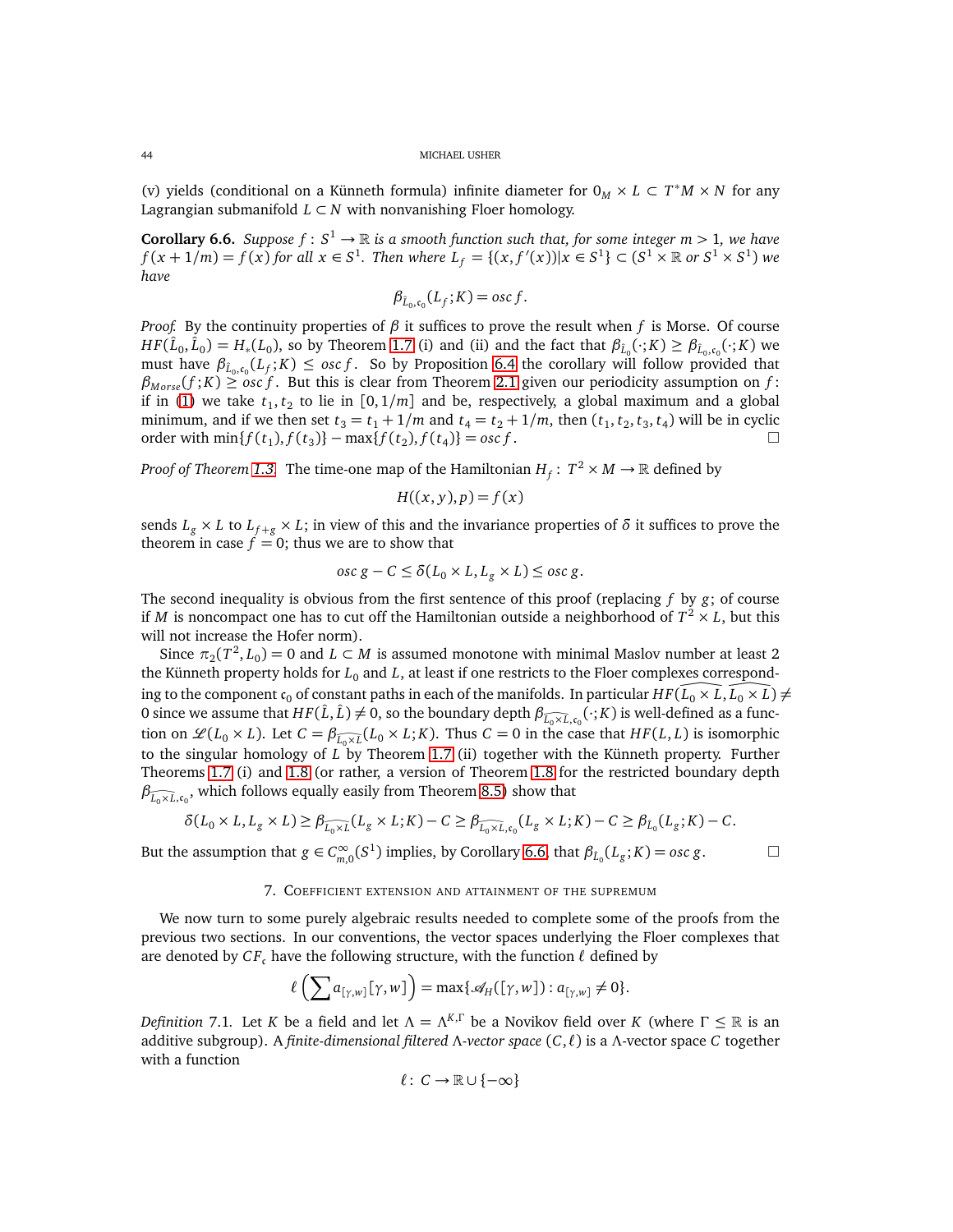(v) yields (conditional on a Künneth formula) infinite diameter for $0_M \times L \subset T^*M \times N$ for any Lagrangian submanifold $L \subset N$ with nonvanishing Floer homology.

**Corollary 6.6.** *Suppose $f\colon S^1 \to \mathbb{R}$ is a smooth function such that, for some integer $m > 1$, we have $f(x + 1/m) = f(x)$ for all $x \in S^1$. Then where $L_f = \{(x, f'(x)) | x \in S^1\} \subset (S^1 \times \mathbb{R}$ or $S^1 \times S^1)$ we have*

$$\beta_{\hat{L}_0,\mathfrak{c}_0}(L_f; K) = osc\, f.$$

*Proof.* By the continuity properties of $\beta$ it suffices to prove the result when $f$ is Morse. Of course $HF(\hat{L}_0, \hat{L}_0) = H_*(L_0)$, so by Theorem 1.7 (i) and (ii) and the fact that $\beta_{\hat{L}_0}(\cdot; K) \geq \beta_{\hat{L}_0,\mathfrak{c}_0}(\cdot; K)$ we must have $\beta_{\hat{L}_0,\mathfrak{c}_0}(L_f; K) \leq osc\, f$. So by Proposition 6.4 the corollary will follow provided that $\beta_{Morse}(f; K) \geq osc\, f$. But this is clear from Theorem 2.1 given our periodicity assumption on $f$: if in (1) we take $t_1, t_2$ to lie in $[0, 1/m]$ and be, respectively, a global maximum and a global minimum, and if we then set $t_3 = t_1 + 1/m$ and $t_4 = t_2 + 1/m$, then $(t_1, t_2, t_3, t_4)$ will be in cyclic order with $\min\{f(t_1), f(t_3)\} - \max\{f(t_2), f(t_4)\} = osc\, f$. □

*Proof of Theorem 1.3.* The time-one map of the Hamiltonian $H_f\colon T^2 \times M \to \mathbb{R}$ defined by

$$H((x, y), p) = f(x)$$

sends $L_g \times L$ to $L_{f+g} \times L$; in view of this and the invariance properties of $\delta$ it suffices to prove the theorem in case $f = 0$; thus we are to show that

$$osc\, g - C \leq \delta(L_0 \times L, L_g \times L) \leq osc\, g.$$

The second inequality is obvious from the first sentence of this proof (replacing $f$ by $g$; of course if $M$ is noncompact one has to cut off the Hamiltonian outside a neighborhood of $T^2 \times L$, but this will not increase the Hofer norm).

Since $\pi_2(T^2, L_0) = 0$ and $L \subset M$ is assumed monotone with minimal Maslov number at least 2 the Künneth property holds for $L_0$ and $L$, at least if one restricts to the Floer complexes corresponding to the component $\mathfrak{c}_0$ of constant paths in each of the manifolds. In particular $HF(\widehat{L_0 \times L}, \widehat{L_0 \times L}) \neq 0$ since we assume that $HF(\hat{L}, \hat{L}) \neq 0$, so the boundary depth $\beta_{\widehat{L_0 \times L},\mathfrak{c}_0}(\cdot; K)$ is well-defined as a function on $\mathscr{L}(L_0 \times L)$. Let $C = \beta_{\widehat{L_0 \times L}}(L_0 \times L; K)$. Thus $C = 0$ in the case that $HF(L, L)$ is isomorphic to the singular homology of $L$ by Theorem 1.7 (ii) together with the Künneth property. Further Theorems 1.7 (i) and 1.8 (or rather, a version of Theorem 1.8 for the restricted boundary depth $\beta_{\widehat{L_0 \times L},\mathfrak{c}_0}$, which follows equally easily from Theorem 8.5) show that

$$\delta(L_0 \times L, L_g \times L) \geq \beta_{\widehat{L_0 \times L}}(L_g \times L; K) - C \geq \beta_{\widehat{L_0 \times L},\mathfrak{c}_0}(L_g \times L; K) - C \geq \beta_{\hat{L}_0}(L_g; K) - C.$$

But the assumption that $g \in C^\infty_{m,0}(S^1)$ implies, by Corollary 6.6, that $\beta_{\hat{L}_0}(L_g; K) = osc\, g$. □

## 7. Coefficient extension and attainment of the supremum

We now turn to some purely algebraic results needed to complete some of the proofs from the previous two sections. In our conventions, the vector spaces underlying the Floer complexes that are denoted by $CF_\mathfrak{c}$ have the following structure, with the function $\ell$ defined by

$$\ell\left(\sum a_{[\gamma,w]}[\gamma, w]\right) = \max\{\mathscr{A}_H([\gamma, w]) : a_{[\gamma,w]} \neq 0\}.$$

*Definition* 7.1. Let $K$ be a field and let $\Lambda = \Lambda^{K,\Gamma}$ be a Novikov field over $K$ (where $\Gamma \leq \mathbb{R}$ is an additive subgroup). A *finite-dimensional filtered $\Lambda$-vector space* $(C, \ell)$ is a $\Lambda$-vector space $C$ together with a function

$$\ell\colon C \to \mathbb{R} \cup \{-\infty\}$$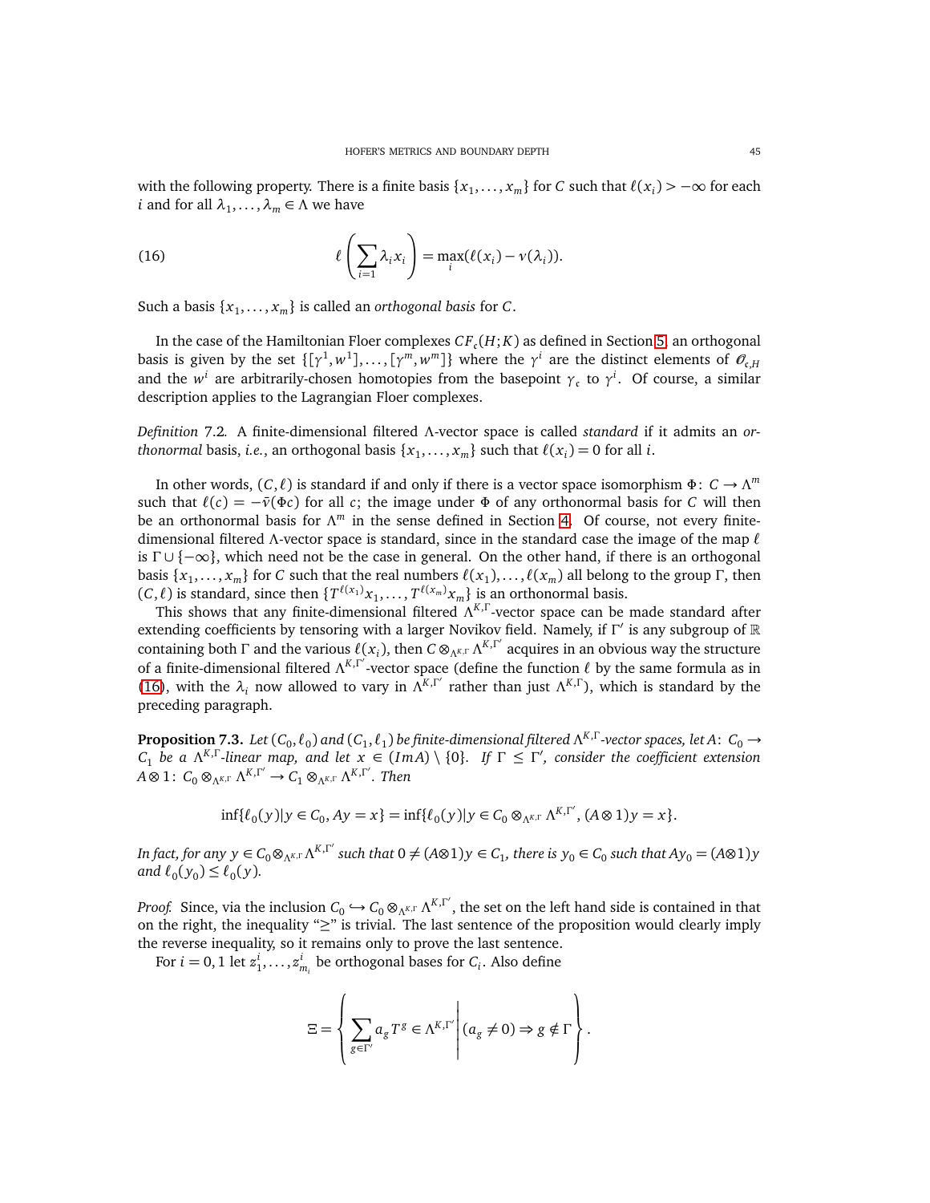with the following property. There is a finite basis $\{x_1, \ldots, x_m\}$ for $C$ such that $\ell(x_i) > -\infty$ for each $i$ and for all $\lambda_1, \ldots, \lambda_m \in \Lambda$ we have

$$\ell\left(\sum_{i=1} \lambda_i x_i\right) = \max_i(\ell(x_i) - \nu(\lambda_i)). \tag{16}$$

Such a basis $\{x_1, \ldots, x_m\}$ is called an *orthogonal basis* for $C$.

In the case of the Hamiltonian Floer complexes $CF_{\mathfrak{c}}(H; K)$ as defined in Section 5, an orthogonal basis is given by the set $\{[\gamma^1, w^1], \ldots, [\gamma^m, w^m]\}$ where the $\gamma^i$ are the distinct elements of $\mathscr{O}_{\mathfrak{c},H}$ and the $w^i$ are arbitrarily-chosen homotopies from the basepoint $\gamma_{\mathfrak{c}}$ to $\gamma^i$. Of course, a similar description applies to the Lagrangian Floer complexes.

*Definition* 7.2. A finite-dimensional filtered $\Lambda$-vector space is called *standard* if it admits an *orthonormal* basis, *i.e.*, an orthogonal basis $\{x_1, \ldots, x_m\}$ such that $\ell(x_i) = 0$ for all $i$.

In other words, $(C, \ell)$ is standard if and only if there is a vector space isomorphism $\Phi \colon C \to \Lambda^m$ such that $\ell(c) = -\bar{\nu}(\Phi c)$ for all $c$; the image under $\Phi$ of any orthonormal basis for $C$ will then be an orthonormal basis for $\Lambda^m$ in the sense defined in Section 4. Of course, not every finite-dimensional filtered $\Lambda$-vector space is standard, since in the standard case the image of the map $\ell$ is $\Gamma \cup \{-\infty\}$, which need not be the case in general. On the other hand, if there is an orthogonal basis $\{x_1, \ldots, x_m\}$ for $C$ such that the real numbers $\ell(x_1), \ldots, \ell(x_m)$ all belong to the group $\Gamma$, then $(C, \ell)$ is standard, since then $\{T^{\ell(x_1)}x_1, \ldots, T^{\ell(x_m)}x_m\}$ is an orthonormal basis.

This shows that any finite-dimensional filtered $\Lambda^{K,\Gamma}$-vector space can be made standard after extending coefficients by tensoring with a larger Novikov field. Namely, if $\Gamma'$ is any subgroup of $\mathbb{R}$ containing both $\Gamma$ and the various $\ell(x_i)$, then $C \otimes_{\Lambda^{K,\Gamma}} \Lambda^{K,\Gamma'}$ acquires in an obvious way the structure of a finite-dimensional filtered $\Lambda^{K,\Gamma'}$-vector space (define the function $\ell$ by the same formula as in (16), with the $\lambda_i$ now allowed to vary in $\Lambda^{K,\Gamma'}$ rather than just $\Lambda^{K,\Gamma}$), which is standard by the preceding paragraph.

**Proposition 7.3.** *Let $(C_0, \ell_0)$ and $(C_1, \ell_1)$ be finite-dimensional filtered $\Lambda^{K,\Gamma}$-vector spaces, let $A \colon C_0 \to C_1$ be a $\Lambda^{K,\Gamma}$-linear map, and let $x \in (ImA) \setminus \{0\}$. If $\Gamma \le \Gamma'$, consider the coefficient extension $A \otimes 1 \colon C_0 \otimes_{\Lambda^{K,\Gamma}} \Lambda^{K,\Gamma'} \to C_1 \otimes_{\Lambda^{K,\Gamma}} \Lambda^{K,\Gamma'}$. Then*

$$\inf\{\ell_0(y) | y \in C_0, Ay = x\} = \inf\{\ell_0(y) | y \in C_0 \otimes_{\Lambda^{K,\Gamma}} \Lambda^{K,\Gamma'}, (A \otimes 1)y = x\}.$$

*In fact, for any $y \in C_0 \otimes_{\Lambda^{K,\Gamma}} \Lambda^{K,\Gamma'}$ such that $0 \neq (A \otimes 1)y \in C_1$, there is $y_0 \in C_0$ such that $Ay_0 = (A \otimes 1)y$ and $\ell_0(y_0) \le \ell_0(y)$.*

*Proof.* Since, via the inclusion $C_0 \hookrightarrow C_0 \otimes_{\Lambda^{K,\Gamma}} \Lambda^{K,\Gamma'}$, the set on the left hand side is contained in that on the right, the inequality "$\ge$" is trivial. The last sentence of the proposition would clearly imply the reverse inequality, so it remains only to prove the last sentence.

For $i = 0, 1$ let $z_1^i, \ldots, z_{m_i}^i$ be orthogonal bases for $C_i$. Also define

$$\Xi = \left\{ \sum_{g \in \Gamma'} a_g T^g \in \Lambda^{K,\Gamma'} \middle| (a_g \neq 0) \Rightarrow g \notin \Gamma \right\}.$$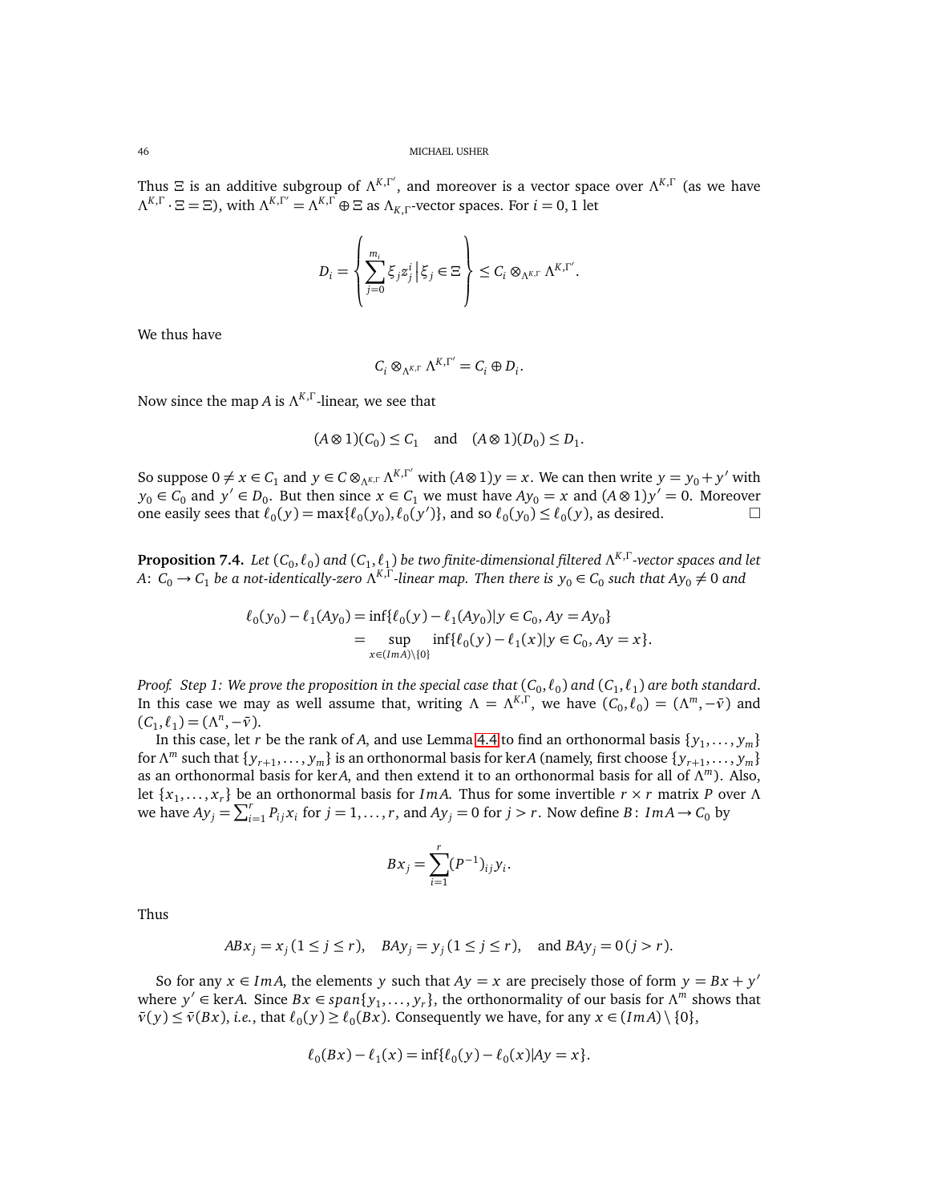Thus $\Xi$ is an additive subgroup of $\Lambda^{K,\Gamma'}$, and moreover is a vector space over $\Lambda^{K,\Gamma}$ (as we have $\Lambda^{K,\Gamma} \cdot \Xi = \Xi$), with $\Lambda^{K,\Gamma'} = \Lambda^{K,\Gamma} \oplus \Xi$ as $\Lambda_{K,\Gamma}$-vector spaces. For $i = 0, 1$ let

$$D_i = \left\{ \sum_{j=0}^{m_i} \xi_j z_j^i \,\middle|\, \xi_j \in \Xi \right\} \leq C_i \otimes_{\Lambda^{K,\Gamma}} \Lambda^{K,\Gamma'}.$$

We thus have

$$C_i \otimes_{\Lambda^{K,\Gamma}} \Lambda^{K,\Gamma'} = C_i \oplus D_i.$$

Now since the map $A$ is $\Lambda^{K,\Gamma}$-linear, we see that

$$(A \otimes 1)(C_0) \leq C_1 \quad \text{and} \quad (A \otimes 1)(D_0) \leq D_1.$$

So suppose $0 \neq x \in C_1$ and $y \in C \otimes_{\Lambda^{K,\Gamma}} \Lambda^{K,\Gamma'}$ with $(A \otimes 1)y = x$. We can then write $y = y_0 + y'$ with $y_0 \in C_0$ and $y' \in D_0$. But then since $x \in C_1$ we must have $Ay_0 = x$ and $(A \otimes 1)y' = 0$. Moreover one easily sees that $\ell_0(y) = \max\{\ell_0(y_0), \ell_0(y')\}$, and so $\ell_0(y_0) \leq \ell_0(y)$, as desired. $\square$

**Proposition 7.4.** *Let $(C_0, \ell_0)$ and $(C_1, \ell_1)$ be two finite-dimensional filtered $\Lambda^{K,\Gamma}$-vector spaces and let $A\colon C_0 \to C_1$ be a not-identically-zero $\Lambda^{K,\Gamma}$-linear map. Then there is $y_0 \in C_0$ such that $Ay_0 \neq 0$ and*

$$\begin{aligned}\ell_0(y_0) - \ell_1(Ay_0) &= \inf\{\ell_0(y) - \ell_1(Ay_0) | y \in C_0, Ay = Ay_0\} \\ &= \sup_{x \in (ImA)\setminus\{0\}} \inf\{\ell_0(y) - \ell_1(x) | y \in C_0, Ay = x\}.\end{aligned}$$

*Proof. Step 1: We prove the proposition in the special case that $(C_0, \ell_0)$ and $(C_1, \ell_1)$ are both standard.* In this case we may as well assume that, writing $\Lambda = \Lambda^{K,\Gamma}$, we have $(C_0, \ell_0) = (\Lambda^m, -\bar{v})$ and $(C_1, \ell_1) = (\Lambda^n, -\bar{v})$.

In this case, let $r$ be the rank of $A$, and use Lemma 4.4 to find an orthonormal basis $\{y_1, \ldots, y_m\}$ for $\Lambda^m$ such that $\{y_{r+1}, \ldots, y_m\}$ is an orthonormal basis for $\ker A$ (namely, first choose $\{y_{r+1}, \ldots, y_m\}$ as an orthonormal basis for $\ker A$, and then extend it to an orthonormal basis for all of $\Lambda^m$). Also, let $\{x_1, \ldots, x_r\}$ be an orthonormal basis for $ImA$. Thus for some invertible $r \times r$ matrix $P$ over $\Lambda$ we have $Ay_j = \sum_{i=1}^r P_{ij} x_i$ for $j = 1, \ldots, r$, and $Ay_j = 0$ for $j > r$. Now define $B\colon ImA \to C_0$ by

$$Bx_j = \sum_{i=1}^r (P^{-1})_{ij} y_i.$$

Thus

$$ABx_j = x_j \, (1 \leq j \leq r), \quad BAy_j = y_j \, (1 \leq j \leq r), \quad \text{and } BAy_j = 0 \, (j > r).$$

So for any $x \in ImA$, the elements $y$ such that $Ay = x$ are precisely those of form $y = Bx + y'$ where $y' \in \ker A$. Since $Bx \in span\{y_1, \ldots, y_r\}$, the orthonormality of our basis for $\Lambda^m$ shows that $\bar{v}(y) \leq \bar{v}(Bx)$, *i.e.*, that $\ell_0(y) \geq \ell_0(Bx)$. Consequently we have, for any $x \in (ImA) \setminus \{0\}$,

$$\ell_0(Bx) - \ell_1(x) = \inf\{\ell_0(y) - \ell_0(x) | Ay = x\}.$$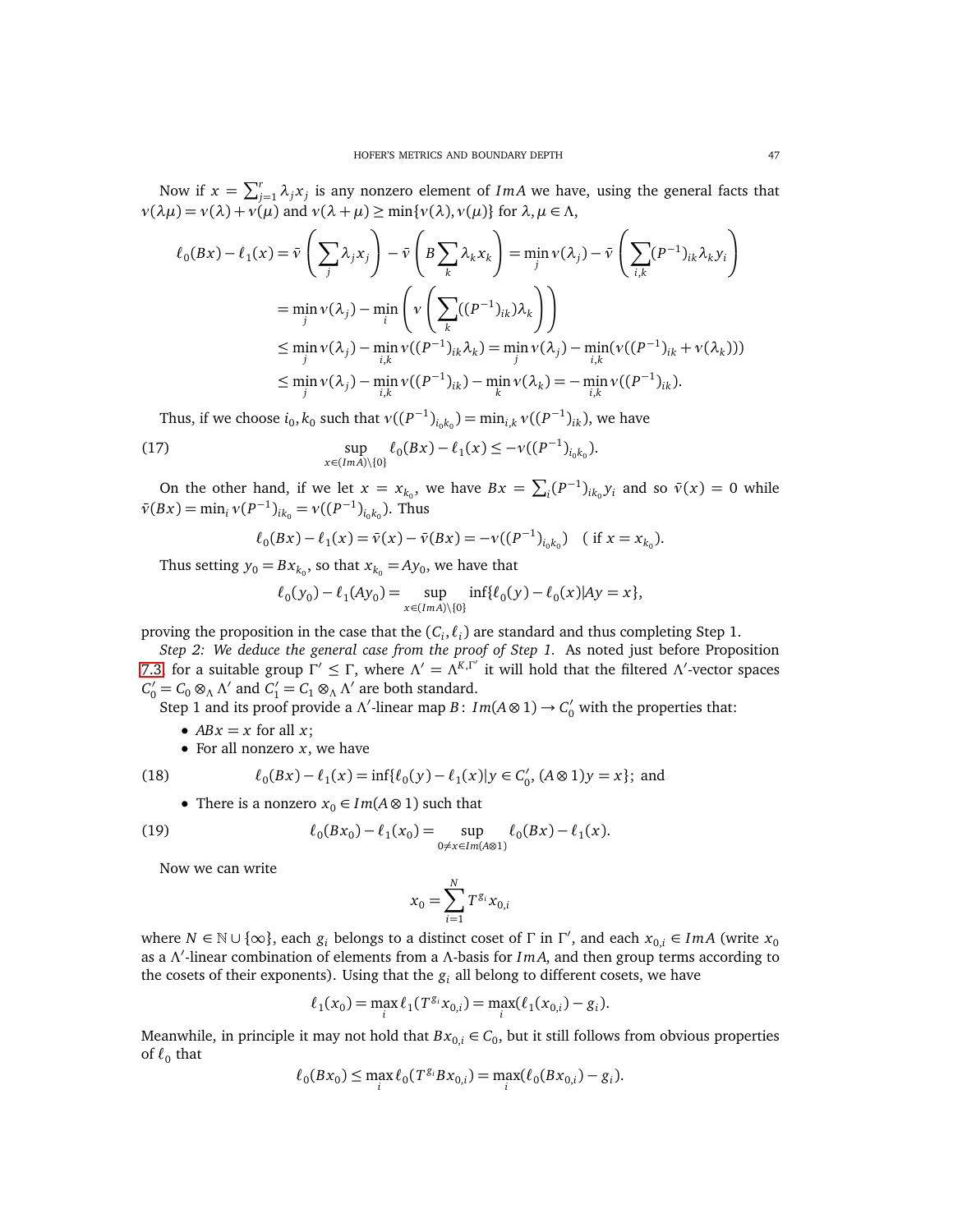Now if $x = \sum_{j=1}^{r} \lambda_j x_j$ is any nonzero element of $Im A$ we have, using the general facts that $\nu(\lambda\mu) = \nu(\lambda) + \nu(\mu)$ and $\nu(\lambda + \mu) \geq \min\{\nu(\lambda), \nu(\mu)\}$ for $\lambda, \mu \in \Lambda$,

$$
\begin{aligned}
\ell_0(Bx) - \ell_1(x) &= \bar{\nu}\left(\sum_j \lambda_j x_j\right) - \bar{\nu}\left(B\sum_k \lambda_k x_k\right) = \min_j \nu(\lambda_j) - \bar{\nu}\left(\sum_{i,k}(P^{-1})_{ik}\lambda_k y_i\right) \\
&= \min_j \nu(\lambda_j) - \min_i\left(\nu\left(\sum_k((P^{-1})_{ik})\lambda_k\right)\right) \\
&\leq \min_j \nu(\lambda_j) - \min_{i,k} \nu((P^{-1})_{ik}\lambda_k) = \min_j \nu(\lambda_j) - \min_{i,k}(\nu((P^{-1})_{ik} + \nu(\lambda_k))) \\
&\leq \min_j \nu(\lambda_j) - \min_{i,k} \nu((P^{-1})_{ik}) - \min_k \nu(\lambda_k) = -\min_{i,k} \nu((P^{-1})_{ik}).
\end{aligned}
$$

Thus, if we choose $i_0, k_0$ such that $\nu((P^{-1})_{i_0k_0}) = \min_{i,k} \nu((P^{-1})_{ik})$, we have

$$
\sup_{x \in (Im A)\setminus\{0\}} \ell_0(Bx) - \ell_1(x) \leq -\nu((P^{-1})_{i_0k_0}). \tag{17}
$$

On the other hand, if we let $x = x_{k_0}$, we have $Bx = \sum_i (P^{-1})_{ik_0} y_i$ and so $\bar{\nu}(x) = 0$ while $\bar{\nu}(Bx) = \min_i \nu(P^{-1})_{ik_0} = \nu((P^{-1})_{i_0k_0})$. Thus

$$
\ell_0(Bx) - \ell_1(x) = \bar{\nu}(x) - \bar{\nu}(Bx) = -\nu((P^{-1})_{i_0k_0}) \quad (\text{ if } x = x_{k_0}).
$$

Thus setting $y_0 = Bx_{k_0}$, so that $x_{k_0} = Ay_0$, we have that

$$
\ell_0(y_0) - \ell_1(Ay_0) = \sup_{x \in (Im A)\setminus\{0\}} \inf\{\ell_0(y) - \ell_0(x) | Ay = x\},
$$

proving the proposition in the case that the $(C_i, \ell_i)$ are standard and thus completing Step 1.

*Step 2: We deduce the general case from the proof of Step 1.* As noted just before Proposition 7.3, for a suitable group $\Gamma' \leq \Gamma$, where $\Lambda' = \Lambda^{K,\Gamma'}$ it will hold that the filtered $\Lambda'$-vector spaces $C_0' = C_0 \otimes_\Lambda \Lambda'$ and $C_1' = C_1 \otimes_\Lambda \Lambda'$ are both standard.

Step 1 and its proof provide a $\Lambda'$-linear map $B\colon Im(A \otimes 1) \to C_0'$ with the properties that:

- $ABx = x$ for all $x$;
- For all nonzero $x$, we have

$$
\ell_0(Bx) - \ell_1(x) = \inf\{\ell_0(y) - \ell_1(x) | y \in C_0', (A \otimes 1)y = x\}; \text{ and} \tag{18}
$$

- There is a nonzero $x_0 \in Im(A \otimes 1)$ such that

$$
\ell_0(Bx_0) - \ell_1(x_0) = \sup_{0 \neq x \in Im(A \otimes 1)} \ell_0(Bx) - \ell_1(x). \tag{19}
$$

Now we can write

$$
x_0 = \sum_{i=1}^{N} T^{g_i} x_{0,i}
$$

where $N \in \mathbb{N} \cup \{\infty\}$, each $g_i$ belongs to a distinct coset of $\Gamma$ in $\Gamma'$, and each $x_{0,i} \in Im A$ (write $x_0$ as a $\Lambda'$-linear combination of elements from a $\Lambda$-basis for $Im A$, and then group terms according to the cosets of their exponents). Using that the $g_i$ all belong to different cosets, we have

$$
\ell_1(x_0) = \max_i \ell_1(T^{g_i} x_{0,i}) = \max_i(\ell_1(x_{0,i}) - g_i).
$$

Meanwhile, in principle it may not hold that $Bx_{0,i} \in C_0$, but it still follows from obvious properties of $\ell_0$ that

$$
\ell_0(Bx_0) \leq \max_i \ell_0(T^{g_i} Bx_{0,i}) = \max_i(\ell_0(Bx_{0,i}) - g_i).
$$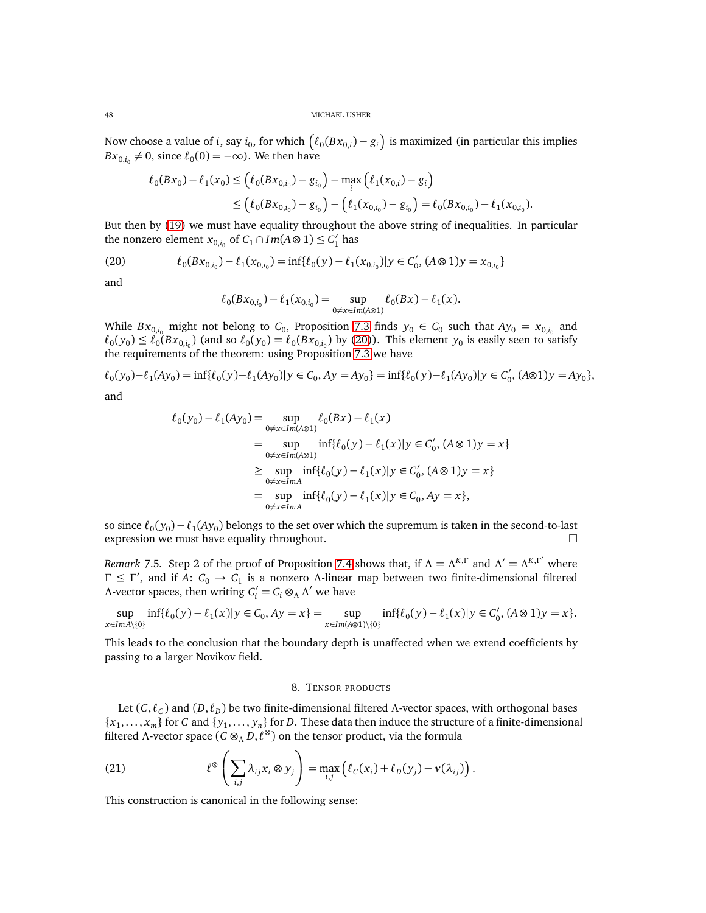Now choose a value of $i$, say $i_0$, for which $\left(\ell_0(Bx_{0,i}) - g_i\right)$ is maximized (in particular this implies $Bx_{0,i_0} \neq 0$, since $\ell_0(0) = -\infty$). We then have

$$\begin{aligned}
\ell_0(Bx_0) - \ell_1(x_0) &\leq \left(\ell_0(Bx_{0,i_0}) - g_{i_0}\right) - \max_i \left(\ell_1(x_{0,i}) - g_i\right) \\
&\leq \left(\ell_0(Bx_{0,i_0}) - g_{i_0}\right) - \left(\ell_1(x_{0,i_0}) - g_{i_0}\right) = \ell_0(Bx_{0,i_0}) - \ell_1(x_{0,i_0}).
\end{aligned}$$

But then by (19) we must have equality throughout the above string of inequalities. In particular the nonzero element $x_{0,i_0}$ of $C_1 \cap Im(A \otimes 1) \leq C_1'$ has

$$\ell_0(Bx_{0,i_0}) - \ell_1(x_{0,i_0}) = \inf\{\ell_0(y) - \ell_1(x_{0,i_0}) | y \in C_0', (A \otimes 1)y = x_{0,i_0}\} \tag{20}$$

and

$$\ell_0(Bx_{0,i_0}) - \ell_1(x_{0,i_0}) = \sup_{0 \neq x \in Im(A \otimes 1)} \ell_0(Bx) - \ell_1(x).$$

While $Bx_{0,i_0}$ might not belong to $C_0$, Proposition 7.3 finds $y_0 \in C_0$ such that $Ay_0 = x_{0,i_0}$ and $\ell_0(y_0) \leq \ell_0(Bx_{0,i_0})$ (and so $\ell_0(y_0) = \ell_0(Bx_{0,i_0})$ by (20)). This element $y_0$ is easily seen to satisfy the requirements of the theorem: using Proposition 7.3 we have

$$\ell_0(y_0) - \ell_1(Ay_0) = \inf\{\ell_0(y) - \ell_1(Ay_0) | y \in C_0, Ay = Ay_0\} = \inf\{\ell_0(y) - \ell_1(Ay_0) | y \in C_0', (A \otimes 1)y = Ay_0\},$$

and

$$\begin{aligned}
\ell_0(y_0) - \ell_1(Ay_0) &= \sup_{0 \neq x \in Im(A \otimes 1)} \ell_0(Bx) - \ell_1(x) \\
&= \sup_{0 \neq x \in Im(A \otimes 1)} \inf\{\ell_0(y) - \ell_1(x) | y \in C_0', (A \otimes 1)y = x\} \\
&\geq \sup_{0 \neq x \in Im A} \inf\{\ell_0(y) - \ell_1(x) | y \in C_0', (A \otimes 1)y = x\} \\
&= \sup_{0 \neq x \in Im A} \inf\{\ell_0(y) - \ell_1(x) | y \in C_0, Ay = x\},
\end{aligned}$$

so since $\ell_0(y_0) - \ell_1(Ay_0)$ belongs to the set over which the supremum is taken in the second-to-last expression we must have equality throughout. $\square$

*Remark* 7.5. Step 2 of the proof of Proposition 7.4 shows that, if $\Lambda = \Lambda^{K,\Gamma}$ and $\Lambda' = \Lambda^{K,\Gamma'}$ where $\Gamma \leq \Gamma'$, and if $A\colon C_0 \to C_1$ is a nonzero $\Lambda$-linear map between two finite-dimensional filtered $\Lambda$-vector spaces, then writing $C_i' = C_i \otimes_\Lambda \Lambda'$ we have

$$\sup_{x \in Im A \setminus \{0\}} \inf\{\ell_0(y) - \ell_1(x) | y \in C_0, Ay = x\} = \sup_{x \in Im(A \otimes 1) \setminus \{0\}} \inf\{\ell_0(y) - \ell_1(x) | y \in C_0', (A \otimes 1)y = x\}.$$

This leads to the conclusion that the boundary depth is unaffected when we extend coefficients by passing to a larger Novikov field.

## 8. Tensor products

Let $(C, \ell_C)$ and $(D, \ell_D)$ be two finite-dimensional filtered $\Lambda$-vector spaces, with orthogonal bases $\{x_1, \ldots, x_m\}$ for $C$ and $\{y_1, \ldots, y_n\}$ for $D$. These data then induce the structure of a finite-dimensional filtered $\Lambda$-vector space $(C \otimes_\Lambda D, \ell^{\otimes})$ on the tensor product, via the formula

$$\ell^{\otimes}\left(\sum_{i,j} \lambda_{ij} x_i \otimes y_j\right) = \max_{i,j}\left(\ell_C(x_i) + \ell_D(y_j) - \nu(\lambda_{ij})\right). \tag{21}$$

This construction is canonical in the following sense: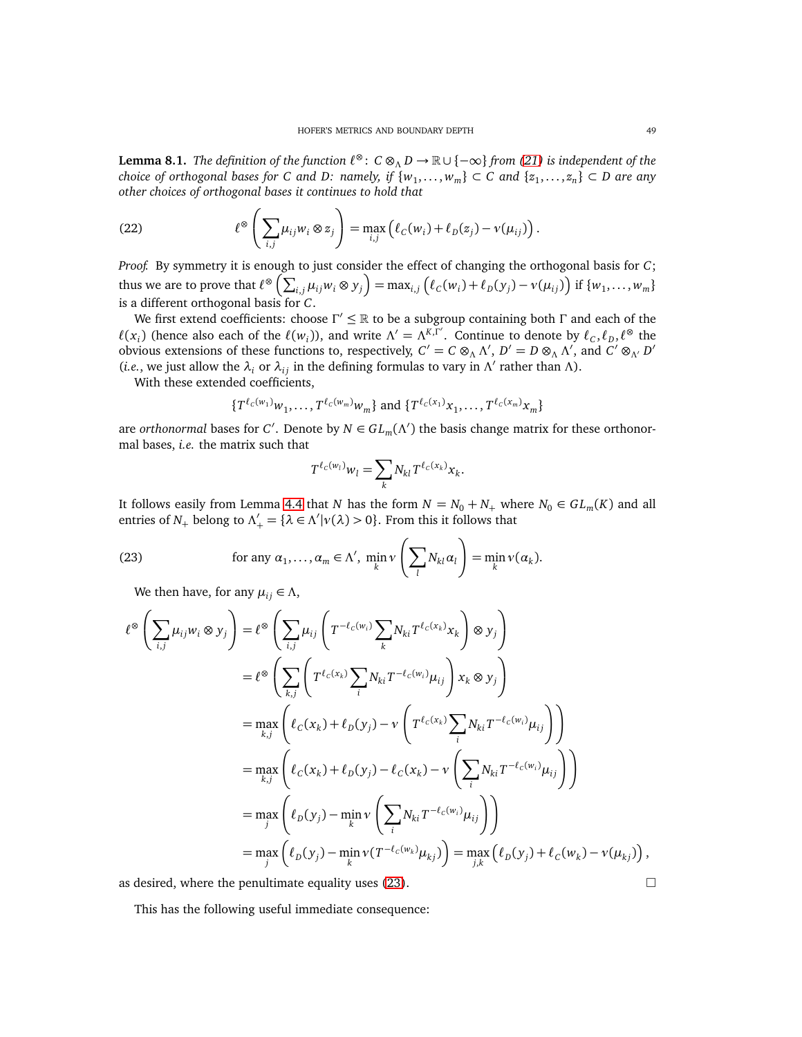**Lemma 8.1.** *The definition of the function $\ell^{\otimes}\colon C\otimes_{\Lambda} D\to\mathbb{R}\cup\{-\infty\}$ from (21) is independent of the choice of orthogonal bases for $C$ and $D$: namely, if $\{w_1,\ldots,w_m\}\subset C$ and $\{z_1,\ldots,z_n\}\subset D$ are any other choices of orthogonal bases it continues to hold that*

$$\ell^{\otimes}\left(\sum_{i,j}\mu_{ij}w_i\otimes z_j\right)=\max_{i,j}\left(\ell_C(w_i)+\ell_D(z_j)-\nu(\mu_{ij})\right). \tag{22}$$

*Proof.* By symmetry it is enough to just consider the effect of changing the orthogonal basis for $C$; thus we are to prove that $\ell^{\otimes}\left(\sum_{i,j}\mu_{ij}w_i\otimes y_j\right)=\max_{i,j}\left(\ell_C(w_i)+\ell_D(y_j)-\nu(\mu_{ij})\right)$ if $\{w_1,\ldots,w_m\}$ is a different orthogonal basis for $C$.

We first extend coefficients: choose $\Gamma'\leq\mathbb{R}$ to be a subgroup containing both $\Gamma$ and each of the $\ell(x_i)$ (hence also each of the $\ell(w_i)$), and write $\Lambda'=\Lambda^{K,\Gamma'}$. Continue to denote by $\ell_C,\ell_D,\ell^{\otimes}$ the obvious extensions of these functions to, respectively, $C'=C\otimes_{\Lambda}\Lambda'$, $D'=D\otimes_{\Lambda}\Lambda'$, and $C'\otimes_{\Lambda'}D'$ (*i.e.*, we just allow the $\lambda_i$ or $\lambda_{ij}$ in the defining formulas to vary in $\Lambda'$ rather than $\Lambda$).

With these extended coefficients,

$$\{T^{\ell_C(w_1)}w_1,\ldots,T^{\ell_C(w_m)}w_m\}\text{ and }\{T^{\ell_C(x_1)}x_1,\ldots,T^{\ell_C(x_m)}x_m\}$$

are *orthonormal* bases for $C'$. Denote by $N\in GL_m(\Lambda')$ the basis change matrix for these orthonormal bases, *i.e.* the matrix such that

$$T^{\ell_C(w_l)}w_l=\sum_k N_{kl}T^{\ell_C(x_k)}x_k.$$

It follows easily from Lemma 4.4 that $N$ has the form $N=N_0+N_+$ where $N_0\in GL_m(K)$ and all entries of $N_+$ belong to $\Lambda'_+=\{\lambda\in\Lambda'|\nu(\lambda)>0\}$. From this it follows that

$$\text{for any }\alpha_1,\ldots,\alpha_m\in\Lambda',\ \min_k\nu\left(\sum_l N_{kl}\alpha_l\right)=\min_k\nu(\alpha_k). \tag{23}$$

We then have, for any $\mu_{ij}\in\Lambda$,

$$\begin{aligned}
\ell^{\otimes}\left(\sum_{i,j}\mu_{ij}w_i\otimes y_j\right)&=\ell^{\otimes}\left(\sum_{i,j}\mu_{ij}\left(T^{-\ell_C(w_i)}\sum_k N_{ki}T^{\ell_C(x_k)}x_k\right)\otimes y_j\right)\\
&=\ell^{\otimes}\left(\sum_{k,j}\left(T^{\ell_C(x_k)}\sum_i N_{ki}T^{-\ell_C(w_i)}\mu_{ij}\right)x_k\otimes y_j\right)\\
&=\max_{k,j}\left(\ell_C(x_k)+\ell_D(y_j)-\nu\left(T^{\ell_C(x_k)}\sum_i N_{ki}T^{-\ell_C(w_i)}\mu_{ij}\right)\right)\\
&=\max_{k,j}\left(\ell_C(x_k)+\ell_D(y_j)-\ell_C(x_k)-\nu\left(\sum_i N_{ki}T^{-\ell_C(w_i)}\mu_{ij}\right)\right)\\
&=\max_{j}\left(\ell_D(y_j)-\min_k\nu\left(\sum_i N_{ki}T^{-\ell_C(w_i)}\mu_{ij}\right)\right)\\
&=\max_{j}\left(\ell_D(y_j)-\min_k\nu(T^{-\ell_C(w_k)}\mu_{kj})\right)=\max_{j,k}\left(\ell_D(y_j)+\ell_C(w_k)-\nu(\mu_{kj})\right),
\end{aligned}$$

as desired, where the penultimate equality uses (23). $\square$

This has the following useful immediate consequence: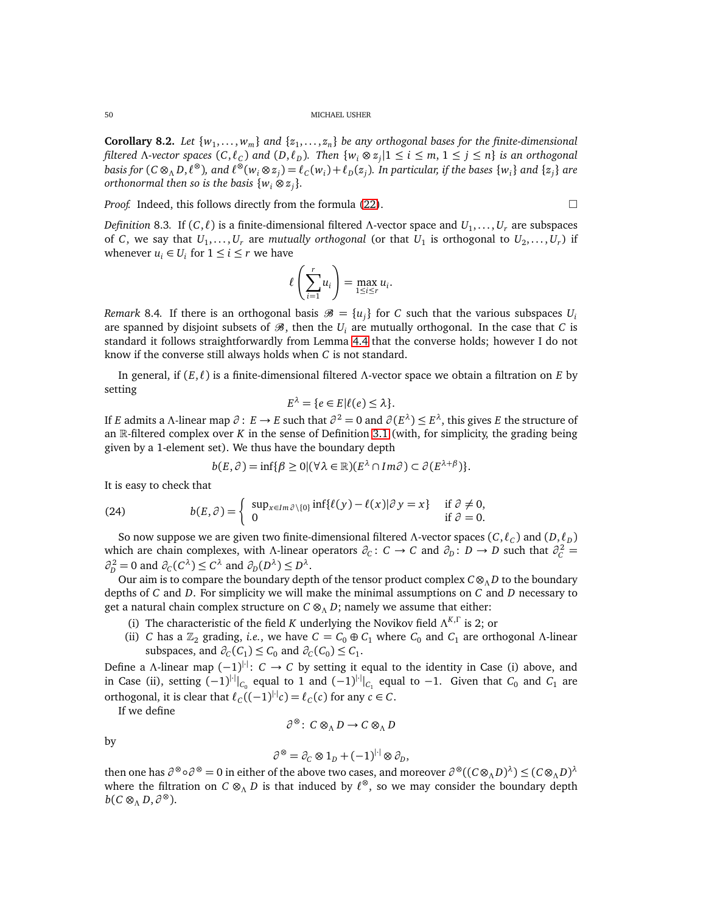**Corollary 8.2.** *Let $\{w_1,\ldots,w_m\}$ and $\{z_1,\ldots,z_n\}$ be any orthogonal bases for the finite-dimensional filtered $\Lambda$-vector spaces $(C,\ell_C)$ and $(D,\ell_D)$. Then $\{w_i\otimes z_j | 1\leq i\leq m,\ 1\leq j\leq n\}$ is an orthogonal basis for $(C\otimes_\Lambda D,\ell^{\otimes})$, and $\ell^{\otimes}(w_i\otimes z_j)=\ell_C(w_i)+\ell_D(z_j)$. In particular, if the bases $\{w_i\}$ and $\{z_j\}$ are orthonormal then so is the basis $\{w_i\otimes z_j\}$.*

*Proof.* Indeed, this follows directly from the formula (22). □

*Definition* 8.3. If $(C,\ell)$ is a finite-dimensional filtered $\Lambda$-vector space and $U_1,\ldots,U_r$ are subspaces of $C$, we say that $U_1,\ldots,U_r$ are *mutually orthogonal* (or that $U_1$ is orthogonal to $U_2,\ldots,U_r$) if whenever $u_i\in U_i$ for $1\leq i\leq r$ we have

$$\ell\left(\sum_{i=1}^{r}u_i\right)=\max_{1\leq i\leq r}u_i.$$

*Remark* 8.4. If there is an orthogonal basis $\mathscr{B}=\{u_j\}$ for $C$ such that the various subspaces $U_i$ are spanned by disjoint subsets of $\mathscr{B}$, then the $U_i$ are mutually orthogonal. In the case that $C$ is standard it follows straightforwardly from Lemma 4.4 that the converse holds; however I do not know if the converse still always holds when $C$ is not standard.

In general, if $(E,\ell)$ is a finite-dimensional filtered $\Lambda$-vector space we obtain a filtration on $E$ by setting

$$E^{\lambda}=\{e\in E|\ell(e)\leq\lambda\}.$$

If $E$ admits a $\Lambda$-linear map $\partial\colon E\to E$ such that $\partial^2=0$ and $\partial(E^{\lambda})\leq E^{\lambda}$, this gives $E$ the structure of an $\mathbb{R}$-filtered complex over $K$ in the sense of Definition 3.1 (with, for simplicity, the grading being given by a 1-element set). We thus have the boundary depth

$$b(E,\partial)=\inf\{\beta\geq 0|(\forall\lambda\in\mathbb{R})(E^{\lambda}\cap Im\partial)\subset\partial(E^{\lambda+\beta})\}.$$

It is easy to check that

$$b(E,\partial)=\begin{cases}\sup_{x\in Im\partial\setminus\{0\}}\inf\{\ell(y)-\ell(x)|\partial y=x\} & \text{if } \partial\neq 0,\\ 0 & \text{if } \partial=0.\end{cases}\tag{24}$$

So now suppose we are given two finite-dimensional filtered $\Lambda$-vector spaces $(C,\ell_C)$ and $(D,\ell_D)$ which are chain complexes, with $\Lambda$-linear operators $\partial_C\colon C\to C$ and $\partial_D\colon D\to D$ such that $\partial_C^2=\partial_D^2=0$ and $\partial_C(C^{\lambda})\leq C^{\lambda}$ and $\partial_D(D^{\lambda})\leq D^{\lambda}$.

Our aim is to compare the boundary depth of the tensor product complex $C\otimes_\Lambda D$ to the boundary depths of $C$ and $D$. For simplicity we will make the minimal assumptions on $C$ and $D$ necessary to get a natural chain complex structure on $C\otimes_\Lambda D$; namely we assume that either:

(i) The characteristic of the field $K$ underlying the Novikov field $\Lambda^{K,\Gamma}$ is 2; or

(ii) $C$ has a $\mathbb{Z}_2$ grading, *i.e.*, we have $C=C_0\oplus C_1$ where $C_0$ and $C_1$ are orthogonal $\Lambda$-linear subspaces, and $\partial_C(C_1)\leq C_0$ and $\partial_C(C_0)\leq C_1$.

Define a $\Lambda$-linear map $(-1)^{|\cdot|}\colon C\to C$ by setting it equal to the identity in Case (i) above, and in Case (ii), setting $(-1)^{|\cdot|}|_{C_0}$ equal to 1 and $(-1)^{|\cdot|}|_{C_1}$ equal to $-1$. Given that $C_0$ and $C_1$ are orthogonal, it is clear that $\ell_C((-1)^{|\cdot|}c)=\ell_C(c)$ for any $c\in C$.

If we define

$$\partial^{\otimes}\colon C\otimes_\Lambda D\to C\otimes_\Lambda D$$

by

$$\partial^{\otimes}=\partial_C\otimes 1_D+(-1)^{|\cdot|}\otimes\partial_D,$$

then one has $\partial^{\otimes}\circ\partial^{\otimes}=0$ in either of the above two cases, and moreover $\partial^{\otimes}((C\otimes_\Lambda D)^{\lambda})\leq(C\otimes_\Lambda D)^{\lambda}$ where the filtration on $C\otimes_\Lambda D$ is that induced by $\ell^{\otimes}$, so we may consider the boundary depth $b(C\otimes_\Lambda D,\partial^{\otimes})$.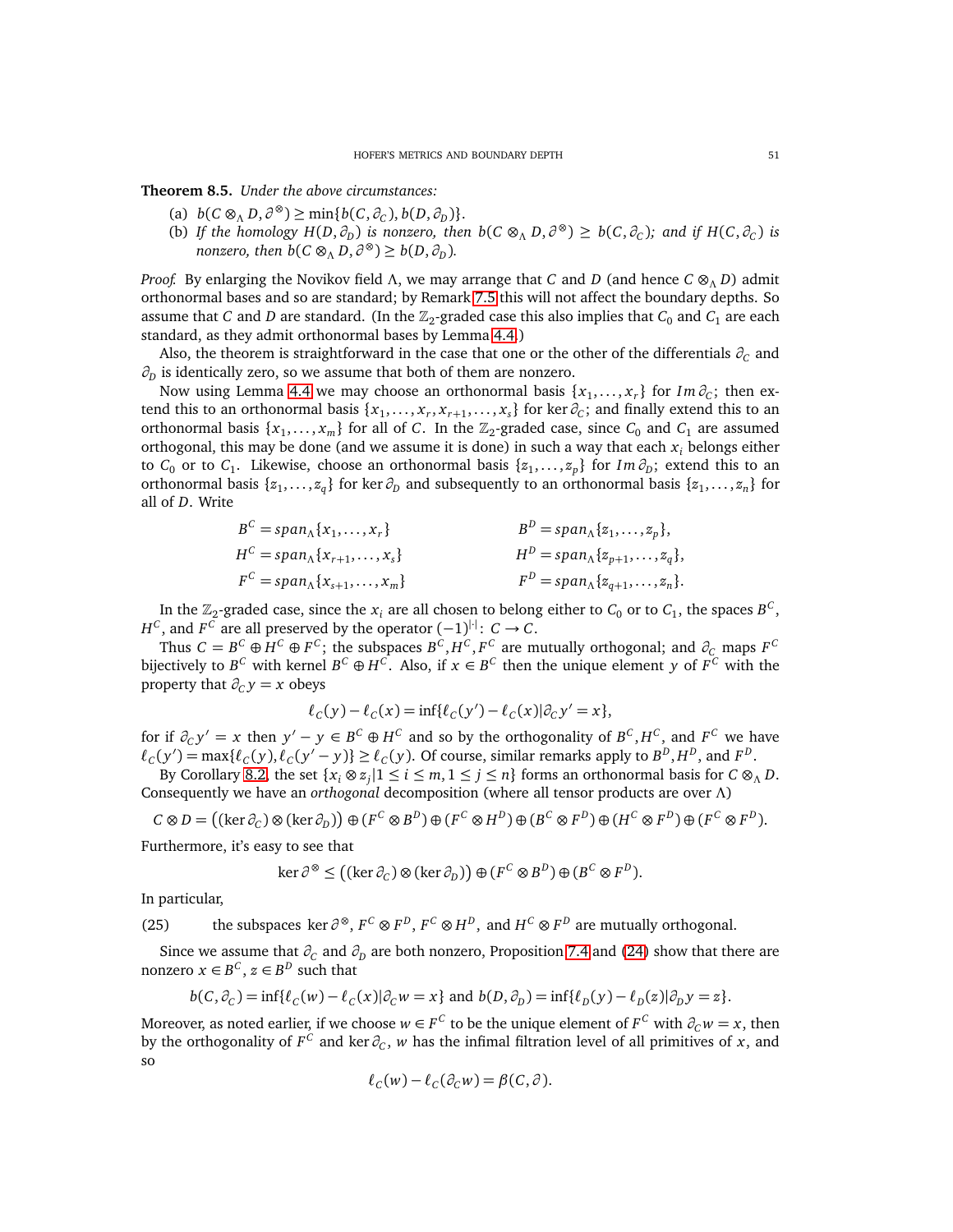**Theorem 8.5.** *Under the above circumstances:*

(a) $b(C \otimes_\Lambda D, \partial^{\otimes}) \geq \min\{b(C, \partial_C), b(D, \partial_D)\}$.

(b) *If the homology $H(D, \partial_D)$ is nonzero, then $b(C \otimes_\Lambda D, \partial^{\otimes}) \geq b(C, \partial_C)$; and if $H(C, \partial_C)$ is nonzero, then $b(C \otimes_\Lambda D, \partial^{\otimes}) \geq b(D, \partial_D)$.*

*Proof.* By enlarging the Novikov field $\Lambda$, we may arrange that $C$ and $D$ (and hence $C \otimes_\Lambda D$) admit orthonormal bases and so are standard; by Remark 7.5 this will not affect the boundary depths. So assume that $C$ and $D$ are standard. (In the $\mathbb{Z}_2$-graded case this also implies that $C_0$ and $C_1$ are each standard, as they admit orthonormal bases by Lemma 4.4.)

Also, the theorem is straightforward in the case that one or the other of the differentials $\partial_C$ and $\partial_D$ is identically zero, so we assume that both of them are nonzero.

Now using Lemma 4.4 we may choose an orthonormal basis $\{x_1, \ldots, x_r\}$ for $Im\,\partial_C$; then extend this to an orthonormal basis $\{x_1, \ldots, x_r, x_{r+1}, \ldots, x_s\}$ for $\ker \partial_C$; and finally extend this to an orthonormal basis $\{x_1, \ldots, x_m\}$ for all of $C$. In the $\mathbb{Z}_2$-graded case, since $C_0$ and $C_1$ are assumed orthogonal, this may be done (and we assume it is done) in such a way that each $x_i$ belongs either to $C_0$ or to $C_1$. Likewise, choose an orthonormal basis $\{z_1, \ldots, z_p\}$ for $Im\,\partial_D$; extend this to an orthonormal basis $\{z_1, \ldots, z_q\}$ for $\ker \partial_D$ and subsequently to an orthonormal basis $\{z_1, \ldots, z_n\}$ for all of $D$. Write

$$
\begin{aligned}
B^C &= span_\Lambda\{x_1, \ldots, x_r\} & B^D &= span_\Lambda\{z_1, \ldots, z_p\}, \\
H^C &= span_\Lambda\{x_{r+1}, \ldots, x_s\} & H^D &= span_\Lambda\{z_{p+1}, \ldots, z_q\}, \\
F^C &= span_\Lambda\{x_{s+1}, \ldots, x_m\} & F^D &= span_\Lambda\{z_{q+1}, \ldots, z_n\}.
\end{aligned}
$$

In the $\mathbb{Z}_2$-graded case, since the $x_i$ are all chosen to belong either to $C_0$ or to $C_1$, the spaces $B^C$, $H^C$, and $F^C$ are all preserved by the operator $(-1)^{|\cdot|}\colon C \to C$.

Thus $C = B^C \oplus H^C \oplus F^C$; the subspaces $B^C, H^C, F^C$ are mutually orthogonal; and $\partial_C$ maps $F^C$ bijectively to $B^C$ with kernel $B^C \oplus H^C$. Also, if $x \in B^C$ then the unique element $y$ of $F^C$ with the property that $\partial_C y = x$ obeys

$$
\ell_C(y) - \ell_C(x) = \inf\{\ell_C(y') - \ell_C(x) | \partial_C y' = x\},
$$

for if $\partial_C y' = x$ then $y' - y \in B^C \oplus H^C$ and so by the orthogonality of $B^C, H^C$, and $F^C$ we have $\ell_C(y') = \max\{\ell_C(y), \ell_C(y' - y)\} \geq \ell_C(y)$. Of course, similar remarks apply to $B^D, H^D$, and $F^D$.

By Corollary 8.2, the set $\{x_i \otimes z_j | 1 \leq i \leq m, 1 \leq j \leq n\}$ forms an orthonormal basis for $C \otimes_\Lambda D$. Consequently we have an *orthogonal* decomposition (where all tensor products are over $\Lambda$)

$$
C \otimes D = \big((\ker \partial_C) \otimes (\ker \partial_D)\big) \oplus (F^C \otimes B^D) \oplus (F^C \otimes H^D) \oplus (B^C \otimes F^D) \oplus (H^C \otimes F^D) \oplus (F^C \otimes F^D).
$$

Furthermore, it's easy to see that

$$
\ker \partial^{\otimes} \leq \big((\ker \partial_C) \otimes (\ker \partial_D)\big) \oplus (F^C \otimes B^D) \oplus (B^C \otimes F^D).
$$

In particular,

(25) the subspaces $\ker \partial^{\otimes}$, $F^C \otimes F^D$, $F^C \otimes H^D$, and $H^C \otimes F^D$ are mutually orthogonal.

Since we assume that $\partial_C$ and $\partial_D$ are both nonzero, Proposition 7.4 and (24) show that there are nonzero $x \in B^C$, $z \in B^D$ such that

$$
b(C, \partial_C) = \inf\{\ell_C(w) - \ell_C(x) | \partial_C w = x\} \text{ and } b(D, \partial_D) = \inf\{\ell_D(y) - \ell_D(z) | \partial_D y = z\}.
$$

Moreover, as noted earlier, if we choose $w \in F^C$ to be the unique element of $F^C$ with $\partial_C w = x$, then by the orthogonality of $F^C$ and $\ker \partial_C$, $w$ has the infimal filtration level of all primitives of $x$, and so

$$
\ell_C(w) - \ell_C(\partial_C w) = \beta(C, \partial).
$$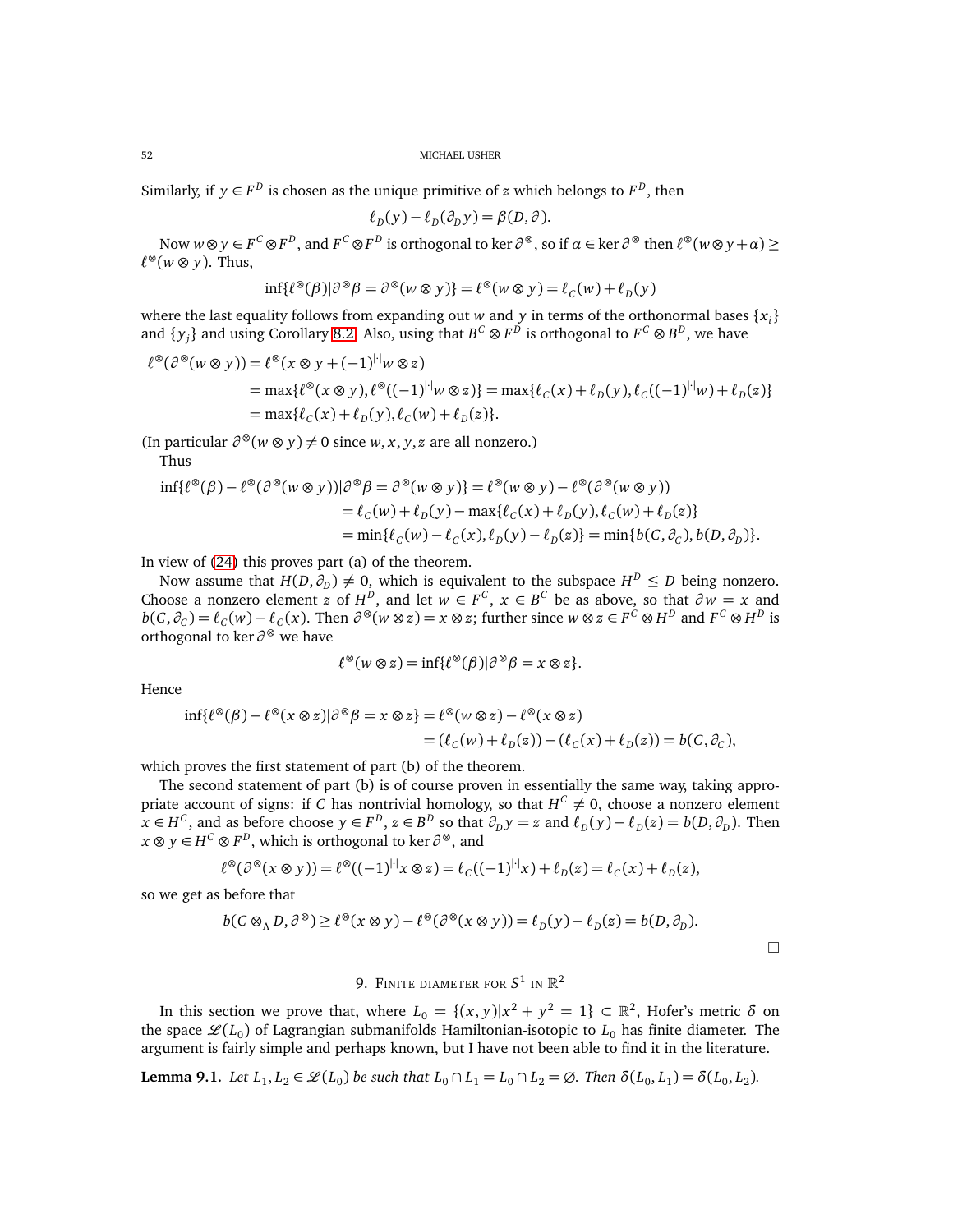Similarly, if $y \in F^D$ is chosen as the unique primitive of $z$ which belongs to $F^D$, then

$$\ell_D(y) - \ell_D(\partial_D y) = \beta(D, \partial).$$

Now $w \otimes y \in F^C \otimes F^D$, and $F^C \otimes F^D$ is orthogonal to $\ker \partial^{\otimes}$, so if $\alpha \in \ker \partial^{\otimes}$ then $\ell^{\otimes}(w \otimes y + \alpha) \geq \ell^{\otimes}(w \otimes y)$. Thus,

$$\inf\{\ell^{\otimes}(\beta) | \partial^{\otimes}\beta = \partial^{\otimes}(w \otimes y)\} = \ell^{\otimes}(w \otimes y) = \ell_C(w) + \ell_D(y)$$

where the last equality follows from expanding out $w$ and $y$ in terms of the orthonormal bases $\{x_i\}$ and $\{y_j\}$ and using Corollary 8.2. Also, using that $B^C \otimes F^D$ is orthogonal to $F^C \otimes B^D$, we have

$$\begin{aligned}
\ell^{\otimes}(\partial^{\otimes}(w \otimes y)) &= \ell^{\otimes}(x \otimes y + (-1)^{|\cdot|} w \otimes z) \\
&= \max\{\ell^{\otimes}(x \otimes y), \ell^{\otimes}((-1)^{|\cdot|} w \otimes z)\} = \max\{\ell_C(x) + \ell_D(y), \ell_C((-1)^{|\cdot|} w) + \ell_D(z)\} \\
&= \max\{\ell_C(x) + \ell_D(y), \ell_C(w) + \ell_D(z)\}.
\end{aligned}$$

(In particular $\partial^{\otimes}(w \otimes y) \neq 0$ since $w, x, y, z$ are all nonzero.)

Thus

$$\begin{aligned}
\inf\{\ell^{\otimes}(\beta) - \ell^{\otimes}(\partial^{\otimes}(w \otimes y)) | \partial^{\otimes}\beta = \partial^{\otimes}(w \otimes y)\} &= \ell^{\otimes}(w \otimes y) - \ell^{\otimes}(\partial^{\otimes}(w \otimes y)) \\
&= \ell_C(w) + \ell_D(y) - \max\{\ell_C(x) + \ell_D(y), \ell_C(w) + \ell_D(z)\} \\
&= \min\{\ell_C(w) - \ell_C(x), \ell_D(y) - \ell_D(z)\} = \min\{b(C, \partial_C), b(D, \partial_D)\}.
\end{aligned}$$

In view of (24) this proves part (a) of the theorem.

Now assume that $H(D, \partial_D) \neq 0$, which is equivalent to the subspace $H^D \leq D$ being nonzero. Choose a nonzero element $z$ of $H^D$, and let $w \in F^C$, $x \in B^C$ be as above, so that $\partial w = x$ and $b(C, \partial_C) = \ell_C(w) - \ell_C(x)$. Then $\partial^{\otimes}(w \otimes z) = x \otimes z$; further since $w \otimes z \in F^C \otimes H^D$ and $F^C \otimes H^D$ is orthogonal to $\ker \partial^{\otimes}$ we have

$$\ell^{\otimes}(w \otimes z) = \inf\{\ell^{\otimes}(\beta) | \partial^{\otimes}\beta = x \otimes z\}.$$

Hence

$$\begin{aligned}
\inf\{\ell^{\otimes}(\beta) - \ell^{\otimes}(x \otimes z) | \partial^{\otimes}\beta = x \otimes z\} &= \ell^{\otimes}(w \otimes z) - \ell^{\otimes}(x \otimes z) \\
&= (\ell_C(w) + \ell_D(z)) - (\ell_C(x) + \ell_D(z)) = b(C, \partial_C),
\end{aligned}$$

which proves the first statement of part (b) of the theorem.

The second statement of part (b) is of course proven in essentially the same way, taking appropriate account of signs: if $C$ has nontrivial homology, so that $H^C \neq 0$, choose a nonzero element $x \in H^C$, and as before choose $y \in F^D$, $z \in B^D$ so that $\partial_D y = z$ and $\ell_D(y) - \ell_D(z) = b(D, \partial_D)$. Then $x \otimes y \in H^C \otimes F^D$, which is orthogonal to $\ker \partial^{\otimes}$, and

$$\ell^{\otimes}(\partial^{\otimes}(x \otimes y)) = \ell^{\otimes}((-1)^{|\cdot|} x \otimes z) = \ell_C((-1)^{|\cdot|} x) + \ell_D(z) = \ell_C(x) + \ell_D(z),$$

so we get as before that

$$b(C \otimes_{\Lambda} D, \partial^{\otimes}) \geq \ell^{\otimes}(x \otimes y) - \ell^{\otimes}(\partial^{\otimes}(x \otimes y)) = \ell_D(y) - \ell_D(z) = b(D, \partial_D).$$

□

## 9. Finite diameter for $S^1$ in $\mathbb{R}^2$

In this section we prove that, where $L_0 = \{(x, y) | x^2 + y^2 = 1\} \subset \mathbb{R}^2$, Hofer's metric $\delta$ on the space $\mathscr{L}(L_0)$ of Lagrangian submanifolds Hamiltonian-isotopic to $L_0$ has finite diameter. The argument is fairly simple and perhaps known, but I have not been able to find it in the literature.

**Lemma 9.1.** *Let $L_1, L_2 \in \mathscr{L}(L_0)$ be such that $L_0 \cap L_1 = L_0 \cap L_2 = \varnothing$. Then $\delta(L_0, L_1) = \delta(L_0, L_2)$.*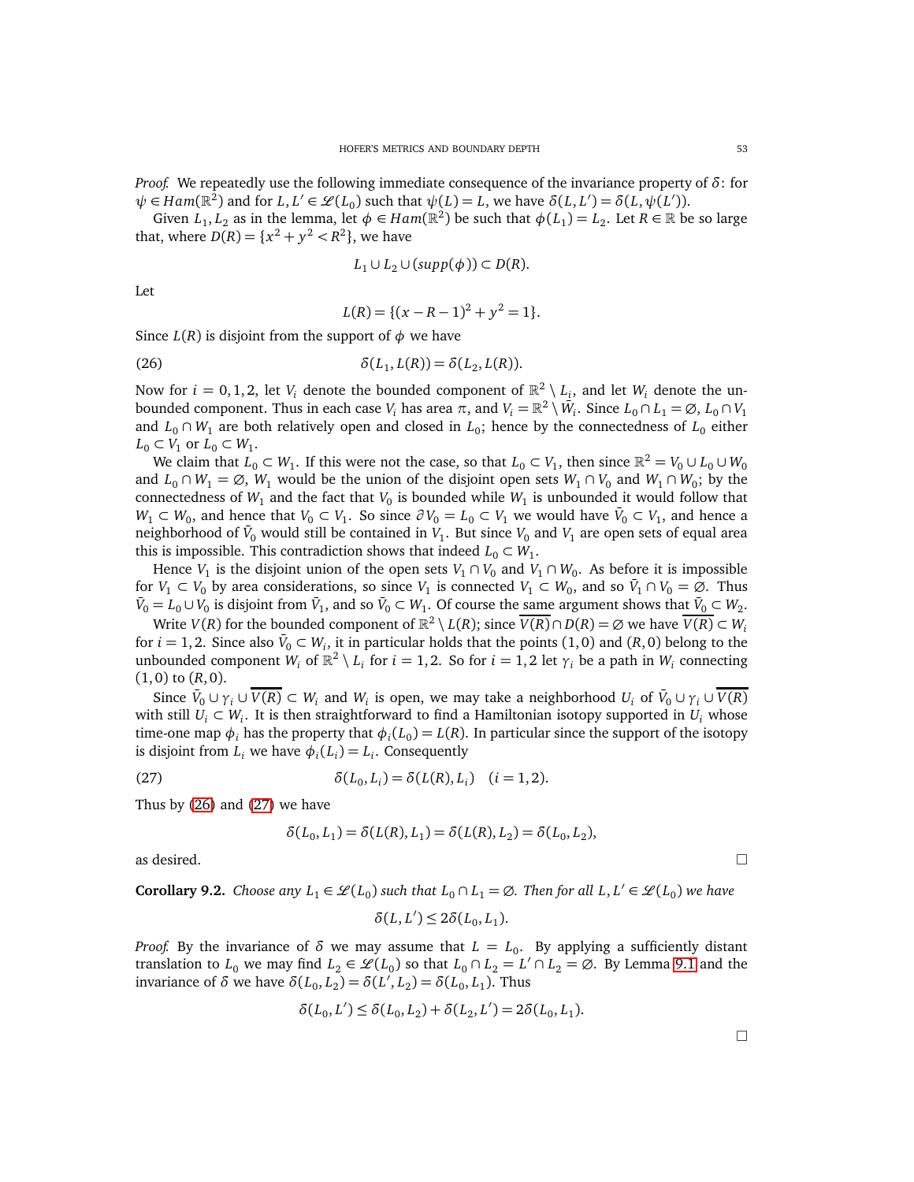*Proof.* We repeatedly use the following immediate consequence of the invariance property of $\delta$: for $\psi \in Ham(\mathbb{R}^2)$ and for $L, L' \in \mathscr{L}(L_0)$ such that $\psi(L) = L$, we have $\delta(L, L') = \delta(L, \psi(L'))$.

Given $L_1, L_2$ as in the lemma, let $\phi \in Ham(\mathbb{R}^2)$ be such that $\phi(L_1) = L_2$. Let $R \in \mathbb{R}$ be so large that, where $D(R) = \{x^2 + y^2 < R^2\}$, we have

$$L_1 \cup L_2 \cup (supp(\phi)) \subset D(R).$$

Let

$$L(R) = \{(x - R - 1)^2 + y^2 = 1\}.$$

Since $L(R)$ is disjoint from the support of $\phi$ we have

$$\delta(L_1, L(R)) = \delta(L_2, L(R)). \tag{26}$$

Now for $i = 0, 1, 2$, let $V_i$ denote the bounded component of $\mathbb{R}^2 \setminus L_i$, and let $W_i$ denote the unbounded component. Thus in each case $V_i$ has area $\pi$, and $V_i = \mathbb{R}^2 \setminus \bar{W}_i$. Since $L_0 \cap L_1 = \varnothing$, $L_0 \cap V_1$ and $L_0 \cap W_1$ are both relatively open and closed in $L_0$; hence by the connectedness of $L_0$ either $L_0 \subset V_1$ or $L_0 \subset W_1$.

We claim that $L_0 \subset W_1$. If this were not the case, so that $L_0 \subset V_1$, then since $\mathbb{R}^2 = V_0 \cup L_0 \cup W_0$ and $L_0 \cap W_1 = \varnothing$, $W_1$ would be the union of the disjoint open sets $W_1 \cap V_0$ and $W_1 \cap W_0$; by the connectedness of $W_1$ and the fact that $V_0$ is bounded while $W_1$ is unbounded it would follow that $W_1 \subset W_0$, and hence that $V_0 \subset V_1$. So since $\partial V_0 = L_0 \subset V_1$ we would have $\bar{V}_0 \subset V_1$, and hence a neighborhood of $\bar{V}_0$ would still be contained in $V_1$. But since $V_0$ and $V_1$ are open sets of equal area this is impossible. This contradiction shows that indeed $L_0 \subset W_1$.

Hence $V_1$ is the disjoint union of the open sets $V_1 \cap V_0$ and $V_1 \cap W_0$. As before it is impossible for $V_1 \subset V_0$ by area considerations, so since $V_1$ is connected $V_1 \subset W_0$, and so $\bar{V}_1 \cap V_0 = \varnothing$. Thus $\bar{V}_0 = L_0 \cup V_0$ is disjoint from $\bar{V}_1$, and so $\bar{V}_0 \subset W_1$. Of course the same argument shows that $\bar{V}_0 \subset W_2$.

Write $V(R)$ for the bounded component of $\mathbb{R}^2 \setminus L(R)$; since $\overline{V(R)} \cap D(R) = \varnothing$ we have $\overline{V(R)} \subset W_i$ for $i = 1, 2$. Since also $\bar{V}_0 \subset W_i$, it in particular holds that the points $(1, 0)$ and $(R, 0)$ belong to the unbounded component $W_i$ of $\mathbb{R}^2 \setminus L_i$ for $i = 1, 2$. So for $i = 1, 2$ let $\gamma_i$ be a path in $W_i$ connecting $(1, 0)$ to $(R, 0)$.

Since $\bar{V}_0 \cup \gamma_i \cup \overline{V(R)} \subset W_i$ and $W_i$ is open, we may take a neighborhood $U_i$ of $\bar{V}_0 \cup \gamma_i \cup \overline{V(R)}$ with still $U_i \subset W_i$. It is then straightforward to find a Hamiltonian isotopy supported in $U_i$ whose time-one map $\phi_i$ has the property that $\phi_i(L_0) = L(R)$. In particular since the support of the isotopy is disjoint from $L_i$ we have $\phi_i(L_i) = L_i$. Consequently

$$\delta(L_0, L_i) = \delta(L(R), L_i) \quad (i = 1, 2). \tag{27}$$

Thus by (26) and (27) we have

$$\delta(L_0, L_1) = \delta(L(R), L_1) = \delta(L(R), L_2) = \delta(L_0, L_2),$$

as desired. $\square$

**Corollary 9.2.** *Choose any $L_1 \in \mathscr{L}(L_0)$ such that $L_0 \cap L_1 = \varnothing$. Then for all $L, L' \in \mathscr{L}(L_0)$ we have*

$$\delta(L, L') \leq 2\delta(L_0, L_1).$$

*Proof.* By the invariance of $\delta$ we may assume that $L = L_0$. By applying a sufficiently distant translation to $L_0$ we may find $L_2 \in \mathscr{L}(L_0)$ so that $L_0 \cap L_2 = L' \cap L_2 = \varnothing$. By Lemma 9.1 and the invariance of $\delta$ we have $\delta(L_0, L_2) = \delta(L', L_2) = \delta(L_0, L_1)$. Thus

$$\delta(L_0, L') \leq \delta(L_0, L_2) + \delta(L_2, L') = 2\delta(L_0, L_1).$$

$\square$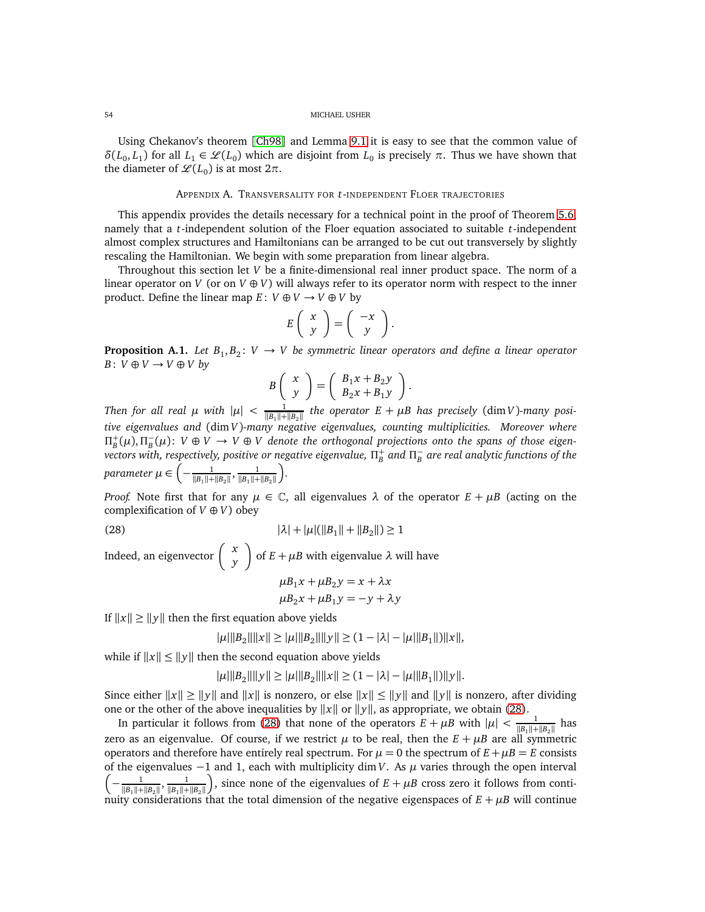Using Chekanov's theorem [Ch98] and Lemma 9.1 it is easy to see that the common value of $\delta(L_0, L_1)$ for all $L_1 \in \mathscr{L}(L_0)$ which are disjoint from $L_0$ is precisely $\pi$. Thus we have shown that the diameter of $\mathscr{L}(L_0)$ is at most $2\pi$.

## Appendix A. Transversality for $t$-independent Floer trajectories

This appendix provides the details necessary for a technical point in the proof of Theorem 5.6, namely that a $t$-independent solution of the Floer equation associated to suitable $t$-independent almost complex structures and Hamiltonians can be arranged to be cut out transversely by slightly rescaling the Hamiltonian. We begin with some preparation from linear algebra.

Throughout this section let $V$ be a finite-dimensional real inner product space. The norm of a linear operator on $V$ (or on $V \oplus V$) will always refer to its operator norm with respect to the inner product. Define the linear map $E\colon V \oplus V \to V \oplus V$ by

$$E \begin{pmatrix} x \\ y \end{pmatrix} = \begin{pmatrix} -x \\ y \end{pmatrix}.$$

**Proposition A.1.** *Let $B_1, B_2\colon V \to V$ be symmetric linear operators and define a linear operator $B\colon V \oplus V \to V \oplus V$ by*

$$B \begin{pmatrix} x \\ y \end{pmatrix} = \begin{pmatrix} B_1 x + B_2 y \\ B_2 x + B_1 y \end{pmatrix}.$$

*Then for all real $\mu$ with $|\mu| < \frac{1}{\|B_1\| + \|B_2\|}$ the operator $E + \mu B$ has precisely $(\dim V)$-many positive eigenvalues and $(\dim V)$-many negative eigenvalues, counting multiplicities. Moreover where $\Pi_B^+(\mu), \Pi_B^-(\mu)\colon V \oplus V \to V \oplus V$ denote the orthogonal projections onto the spans of those eigenvectors with, respectively, positive or negative eigenvalue, $\Pi_B^+$ and $\Pi_B^-$ are real analytic functions of the parameter $\mu \in \left(-\frac{1}{\|B_1\| + \|B_2\|}, \frac{1}{\|B_1\| + \|B_2\|}\right)$.*

*Proof.* Note first that for any $\mu \in \mathbb{C}$, all eigenvalues $\lambda$ of the operator $E + \mu B$ (acting on the complexification of $V \oplus V$) obey

$$|\lambda| + |\mu|(\|B_1\| + \|B_2\|) \geq 1 \tag{28}$$

Indeed, an eigenvector $\begin{pmatrix} x \\ y \end{pmatrix}$ of $E + \mu B$ with eigenvalue $\lambda$ will have

$$\mu B_1 x + \mu B_2 y = x + \lambda x$$
$$\mu B_2 x + \mu B_1 y = -y + \lambda y$$

If $\|x\| \geq \|y\|$ then the first equation above yields

$$|\mu|\|B_2\|\|x\| \geq |\mu|\|B_2\|\|y\| \geq (1 - |\lambda| - |\mu|\|B_1\|)\|x\|,$$

while if $\|x\| \leq \|y\|$ then the second equation above yields

$$|\mu|\|B_2\|\|y\| \geq |\mu|\|B_2\|\|x\| \geq (1 - |\lambda| - |\mu|\|B_1\|)\|y\|.$$

Since either $\|x\| \geq \|y\|$ and $\|x\|$ is nonzero, or else $\|x\| \leq \|y\|$ and $\|y\|$ is nonzero, after dividing one or the other of the above inequalities by $\|x\|$ or $\|y\|$, as appropriate, we obtain (28).

In particular it follows from (28) that none of the operators $E + \mu B$ with $|\mu| < \frac{1}{\|B_1\| + \|B_2\|}$ has zero as an eigenvalue. Of course, if we restrict $\mu$ to be real, then the $E + \mu B$ are all symmetric operators and therefore have entirely real spectrum. For $\mu = 0$ the spectrum of $E + \mu B = E$ consists of the eigenvalues $-1$ and $1$, each with multiplicity $\dim V$. As $\mu$ varies through the open interval $\left(-\frac{1}{\|B_1\| + \|B_2\|}, \frac{1}{\|B_1\| + \|B_2\|}\right)$, since none of the eigenvalues of $E + \mu B$ cross zero it follows from continuity considerations that the total dimension of the negative eigenspaces of $E + \mu B$ will continue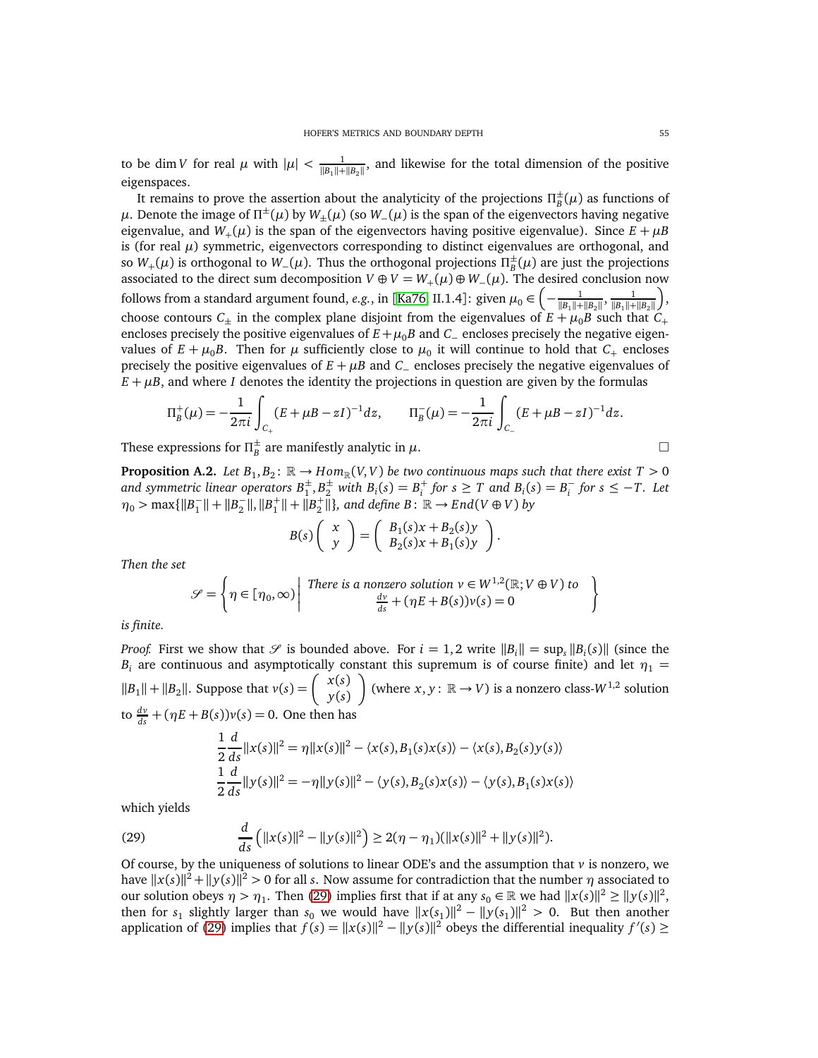to be $\dim V$ for real $\mu$ with $|\mu| < \frac{1}{\|B_1\|+\|B_2\|}$, and likewise for the total dimension of the positive eigenspaces.

It remains to prove the assertion about the analyticity of the projections $\Pi_B^{\pm}(\mu)$ as functions of $\mu$. Denote the image of $\Pi^{\pm}(\mu)$ by $W_{\pm}(\mu)$ (so $W_-(\mu)$ is the span of the eigenvectors having negative eigenvalue, and $W_+(\mu)$ is the span of the eigenvectors having positive eigenvalue). Since $E+\mu B$ is (for real $\mu$) symmetric, eigenvectors corresponding to distinct eigenvalues are orthogonal, and so $W_+(\mu)$ is orthogonal to $W_-(\mu)$. Thus the orthogonal projections $\Pi_B^{\pm}(\mu)$ are just the projections associated to the direct sum decomposition $V\oplus V = W_+(\mu)\oplus W_-(\mu)$. The desired conclusion now follows from a standard argument found, *e.g.*, in [Ka76, II.1.4]: given $\mu_0 \in \left(-\frac{1}{\|B_1\|+\|B_2\|}, \frac{1}{\|B_1\|+\|B_2\|}\right)$, choose contours $C_{\pm}$ in the complex plane disjoint from the eigenvalues of $E+\mu_0 B$ such that $C_+$ encloses precisely the positive eigenvalues of $E+\mu_0 B$ and $C_-$ encloses precisely the negative eigenvalues of $E+\mu_0 B$. Then for $\mu$ sufficiently close to $\mu_0$ it will continue to hold that $C_+$ encloses precisely the positive eigenvalues of $E+\mu B$ and $C_-$ encloses precisely the negative eigenvalues of $E+\mu B$, and where $I$ denotes the identity the projections in question are given by the formulas

$$\Pi_B^+(\mu) = -\frac{1}{2\pi i}\int_{C_+}(E+\mu B - zI)^{-1}dz, \qquad \Pi_B^-(\mu) = -\frac{1}{2\pi i}\int_{C_-}(E+\mu B - zI)^{-1}dz.$$

These expressions for $\Pi_B^{\pm}$ are manifestly analytic in $\mu$. □

**Proposition A.2.** *Let $B_1, B_2\colon \mathbb{R}\to Hom_{\mathbb{R}}(V,V)$ be two continuous maps such that there exist $T>0$ and symmetric linear operators $B_1^{\pm}, B_2^{\pm}$ with $B_i(s) = B_i^+$ for $s\geq T$ and $B_i(s) = B_i^-$ for $s \leq -T$. Let $\eta_0 > \max\{\|B_1^-\|+\|B_2^-\|, \|B_1^+\|+\|B_2^+\|\}$, and define $B\colon \mathbb{R}\to End(V\oplus V)$ by*

$$B(s)\begin{pmatrix} x \\ y\end{pmatrix} = \begin{pmatrix} B_1(s)x + B_2(s)y \\ B_2(s)x + B_1(s)y\end{pmatrix}.$$

*Then the set*

$$\mathscr{S} = \left\{ \eta\in[\eta_0,\infty) \,\middle|\, \begin{array}{c}\text{There is a nonzero solution } v\in W^{1,2}(\mathbb{R};V\oplus V) \text{ to} \\ \frac{dv}{ds} + (\eta E + B(s))v(s) = 0\end{array}\right\}$$

*is finite.*

*Proof.* First we show that $\mathscr{S}$ is bounded above. For $i=1,2$ write $\|B_i\| = \sup_s \|B_i(s)\|$ (since the $B_i$ are continuous and asymptotically constant this supremum is of course finite) and let $\eta_1 = \|B_1\|+\|B_2\|$. Suppose that $v(s) = \begin{pmatrix} x(s)\\ y(s)\end{pmatrix}$ (where $x,y\colon\mathbb{R}\to V$) is a nonzero class-$W^{1,2}$ solution to $\frac{dv}{ds} + (\eta E + B(s))v(s) = 0$. One then has

$$\frac{1}{2}\frac{d}{ds}\|x(s)\|^2 = \eta\|x(s)\|^2 - \langle x(s), B_1(s)x(s)\rangle - \langle x(s), B_2(s)y(s)\rangle$$
$$\frac{1}{2}\frac{d}{ds}\|y(s)\|^2 = -\eta\|y(s)\|^2 - \langle y(s), B_2(s)x(s)\rangle - \langle y(s), B_1(s)x(s)\rangle$$

which yields

$$\frac{d}{ds}\left(\|x(s)\|^2 - \|y(s)\|^2\right) \geq 2(\eta-\eta_1)(\|x(s)\|^2 + \|y(s)\|^2). \tag{29}$$

Of course, by the uniqueness of solutions to linear ODE's and the assumption that $v$ is nonzero, we have $\|x(s)\|^2+\|y(s)\|^2>0$ for all $s$. Now assume for contradiction that the number $\eta$ associated to our solution obeys $\eta>\eta_1$. Then (29) implies first that if at any $s_0\in\mathbb{R}$ we had $\|x(s)\|^2\geq\|y(s)\|^2$, then for $s_1$ slightly larger than $s_0$ we would have $\|x(s_1)\|^2 - \|y(s_1)\|^2 > 0$. But then another application of (29) implies that $f(s) = \|x(s)\|^2 - \|y(s)\|^2$ obeys the differential inequality $f'(s)\geq$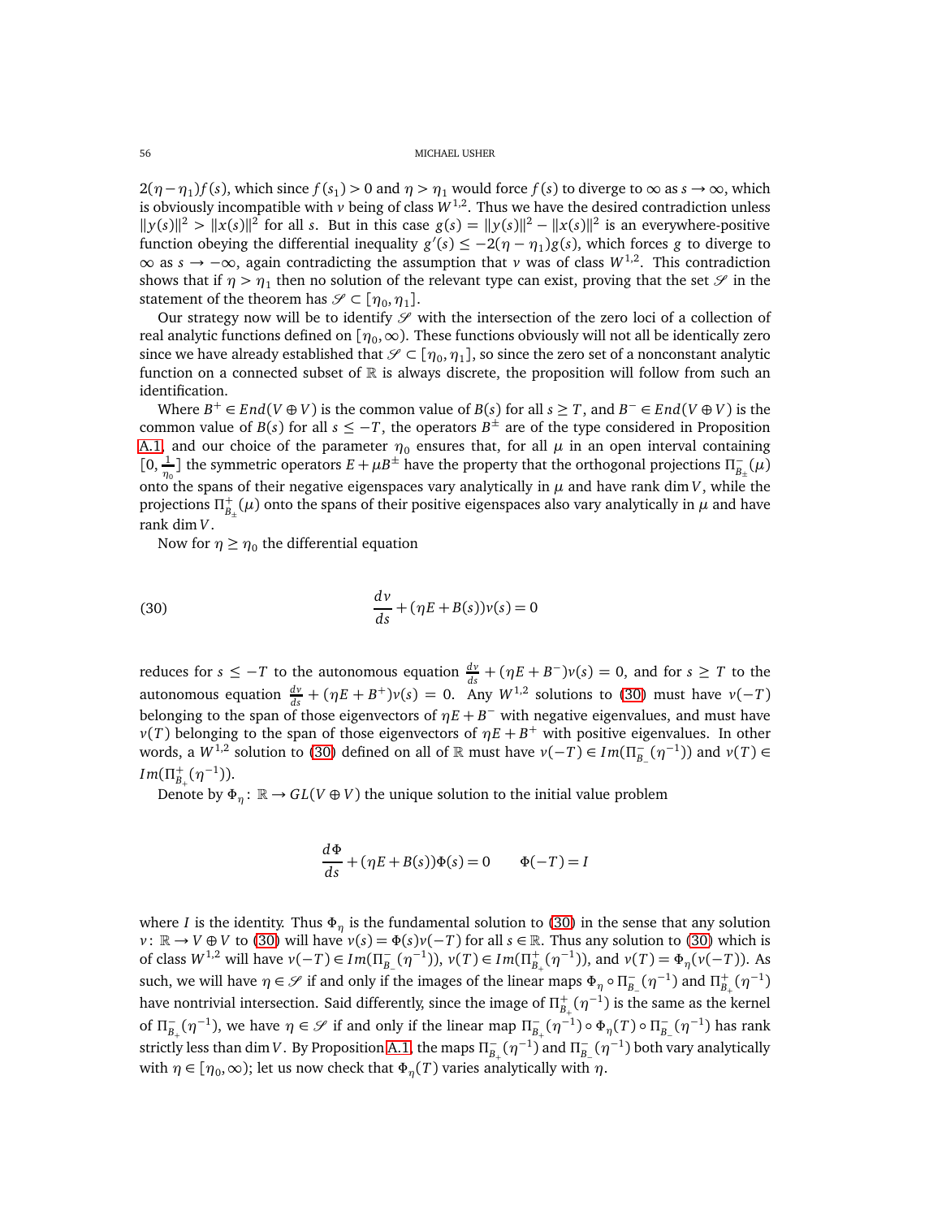$2(\eta-\eta_1)f(s)$, which since $f(s_1)>0$ and $\eta>\eta_1$ would force $f(s)$ to diverge to $\infty$ as $s\to\infty$, which is obviously incompatible with $v$ being of class $W^{1,2}$. Thus we have the desired contradiction unless $\|y(s)\|^2>\|x(s)\|^2$ for all $s$. But in this case $g(s)=\|y(s)\|^2-\|x(s)\|^2$ is an everywhere-positive function obeying the differential inequality $g'(s)\leq -2(\eta-\eta_1)g(s)$, which forces $g$ to diverge to $\infty$ as $s\to-\infty$, again contradicting the assumption that $v$ was of class $W^{1,2}$. This contradiction shows that if $\eta>\eta_1$ then no solution of the relevant type can exist, proving that the set $\mathscr{S}$ in the statement of the theorem has $\mathscr{S}\subset[\eta_0,\eta_1]$.

Our strategy now will be to identify $\mathscr{S}$ with the intersection of the zero loci of a collection of real analytic functions defined on $[\eta_0,\infty)$. These functions obviously will not all be identically zero since we have already established that $\mathscr{S}\subset[\eta_0,\eta_1]$, so since the zero set of a nonconstant analytic function on a connected subset of $\mathbb{R}$ is always discrete, the proposition will follow from such an identification.

Where $B^+\in End(V\oplus V)$ is the common value of $B(s)$ for all $s\geq T$, and $B^-\in End(V\oplus V)$ is the common value of $B(s)$ for all $s\leq -T$, the operators $B^{\pm}$ are of the type considered in Proposition A.1, and our choice of the parameter $\eta_0$ ensures that, for all $\mu$ in an open interval containing $[0,\frac{1}{\eta_0}]$ the symmetric operators $E+\mu B^{\pm}$ have the property that the orthogonal projections $\Pi^-_{B_{\pm}}(\mu)$ onto the spans of their negative eigenspaces vary analytically in $\mu$ and have rank $\dim V$, while the projections $\Pi^+_{B_{\pm}}(\mu)$ onto the spans of their positive eigenspaces also vary analytically in $\mu$ and have rank $\dim V$.

Now for $\eta\geq\eta_0$ the differential equation

$$\frac{dv}{ds}+(\eta E+B(s))v(s)=0 \tag{30}$$

reduces for $s\leq -T$ to the autonomous equation $\frac{dv}{ds}+(\eta E+B^-)v(s)=0$, and for $s\geq T$ to the autonomous equation $\frac{dv}{ds}+(\eta E+B^+)v(s)=0$. Any $W^{1,2}$ solutions to (30) must have $v(-T)$ belonging to the span of those eigenvectors of $\eta E+B^-$ with negative eigenvalues, and must have $v(T)$ belonging to the span of those eigenvectors of $\eta E+B^+$ with positive eigenvalues. In other words, a $W^{1,2}$ solution to (30) defined on all of $\mathbb{R}$ must have $v(-T)\in Im(\Pi^-_{B_-}(\eta^{-1}))$ and $v(T)\in Im(\Pi^+_{B_+}(\eta^{-1}))$.

Denote by $\Phi_\eta\colon\mathbb{R}\to GL(V\oplus V)$ the unique solution to the initial value problem

$$\frac{d\Phi}{ds}+(\eta E+B(s))\Phi(s)=0 \qquad \Phi(-T)=I$$

where $I$ is the identity. Thus $\Phi_\eta$ is the fundamental solution to (30) in the sense that any solution $v\colon\mathbb{R}\to V\oplus V$ to (30) will have $v(s)=\Phi(s)v(-T)$ for all $s\in\mathbb{R}$. Thus any solution to (30) which is of class $W^{1,2}$ will have $v(-T)\in Im(\Pi^-_{B_-}(\eta^{-1}))$, $v(T)\in Im(\Pi^+_{B_+}(\eta^{-1}))$, and $v(T)=\Phi_\eta(v(-T))$. As such, we will have $\eta\in\mathscr{S}$ if and only if the images of the linear maps $\Phi_\eta\circ\Pi^-_{B_-}(\eta^{-1})$ and $\Pi^+_{B_+}(\eta^{-1})$ have nontrivial intersection. Said differently, since the image of $\Pi^+_{B_+}(\eta^{-1})$ is the same as the kernel of $\Pi^-_{B_+}(\eta^{-1})$, we have $\eta\in\mathscr{S}$ if and only if the linear map $\Pi^-_{B_+}(\eta^{-1})\circ\Phi_\eta(T)\circ\Pi^-_{B_-}(\eta^{-1})$ has rank strictly less than $\dim V$. By Proposition A.1, the maps $\Pi^-_{B_+}(\eta^{-1})$ and $\Pi^-_{B_-}(\eta^{-1})$ both vary analytically with $\eta\in[\eta_0,\infty)$; let us now check that $\Phi_\eta(T)$ varies analytically with $\eta$.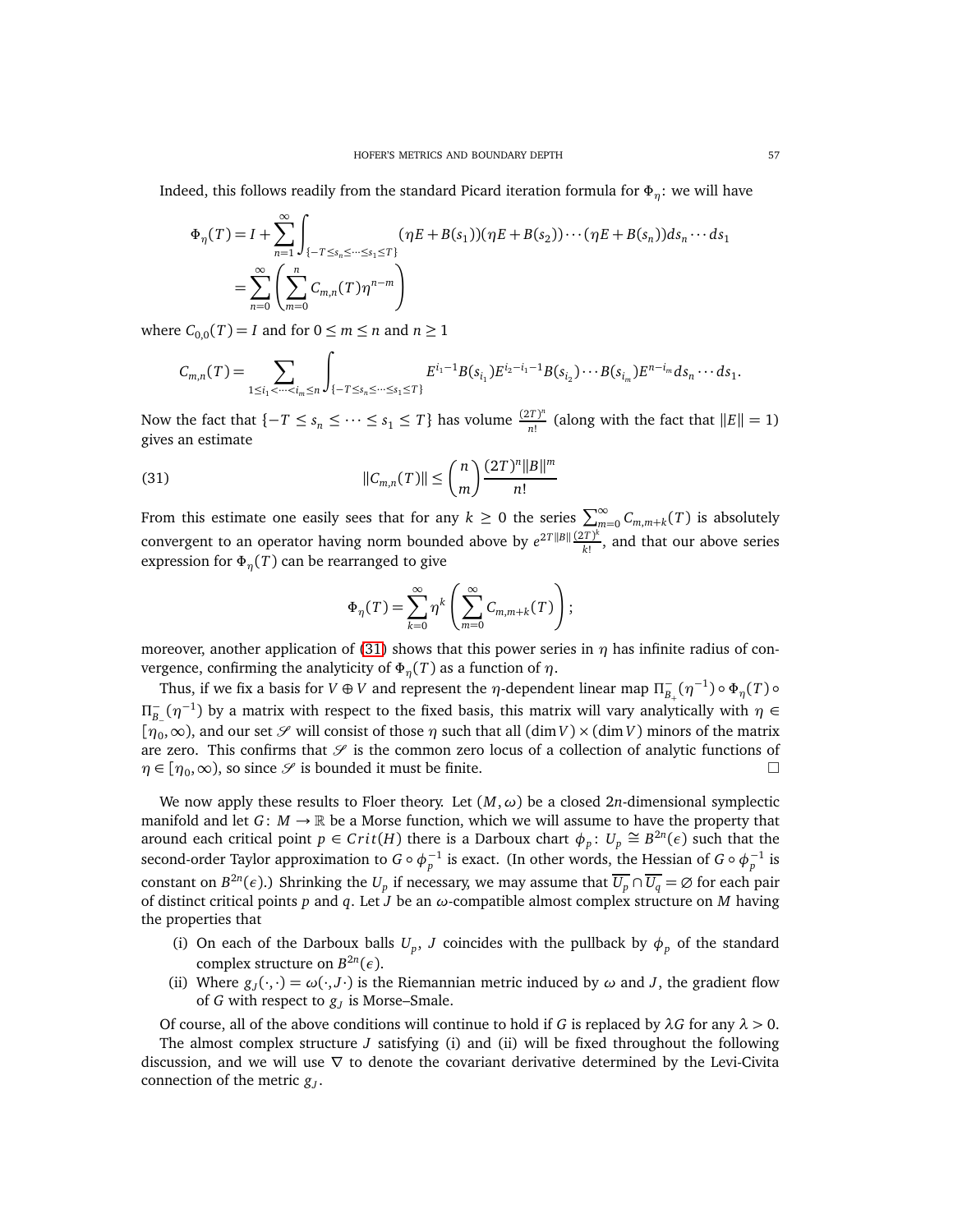Indeed, this follows readily from the standard Picard iteration formula for $\Phi_\eta$: we will have

$$\Phi_\eta(T) = I + \sum_{n=1}^{\infty} \int_{\{-T\le s_n \le \cdots \le s_1 \le T\}} (\eta E + B(s_1))(\eta E + B(s_2)) \cdots (\eta E + B(s_n)) ds_n \cdots ds_1$$

$$= \sum_{n=0}^{\infty} \left( \sum_{m=0}^{n} C_{m,n}(T) \eta^{n-m} \right)$$

where $C_{0,0}(T) = I$ and for $0 \le m \le n$ and $n \ge 1$

$$C_{m,n}(T) = \sum_{1 \le i_1 < \cdots < i_m \le n} \int_{\{-T\le s_n \le \cdots \le s_1 \le T\}} E^{i_1 - 1} B(s_{i_1}) E^{i_2 - i_1 - 1} B(s_{i_2}) \cdots B(s_{i_m}) E^{n-i_m} ds_n \cdots ds_1.$$

Now the fact that $\{-T \le s_n \le \cdots \le s_1 \le T\}$ has volume $\frac{(2T)^n}{n!}$ (along with the fact that $\|E\| = 1$) gives an estimate

$$\|C_{m,n}(T)\| \le \binom{n}{m} \frac{(2T)^n \|B\|^m}{n!} \tag{31}$$

From this estimate one easily sees that for any $k \ge 0$ the series $\sum_{m=0}^{\infty} C_{m,m+k}(T)$ is absolutely convergent to an operator having norm bounded above by $e^{2T\|B\|}\frac{(2T)^k}{k!}$, and that our above series expression for $\Phi_\eta(T)$ can be rearranged to give

$$\Phi_\eta(T) = \sum_{k=0}^{\infty} \eta^k \left( \sum_{m=0}^{\infty} C_{m,m+k}(T) \right);$$

moreover, another application of (31) shows that this power series in $\eta$ has infinite radius of convergence, confirming the analyticity of $\Phi_\eta(T)$ as a function of $\eta$.

Thus, if we fix a basis for $V \oplus V$ and represent the $\eta$-dependent linear map $\Pi^-_{B_+}(\eta^{-1}) \circ \Phi_\eta(T) \circ \Pi^-_{B_-}(\eta^{-1})$ by a matrix with respect to the fixed basis, this matrix will vary analytically with $\eta \in [\eta_0, \infty)$, and our set $\mathscr{S}$ will consist of those $\eta$ such that all $(\dim V) \times (\dim V)$ minors of the matrix are zero. This confirms that $\mathscr{S}$ is the common zero locus of a collection of analytic functions of $\eta \in [\eta_0, \infty)$, so since $\mathscr{S}$ is bounded it must be finite. $\square$

We now apply these results to Floer theory. Let $(M, \omega)$ be a closed $2n$-dimensional symplectic manifold and let $G\colon M \to \mathbb{R}$ be a Morse function, which we will assume to have the property that around each critical point $p \in Crit(H)$ there is a Darboux chart $\phi_p\colon U_p \cong B^{2n}(\epsilon)$ such that the second-order Taylor approximation to $G \circ \phi_p^{-1}$ is exact. (In other words, the Hessian of $G \circ \phi_p^{-1}$ is constant on $B^{2n}(\epsilon)$.) Shrinking the $U_p$ if necessary, we may assume that $\overline{U_p} \cap \overline{U_q} = \varnothing$ for each pair of distinct critical points $p$ and $q$. Let $J$ be an $\omega$-compatible almost complex structure on $M$ having the properties that

(i) On each of the Darboux balls $U_p$, $J$ coincides with the pullback by $\phi_p$ of the standard complex structure on $B^{2n}(\epsilon)$.

(ii) Where $g_J(\cdot,\cdot) = \omega(\cdot, J\cdot)$ is the Riemannian metric induced by $\omega$ and $J$, the gradient flow of $G$ with respect to $g_J$ is Morse–Smale.

Of course, all of the above conditions will continue to hold if $G$ is replaced by $\lambda G$ for any $\lambda > 0$.

The almost complex structure $J$ satisfying (i) and (ii) will be fixed throughout the following discussion, and we will use $\nabla$ to denote the covariant derivative determined by the Levi-Civita connection of the metric $g_J$.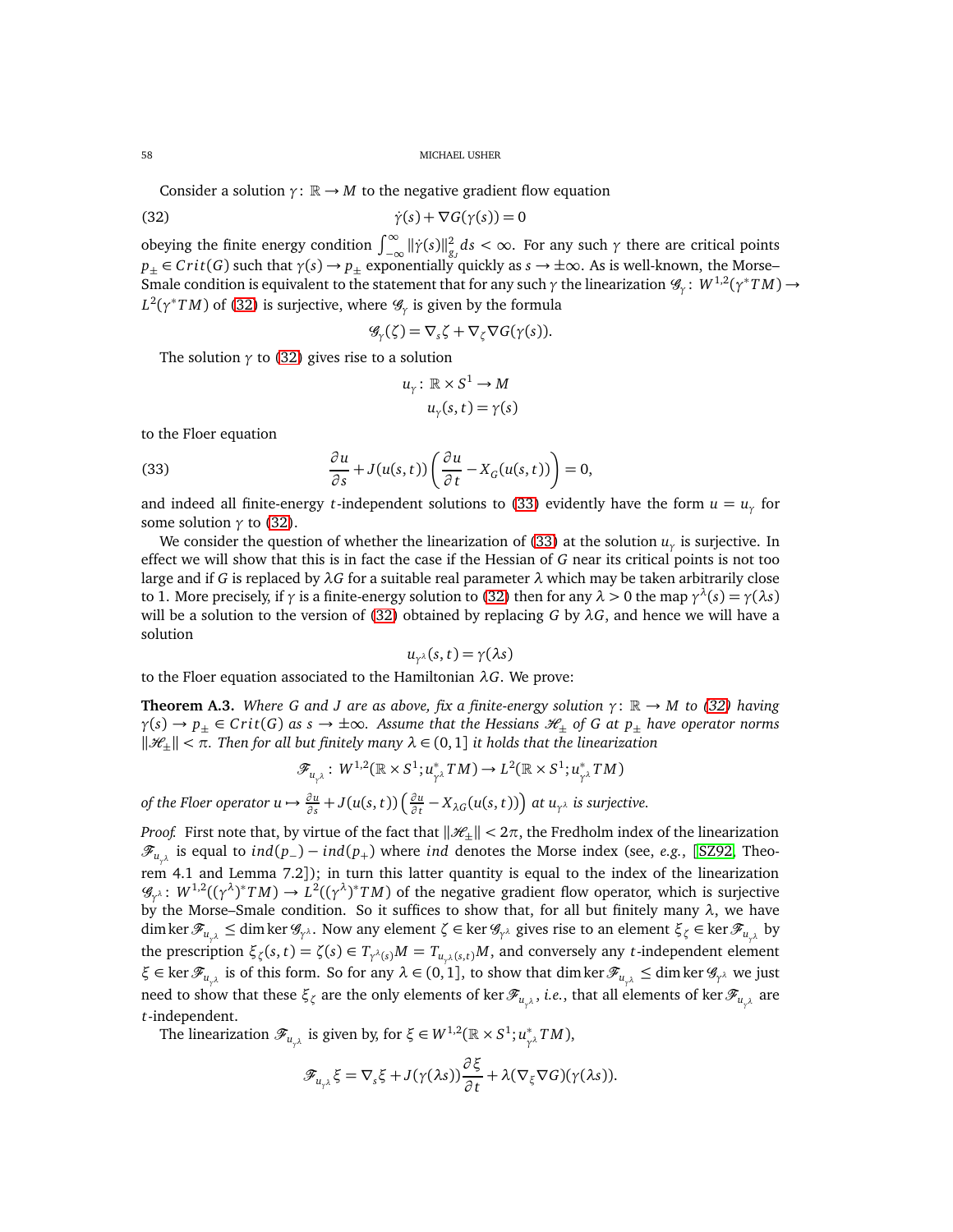Consider a solution $\gamma\colon \mathbb{R} \to M$ to the negative gradient flow equation

$$\dot{\gamma}(s) + \nabla G(\gamma(s)) = 0 \tag{32}$$

obeying the finite energy condition $\int_{-\infty}^{\infty} \|\dot{\gamma}(s)\|_{g_J}^2 \, ds < \infty$. For any such $\gamma$ there are critical points $p_\pm \in Crit(G)$ such that $\gamma(s) \to p_\pm$ exponentially quickly as $s \to \pm\infty$. As is well-known, the Morse–Smale condition is equivalent to the statement that for any such $\gamma$ the linearization $\mathscr{G}_\gamma\colon W^{1,2}(\gamma^* TM) \to L^2(\gamma^* TM)$ of (32) is surjective, where $\mathscr{G}_\gamma$ is given by the formula

$$\mathscr{G}_\gamma(\zeta) = \nabla_s \zeta + \nabla_\zeta \nabla G(\gamma(s)).$$

The solution $\gamma$ to (32) gives rise to a solution

$$u_\gamma\colon \mathbb{R} \times S^1 \to M$$
$$u_\gamma(s,t) = \gamma(s)$$

to the Floer equation

$$\frac{\partial u}{\partial s} + J(u(s,t))\left(\frac{\partial u}{\partial t} - X_G(u(s,t))\right) = 0, \tag{33}$$

and indeed all finite-energy $t$-independent solutions to (33) evidently have the form $u = u_\gamma$ for some solution $\gamma$ to (32).

We consider the question of whether the linearization of (33) at the solution $u_\gamma$ is surjective. In effect we will show that this is in fact the case if the Hessian of $G$ near its critical points is not too large and if $G$ is replaced by $\lambda G$ for a suitable real parameter $\lambda$ which may be taken arbitrarily close to 1. More precisely, if $\gamma$ is a finite-energy solution to (32) then for any $\lambda > 0$ the map $\gamma^\lambda(s) = \gamma(\lambda s)$ will be a solution to the version of (32) obtained by replacing $G$ by $\lambda G$, and hence we will have a solution

$$u_{\gamma^\lambda}(s,t) = \gamma(\lambda s)$$

to the Floer equation associated to the Hamiltonian $\lambda G$. We prove:

**Theorem A.3.** *Where $G$ and $J$ are as above, fix a finite-energy solution $\gamma\colon \mathbb{R} \to M$ to (32) having $\gamma(s) \to p_\pm \in Crit(G)$ as $s \to \pm\infty$. Assume that the Hessians $\mathscr{H}_\pm$ of $G$ at $p_\pm$ have operator norms $\|\mathscr{H}_\pm\| < \pi$. Then for all but finitely many $\lambda \in (0,1]$ it holds that the linearization*

$$\mathscr{F}_{u_{\gamma^\lambda}}\colon W^{1,2}(\mathbb{R} \times S^1; u_{\gamma^\lambda}^* TM) \to L^2(\mathbb{R} \times S^1; u_{\gamma^\lambda}^* TM)$$

*of the Floer operator $u \mapsto \frac{\partial u}{\partial s} + J(u(s,t))\left(\frac{\partial u}{\partial t} - X_{\lambda G}(u(s,t))\right)$ at $u_{\gamma^\lambda}$ is surjective.*

*Proof.* First note that, by virtue of the fact that $\|\mathscr{H}_\pm\| < 2\pi$, the Fredholm index of the linearization $\mathscr{F}_{u_{\gamma^\lambda}}$ is equal to $ind(p_-) - ind(p_+)$ where $ind$ denotes the Morse index (see, *e.g.*, [SZ92, Theorem 4.1 and Lemma 7.2]); in turn this latter quantity is equal to the index of the linearization $\mathscr{G}_{\gamma^\lambda}\colon W^{1,2}((\gamma^\lambda)^* TM) \to L^2((\gamma^\lambda)^* TM)$ of the negative gradient flow operator, which is surjective by the Morse–Smale condition. So it suffices to show that, for all but finitely many $\lambda$, we have $\dim\ker \mathscr{F}_{u_{\gamma^\lambda}} \leq \dim\ker \mathscr{G}_{\gamma^\lambda}$. Now any element $\zeta \in \ker \mathscr{G}_{\gamma^\lambda}$ gives rise to an element $\xi_\zeta \in \ker \mathscr{F}_{u_{\gamma^\lambda}}$ by the prescription $\xi_\zeta(s,t) = \zeta(s) \in T_{\gamma^\lambda(s)}M = T_{u_{\gamma^\lambda}(s,t)}M$, and conversely any $t$-independent element $\xi \in \ker \mathscr{F}_{u_{\gamma^\lambda}}$ is of this form. So for any $\lambda \in (0,1]$, to show that $\dim\ker \mathscr{F}_{u_{\gamma^\lambda}} \leq \dim\ker \mathscr{G}_{\gamma^\lambda}$ we just need to show that these $\xi_\zeta$ are the only elements of $\ker \mathscr{F}_{u_{\gamma^\lambda}}$, *i.e.*, that all elements of $\ker \mathscr{F}_{u_{\gamma^\lambda}}$ are $t$-independent.

The linearization $\mathscr{F}_{u_{\gamma^\lambda}}$ is given by, for $\xi \in W^{1,2}(\mathbb{R} \times S^1; u_{\gamma^\lambda}^* TM)$,

$$\mathscr{F}_{u_{\gamma^\lambda}} \xi = \nabla_s \xi + J(\gamma(\lambda s))\frac{\partial \xi}{\partial t} + \lambda(\nabla_\xi \nabla G)(\gamma(\lambda s)).$$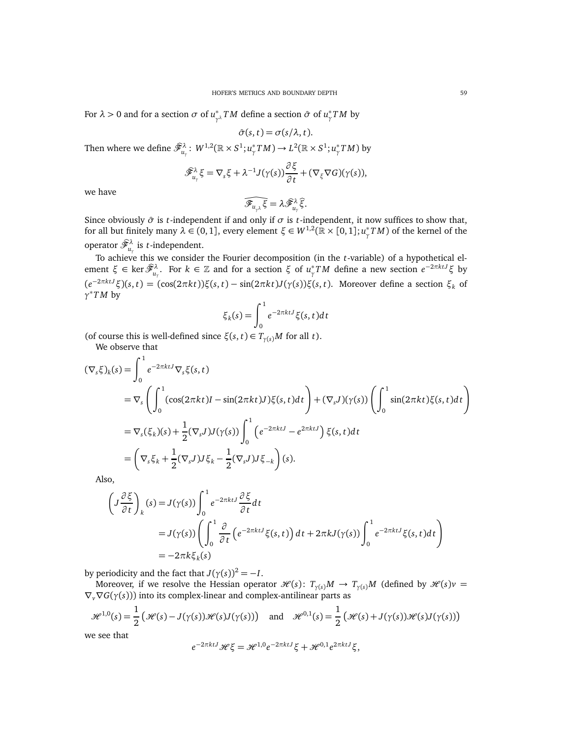For $\lambda > 0$ and for a section $\sigma$ of $u^*_{\gamma^\lambda}TM$ define a section $\hat{\sigma}$ of $u^*_\gamma TM$ by

$$\hat{\sigma}(s,t) = \sigma(s/\lambda, t).$$

Then where we define $\widehat{\mathscr{F}}^\lambda_{u_\gamma}\colon W^{1,2}(\mathbb{R}\times S^1; u^*_\gamma TM) \to L^2(\mathbb{R}\times S^1; u^*_\gamma TM)$ by

$$\widehat{\mathscr{F}}^\lambda_{u_\gamma}\xi = \nabla_s \xi + \lambda^{-1} J(\gamma(s))\frac{\partial \xi}{\partial t} + (\nabla_\xi \nabla G)(\gamma(s)),$$

we have

$$\widehat{\mathscr{F}_{u_{\gamma^\lambda}}\xi} = \lambda \widehat{\mathscr{F}}^\lambda_{u_\gamma}\hat{\xi}.$$

Since obviously $\hat{\sigma}$ is $t$-independent if and only if $\sigma$ is $t$-independent, it now suffices to show that, for all but finitely many $\lambda \in (0,1]$, every element $\xi \in W^{1,2}(\mathbb{R}\times[0,1]; u^*_\gamma TM)$ of the kernel of the operator $\widehat{\mathscr{F}}^\lambda_{u_\gamma}$ is $t$-independent.

To achieve this we consider the Fourier decomposition (in the $t$-variable) of a hypothetical element $\xi \in \ker \widehat{\mathscr{F}}^\lambda_{u_\gamma}$. For $k \in \mathbb{Z}$ and for a section $\xi$ of $u^*_\gamma TM$ define a new section $e^{-2\pi k t J}\xi$ by $(e^{-2\pi k t J}\xi)(s,t) = (\cos(2\pi k t))\xi(s,t) - \sin(2\pi k t)J(\gamma(s))\xi(s,t)$. Moreover define a section $\xi_k$ of $\gamma^*TM$ by

$$\xi_k(s) = \int_0^1 e^{-2\pi k t J}\xi(s,t)dt$$

(of course this is well-defined since $\xi(s,t) \in T_{\gamma(s)}M$ for all $t$).

We observe that

$$\begin{aligned}
(\nabla_s \xi)_k(s) &= \int_0^1 e^{-2\pi k t J}\nabla_s \xi(s,t) \\
&= \nabla_s\left(\int_0^1 (\cos(2\pi k t)I - \sin(2\pi k t)J)\xi(s,t)dt\right) + (\nabla_s J)(\gamma(s))\left(\int_0^1 \sin(2\pi k t)\xi(s,t)dt\right) \\
&= \nabla_s(\xi_k)(s) + \frac{1}{2}(\nabla_s J)J(\gamma(s))\int_0^1 \left(e^{-2\pi k t J} - e^{2\pi k t J}\right)\xi(s,t)dt \\
&= \left(\nabla_s \xi_k + \frac{1}{2}(\nabla_s J)J\xi_k - \frac{1}{2}(\nabla_s J)J\xi_{-k}\right)(s).
\end{aligned}$$

Also,

$$\begin{aligned}
\left(J\frac{\partial \xi}{\partial t}\right)_k(s) &= J(\gamma(s))\int_0^1 e^{-2\pi k t J}\frac{\partial \xi}{\partial t}dt \\
&= J(\gamma(s))\left(\int_0^1 \frac{\partial}{\partial t}\left(e^{-2\pi k t J}\xi(s,t)\right)dt + 2\pi k J(\gamma(s))\int_0^1 e^{-2\pi k t J}\xi(s,t)dt\right) \\
&= -2\pi k \xi_k(s)
\end{aligned}$$

by periodicity and the fact that $J(\gamma(s))^2 = -I$.

Moreover, if we resolve the Hessian operator $\mathscr{H}(s)\colon T_{\gamma(s)}M \to T_{\gamma(s)}M$ (defined by $\mathscr{H}(s)v = \nabla_v \nabla G(\gamma(s))$) into its complex-linear and complex-antilinear parts as

$$\mathscr{H}^{1,0}(s) = \frac{1}{2}\left(\mathscr{H}(s) - J(\gamma(s))\mathscr{H}(s)J(\gamma(s))\right) \quad \text{and} \quad \mathscr{H}^{0,1}(s) = \frac{1}{2}\left(\mathscr{H}(s) + J(\gamma(s))\mathscr{H}(s)J(\gamma(s))\right)$$

we see that

$$e^{-2\pi k t J}\mathscr{H}\xi = \mathscr{H}^{1,0}e^{-2\pi k t J}\xi + \mathscr{H}^{0,1}e^{2\pi k t J}\xi,$$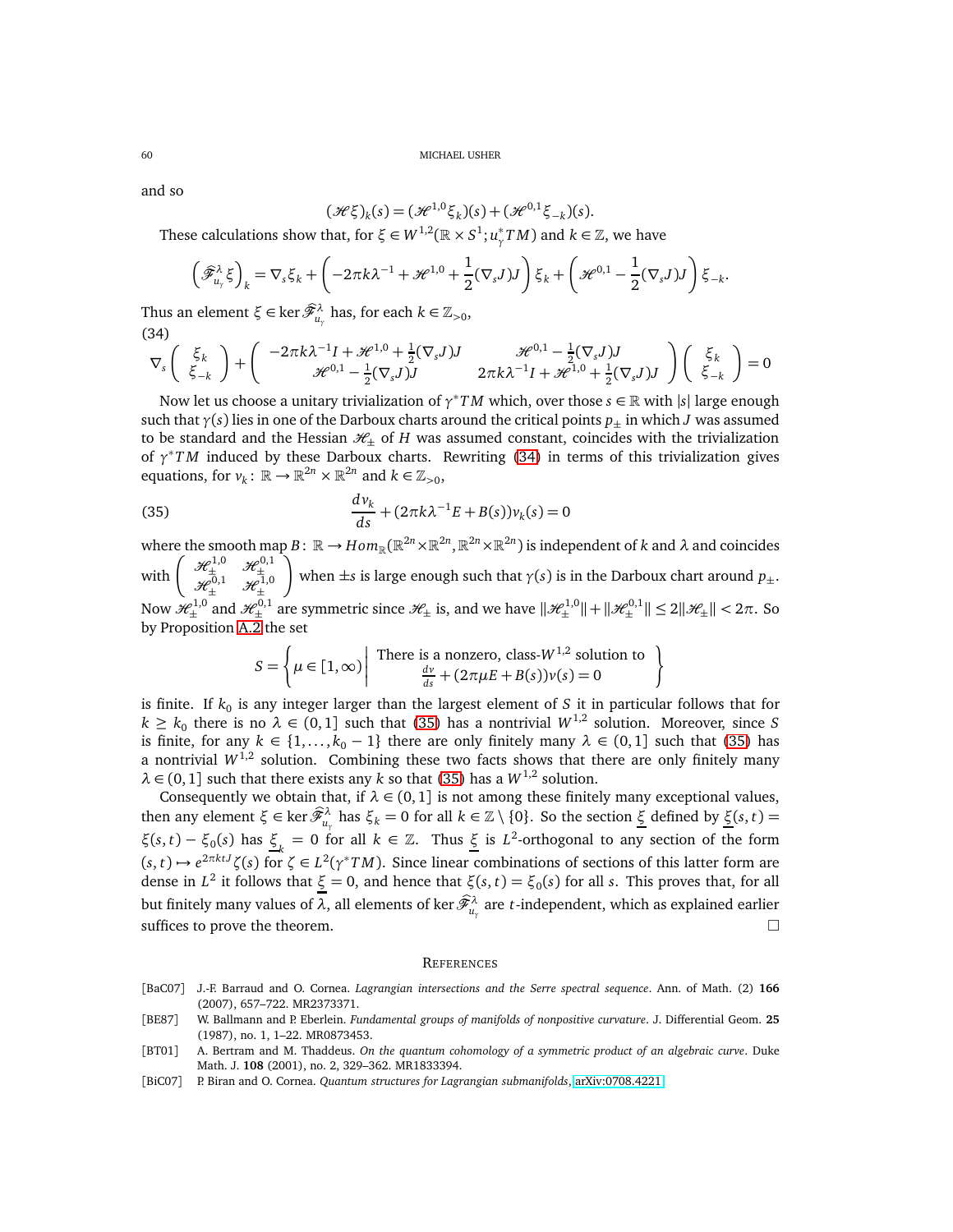and so

$$(\mathscr{H}\xi)_k(s) = (\mathscr{H}^{1,0}\xi_k)(s) + (\mathscr{H}^{0,1}\xi_{-k})(s).$$

These calculations show that, for $\xi \in W^{1,2}(\mathbb{R}\times S^1; u_\gamma^* TM)$ and $k \in \mathbb{Z}$, we have

$$\left(\widehat{\mathscr{F}}^{\lambda}_{u_\gamma}\xi\right)_k = \nabla_s \xi_k + \left(-2\pi k\lambda^{-1} + \mathscr{H}^{1,0} + \frac{1}{2}(\nabla_s J)J\right)\xi_k + \left(\mathscr{H}^{0,1} - \frac{1}{2}(\nabla_s J)J\right)\xi_{-k}.$$

Thus an element $\xi \in \ker \widehat{\mathscr{F}}^{\lambda}_{u_\gamma}$ has, for each $k \in \mathbb{Z}_{>0}$,

(34)
$$\nabla_s \begin{pmatrix} \xi_k \\ \xi_{-k} \end{pmatrix} + \begin{pmatrix} -2\pi k\lambda^{-1}I + \mathscr{H}^{1,0} + \frac{1}{2}(\nabla_s J)J & \mathscr{H}^{0,1} - \frac{1}{2}(\nabla_s J)J \\ \mathscr{H}^{0,1} - \frac{1}{2}(\nabla_s J)J & 2\pi k\lambda^{-1}I + \mathscr{H}^{1,0} + \frac{1}{2}(\nabla_s J)J \end{pmatrix}\begin{pmatrix} \xi_k \\ \xi_{-k} \end{pmatrix} = 0$$

Now let us choose a unitary trivialization of $\gamma^* TM$ which, over those $s \in \mathbb{R}$ with $|s|$ large enough such that $\gamma(s)$ lies in one of the Darboux charts around the critical points $p_\pm$ in which $J$ was assumed to be standard and the Hessian $\mathscr{H}_\pm$ of $H$ was assumed constant, coincides with the trivialization of $\gamma^* TM$ induced by these Darboux charts. Rewriting (34) in terms of this trivialization gives equations, for $v_k : \mathbb{R} \to \mathbb{R}^{2n} \times \mathbb{R}^{2n}$ and $k \in \mathbb{Z}_{>0}$,

$$\frac{dv_k}{ds} + (2\pi k\lambda^{-1}E + B(s))v_k(s) = 0 \tag{35}$$

where the smooth map $B: \mathbb{R} \to Hom_{\mathbb{R}}(\mathbb{R}^{2n}\times\mathbb{R}^{2n}, \mathbb{R}^{2n}\times\mathbb{R}^{2n})$ is independent of $k$ and $\lambda$ and coincides with $\begin{pmatrix} \mathscr{H}^{1,0}_\pm & \mathscr{H}^{0,1}_\pm \\ \mathscr{H}^{0,1}_\pm & \mathscr{H}^{1,0}_\pm \end{pmatrix}$ when $\pm s$ is large enough such that $\gamma(s)$ is in the Darboux chart around $p_\pm$. Now $\mathscr{H}^{1,0}_\pm$ and $\mathscr{H}^{0,1}_\pm$ are symmetric since $\mathscr{H}_\pm$ is, and we have $\|\mathscr{H}^{1,0}_\pm\| + \|\mathscr{H}^{0,1}_\pm\| \le 2\|\mathscr{H}_\pm\| < 2\pi$. So by Proposition A.2 the set

$$S = \left\{ \mu \in [1,\infty) \,\middle|\, \begin{array}{c} \text{There is a nonzero, class-}W^{1,2}\text{ solution to} \\ \frac{dv}{ds} + (2\pi\mu E + B(s))v(s) = 0 \end{array} \right\}$$

is finite. If $k_0$ is any integer larger than the largest element of $S$ it in particular follows that for $k \ge k_0$ there is no $\lambda \in (0,1]$ such that (35) has a nontrivial $W^{1,2}$ solution. Moreover, since $S$ is finite, for any $k \in \{1,\ldots,k_0-1\}$ there are only finitely many $\lambda \in (0,1]$ such that (35) has a nontrivial $W^{1,2}$ solution. Combining these two facts shows that there are only finitely many $\lambda \in (0,1]$ such that there exists any $k$ so that (35) has a $W^{1,2}$ solution.

Consequently we obtain that, if $\lambda \in (0,1]$ is not among these finitely many exceptional values, then any element $\xi \in \ker \widehat{\mathscr{F}}^{\lambda}_{u_\gamma}$ has $\xi_k = 0$ for all $k \in \mathbb{Z}\setminus\{0\}$. So the section $\underline{\xi}$ defined by $\underline{\xi}(s,t) = \xi(s,t) - \xi_0(s)$ has $\underline{\xi}_k = 0$ for all $k \in \mathbb{Z}$. Thus $\underline{\xi}$ is $L^2$-orthogonal to any section of the form $(s,t) \mapsto e^{2\pi k t J}\zeta(s)$ for $\zeta \in L^2(\gamma^* TM)$. Since linear combinations of sections of this latter form are dense in $L^2$ it follows that $\underline{\xi} = 0$, and hence that $\xi(s,t) = \xi_0(s)$ for all $s$. This proves that, for all but finitely many values of $\lambda$, all elements of $\ker \widehat{\mathscr{F}}^{\lambda}_{u_\gamma}$ are $t$-independent, which as explained earlier suffices to prove the theorem. $\square$

## References

[BaC07] J.-F. Barraud and O. Cornea. *Lagrangian intersections and the Serre spectral sequence*. Ann. of Math. (2) **166** (2007), 657–722. MR2373371.

[BE87] W. Ballmann and P. Eberlein. *Fundamental groups of manifolds of nonpositive curvature*. J. Differential Geom. **25** (1987), no. 1, 1–22. MR0873453.

[BT01] A. Bertram and M. Thaddeus. *On the quantum cohomology of a symmetric product of an algebraic curve*. Duke Math. J. **108** (2001), no. 2, 329–362. MR1833394.

[BiC07] P. Biran and O. Cornea. *Quantum structures for Lagrangian submanifolds*, arXiv:0708.4221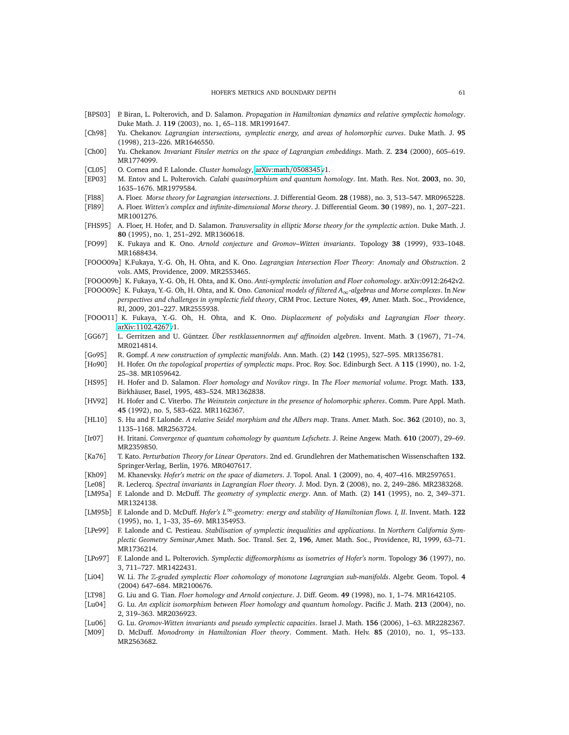[BPS03] P. Biran, L. Polterovich, and D. Salamon. *Propagation in Hamiltonian dynamics and relative symplectic homology*. Duke Math. J. **119** (2003), no. 1, 65–118. MR1991647.

[Ch98] Yu. Chekanov. *Lagrangian intersections, symplectic energy, and areas of holomorphic curves*. Duke Math. J. **95** (1998), 213–226. MR1646550.

[Ch00] Yu. Chekanov. *Invariant Finsler metrics on the space of Lagrangian embeddings*. Math. Z. **234** (2000), 605–619. MR1774099.

[CL05] O. Cornea and F. Lalonde. *Cluster homology*, arXiv:math/0508345v1.

[EP03] M. Entov and L. Polterovich. *Calabi quasimorphism and quantum homology*. Int. Math. Res. Not. **2003**, no. 30, 1635–1676. MR1979584.

[Fl88] A. Floer. *Morse theory for Lagrangian intersections*. J. Differential Geom. **28** (1988), no. 3, 513–547. MR0965228.

[Fl89] A. Floer. *Witten's complex and infinite-dimensional Morse theory*. J. Differential Geom. **30** (1989), no. 1, 207–221. MR1001276.

[FHS95] A. Floer, H. Hofer, and D. Salamon. *Transversality in elliptic Morse theory for the symplectic action*. Duke Math. J. **80** (1995), no. 1, 251–292. MR1360618.

[FO99] K. Fukaya and K. Ono. *Arnold conjecture and Gromov–Witten invariants*. Topology **38** (1999), 933–1048. MR1688434.

[FOOO09a] K.Fukaya, Y.-G. Oh, H. Ohta, and K. Ono. *Lagrangian Intersection Floer Theory: Anomaly and Obstruction*. 2 vols. AMS, Providence, 2009. MR2553465.

[FOOO09b] K. Fukaya, Y.-G. Oh, H. Ohta, and K. Ono. *Anti-symplectic involution and Floer cohomology*. arXiv:0912:2642v2.

[FOOO09c] K. Fukaya, Y.-G. Oh, H. Ohta, and K. Ono. *Canonical models of filtered $A_\infty$-algebras and Morse complexes*. In *New perspectives and challenges in symplectic field theory*, CRM Proc. Lecture Notes, **49**, Amer. Math. Soc., Providence, RI, 2009, 201–227. MR2555938.

[FOOO11] K. Fukaya, Y.-G. Oh, H. Ohta, and K. Ono. *Displacement of polydisks and Lagrangian Floer theory*. arXiv:1102.4267v1.

[GG67] L. Gerritzen and U. Güntzer. *Über restklassennormen auf affinoiden algebren*. Invent. Math. **3** (1967), 71–74. MR0214814.

[Go95] R. Gompf. *A new construction of symplectic manifolds*. Ann. Math. (2) **142** (1995), 527–595. MR1356781.

[Ho90] H. Hofer. *On the topological properties of symplectic maps*. Proc. Roy. Soc. Edinburgh Sect. A **115** (1990), no. 1-2, 25–38. MR1059642.

[HS95] H. Hofer and D. Salamon. *Floer homology and Novikov rings*. In *The Floer memorial volume*. Progr. Math. **133**, Birkhäuser, Basel, 1995, 483–524. MR1362838.

[HV92] H. Hofer and C. Viterbo. *The Weinstein conjecture in the presence of holomorphic spheres*. Comm. Pure Appl. Math. **45** (1992), no. 5, 583–622. MR1162367.

[HL10] S. Hu and F. Lalonde. *A relative Seidel morphism and the Albers map*. Trans. Amer. Math. Soc. **362** (2010), no. 3, 1135–1168. MR2563724.

[Ir07] H. Iritani. *Convergence of quantum cohomology by quantum Lefschetz*. J. Reine Angew. Math. **610** (2007), 29–69. MR2359850.

[Ka76] T. Kato. *Perturbation Theory for Linear Operators*. 2nd ed. Grundlehren der Mathematischen Wissenschaften **132**. Springer-Verlag, Berlin, 1976. MR0407617.

[Kh09] M. Khanevsky. *Hofer's metric on the space of diameters*. J. Topol. Anal. **1** (2009), no. 4, 407–416. MR2597651.

[Le08] R. Leclercq. *Spectral invariants in Lagrangian Floer theory*. J. Mod. Dyn. **2** (2008), no. 2, 249–286. MR2383268.

[LM95a] F. Lalonde and D. McDuff. *The geometry of symplectic energy*. Ann. of Math. (2) **141** (1995), no. 2, 349–371. MR1324138.

[LM95b] F. Lalonde and D. McDuff. *Hofer's $L^\infty$-geometry: energy and stability of Hamiltonian flows. I, II*. Invent. Math. **122** (1995), no. 1, 1–33, 35–69. MR1354953.

[LPe99] F. Lalonde and C. Pestieau. *Stabilisation of symplectic inequalities and applications*. In *Northern California Symplectic Geometry Seminar*,Amer. Math. Soc. Transl. Ser. 2, **196**, Amer. Math. Soc., Providence, RI, 1999, 63–71. MR1736214.

[LPo97] F. Lalonde and L. Polterovich. *Symplectic diffeomorphisms as isometries of Hofer's norm*. Topology **36** (1997), no. 3, 711–727. MR1422431.

[Li04] W. Li. *The $\mathbb{Z}$-graded symplectic Floer cohomology of monotone Lagrangian sub-manifolds*. Algebr. Geom. Topol. **4** (2004) 647–684. MR2100676.

[LT98] G. Liu and G. Tian. *Floer homology and Arnold conjecture*. J. Diff. Geom. **49** (1998), no. 1, 1–74. MR1642105.

[Lu04] G. Lu. *An explicit isomorphism between Floer homology and quantum homology*. Pacific J. Math. **213** (2004), no. 2, 319–363. MR2036923.

[Lu06] G. Lu. *Gromov-Witten invariants and pseudo symplectic capacities*. Israel J. Math. **156** (2006), 1–63. MR2282367.

[M09] D. McDuff. *Monodromy in Hamiltonian Floer theory*. Comment. Math. Helv. **85** (2010), no. 1, 95–133. MR2563682.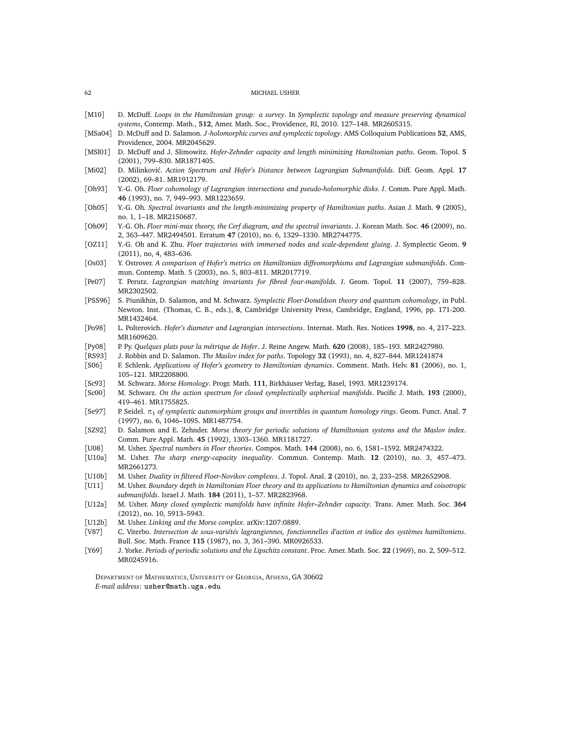[M10] D. McDuff. *Loops in the Hamiltonian group: a survey*. In *Symplectic topology and measure preserving dynamical systems*, Contemp. Math., **512**, Amer. Math. Soc., Providence, RI, 2010. 127–148. MR2605315.

[MSa04] D. McDuff and D. Salamon. *J-holomorphic curves and symplectic topology*. AMS Colloquium Publications **52**, AMS, Providence, 2004. MR2045629.

[MSl01] D. McDuff and J. Slimowitz. *Hofer-Zehnder capacity and length minimizing Hamiltonian paths*. Geom. Topol. **5** (2001), 799–830. MR1871405.

[Mi02] D. Milinković. *Action Spectrum and Hofer's Distance between Lagrangian Submanifolds*. Diff. Geom. Appl. **17** (2002), 69–81. MR1912179.

[Oh93] Y.-G. Oh. *Floer cohomology of Lagrangian intersections and pseudo-holomorphic disks. I*. Comm. Pure Appl. Math. **46** (1993), no. 7, 949–993. MR1223659.

[Oh05] Y.-G. Oh. *Spectral invariants and the length-minimizing property of Hamiltonian paths*. Asian J. Math. **9** (2005), no. 1, 1–18. MR2150687.

[Oh09] Y.-G. Oh. *Floer mini-max theory, the Cerf diagram, and the spectral invariants*. J. Korean Math. Soc. **46** (2009), no. 2, 363–447. MR2494501. Erratum **47** (2010), no. 6, 1329–1330. MR2744775.

[OZ11] Y.-G. Oh and K. Zhu. *Floer trajectories with immersed nodes and scale-dependent gluing*. J. Symplectic Geom. **9** (2011), no, 4, 483–636.

[Os03] Y. Ostrover. *A comparison of Hofer's metrics on Hamiltonian diffeomorphisms and Lagrangian submanifolds*. Commun. Contemp. Math. 5 (2003), no. 5, 803–811. MR2017719.

[Pe07] T. Perutz. *Lagrangian matching invariants for fibred four-manifolds. I*. Geom. Topol. **11** (2007), 759–828. MR2302502.

[PSS96] S. Piunikhin, D. Salamon, and M. Schwarz. *Symplectic Floer-Donaldson theory and quantum cohomology*, in Publ. Newton. Inst. (Thomas, C. B., eds.), **8**, Cambridge University Press, Cambridge, England, 1996, pp. 171-200. MR1432464.

[Po98] L. Polterovich. *Hofer's diameter and Lagrangian intersections*. Internat. Math. Res. Notices **1998**, no. 4, 217–223. MR1609620.

[Py08] P. Py. *Quelques plats pour la métrique de Hofer*. J. Reine Angew. Math. **620** (2008), 185–193. MR2427980.

[RS93] J. Robbin and D. Salamon. *The Maslov index for paths*. Topology **32** (1993), no. 4, 827–844. MR1241874

[S06] F. Schlenk. *Applications of Hofer's geometry to Hamiltonian dynamics*. Comment. Math. Helv. **81** (2006), no. 1, 105–121. MR2208800.

[Sc93] M. Schwarz. *Morse Homology*. Progr. Math. **111**, Birkhäuser Verlag, Basel, 1993. MR1239174.

[Sc00] M. Schwarz. *On the action spectrum for closed symplectically aspherical manifolds*. Pacific J. Math. **193** (2000), 419–461. MR1755825.

[Se97] P. Seidel. *$\pi_1$ of symplectic automorphism groups and invertibles in quantum homology rings*. Geom. Funct. Anal. **7** (1997), no. 6, 1046–1095. MR1487754.

[SZ92] D. Salamon and E. Zehnder. *Morse theory for periodic solutions of Hamiltonian systems and the Maslov index*. Comm. Pure Appl. Math. **45** (1992), 1303–1360. MR1181727.

[U08] M. Usher. *Spectral numbers in Floer theories*. Compos. Math. **144** (2008), no. 6, 1581–1592. MR2474322.

[U10a] M. Usher. *The sharp energy-capacity inequality*. Commun. Contemp. Math. **12** (2010), no. 3, 457–473. MR2661273.

[U10b] M. Usher. *Duality in filtered Floer-Novikov complexes*. J. Topol. Anal. **2** (2010), no. 2, 233–258. MR2652908.

[U11] M. Usher. *Boundary depth in Hamiltonian Floer theory and its applications to Hamiltonian dynamics and coisotropic submanifolds*. Israel J. Math. **184** (2011), 1–57. MR2823968.

[U12a] M. Usher. *Many closed symplectic manifolds have infinite Hofer–Zehnder capacity*. Trans. Amer. Math. Soc. **364** (2012), no. 10, 5913–5943.

[U12b] M. Usher. *Linking and the Morse complex*. arXiv:1207:0889.

[V87] C. Viterbo. *Intersection de sous-variétés lagrangiennes, fonctionnelles d'action et indice des systèmes hamiltoniens*. Bull. Soc. Math. France **115** (1987), no. 3, 361–390. MR0926533.

[Y69] J. Yorke. *Periods of periodic solutions and the Lipschitz constant*. Proc. Amer. Math. Soc. **22** (1969), no. 2, 509–512. MR0245916.

Department of Mathematics, University of Georgia, Athens, GA 30602

*E-mail address*: usher@math.uga.edu